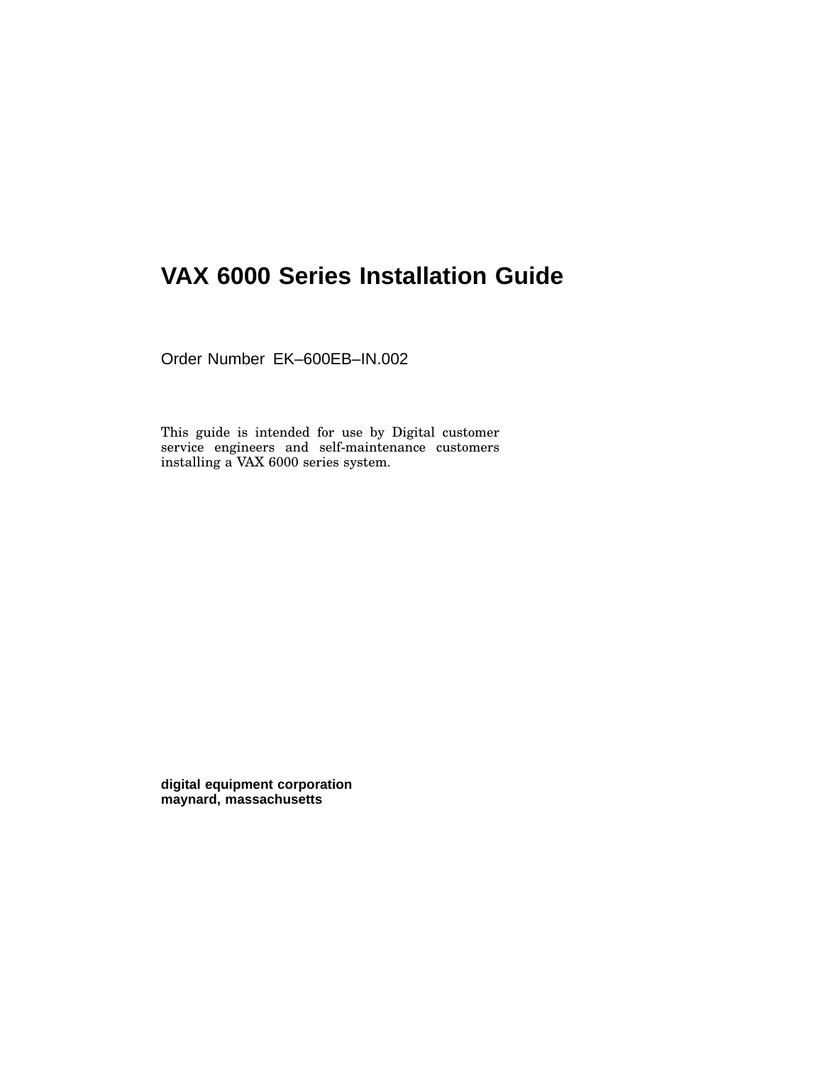# VAX 6000 Series Installation Guide

Order Number EK–600EB–IN.002

This guide is intended for use by Digital customer service engineers and self-maintenance customers installing a VAX 6000 series system.

**digital equipment corporation**
**maynard, massachusetts**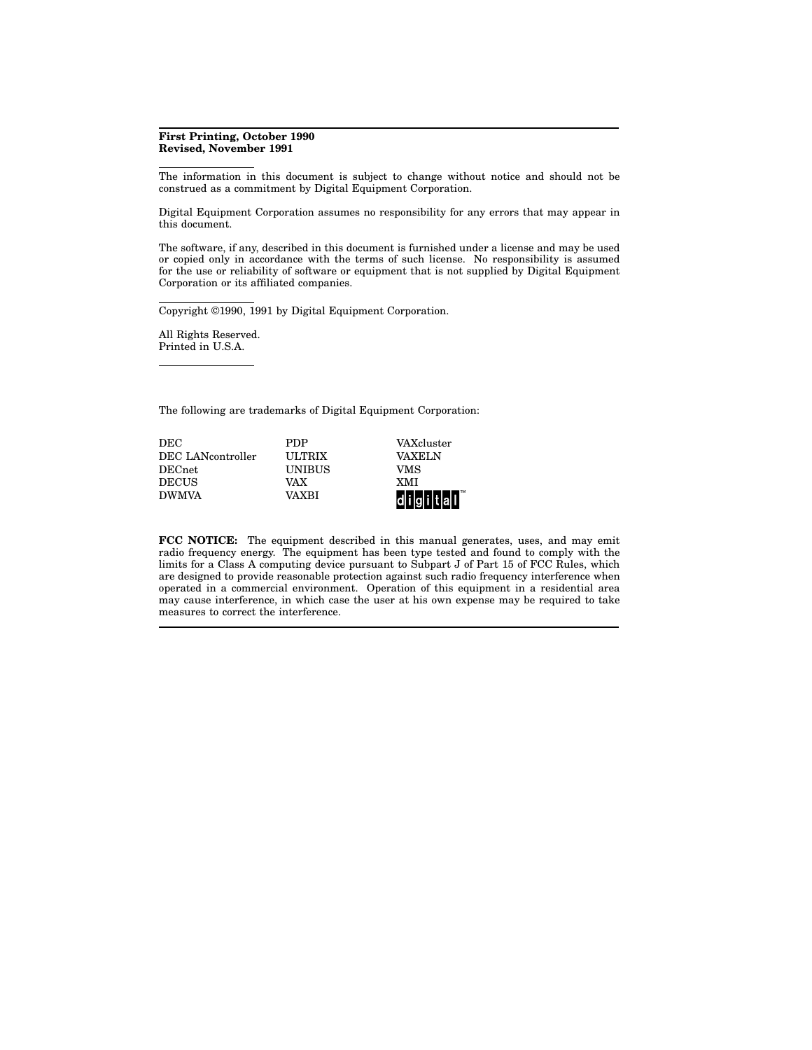**First Printing, October 1990**
**Revised, November 1991**

The information in this document is subject to change without notice and should not be construed as a commitment by Digital Equipment Corporation.

Digital Equipment Corporation assumes no responsibility for any errors that may appear in this document.

The software, if any, described in this document is furnished under a license and may be used or copied only in accordance with the terms of such license. No responsibility is assumed for the use or reliability of software or equipment that is not supplied by Digital Equipment Corporation or its affiliated companies.

Copyright ©1990, 1991 by Digital Equipment Corporation.

All Rights Reserved.
Printed in U.S.A.

The following are trademarks of Digital Equipment Corporation:

| | | |
|---|---|---|
| DEC | PDP | VAXcluster |
| DEC LANcontroller | ULTRIX | VAXELN |
| DECnet | UNIBUS | VMS |
| DECUS | VAX | XMI |
| DWMVA | VAXBI | digital™ |

**FCC NOTICE:** The equipment described in this manual generates, uses, and may emit radio frequency energy. The equipment has been type tested and found to comply with the limits for a Class A computing device pursuant to Subpart J of Part 15 of FCC Rules, which are designed to provide reasonable protection against such radio frequency interference when operated in a commercial environment. Operation of this equipment in a residential area may cause interference, in which case the user at his own expense may be required to take measures to correct the interference.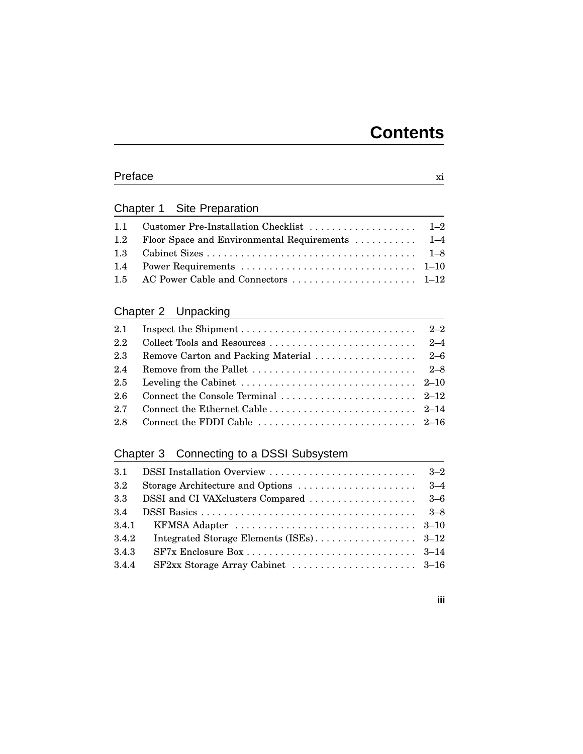# Contents

## Preface xi

## Chapter 1 Site Preparation

| | | |
|---|---|---|
| 1.1 | Customer Pre-Installation Checklist | 1–2 |
| 1.2 | Floor Space and Environmental Requirements | 1–4 |
| 1.3 | Cabinet Sizes | 1–8 |
| 1.4 | Power Requirements | 1–10 |
| 1.5 | AC Power Cable and Connectors | 1–12 |

## Chapter 2 Unpacking

| | | |
|---|---|---|
| 2.1 | Inspect the Shipment | 2–2 |
| 2.2 | Collect Tools and Resources | 2–4 |
| 2.3 | Remove Carton and Packing Material | 2–6 |
| 2.4 | Remove from the Pallet | 2–8 |
| 2.5 | Leveling the Cabinet | 2–10 |
| 2.6 | Connect the Console Terminal | 2–12 |
| 2.7 | Connect the Ethernet Cable | 2–14 |
| 2.8 | Connect the FDDI Cable | 2–16 |

## Chapter 3 Connecting to a DSSI Subsystem

| | | |
|---|---|---|
| 3.1 | DSSI Installation Overview | 3–2 |
| 3.2 | Storage Architecture and Options | 3–4 |
| 3.3 | DSSI and CI VAXclusters Compared | 3–6 |
| 3.4 | DSSI Basics | 3–8 |
| 3.4.1 | KFMSA Adapter | 3–10 |
| 3.4.2 | Integrated Storage Elements (ISEs) | 3–12 |
| 3.4.3 | SF7x Enclosure Box | 3–14 |
| 3.4.4 | SF2xx Storage Array Cabinet | 3–16 |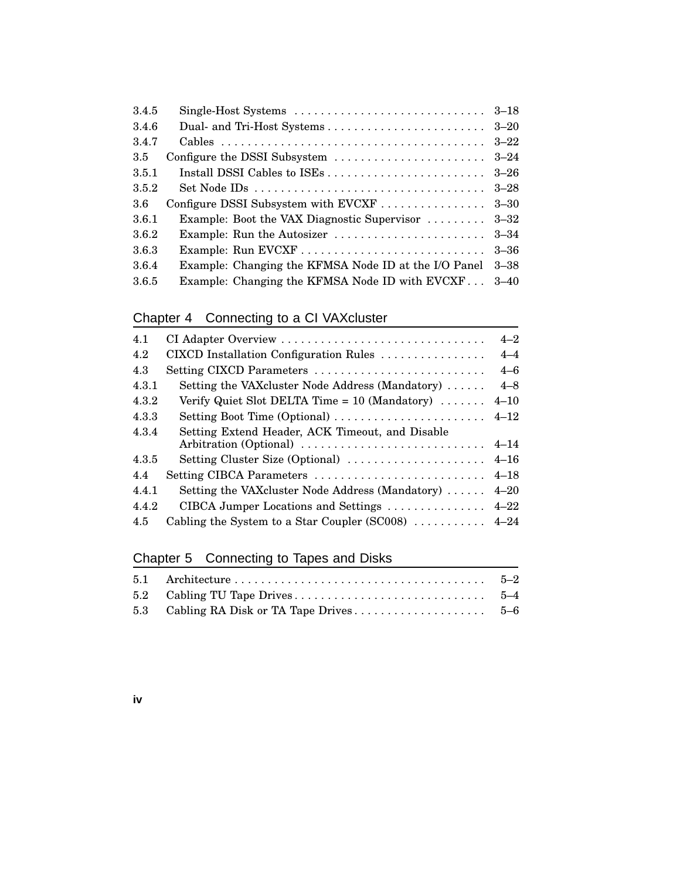| | | |
|---|---|---|
| 3.4.5 | Single-Host Systems | 3–18 |
| 3.4.6 | Dual- and Tri-Host Systems | 3–20 |
| 3.4.7 | Cables | 3–22 |
| 3.5 | Configure the DSSI Subsystem | 3–24 |
| 3.5.1 | Install DSSI Cables to ISEs | 3–26 |
| 3.5.2 | Set Node IDs | 3–28 |
| 3.6 | Configure DSSI Subsystem with EVCXF | 3–30 |
| 3.6.1 | Example: Boot the VAX Diagnostic Supervisor | 3–32 |
| 3.6.2 | Example: Run the Autosizer | 3–34 |
| 3.6.3 | Example: Run EVCXF | 3–36 |
| 3.6.4 | Example: Changing the KFMSA Node ID at the I/O Panel | 3–38 |
| 3.6.5 | Example: Changing the KFMSA Node ID with EVCXF | 3–40 |

## Chapter 4 Connecting to a CI VAXcluster

| | | |
|---|---|---|
| 4.1 | CI Adapter Overview | 4–2 |
| 4.2 | CIXCD Installation Configuration Rules | 4–4 |
| 4.3 | Setting CIXCD Parameters | 4–6 |
| 4.3.1 | Setting the VAXcluster Node Address (Mandatory) | 4–8 |
| 4.3.2 | Verify Quiet Slot DELTA Time = 10 (Mandatory) | 4–10 |
| 4.3.3 | Setting Boot Time (Optional) | 4–12 |
| 4.3.4 | Setting Extend Header, ACK Timeout, and Disable Arbitration (Optional) | 4–14 |
| 4.3.5 | Setting Cluster Size (Optional) | 4–16 |
| 4.4 | Setting CIBCA Parameters | 4–18 |
| 4.4.1 | Setting the VAXcluster Node Address (Mandatory) | 4–20 |
| 4.4.2 | CIBCA Jumper Locations and Settings | 4–22 |
| 4.5 | Cabling the System to a Star Coupler (SC008) | 4–24 |

## Chapter 5 Connecting to Tapes and Disks

| | | |
|---|---|---|
| 5.1 | Architecture | 5–2 |
| 5.2 | Cabling TU Tape Drives | 5–4 |
| 5.3 | Cabling RA Disk or TA Tape Drives | 5–6 |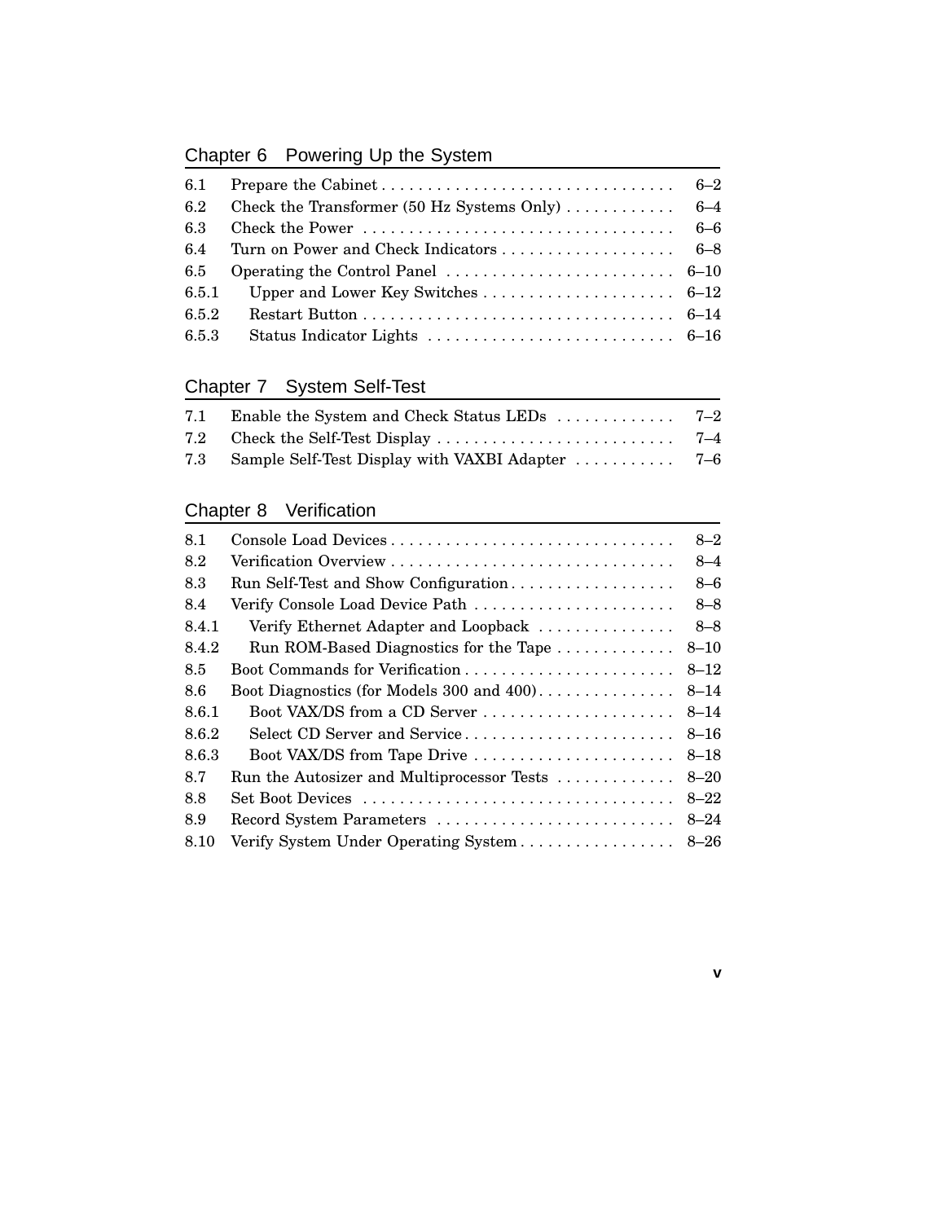## Chapter 6 Powering Up the System

| | | |
|---|---|---|
| 6.1 | Prepare the Cabinet | 6–2 |
| 6.2 | Check the Transformer (50 Hz Systems Only) | 6–4 |
| 6.3 | Check the Power | 6–6 |
| 6.4 | Turn on Power and Check Indicators | 6–8 |
| 6.5 | Operating the Control Panel | 6–10 |
| 6.5.1 | Upper and Lower Key Switches | 6–12 |
| 6.5.2 | Restart Button | 6–14 |
| 6.5.3 | Status Indicator Lights | 6–16 |

## Chapter 7 System Self-Test

| | | |
|---|---|---|
| 7.1 | Enable the System and Check Status LEDs | 7–2 |
| 7.2 | Check the Self-Test Display | 7–4 |
| 7.3 | Sample Self-Test Display with VAXBI Adapter | 7–6 |

## Chapter 8 Verification

| | | |
|---|---|---|
| 8.1 | Console Load Devices | 8–2 |
| 8.2 | Verification Overview | 8–4 |
| 8.3 | Run Self-Test and Show Configuration | 8–6 |
| 8.4 | Verify Console Load Device Path | 8–8 |
| 8.4.1 | Verify Ethernet Adapter and Loopback | 8–8 |
| 8.4.2 | Run ROM-Based Diagnostics for the Tape | 8–10 |
| 8.5 | Boot Commands for Verification | 8–12 |
| 8.6 | Boot Diagnostics (for Models 300 and 400) | 8–14 |
| 8.6.1 | Boot VAX/DS from a CD Server | 8–14 |
| 8.6.2 | Select CD Server and Service | 8–16 |
| 8.6.3 | Boot VAX/DS from Tape Drive | 8–18 |
| 8.7 | Run the Autosizer and Multiprocessor Tests | 8–20 |
| 8.8 | Set Boot Devices | 8–22 |
| 8.9 | Record System Parameters | 8–24 |
| 8.10 | Verify System Under Operating System | 8–26 |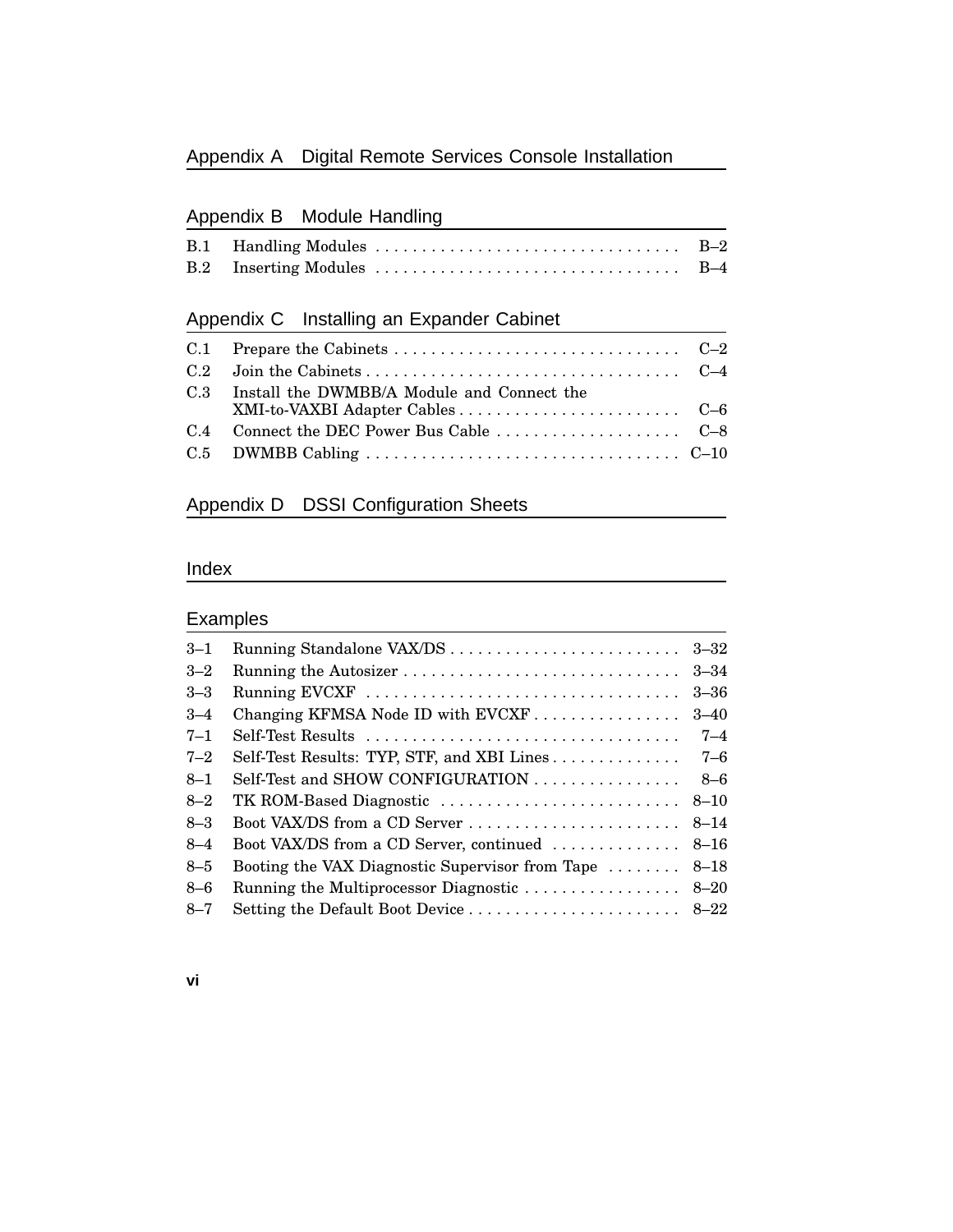## Appendix A Digital Remote Services Console Installation

## Appendix B Module Handling

| | | |
|---|---|---|
| B.1 | Handling Modules | B–2 |
| B.2 | Inserting Modules | B–4 |

## Appendix C Installing an Expander Cabinet

| | | |
|---|---|---|
| C.1 | Prepare the Cabinets | C–2 |
| C.2 | Join the Cabinets | C–4 |
| C.3 | Install the DWMBB/A Module and Connect the XMI-to-VAXBI Adapter Cables | C–6 |
| C.4 | Connect the DEC Power Bus Cable | C–8 |
| C.5 | DWMBB Cabling | C–10 |

## Appendix D DSSI Configuration Sheets

## Index

## Examples

| | | |
|---|---|---|
| 3–1 | Running Standalone VAX/DS | 3–32 |
| 3–2 | Running the Autosizer | 3–34 |
| 3–3 | Running EVCXF | 3–36 |
| 3–4 | Changing KFMSA Node ID with EVCXF | 3–40 |
| 7–1 | Self-Test Results | 7–4 |
| 7–2 | Self-Test Results: TYP, STF, and XBI Lines | 7–6 |
| 8–1 | Self-Test and SHOW CONFIGURATION | 8–6 |
| 8–2 | TK ROM-Based Diagnostic | 8–10 |
| 8–3 | Boot VAX/DS from a CD Server | 8–14 |
| 8–4 | Boot VAX/DS from a CD Server, continued | 8–16 |
| 8–5 | Booting the VAX Diagnostic Supervisor from Tape | 8–18 |
| 8–6 | Running the Multiprocessor Diagnostic | 8–20 |
| 8–7 | Setting the Default Boot Device | 8–22 |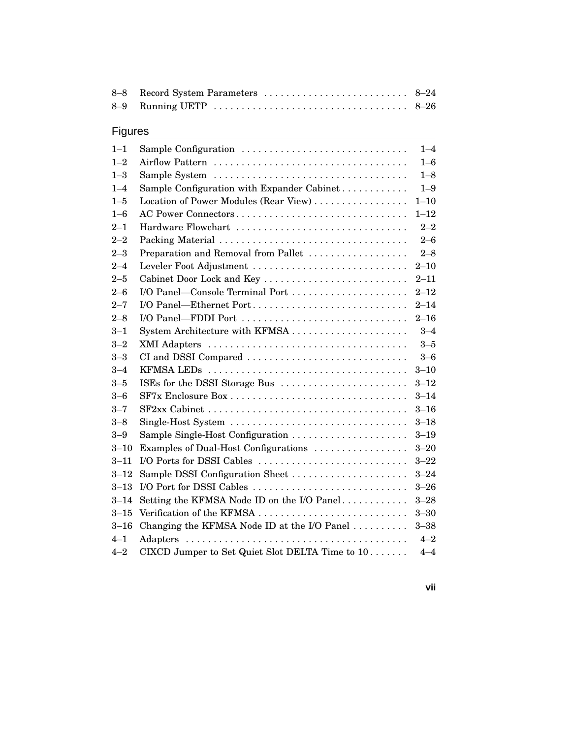| | | |
|---|---|---|
| 8–8 | Record System Parameters | 8–24 |
| 8–9 | Running UETP | 8–26 |

## Figures

| | | |
|---|---|---|
| 1–1 | Sample Configuration | 1–4 |
| 1–2 | Airflow Pattern | 1–6 |
| 1–3 | Sample System | 1–8 |
| 1–4 | Sample Configuration with Expander Cabinet | 1–9 |
| 1–5 | Location of Power Modules (Rear View) | 1–10 |
| 1–6 | AC Power Connectors | 1–12 |
| 2–1 | Hardware Flowchart | 2–2 |
| 2–2 | Packing Material | 2–6 |
| 2–3 | Preparation and Removal from Pallet | 2–8 |
| 2–4 | Leveler Foot Adjustment | 2–10 |
| 2–5 | Cabinet Door Lock and Key | 2–11 |
| 2–6 | I/O Panel—Console Terminal Port | 2–12 |
| 2–7 | I/O Panel—Ethernet Port | 2–14 |
| 2–8 | I/O Panel—FDDI Port | 2–16 |
| 3–1 | System Architecture with KFMSA | 3–4 |
| 3–2 | XMI Adapters | 3–5 |
| 3–3 | CI and DSSI Compared | 3–6 |
| 3–4 | KFMSA LEDs | 3–10 |
| 3–5 | ISEs for the DSSI Storage Bus | 3–12 |
| 3–6 | SF7x Enclosure Box | 3–14 |
| 3–7 | SF2xx Cabinet | 3–16 |
| 3–8 | Single-Host System | 3–18 |
| 3–9 | Sample Single-Host Configuration | 3–19 |
| 3–10 | Examples of Dual-Host Configurations | 3–20 |
| 3–11 | I/O Ports for DSSI Cables | 3–22 |
| 3–12 | Sample DSSI Configuration Sheet | 3–24 |
| 3–13 | I/O Port for DSSI Cables | 3–26 |
| 3–14 | Setting the KFMSA Node ID on the I/O Panel | 3–28 |
| 3–15 | Verification of the KFMSA | 3–30 |
| 3–16 | Changing the KFMSA Node ID at the I/O Panel | 3–38 |
| 4–1 | Adapters | 4–2 |
| 4–2 | CIXCD Jumper to Set Quiet Slot DELTA Time to 10 | 4–4 |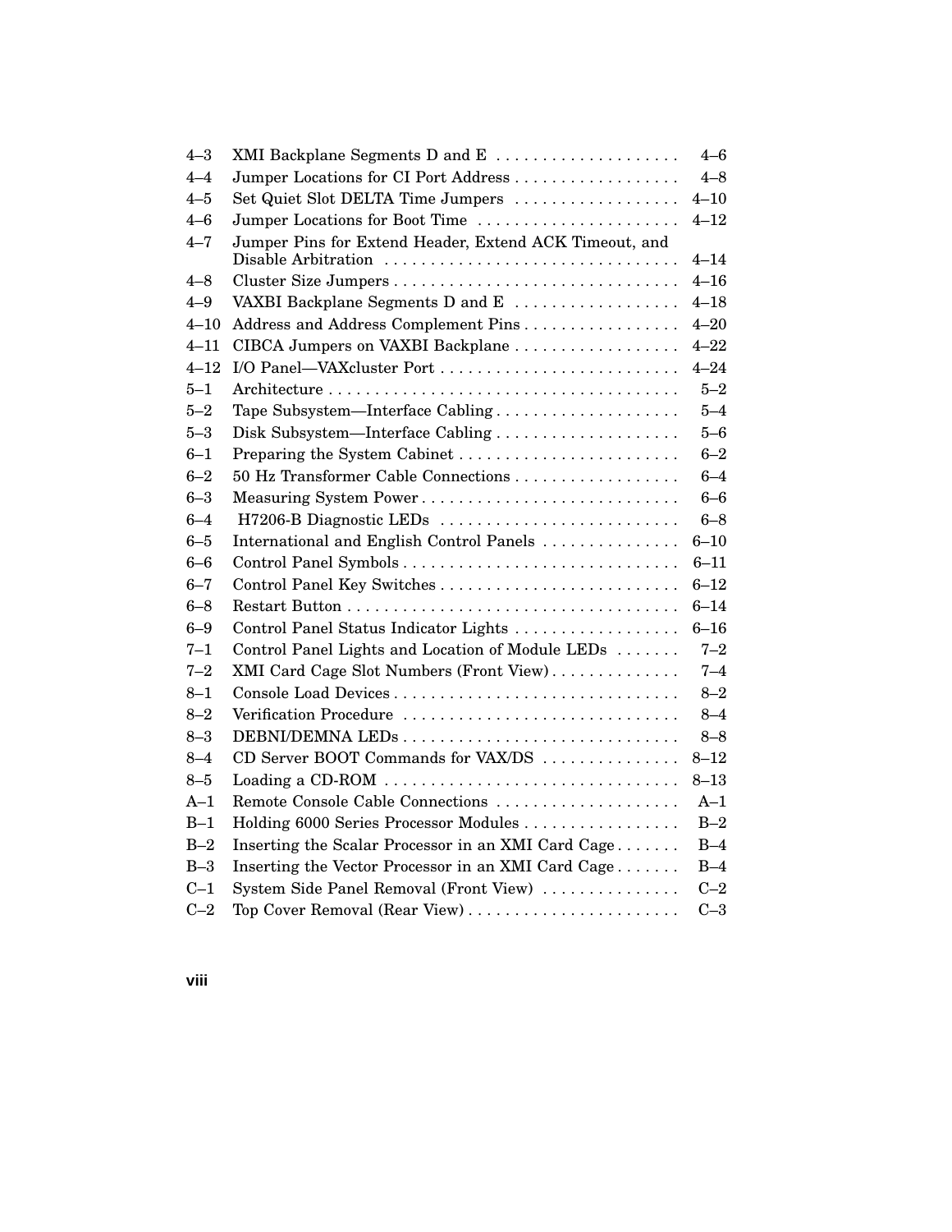| | | |
|---|---|---|
| 4–3 | XMI Backplane Segments D and E | 4–6 |
| 4–4 | Jumper Locations for CI Port Address | 4–8 |
| 4–5 | Set Quiet Slot DELTA Time Jumpers | 4–10 |
| 4–6 | Jumper Locations for Boot Time | 4–12 |
| 4–7 | Jumper Pins for Extend Header, Extend ACK Timeout, and Disable Arbitration | 4–14 |
| 4–8 | Cluster Size Jumpers | 4–16 |
| 4–9 | VAXBI Backplane Segments D and E | 4–18 |
| 4–10 | Address and Address Complement Pins | 4–20 |
| 4–11 | CIBCA Jumpers on VAXBI Backplane | 4–22 |
| 4–12 | I/O Panel—VAXcluster Port | 4–24 |
| 5–1 | Architecture | 5–2 |
| 5–2 | Tape Subsystem—Interface Cabling | 5–4 |
| 5–3 | Disk Subsystem—Interface Cabling | 5–6 |
| 6–1 | Preparing the System Cabinet | 6–2 |
| 6–2 | 50 Hz Transformer Cable Connections | 6–4 |
| 6–3 | Measuring System Power | 6–6 |
| 6–4 | H7206-B Diagnostic LEDs | 6–8 |
| 6–5 | International and English Control Panels | 6–10 |
| 6–6 | Control Panel Symbols | 6–11 |
| 6–7 | Control Panel Key Switches | 6–12 |
| 6–8 | Restart Button | 6–14 |
| 6–9 | Control Panel Status Indicator Lights | 6–16 |
| 7–1 | Control Panel Lights and Location of Module LEDs | 7–2 |
| 7–2 | XMI Card Cage Slot Numbers (Front View) | 7–4 |
| 8–1 | Console Load Devices | 8–2 |
| 8–2 | Verification Procedure | 8–4 |
| 8–3 | DEBNI/DEMNA LEDs | 8–8 |
| 8–4 | CD Server BOOT Commands for VAX/DS | 8–12 |
| 8–5 | Loading a CD-ROM | 8–13 |
| A–1 | Remote Console Cable Connections | A–1 |
| B–1 | Holding 6000 Series Processor Modules | B–2 |
| B–2 | Inserting the Scalar Processor in an XMI Card Cage | B–4 |
| B–3 | Inserting the Vector Processor in an XMI Card Cage | B–4 |
| C–1 | System Side Panel Removal (Front View) | C–2 |
| C–2 | Top Cover Removal (Rear View) | C–3 |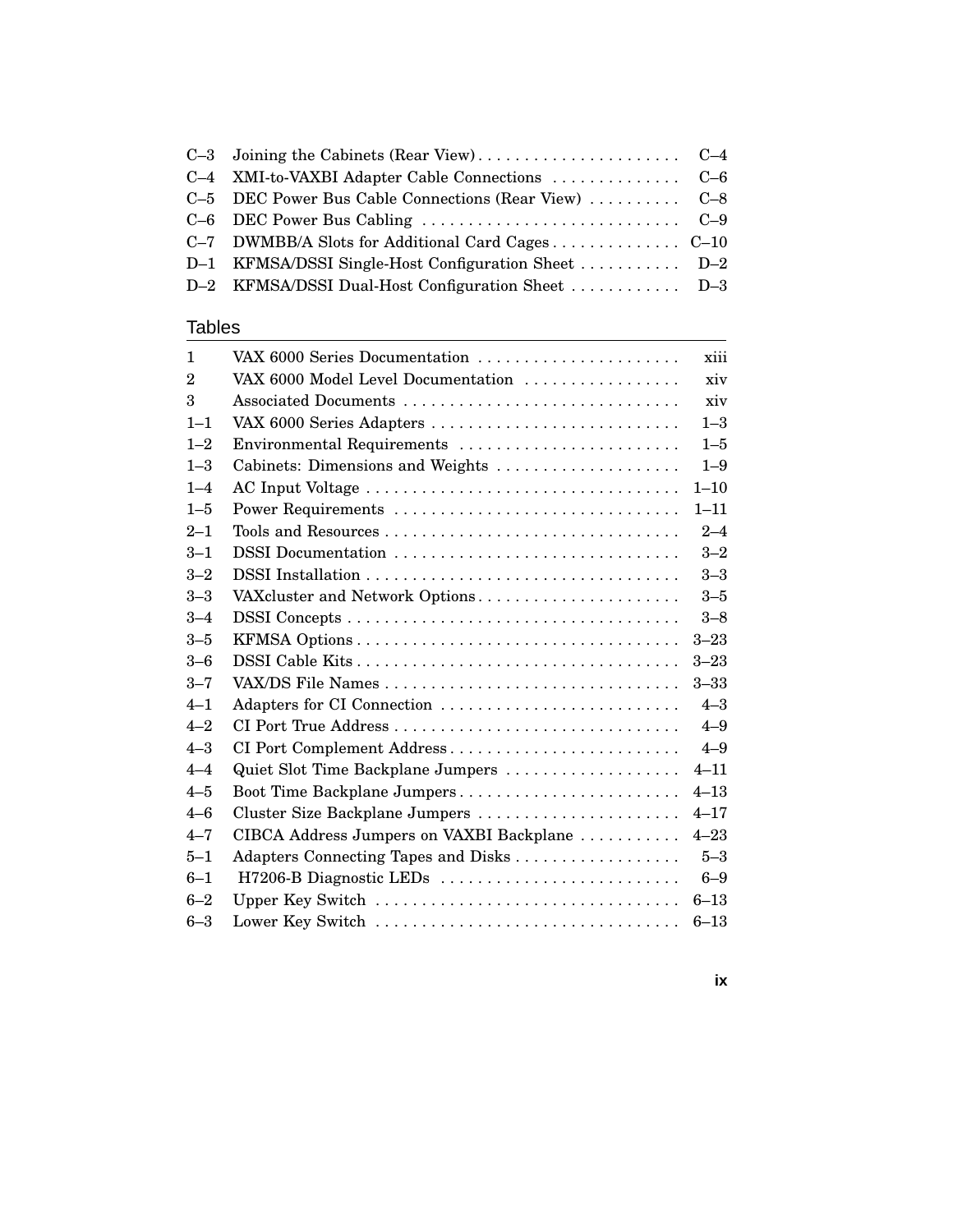| | | |
|---|---|---|
| C–3 | Joining the Cabinets (Rear View) | C–4 |
| C–4 | XMI-to-VAXBI Adapter Cable Connections | C–6 |
| C–5 | DEC Power Bus Cable Connections (Rear View) | C–8 |
| C–6 | DEC Power Bus Cabling | C–9 |
| C–7 | DWMBB/A Slots for Additional Card Cages | C–10 |
| D–1 | KFMSA/DSSI Single-Host Configuration Sheet | D–2 |
| D–2 | KFMSA/DSSI Dual-Host Configuration Sheet | D–3 |

## Tables

| | | |
|---|---|---|
| 1 | VAX 6000 Series Documentation | xiii |
| 2 | VAX 6000 Model Level Documentation | xiv |
| 3 | Associated Documents | xiv |
| 1–1 | VAX 6000 Series Adapters | 1–3 |
| 1–2 | Environmental Requirements | 1–5 |
| 1–3 | Cabinets: Dimensions and Weights | 1–9 |
| 1–4 | AC Input Voltage | 1–10 |
| 1–5 | Power Requirements | 1–11 |
| 2–1 | Tools and Resources | 2–4 |
| 3–1 | DSSI Documentation | 3–2 |
| 3–2 | DSSI Installation | 3–3 |
| 3–3 | VAXcluster and Network Options | 3–5 |
| 3–4 | DSSI Concepts | 3–8 |
| 3–5 | KFMSA Options | 3–23 |
| 3–6 | DSSI Cable Kits | 3–23 |
| 3–7 | VAX/DS File Names | 3–33 |
| 4–1 | Adapters for CI Connection | 4–3 |
| 4–2 | CI Port True Address | 4–9 |
| 4–3 | CI Port Complement Address | 4–9 |
| 4–4 | Quiet Slot Time Backplane Jumpers | 4–11 |
| 4–5 | Boot Time Backplane Jumpers | 4–13 |
| 4–6 | Cluster Size Backplane Jumpers | 4–17 |
| 4–7 | CIBCA Address Jumpers on VAXBI Backplane | 4–23 |
| 5–1 | Adapters Connecting Tapes and Disks | 5–3 |
| 6–1 | H7206-B Diagnostic LEDs | 6–9 |
| 6–2 | Upper Key Switch | 6–13 |
| 6–3 | Lower Key Switch | 6–13 |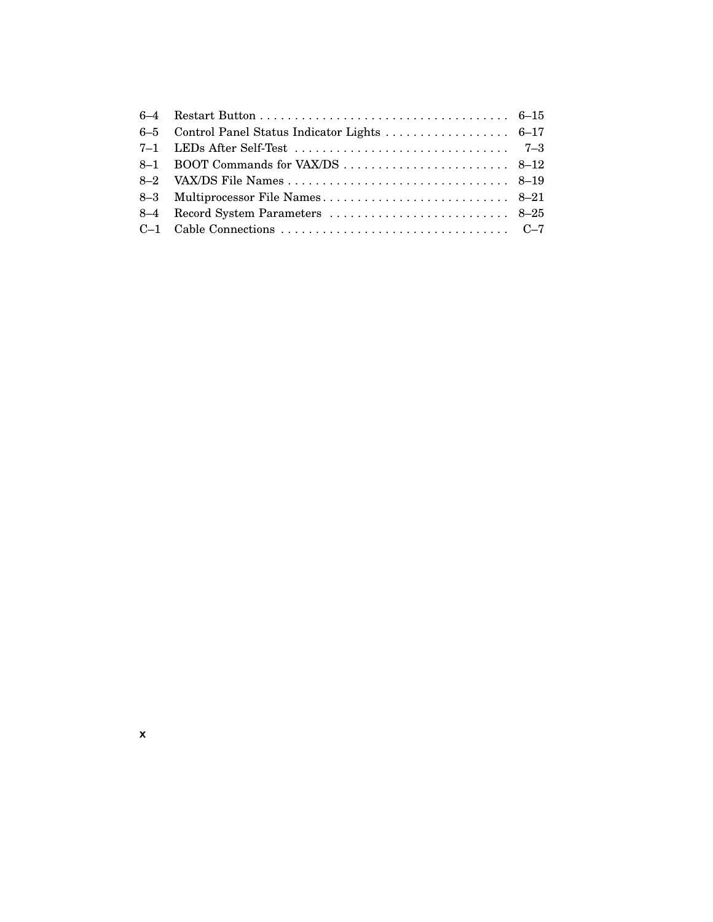| | | |
|---|---|---|
| 6–4 | Restart Button | 6–15 |
| 6–5 | Control Panel Status Indicator Lights | 6–17 |
| 7–1 | LEDs After Self-Test | 7–3 |
| 8–1 | BOOT Commands for VAX/DS | 8–12 |
| 8–2 | VAX/DS File Names | 8–19 |
| 8–3 | Multiprocessor File Names | 8–21 |
| 8–4 | Record System Parameters | 8–25 |
| C–1 | Cable Connections | C–7 |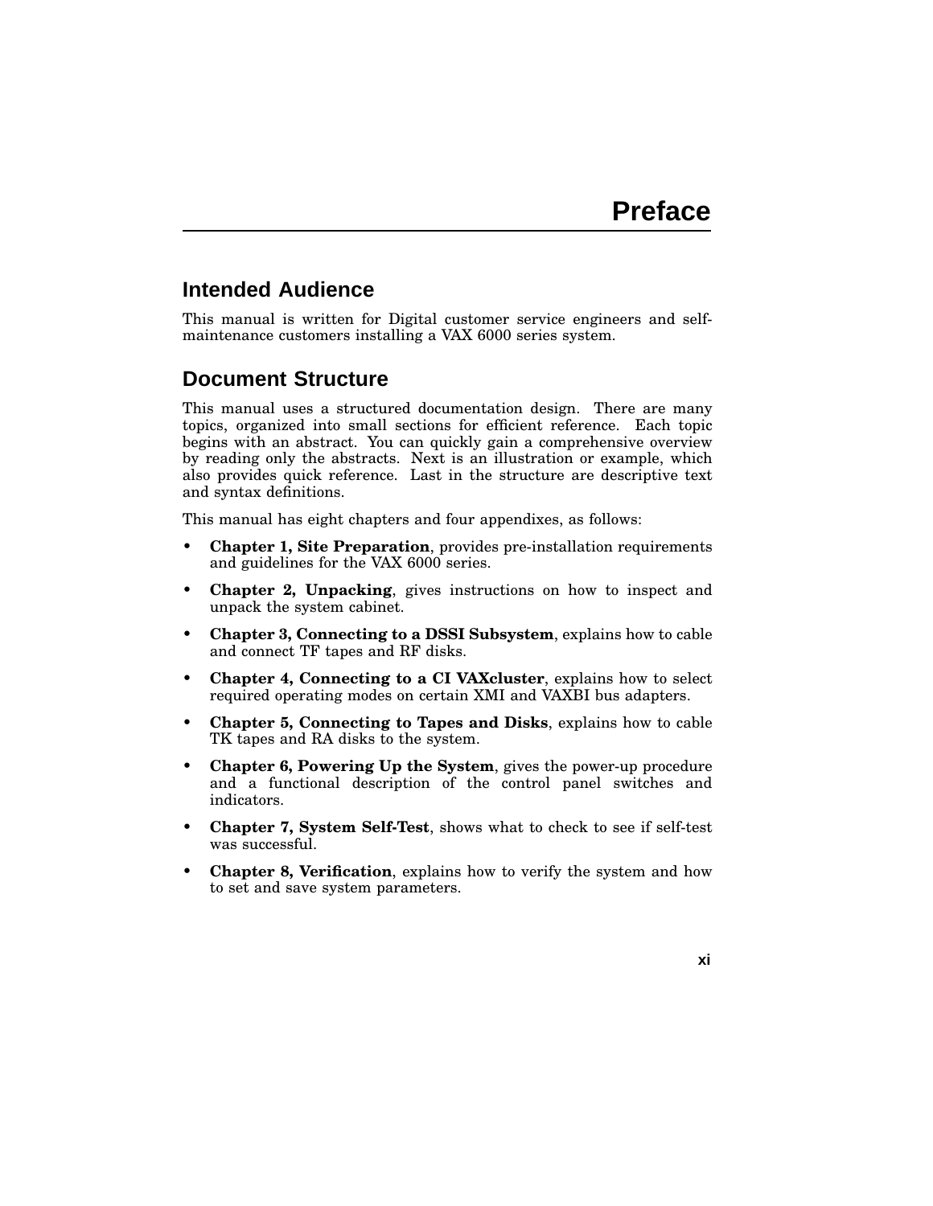# Preface

## Intended Audience

This manual is written for Digital customer service engineers and self-maintenance customers installing a VAX 6000 series system.

## Document Structure

This manual uses a structured documentation design. There are many topics, organized into small sections for efficient reference. Each topic begins with an abstract. You can quickly gain a comprehensive overview by reading only the abstracts. Next is an illustration or example, which also provides quick reference. Last in the structure are descriptive text and syntax definitions.

This manual has eight chapters and four appendixes, as follows:

- **Chapter 1, Site Preparation**, provides pre-installation requirements and guidelines for the VAX 6000 series.
- **Chapter 2, Unpacking**, gives instructions on how to inspect and unpack the system cabinet.
- **Chapter 3, Connecting to a DSSI Subsystem**, explains how to cable and connect TF tapes and RF disks.
- **Chapter 4, Connecting to a CI VAXcluster**, explains how to select required operating modes on certain XMI and VAXBI bus adapters.
- **Chapter 5, Connecting to Tapes and Disks**, explains how to cable TK tapes and RA disks to the system.
- **Chapter 6, Powering Up the System**, gives the power-up procedure and a functional description of the control panel switches and indicators.
- **Chapter 7, System Self-Test**, shows what to check to see if self-test was successful.
- **Chapter 8, Verification**, explains how to verify the system and how to set and save system parameters.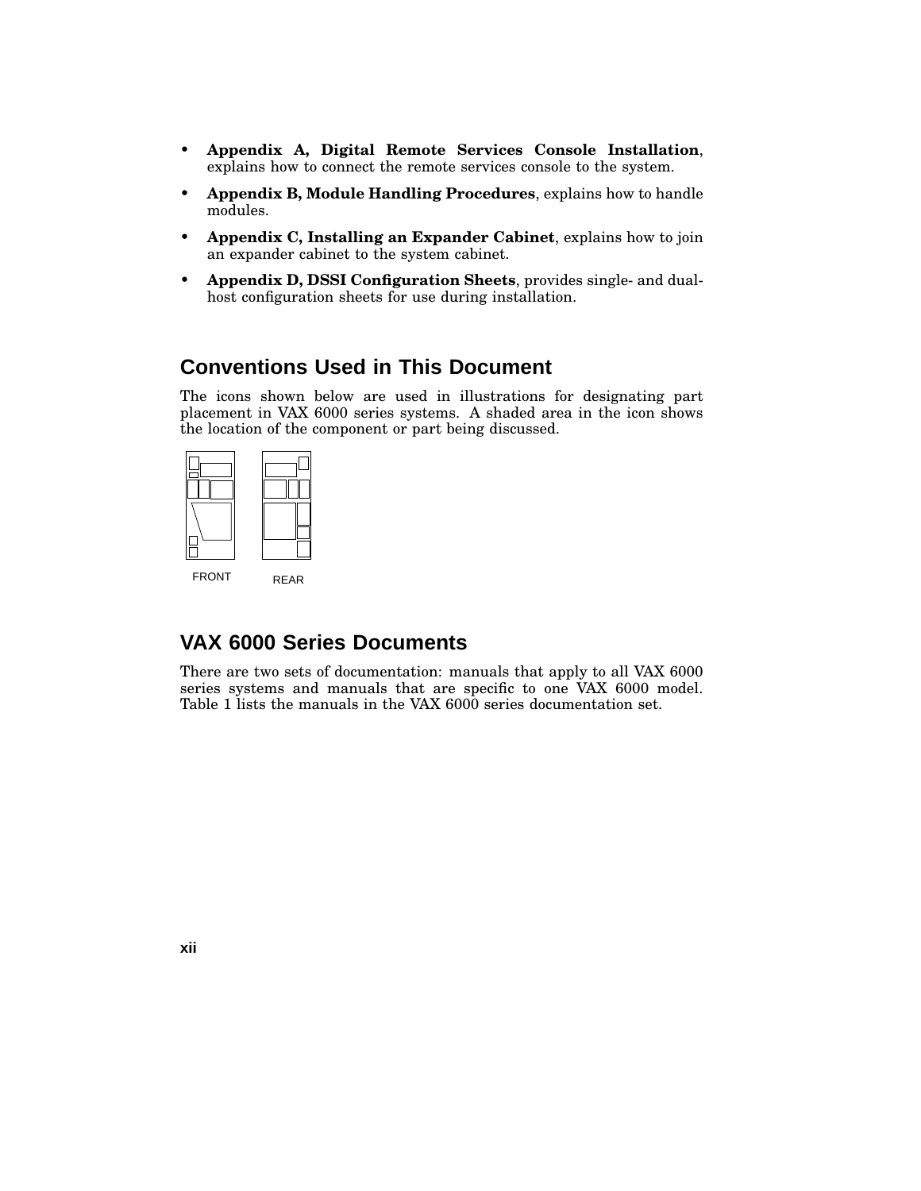- **Appendix A, Digital Remote Services Console Installation**, explains how to connect the remote services console to the system.
- **Appendix B, Module Handling Procedures**, explains how to handle modules.
- **Appendix C, Installing an Expander Cabinet**, explains how to join an expander cabinet to the system cabinet.
- **Appendix D, DSSI Configuration Sheets**, provides single- and dual-host configuration sheets for use during installation.

## Conventions Used in This Document

The icons shown below are used in illustrations for designating part placement in VAX 6000 series systems. A shaded area in the icon shows the location of the component or part being discussed.

FRONT REAR

## VAX 6000 Series Documents

There are two sets of documentation: manuals that apply to all VAX 6000 series systems and manuals that are specific to one VAX 6000 model. Table 1 lists the manuals in the VAX 6000 series documentation set.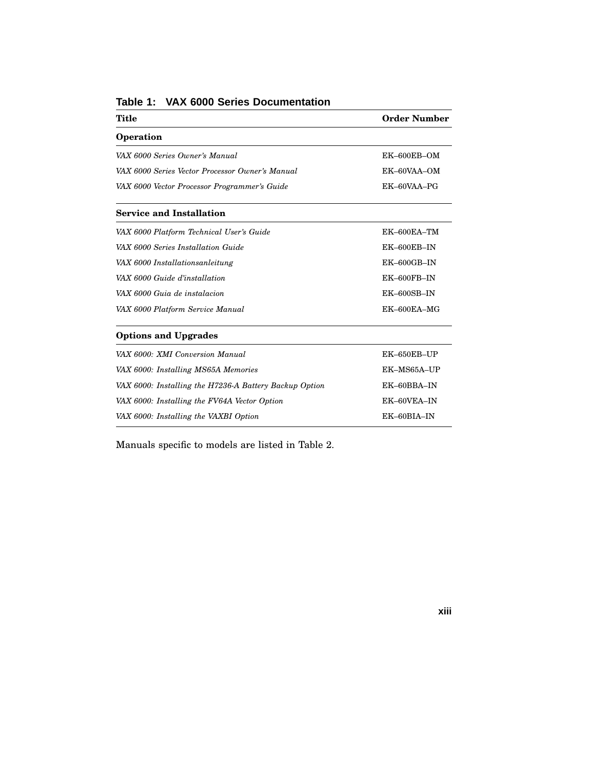**Table 1: VAX 6000 Series Documentation**

| Title | Order Number |
|---|---|
| **Operation** | |
| *VAX 6000 Series Owner's Manual* | EK–600EB–OM |
| *VAX 6000 Series Vector Processor Owner's Manual* | EK–60VAA–OM |
| *VAX 6000 Vector Processor Programmer's Guide* | EK–60VAA–PG |
| **Service and Installation** | |
| *VAX 6000 Platform Technical User's Guide* | EK–600EA–TM |
| *VAX 6000 Series Installation Guide* | EK–600EB–IN |
| *VAX 6000 Installationsanleitung* | EK–600GB–IN |
| *VAX 6000 Guide d'installation* | EK–600FB–IN |
| *VAX 6000 Guia de instalacion* | EK–600SB–IN |
| *VAX 6000 Platform Service Manual* | EK–600EA–MG |
| **Options and Upgrades** | |
| *VAX 6000: XMI Conversion Manual* | EK–650EB–UP |
| *VAX 6000: Installing MS65A Memories* | EK–MS65A–UP |
| *VAX 6000: Installing the H7236-A Battery Backup Option* | EK–60BBA–IN |
| *VAX 6000: Installing the FV64A Vector Option* | EK–60VEA–IN |
| *VAX 6000: Installing the VAXBI Option* | EK–60BIA–IN |

Manuals specific to models are listed in Table 2.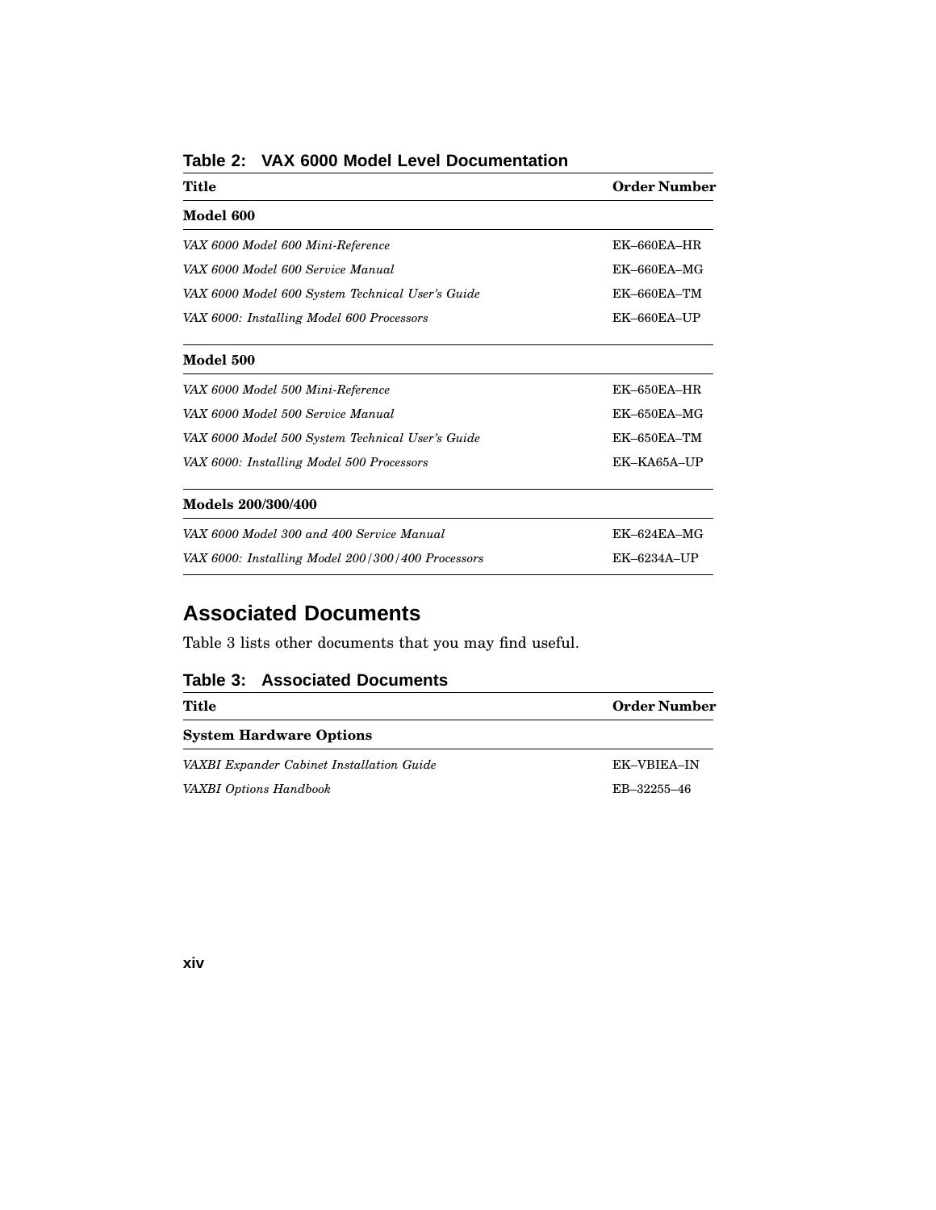**Table 2: VAX 6000 Model Level Documentation**

| Title | Order Number |
|---|---|
| **Model 600** | |
| *VAX 6000 Model 600 Mini-Reference* | EK–660EA–HR |
| *VAX 6000 Model 600 Service Manual* | EK–660EA–MG |
| *VAX 6000 Model 600 System Technical User's Guide* | EK–660EA–TM |
| *VAX 6000: Installing Model 600 Processors* | EK–660EA–UP |
| **Model 500** | |
| *VAX 6000 Model 500 Mini-Reference* | EK–650EA–HR |
| *VAX 6000 Model 500 Service Manual* | EK–650EA–MG |
| *VAX 6000 Model 500 System Technical User's Guide* | EK–650EA–TM |
| *VAX 6000: Installing Model 500 Processors* | EK–KA65A–UP |
| **Models 200/300/400** | |
| *VAX 6000 Model 300 and 400 Service Manual* | EK–624EA–MG |
| *VAX 6000: Installing Model 200/300/400 Processors* | EK–6234A–UP |

## Associated Documents

Table 3 lists other documents that you may find useful.

**Table 3: Associated Documents**

| Title | Order Number |
|---|---|
| **System Hardware Options** | |
| *VAXBI Expander Cabinet Installation Guide* | EK–VBIEA–IN |
| *VAXBI Options Handbook* | EB–32255–46 |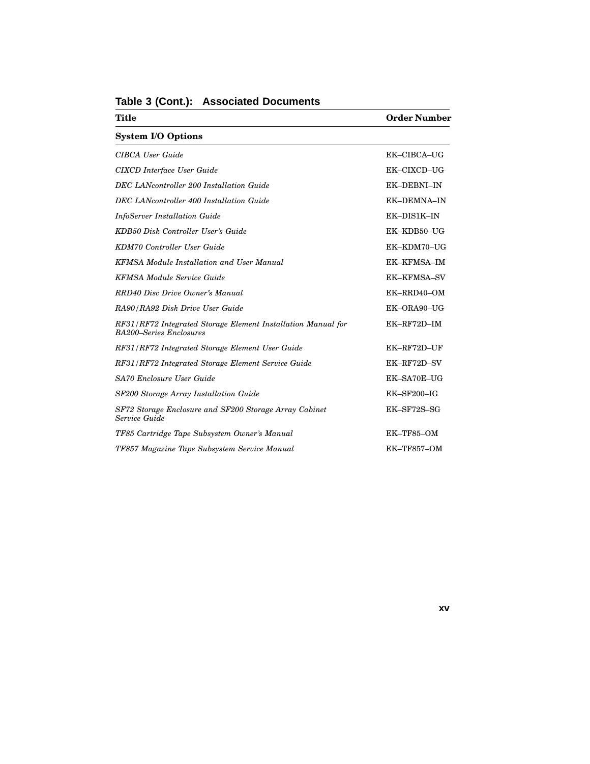**Table 3 (Cont.): Associated Documents**

| Title | Order Number |
| --- | --- |
| **System I/O Options** | |
| *CIBCA User Guide* | EK–CIBCA–UG |
| *CIXCD Interface User Guide* | EK–CIXCD–UG |
| *DEC LANcontroller 200 Installation Guide* | EK–DEBNI–IN |
| *DEC LANcontroller 400 Installation Guide* | EK–DEMNA–IN |
| *InfoServer Installation Guide* | EK–DIS1K–IN |
| *KDB50 Disk Controller User's Guide* | EK–KDB50–UG |
| *KDM70 Controller User Guide* | EK–KDM70–UG |
| *KFMSA Module Installation and User Manual* | EK–KFMSA–IM |
| *KFMSA Module Service Guide* | EK–KFMSA–SV |
| *RRD40 Disc Drive Owner's Manual* | EK–RRD40–OM |
| *RA90/RA92 Disk Drive User Guide* | EK–ORA90–UG |
| *RF31/RF72 Integrated Storage Element Installation Manual for BA200–Series Enclosures* | EK–RF72D–IM |
| *RF31/RF72 Integrated Storage Element User Guide* | EK–RF72D–UF |
| *RF31/RF72 Integrated Storage Element Service Guide* | EK–RF72D–SV |
| *SA70 Enclosure User Guide* | EK–SA70E–UG |
| *SF200 Storage Array Installation Guide* | EK–SF200–IG |
| *SF72 Storage Enclosure and SF200 Storage Array Cabinet Service Guide* | EK–SF72S–SG |
| *TF85 Cartridge Tape Subsystem Owner's Manual* | EK–TF85–OM |
| *TF857 Magazine Tape Subsystem Service Manual* | EK–TF857–OM |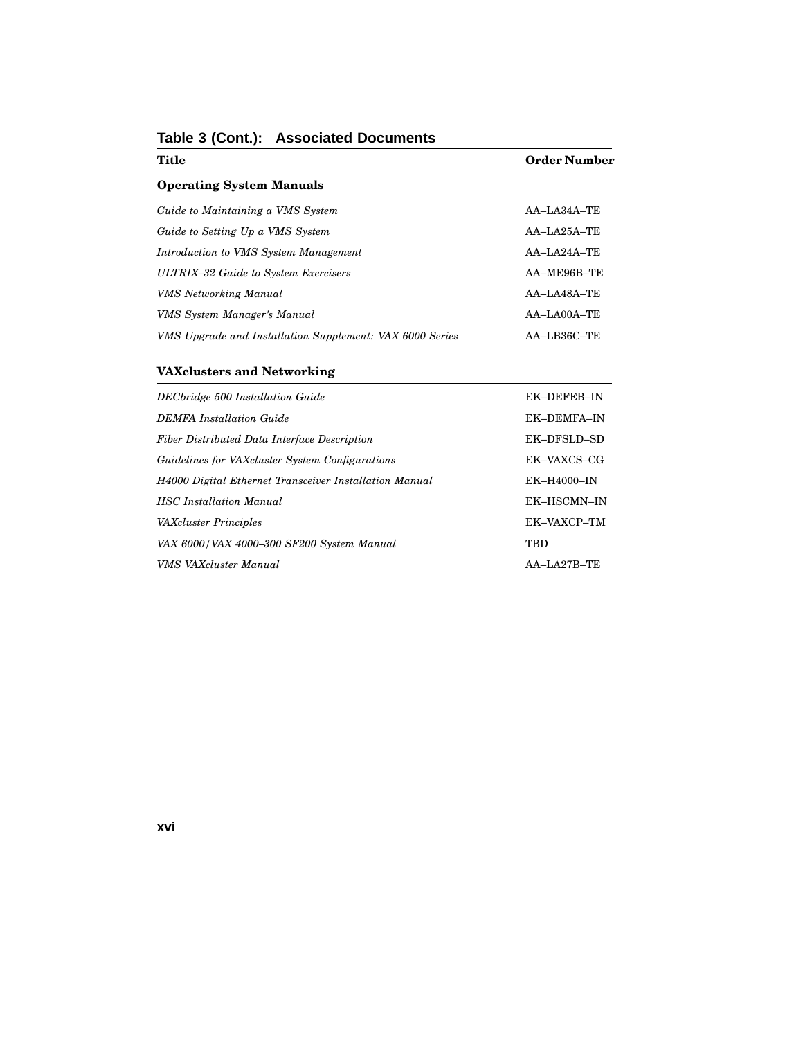**Table 3 (Cont.): Associated Documents**

| Title | Order Number |
| --- | --- |
| **Operating System Manuals** | |
| *Guide to Maintaining a VMS System* | AA–LA34A–TE |
| *Guide to Setting Up a VMS System* | AA–LA25A–TE |
| *Introduction to VMS System Management* | AA–LA24A–TE |
| *ULTRIX–32 Guide to System Exercisers* | AA–ME96B–TE |
| *VMS Networking Manual* | AA–LA48A–TE |
| *VMS System Manager's Manual* | AA–LA00A–TE |
| *VMS Upgrade and Installation Supplement: VAX 6000 Series* | AA–LB36C–TE |
| **VAXclusters and Networking** | |
| *DECbridge 500 Installation Guide* | EK–DEFEB–IN |
| *DEMFA Installation Guide* | EK–DEMFA–IN |
| *Fiber Distributed Data Interface Description* | EK–DFSLD–SD |
| *Guidelines for VAXcluster System Configurations* | EK–VAXCS–CG |
| *H4000 Digital Ethernet Transceiver Installation Manual* | EK–H4000–IN |
| *HSC Installation Manual* | EK–HSCMN–IN |
| *VAXcluster Principles* | EK–VAXCP–TM |
| *VAX 6000/VAX 4000–300 SF200 System Manual* | TBD |
| *VMS VAXcluster Manual* | AA–LA27B–TE |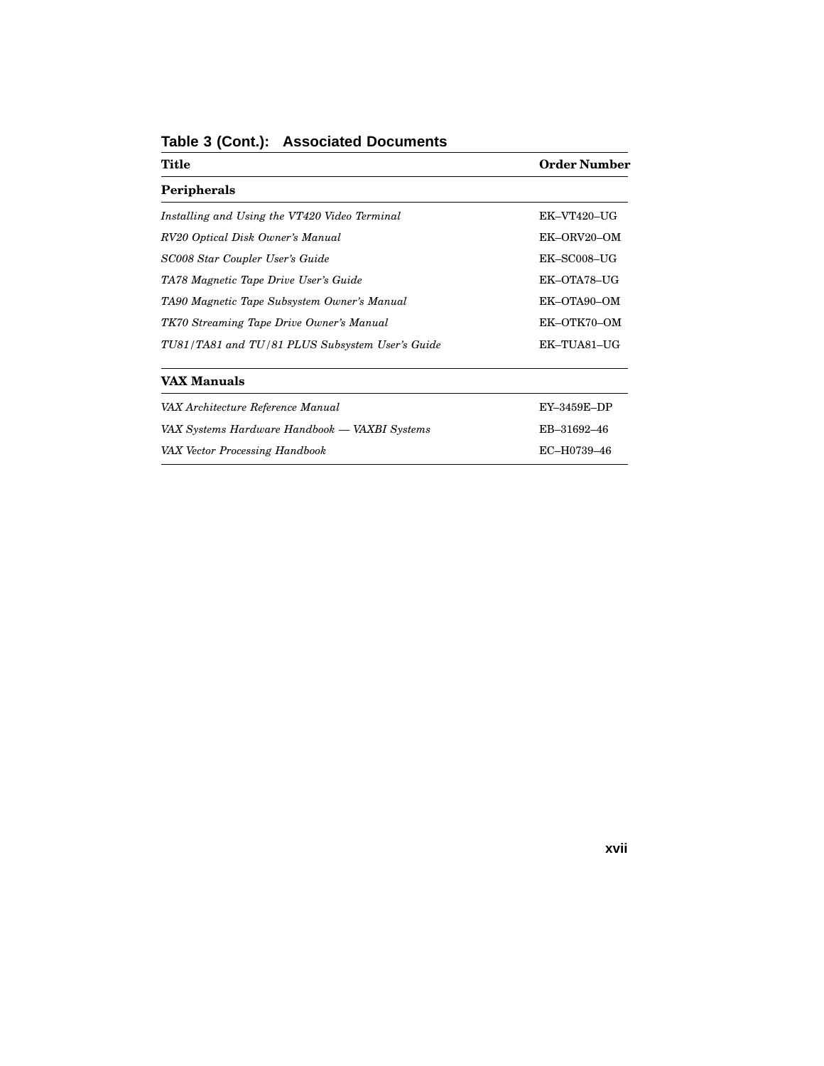**Table 3 (Cont.): Associated Documents**

| Title | Order Number |
|---|---|
| **Peripherals** | |
| *Installing and Using the VT420 Video Terminal* | EK–VT420–UG |
| *RV20 Optical Disk Owner's Manual* | EK–ORV20–OM |
| *SC008 Star Coupler User's Guide* | EK–SC008–UG |
| *TA78 Magnetic Tape Drive User's Guide* | EK–OTA78–UG |
| *TA90 Magnetic Tape Subsystem Owner's Manual* | EK–OTA90–OM |
| *TK70 Streaming Tape Drive Owner's Manual* | EK–OTK70–OM |
| *TU81/TA81 and TU/81 PLUS Subsystem User's Guide* | EK–TUA81–UG |
| **VAX Manuals** | |
| *VAX Architecture Reference Manual* | EY–3459E–DP |
| *VAX Systems Hardware Handbook — VAXBI Systems* | EB–31692–46 |
| *VAX Vector Processing Handbook* | EC–H0739–46 |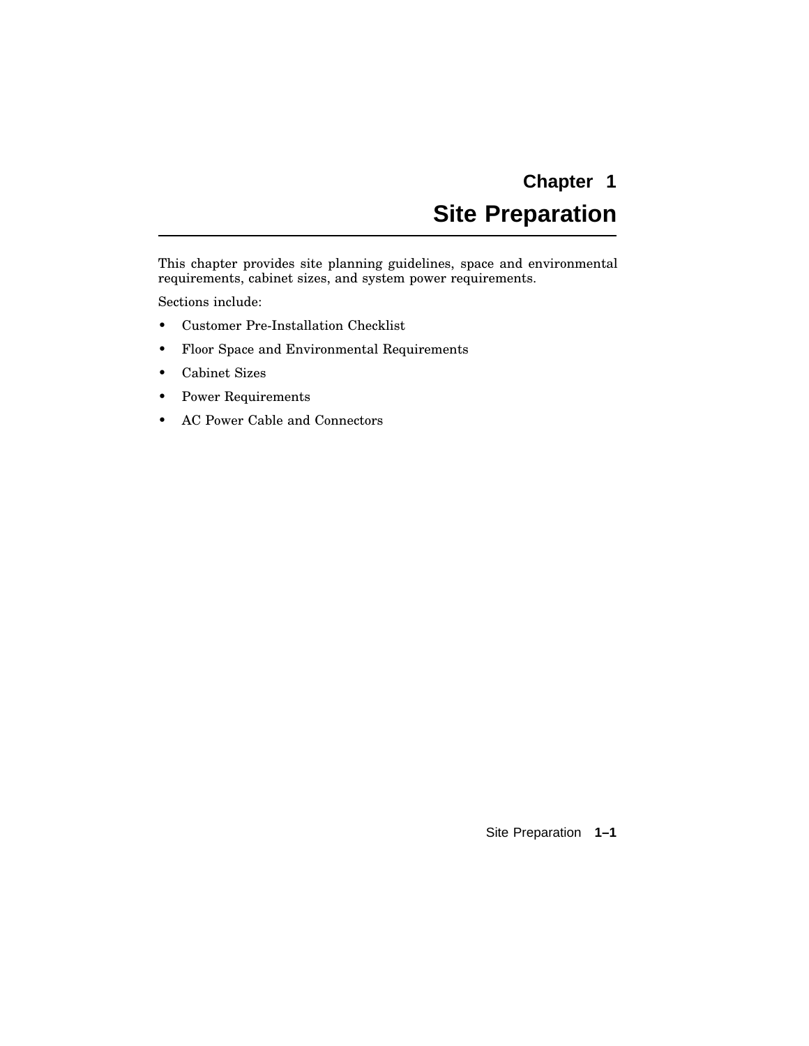# Chapter 1
# Site Preparation

This chapter provides site planning guidelines, space and environmental requirements, cabinet sizes, and system power requirements.

Sections include:

- Customer Pre-Installation Checklist
- Floor Space and Environmental Requirements
- Cabinet Sizes
- Power Requirements
- AC Power Cable and Connectors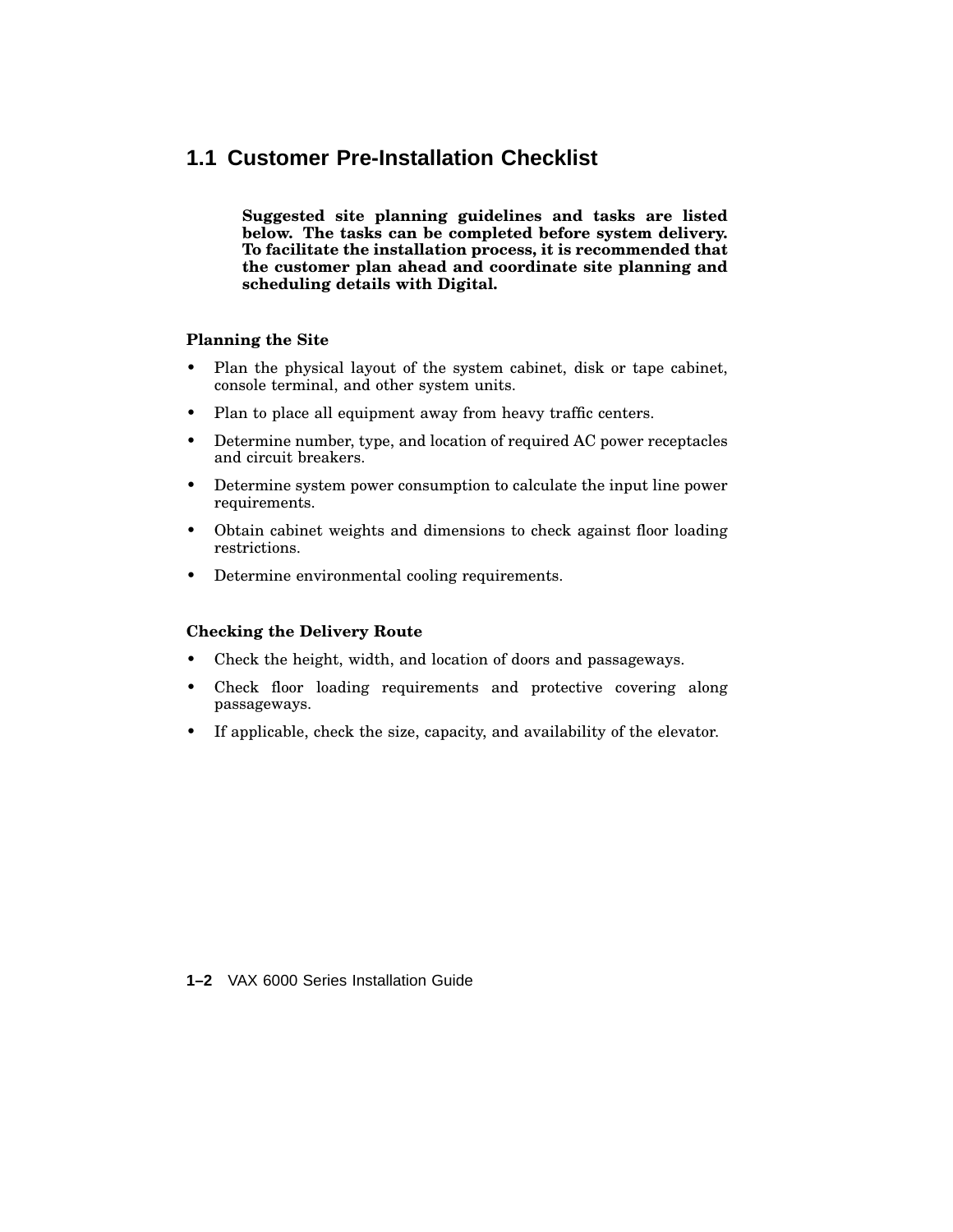## 1.1 Customer Pre-Installation Checklist

**Suggested site planning guidelines and tasks are listed below. The tasks can be completed before system delivery. To facilitate the installation process, it is recommended that the customer plan ahead and coordinate site planning and scheduling details with Digital.**

**Planning the Site**

- Plan the physical layout of the system cabinet, disk or tape cabinet, console terminal, and other system units.
- Plan to place all equipment away from heavy traffic centers.
- Determine number, type, and location of required AC power receptacles and circuit breakers.
- Determine system power consumption to calculate the input line power requirements.
- Obtain cabinet weights and dimensions to check against floor loading restrictions.
- Determine environmental cooling requirements.

**Checking the Delivery Route**

- Check the height, width, and location of doors and passageways.
- Check floor loading requirements and protective covering along passageways.
- If applicable, check the size, capacity, and availability of the elevator.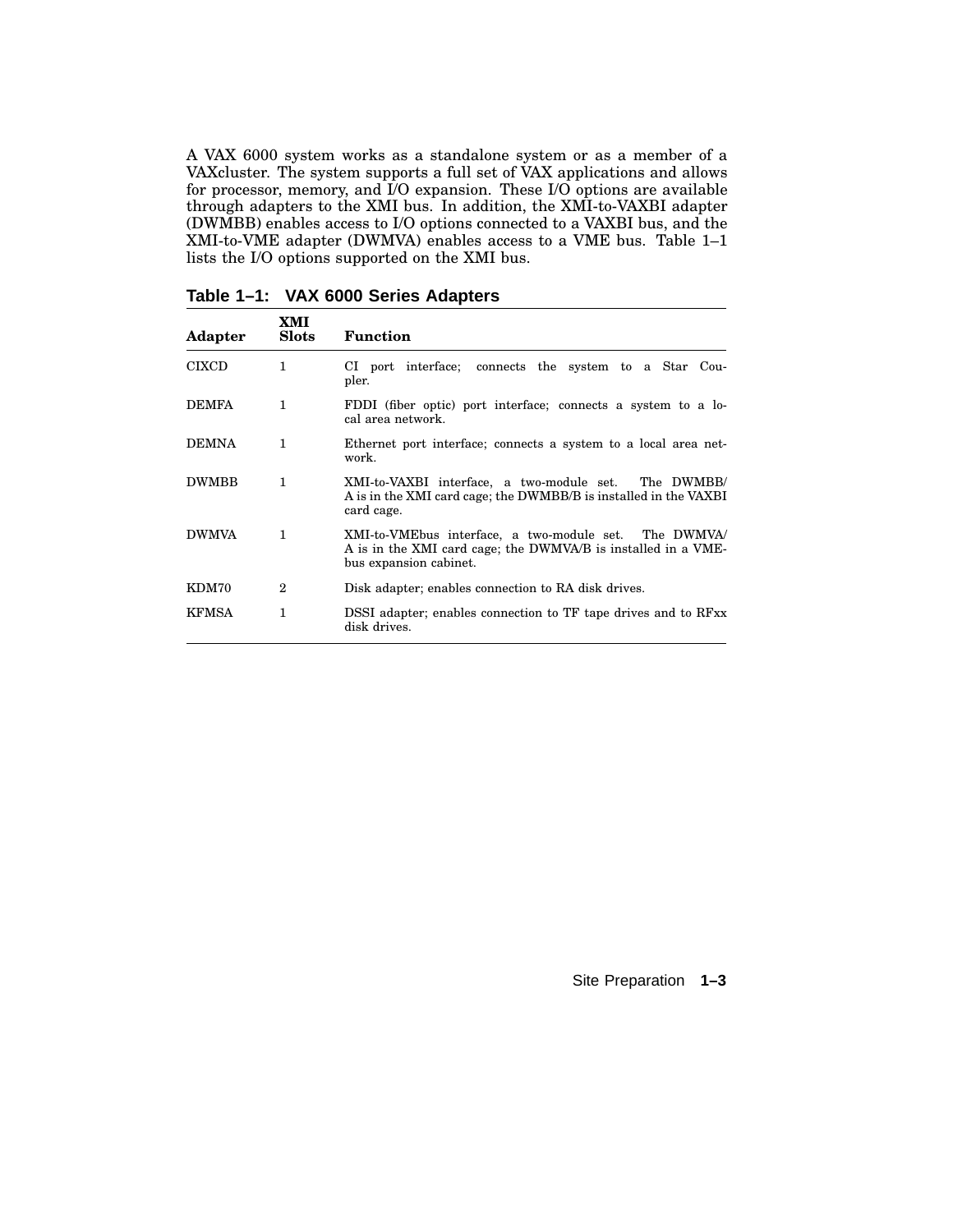A VAX 6000 system works as a standalone system or as a member of a VAXcluster. The system supports a full set of VAX applications and allows for processor, memory, and I/O expansion. These I/O options are available through adapters to the XMI bus. In addition, the XMI-to-VAXBI adapter (DWMBB) enables access to I/O options connected to a VAXBI bus, and the XMI-to-VME adapter (DWMVA) enables access to a VME bus. Table 1–1 lists the I/O options supported on the XMI bus.

**Table 1–1: VAX 6000 Series Adapters**

| Adapter | XMI Slots | Function |
|---|---|---|
| CIXCD | 1 | CI port interface; connects the system to a Star Coupler. |
| DEMFA | 1 | FDDI (fiber optic) port interface; connects a system to a local area network. |
| DEMNA | 1 | Ethernet port interface; connects a system to a local area network. |
| DWMBB | 1 | XMI-to-VAXBI interface, a two-module set. The DWMBB/A is in the XMI card cage; the DWMBB/B is installed in the VAXBI card cage. |
| DWMVA | 1 | XMI-to-VMEbus interface, a two-module set. The DWMVA/A is in the XMI card cage; the DWMVA/B is installed in a VMEbus expansion cabinet. |
| KDM70 | 2 | Disk adapter; enables connection to RA disk drives. |
| KFMSA | 1 | DSSI adapter; enables connection to TF tape drives and to RFxx disk drives. |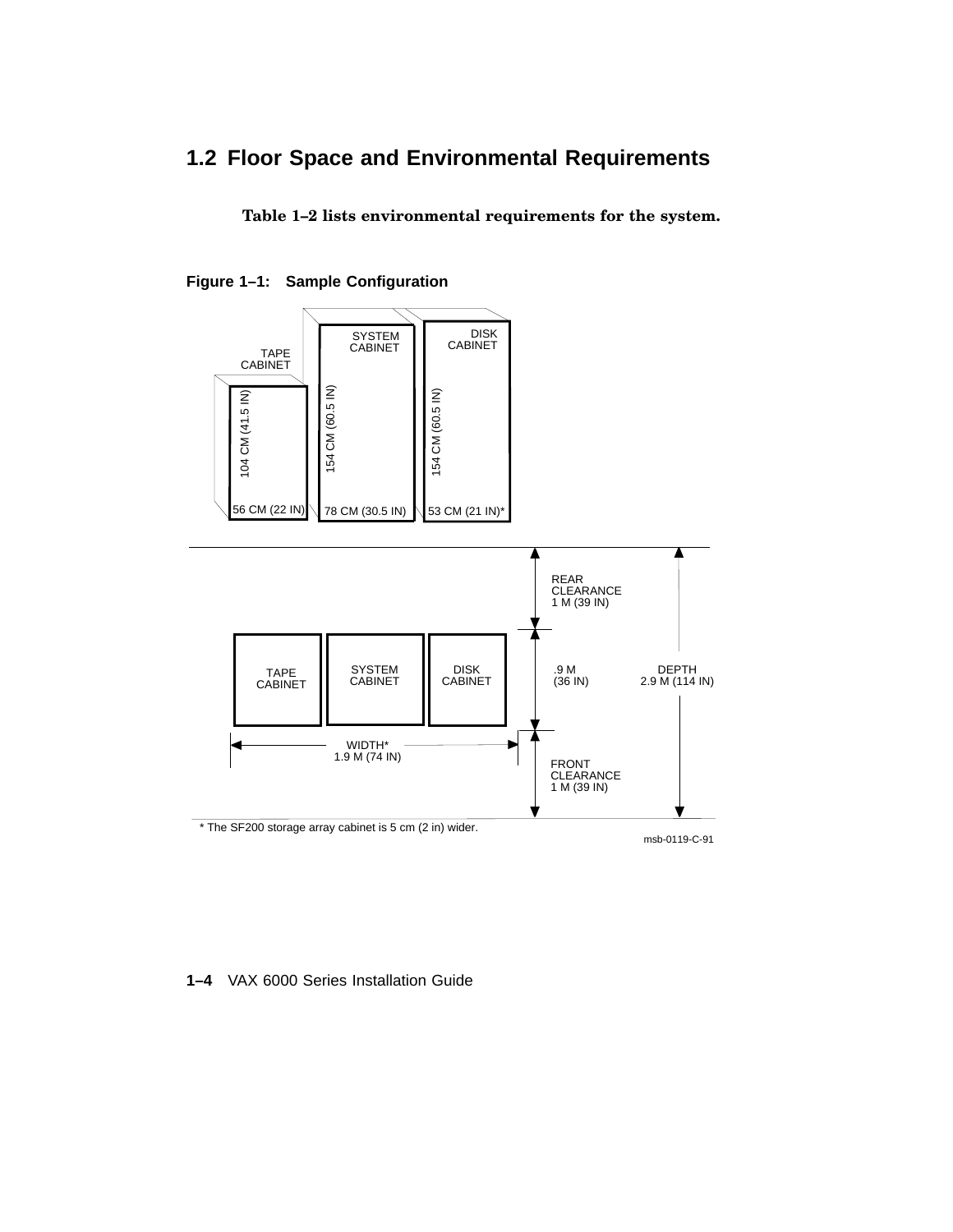## 1.2 Floor Space and Environmental Requirements

**Table 1–2 lists environmental requirements for the system.**

**Figure 1–1: Sample Configuration**

TAPE CABINET
104 CM (41.5 IN)
56 CM (22 IN)

SYSTEM CABINET
154 CM (60.5 IN)
78 CM (30.5 IN)

DISK CABINET
154 CM (60.5 IN)
53 CM (21 IN)*

REAR CLEARANCE 1 M (39 IN)

TAPE CABINET | SYSTEM CABINET | DISK CABINET

.9 M (36 IN)

DEPTH 2.9 M (114 IN)

WIDTH* 1.9 M (74 IN)

FRONT CLEARANCE 1 M (39 IN)

* The SF200 storage array cabinet is 5 cm (2 in) wider.

msb-0119-C-91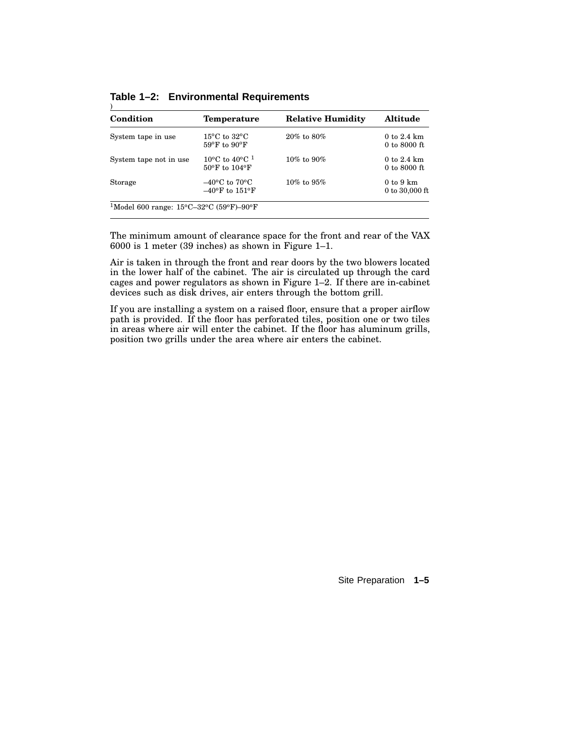**Table 1–2: Environmental Requirements**

| Condition | Temperature | Relative Humidity | Altitude |
|---|---|---|---|
| System tape in use | 15°C to 32°C<br>59°F to 90°F | 20% to 80% | 0 to 2.4 km<br>0 to 8000 ft |
| System tape not in use | 10°C to 40°C [1]<br>50°F to 104°F | 10% to 90% | 0 to 2.4 km<br>0 to 8000 ft |
| Storage | –40°C to 70°C<br>–40°F to 151°F | 10% to 95% | 0 to 9 km<br>0 to 30,000 ft |

[1]Model 600 range: 15°C–32°C (59°F)–90°F

The minimum amount of clearance space for the front and rear of the VAX 6000 is 1 meter (39 inches) as shown in Figure 1–1.

Air is taken in through the front and rear doors by the two blowers located in the lower half of the cabinet. The air is circulated up through the card cages and power regulators as shown in Figure 1–2. If there are in-cabinet devices such as disk drives, air enters through the bottom grill.

If you are installing a system on a raised floor, ensure that a proper airflow path is provided. If the floor has perforated tiles, position one or two tiles in areas where air will enter the cabinet. If the floor has aluminum grills, position two grills under the area where air enters the cabinet.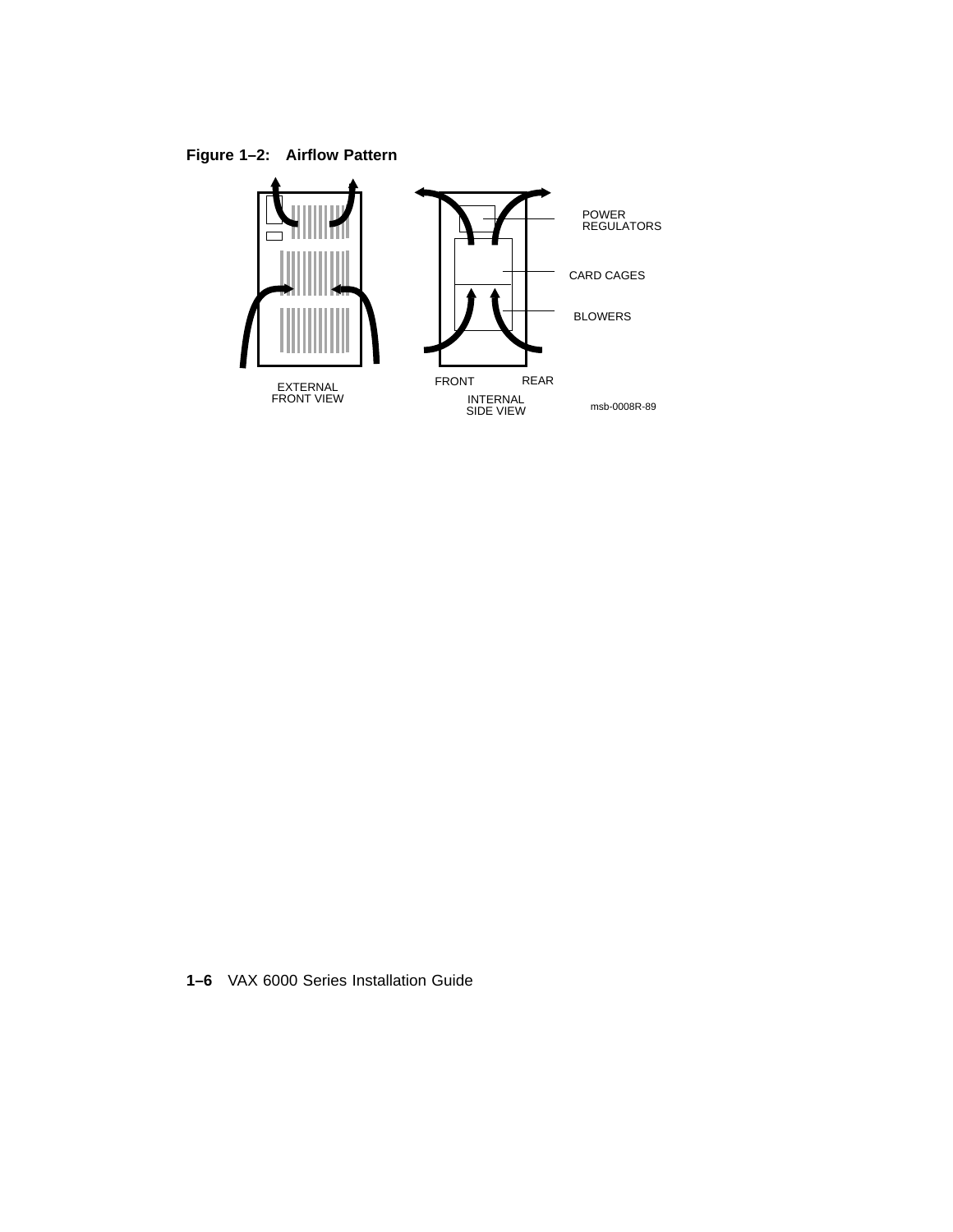**Figure 1–2: Airflow Pattern**

POWER REGULATORS

CARD CAGES

BLOWERS

EXTERNAL FRONT VIEW

FRONT REAR

INTERNAL SIDE VIEW

msb-0008R-89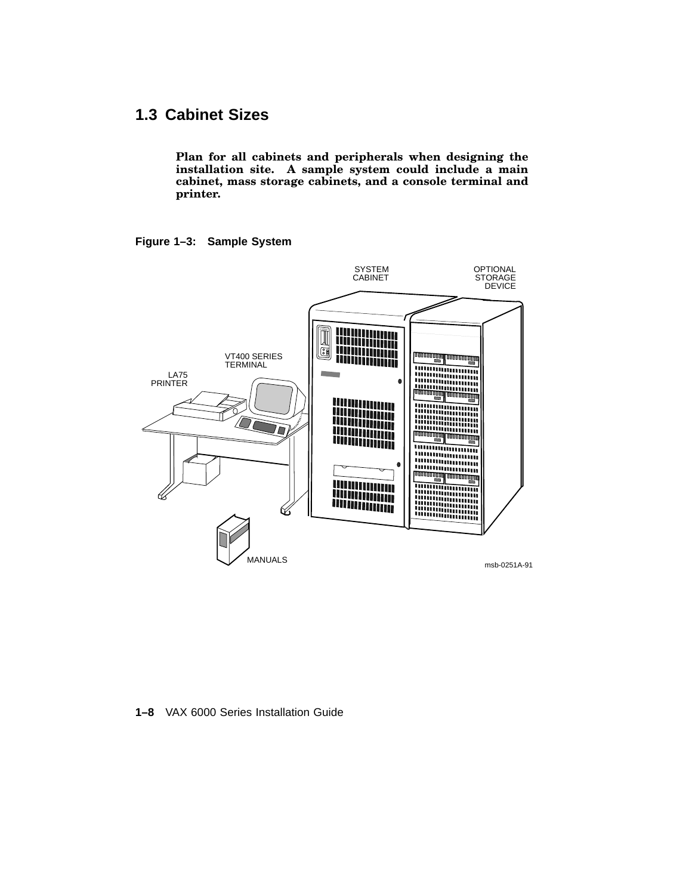## 1.3 Cabinet Sizes

**Plan for all cabinets and peripherals when designing the installation site. A sample system could include a main cabinet, mass storage cabinets, and a console terminal and printer.**

**Figure 1–3: Sample System**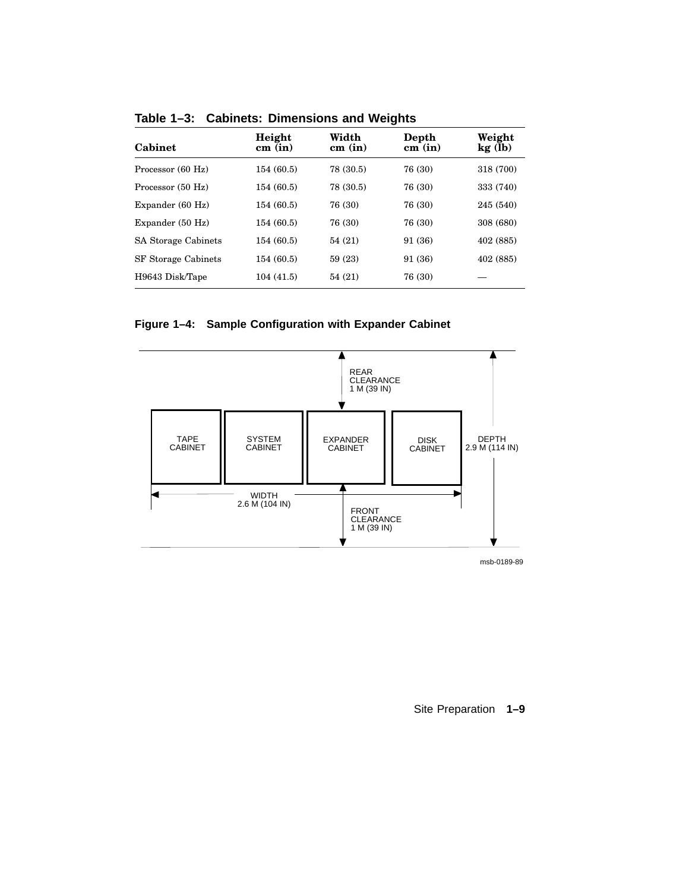**Table 1–3: Cabinets: Dimensions and Weights**

| Cabinet | Height cm (in) | Width cm (in) | Depth cm (in) | Weight kg (lb) |
|---|---|---|---|---|
| Processor (60 Hz) | 154 (60.5) | 78 (30.5) | 76 (30) | 318 (700) |
| Processor (50 Hz) | 154 (60.5) | 78 (30.5) | 76 (30) | 333 (740) |
| Expander (60 Hz) | 154 (60.5) | 76 (30) | 76 (30) | 245 (540) |
| Expander (50 Hz) | 154 (60.5) | 76 (30) | 76 (30) | 308 (680) |
| SA Storage Cabinets | 154 (60.5) | 54 (21) | 91 (36) | 402 (885) |
| SF Storage Cabinets | 154 (60.5) | 59 (23) | 91 (36) | 402 (885) |
| H9643 Disk/Tape | 104 (41.5) | 54 (21) | 76 (30) | — |

**Figure 1–4: Sample Configuration with Expander Cabinet**

REAR CLEARANCE 1 M (39 IN)

TAPE CABINET | SYSTEM CABINET | EXPANDER CABINET | DISK CABINET

DEPTH 2.9 M (114 IN)

WIDTH 2.6 M (104 IN)

FRONT CLEARANCE 1 M (39 IN)

msb-0189-89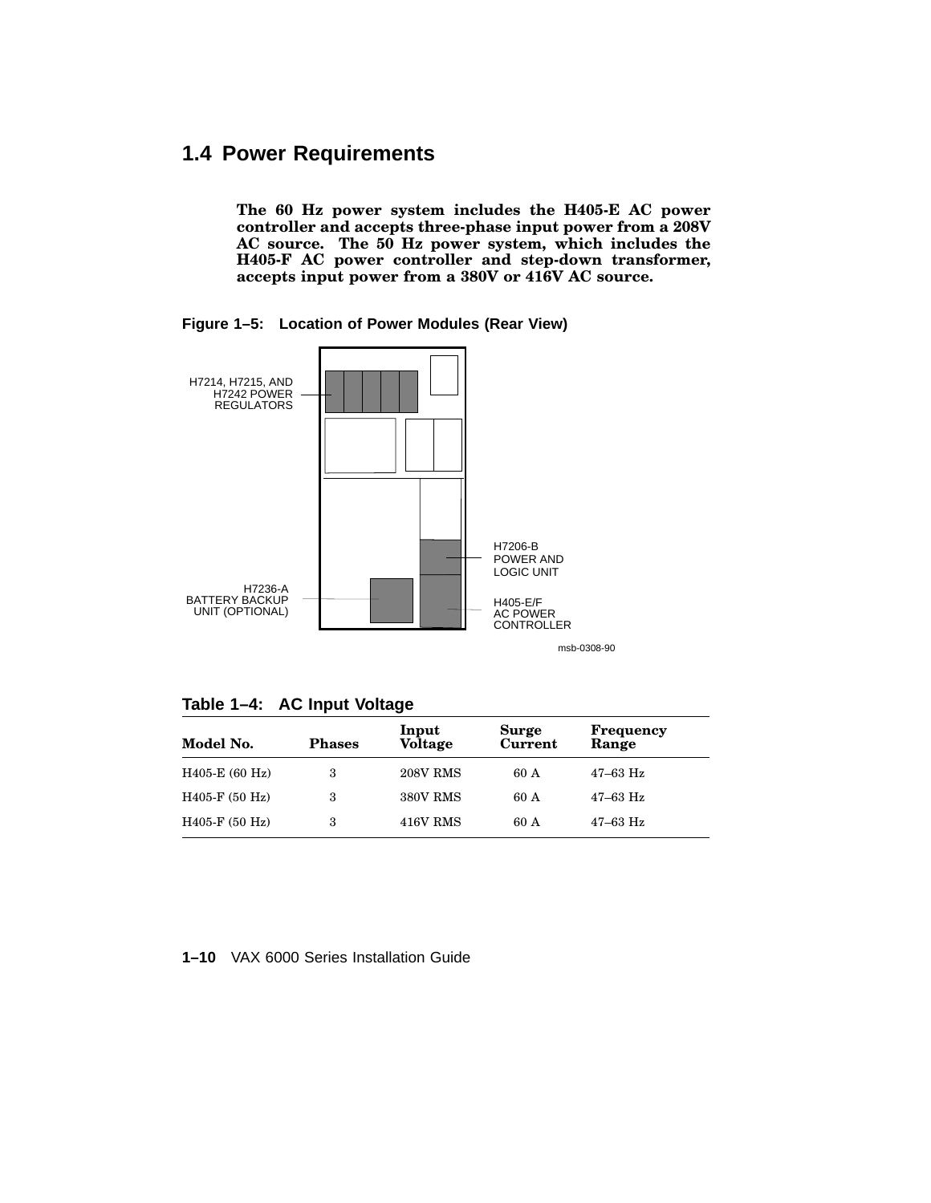## 1.4 Power Requirements

**The 60 Hz power system includes the H405-E AC power controller and accepts three-phase input power from a 208V AC source. The 50 Hz power system, which includes the H405-F AC power controller and step-down transformer, accepts input power from a 380V or 416V AC source.**

**Figure 1–5: Location of Power Modules (Rear View)**

H7214, H7215, AND H7242 POWER REGULATORS

H7206-B POWER AND LOGIC UNIT

H7236-A BATTERY BACKUP UNIT (OPTIONAL)

H405-E/F AC POWER CONTROLLER

msb-0308-90

**Table 1–4: AC Input Voltage**

| Model No. | Phases | Input Voltage | Surge Current | Frequency Range |
|---|---|---|---|---|
| H405-E (60 Hz) | 3 | 208V RMS | 60 A | 47–63 Hz |
| H405-F (50 Hz) | 3 | 380V RMS | 60 A | 47–63 Hz |
| H405-F (50 Hz) | 3 | 416V RMS | 60 A | 47–63 Hz |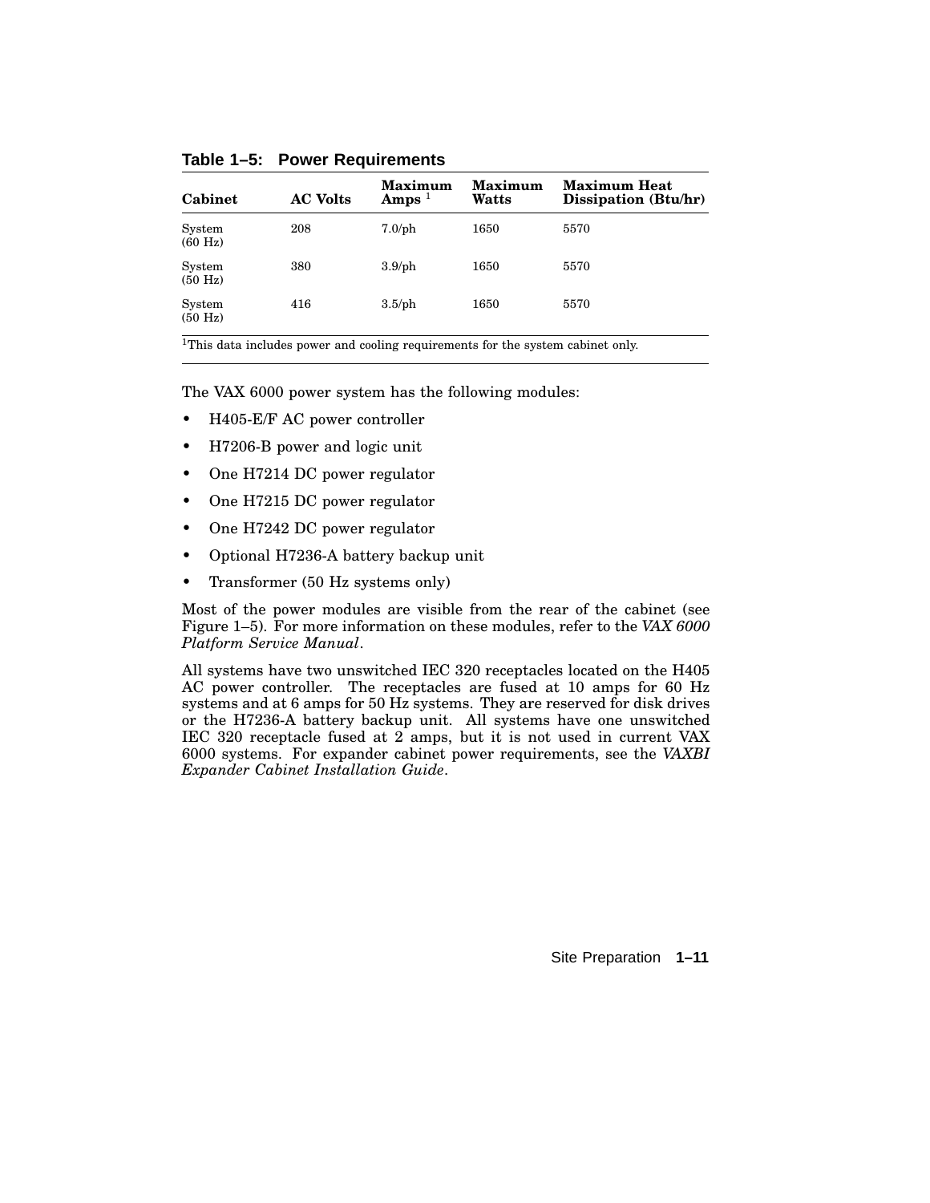**Table 1–5: Power Requirements**

| Cabinet | AC Volts | Maximum Amps [1] | Maximum Watts | Maximum Heat Dissipation (Btu/hr) |
|---|---|---|---|---|
| System (60 Hz) | 208 | 7.0/ph | 1650 | 5570 |
| System (50 Hz) | 380 | 3.9/ph | 1650 | 5570 |
| System (50 Hz) | 416 | 3.5/ph | 1650 | 5570 |

[1]This data includes power and cooling requirements for the system cabinet only.

The VAX 6000 power system has the following modules:

- H405-E/F AC power controller
- H7206-B power and logic unit
- One H7214 DC power regulator
- One H7215 DC power regulator
- One H7242 DC power regulator
- Optional H7236-A battery backup unit
- Transformer (50 Hz systems only)

Most of the power modules are visible from the rear of the cabinet (see Figure 1–5). For more information on these modules, refer to the *VAX 6000 Platform Service Manual*.

All systems have two unswitched IEC 320 receptacles located on the H405 AC power controller. The receptacles are fused at 10 amps for 60 Hz systems and at 6 amps for 50 Hz systems. They are reserved for disk drives or the H7236-A battery backup unit. All systems have one unswitched IEC 320 receptacle fused at 2 amps, but it is not used in current VAX 6000 systems. For expander cabinet power requirements, see the *VAXBI Expander Cabinet Installation Guide*.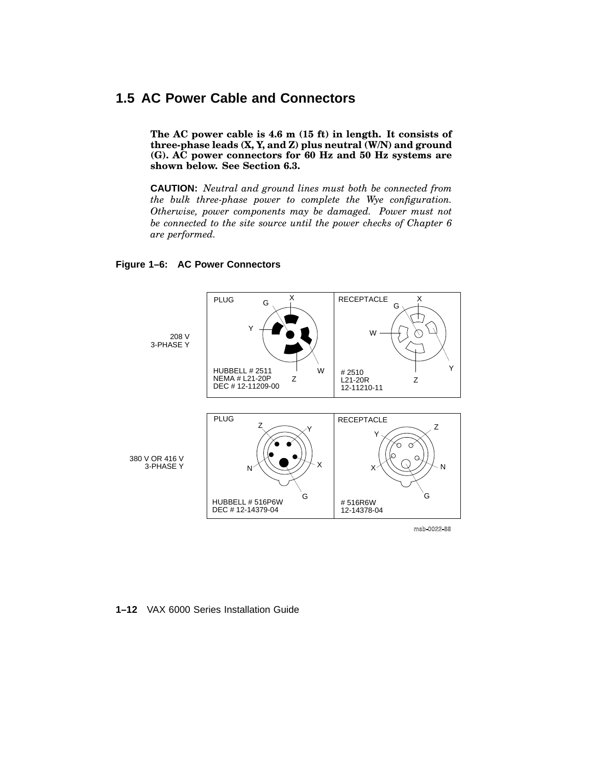## 1.5 AC Power Cable and Connectors

**The AC power cable is 4.6 m (15 ft) in length. It consists of three-phase leads (X, Y, and Z) plus neutral (W/N) and ground (G). AC power connectors for 60 Hz and 50 Hz systems are shown below. See Section 6.3.**

**CAUTION:** *Neutral and ground lines must both be connected from the bulk three-phase power to complete the Wye configuration. Otherwise, power components may be damaged. Power must not be connected to the site source until the power checks of Chapter 6 are performed.*

**Figure 1–6: AC Power Connectors**

208 V 3-PHASE Y

PLUG: G, X, Y, W, Z
HUBBELL # 2511
NEMA # L21-20P
DEC # 12-11209-00

RECEPTACLE: X, G, W, Y, Z
# 2510
L21-20R
12-11210-11

380 V OR 416 V 3-PHASE Y

PLUG: Z, Y, N, X, G
HUBBELL # 516P6W
DEC # 12-14379-04

RECEPTACLE: Z, Y, X, N, G
# 516R6W
12-14378-04

msb-0022-88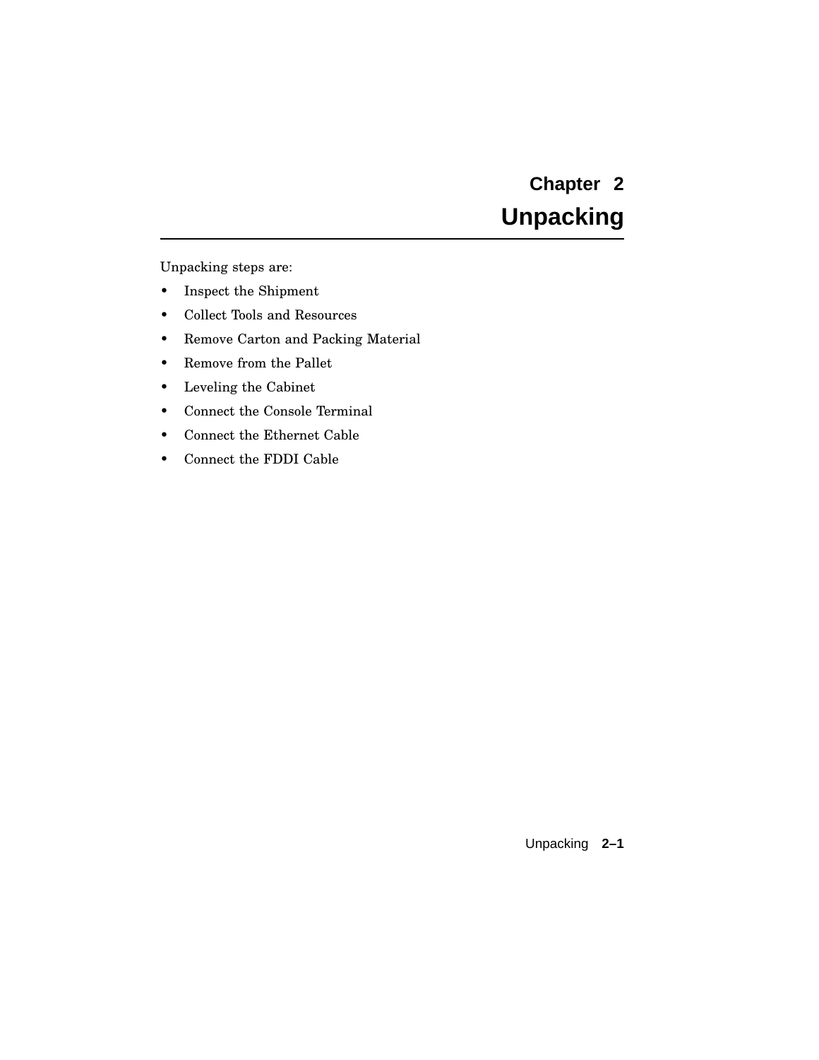# Chapter 2 Unpacking

Unpacking steps are:

- Inspect the Shipment
- Collect Tools and Resources
- Remove Carton and Packing Material
- Remove from the Pallet
- Leveling the Cabinet
- Connect the Console Terminal
- Connect the Ethernet Cable
- Connect the FDDI Cable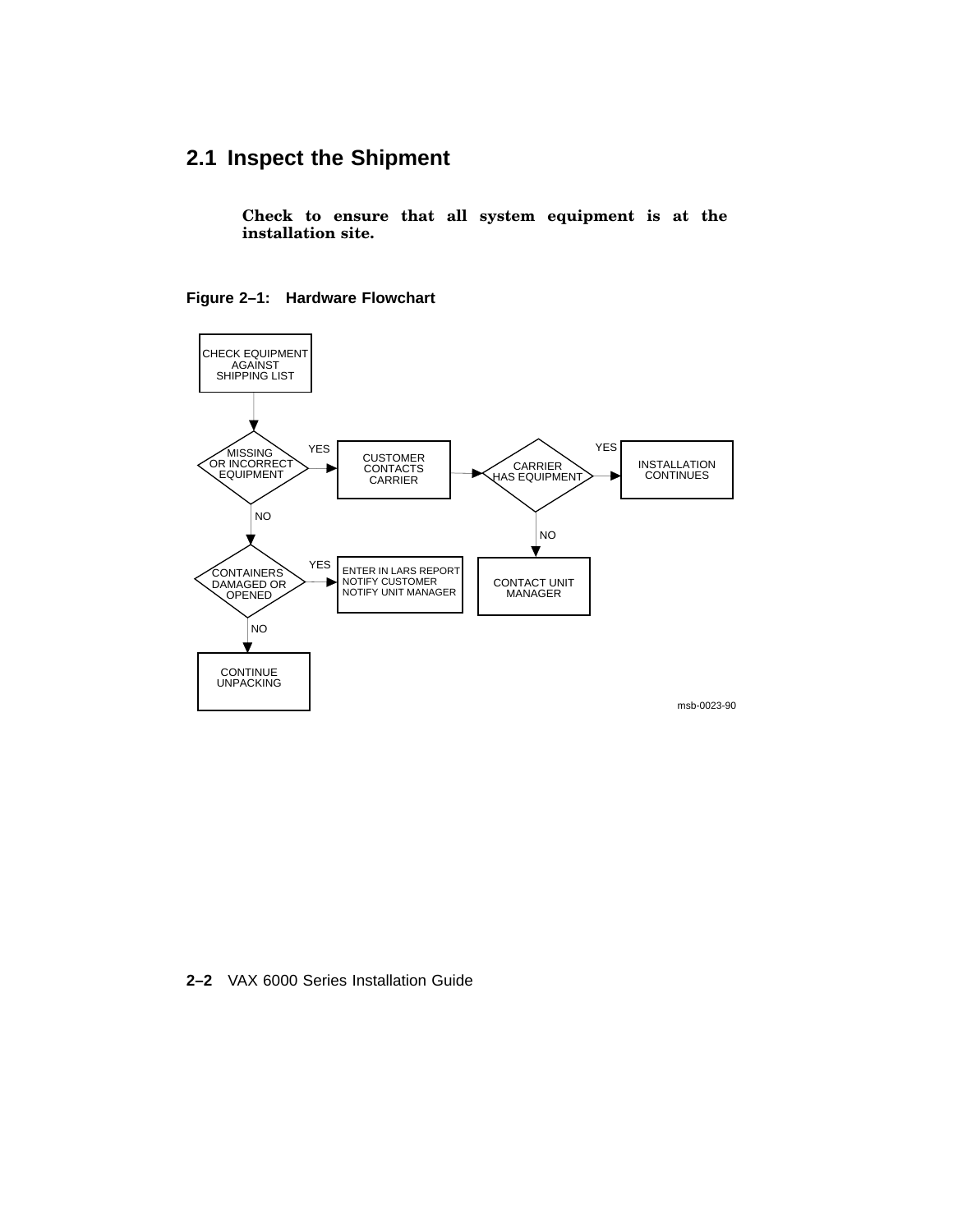## 2.1 Inspect the Shipment

**Check to ensure that all system equipment is at the installation site.**

**Figure 2–1: Hardware Flowchart**

CHECK EQUIPMENT AGAINST SHIPPING LIST

MISSING OR INCORRECT EQUIPMENT — YES → CUSTOMER CONTACTS CARRIER → CARRIER HAS EQUIPMENT — YES → INSTALLATION CONTINUES

CARRIER HAS EQUIPMENT — NO → CONTACT UNIT MANAGER

MISSING OR INCORRECT EQUIPMENT — NO → CONTAINERS DAMAGED OR OPENED — YES → ENTER IN LARS REPORT, NOTIFY CUSTOMER, NOTIFY UNIT MANAGER

CONTAINERS DAMAGED OR OPENED — NO → CONTINUE UNPACKING

msb-0023-90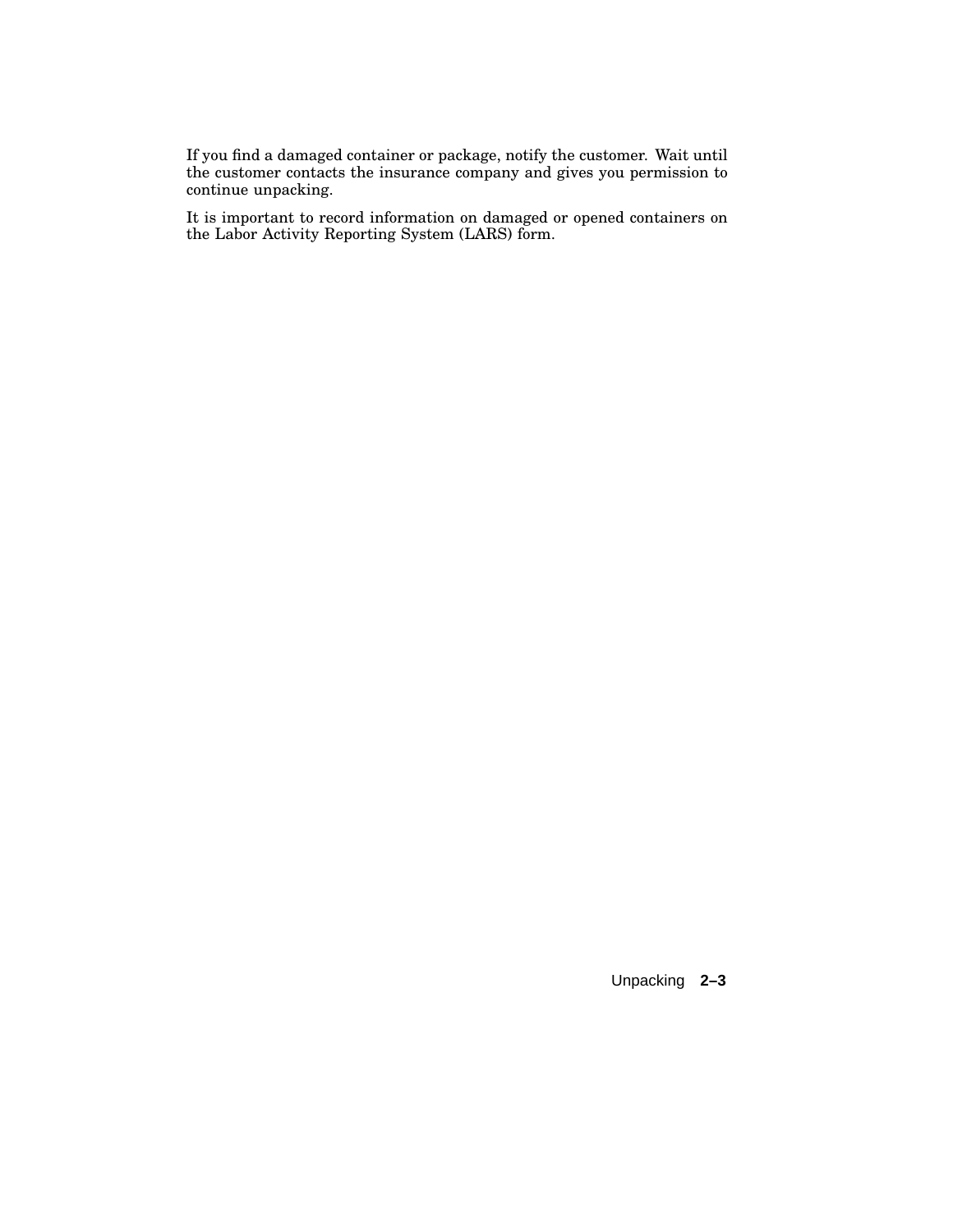If you find a damaged container or package, notify the customer. Wait until the customer contacts the insurance company and gives you permission to continue unpacking.

It is important to record information on damaged or opened containers on the Labor Activity Reporting System (LARS) form.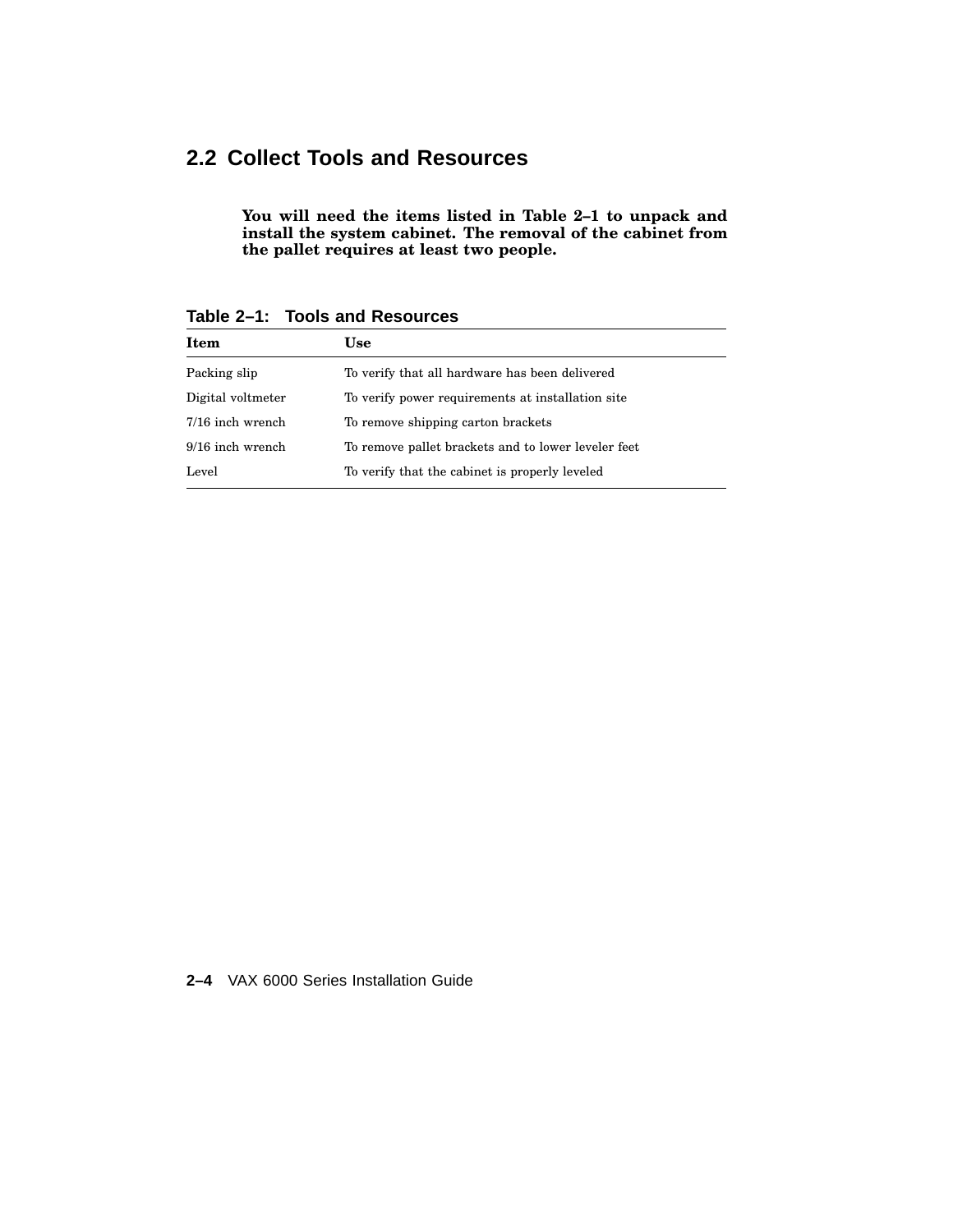## 2.2 Collect Tools and Resources

**You will need the items listed in Table 2–1 to unpack and install the system cabinet. The removal of the cabinet from the pallet requires at least two people.**

**Table 2–1: Tools and Resources**

| Item | Use |
|---|---|
| Packing slip | To verify that all hardware has been delivered |
| Digital voltmeter | To verify power requirements at installation site |
| 7/16 inch wrench | To remove shipping carton brackets |
| 9/16 inch wrench | To remove pallet brackets and to lower leveler feet |
| Level | To verify that the cabinet is properly leveled |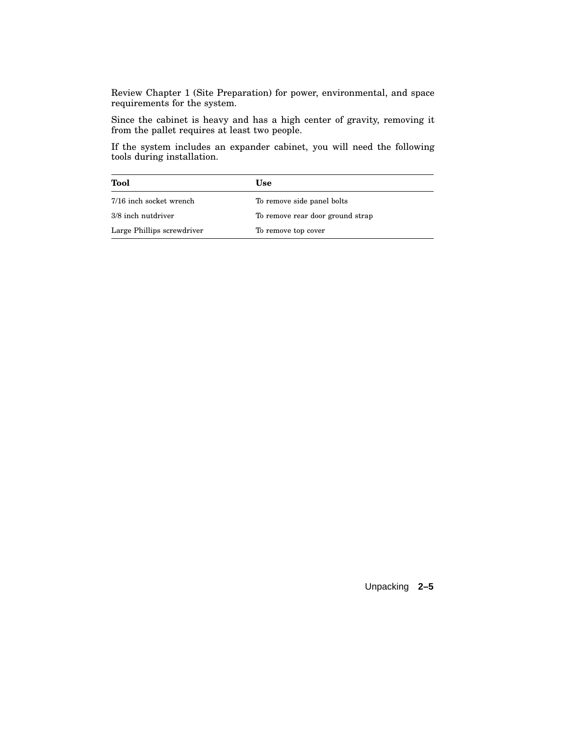Review Chapter 1 (Site Preparation) for power, environmental, and space requirements for the system.

Since the cabinet is heavy and has a high center of gravity, removing it from the pallet requires at least two people.

If the system includes an expander cabinet, you will need the following tools during installation.

| Tool | Use |
|---|---|
| 7/16 inch socket wrench | To remove side panel bolts |
| 3/8 inch nutdriver | To remove rear door ground strap |
| Large Phillips screwdriver | To remove top cover |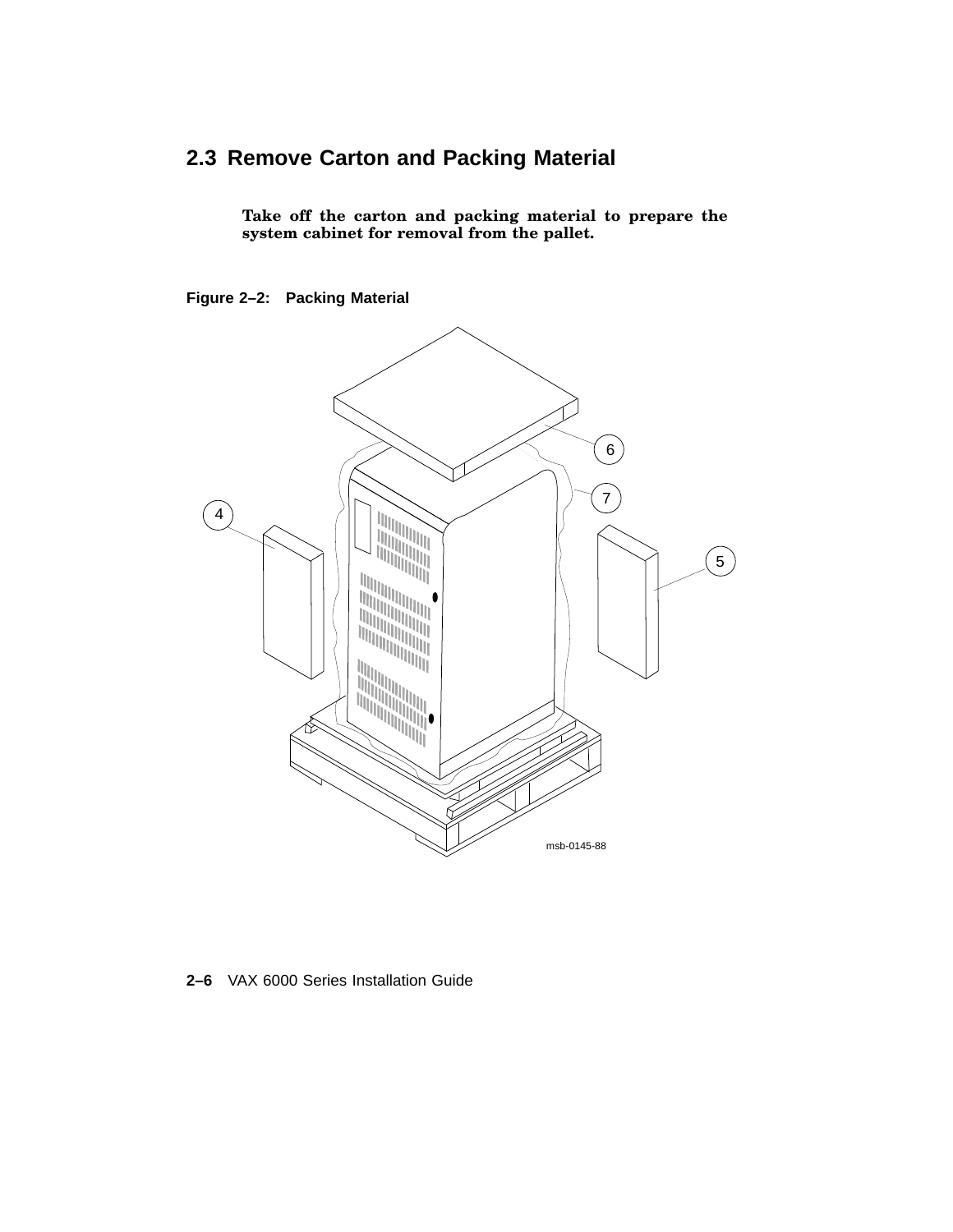## 2.3 Remove Carton and Packing Material

**Take off the carton and packing material to prepare the system cabinet for removal from the pallet.**

**Figure 2–2: Packing Material**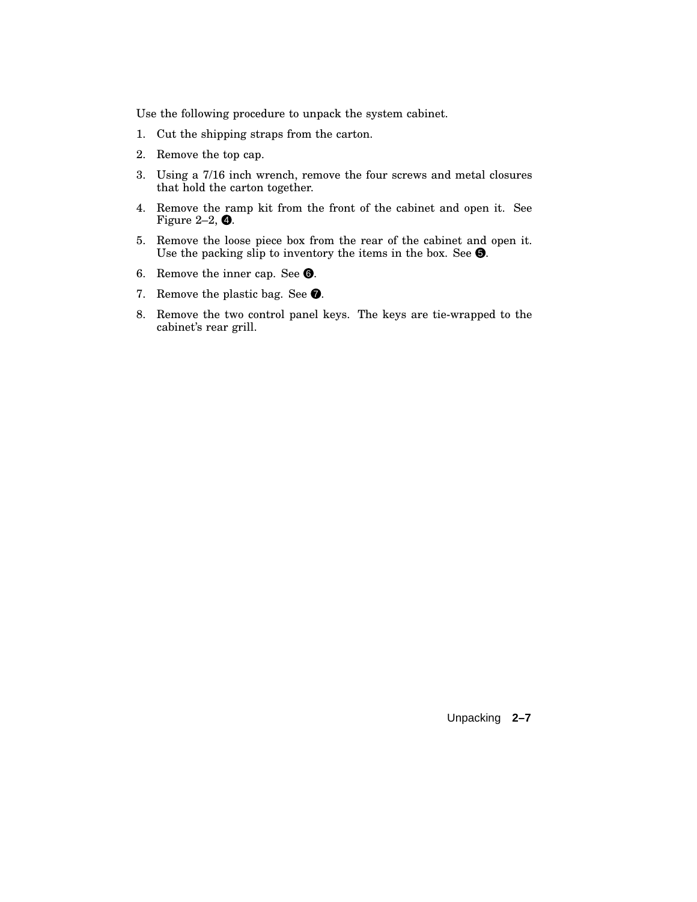Use the following procedure to unpack the system cabinet.

1. Cut the shipping straps from the carton.
2. Remove the top cap.
3. Using a 7/16 inch wrench, remove the four screws and metal closures that hold the carton together.
4. Remove the ramp kit from the front of the cabinet and open it. See Figure 2–2, ❹.
5. Remove the loose piece box from the rear of the cabinet and open it. Use the packing slip to inventory the items in the box. See ❺.
6. Remove the inner cap. See ❻.
7. Remove the plastic bag. See ❼.
8. Remove the two control panel keys. The keys are tie-wrapped to the cabinet's rear grill.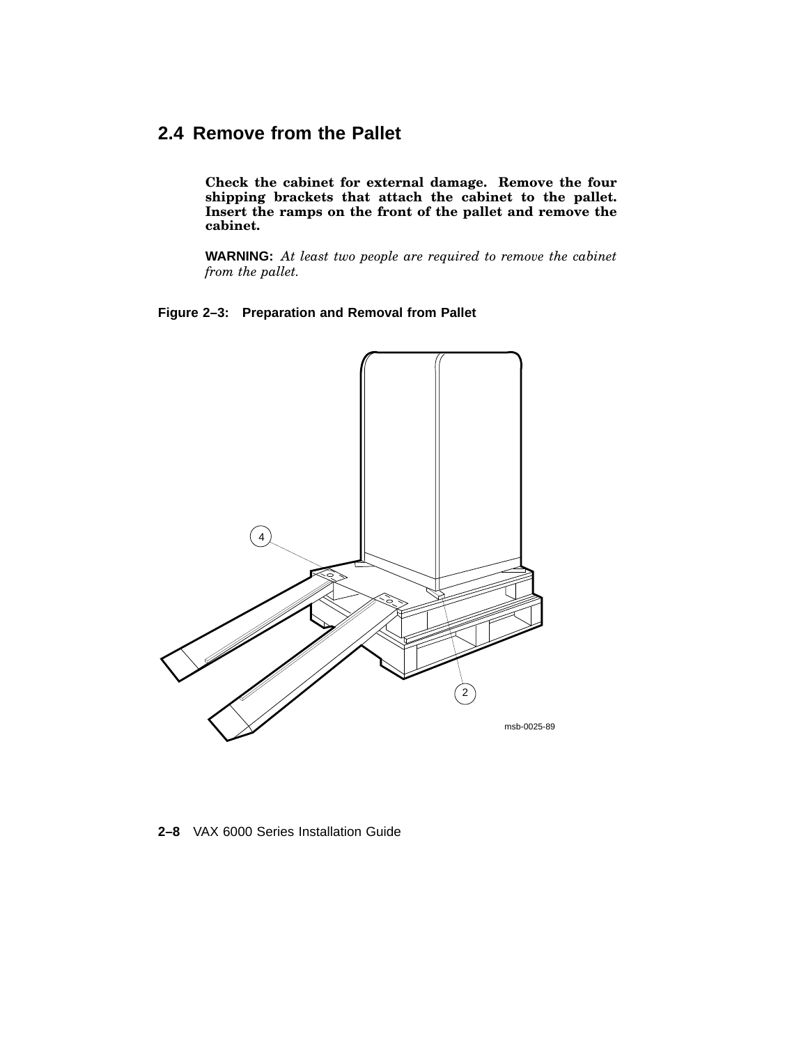## 2.4 Remove from the Pallet

**Check the cabinet for external damage. Remove the four shipping brackets that attach the cabinet to the pallet. Insert the ramps on the front of the pallet and remove the cabinet.**

**WARNING:** *At least two people are required to remove the cabinet from the pallet.*

**Figure 2–3: Preparation and Removal from Pallet**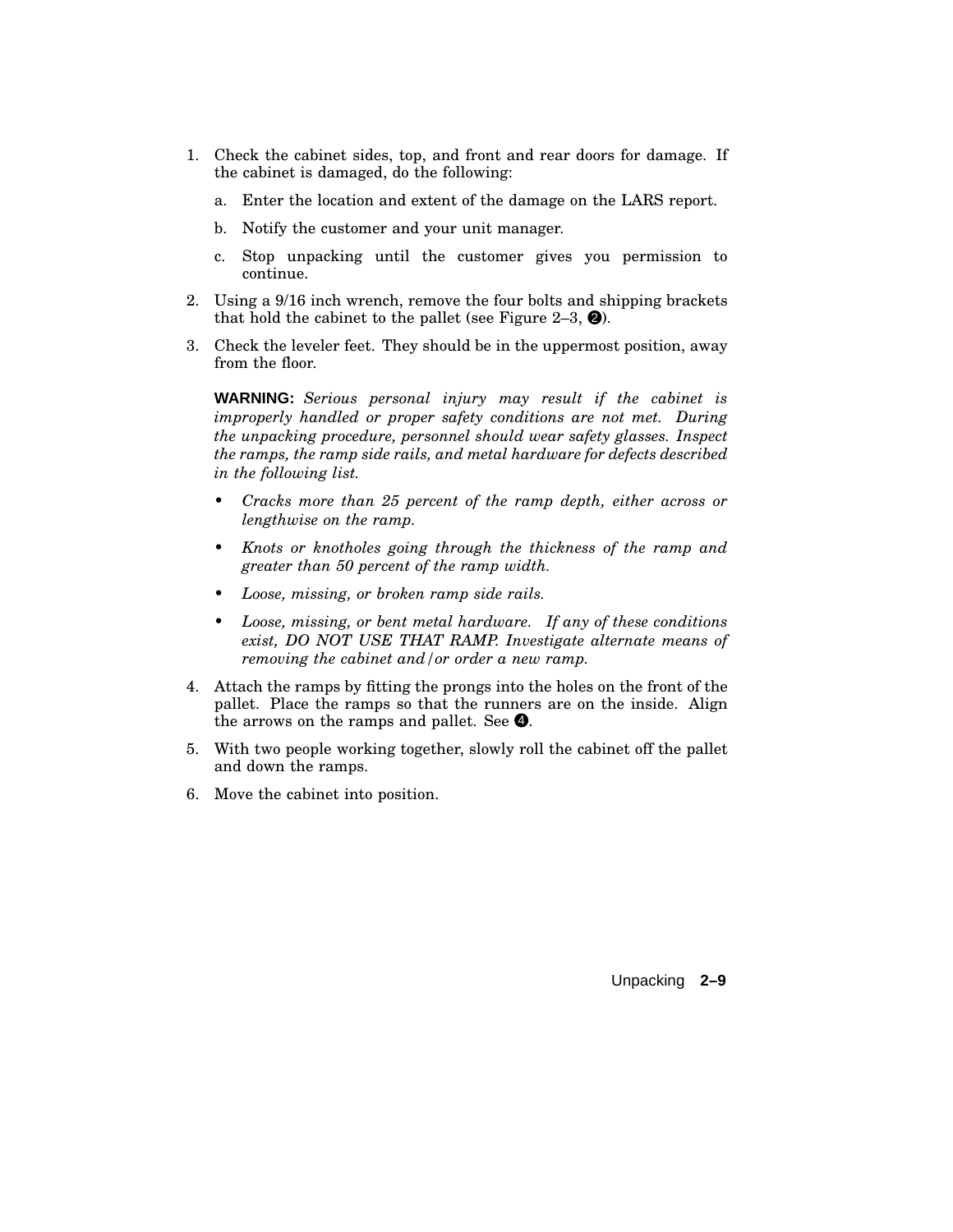1. Check the cabinet sides, top, and front and rear doors for damage. If the cabinet is damaged, do the following:

   a. Enter the location and extent of the damage on the LARS report.

   b. Notify the customer and your unit manager.

   c. Stop unpacking until the customer gives you permission to continue.

2. Using a 9/16 inch wrench, remove the four bolts and shipping brackets that hold the cabinet to the pallet (see Figure 2–3, ➋).

3. Check the leveler feet. They should be in the uppermost position, away from the floor.

   **WARNING:** *Serious personal injury may result if the cabinet is improperly handled or proper safety conditions are not met. During the unpacking procedure, personnel should wear safety glasses. Inspect the ramps, the ramp side rails, and metal hardware for defects described in the following list.*

   - *Cracks more than 25 percent of the ramp depth, either across or lengthwise on the ramp.*
   - *Knots or knotholes going through the thickness of the ramp and greater than 50 percent of the ramp width.*
   - *Loose, missing, or broken ramp side rails.*
   - *Loose, missing, or bent metal hardware. If any of these conditions exist, DO NOT USE THAT RAMP. Investigate alternate means of removing the cabinet and/or order a new ramp.*

4. Attach the ramps by fitting the prongs into the holes on the front of the pallet. Place the ramps so that the runners are on the inside. Align the arrows on the ramps and pallet. See ➍.

5. With two people working together, slowly roll the cabinet off the pallet and down the ramps.

6. Move the cabinet into position.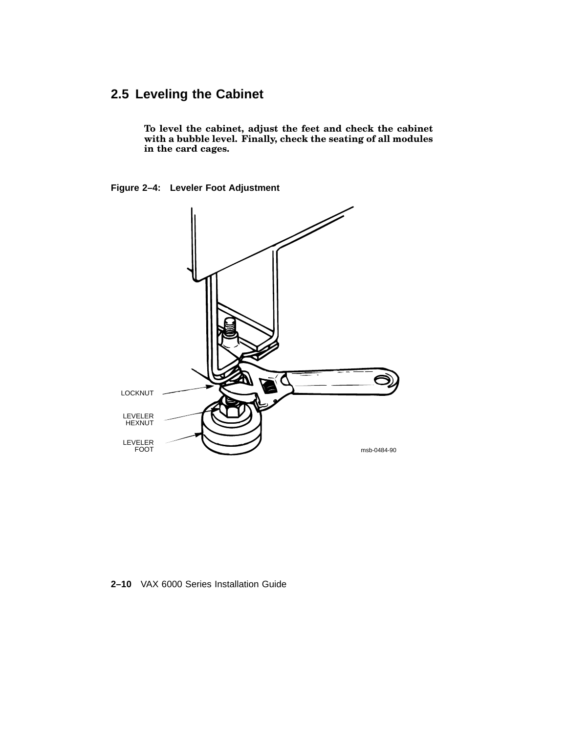## 2.5 Leveling the Cabinet

**To level the cabinet, adjust the feet and check the cabinet with a bubble level. Finally, check the seating of all modules in the card cages.**

**Figure 2–4: Leveler Foot Adjustment**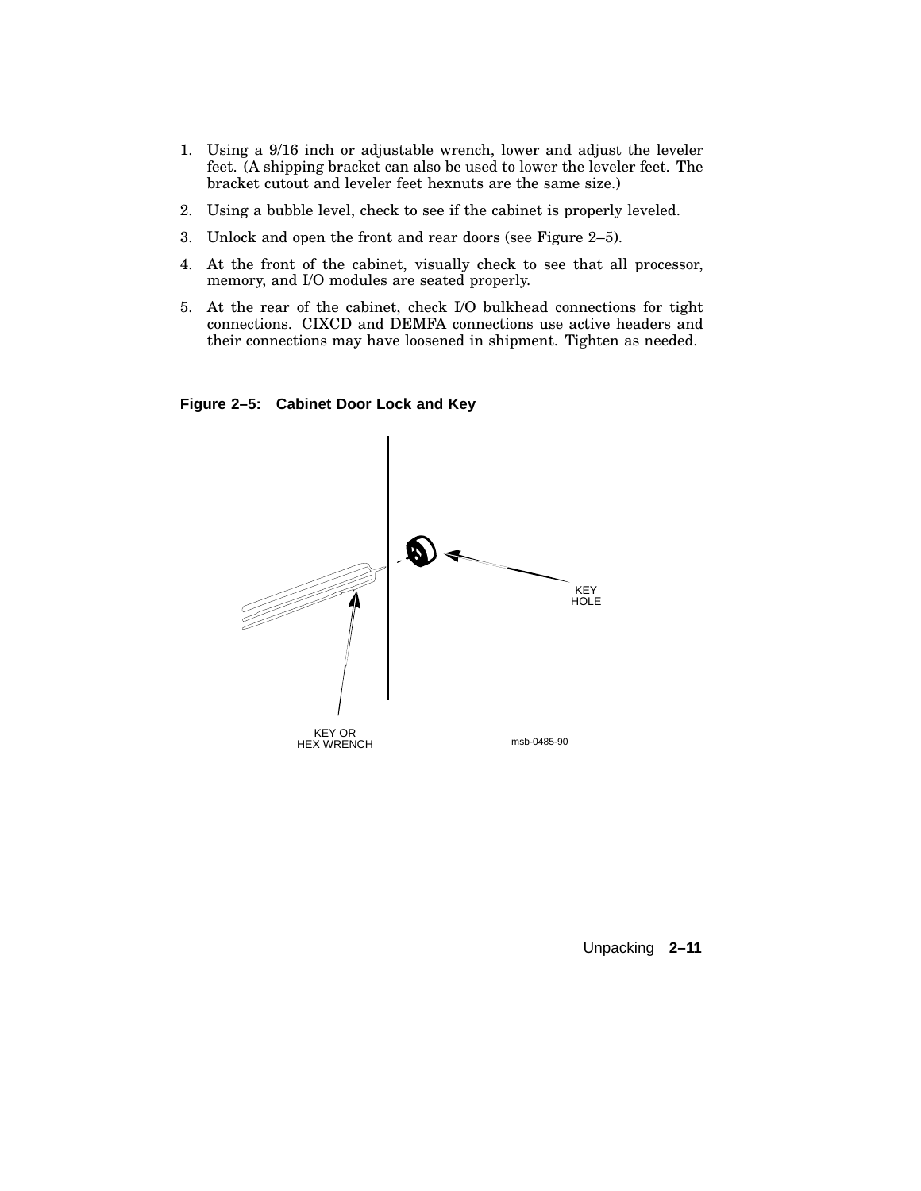1. Using a 9/16 inch or adjustable wrench, lower and adjust the leveler feet. (A shipping bracket can also be used to lower the leveler feet. The bracket cutout and leveler feet hexnuts are the same size.)
2. Using a bubble level, check to see if the cabinet is properly leveled.
3. Unlock and open the front and rear doors (see Figure 2–5).
4. At the front of the cabinet, visually check to see that all processor, memory, and I/O modules are seated properly.
5. At the rear of the cabinet, check I/O bulkhead connections for tight connections. CIXCD and DEMFA connections use active headers and their connections may have loosened in shipment. Tighten as needed.

**Figure 2–5: Cabinet Door Lock and Key**

KEY HOLE

KEY OR HEX WRENCH

msb-0485-90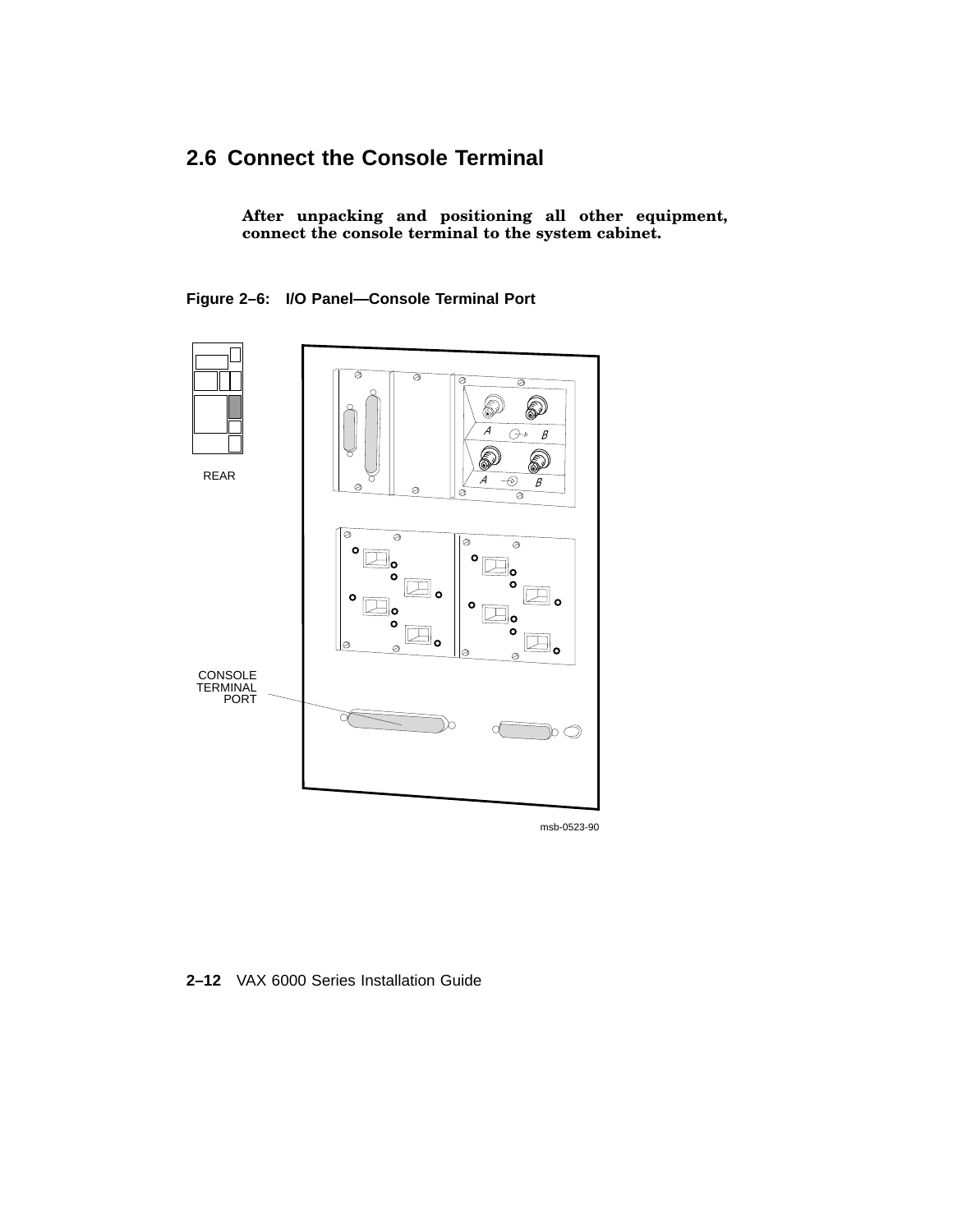## 2.6 Connect the Console Terminal

**After unpacking and positioning all other equipment, connect the console terminal to the system cabinet.**

**Figure 2–6: I/O Panel—Console Terminal Port**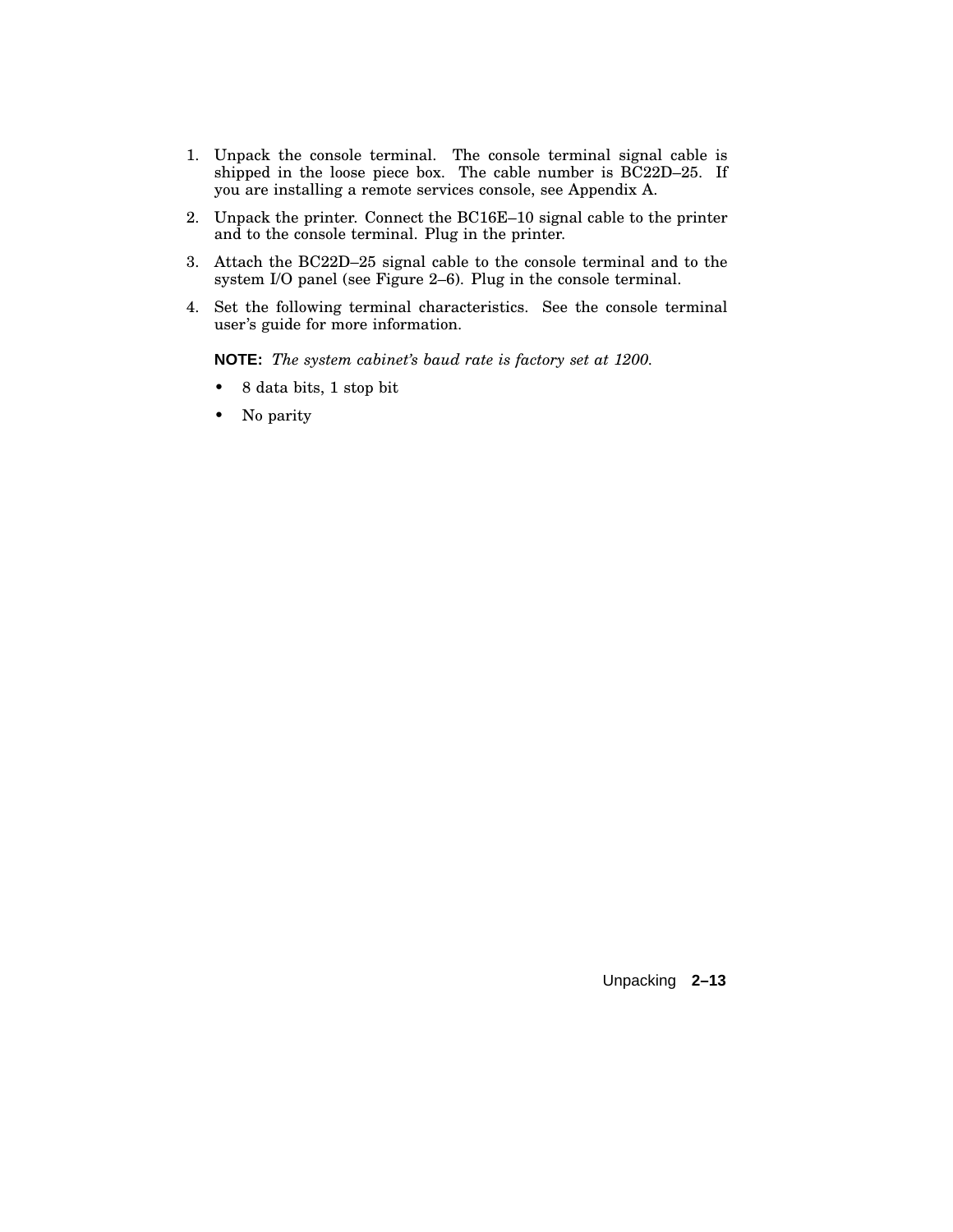1. Unpack the console terminal. The console terminal signal cable is shipped in the loose piece box. The cable number is BC22D–25. If you are installing a remote services console, see Appendix A.

2. Unpack the printer. Connect the BC16E–10 signal cable to the printer and to the console terminal. Plug in the printer.

3. Attach the BC22D–25 signal cable to the console terminal and to the system I/O panel (see Figure 2–6). Plug in the console terminal.

4. Set the following terminal characteristics. See the console terminal user's guide for more information.

   **NOTE:** *The system cabinet's baud rate is factory set at 1200.*

   - 8 data bits, 1 stop bit
   - No parity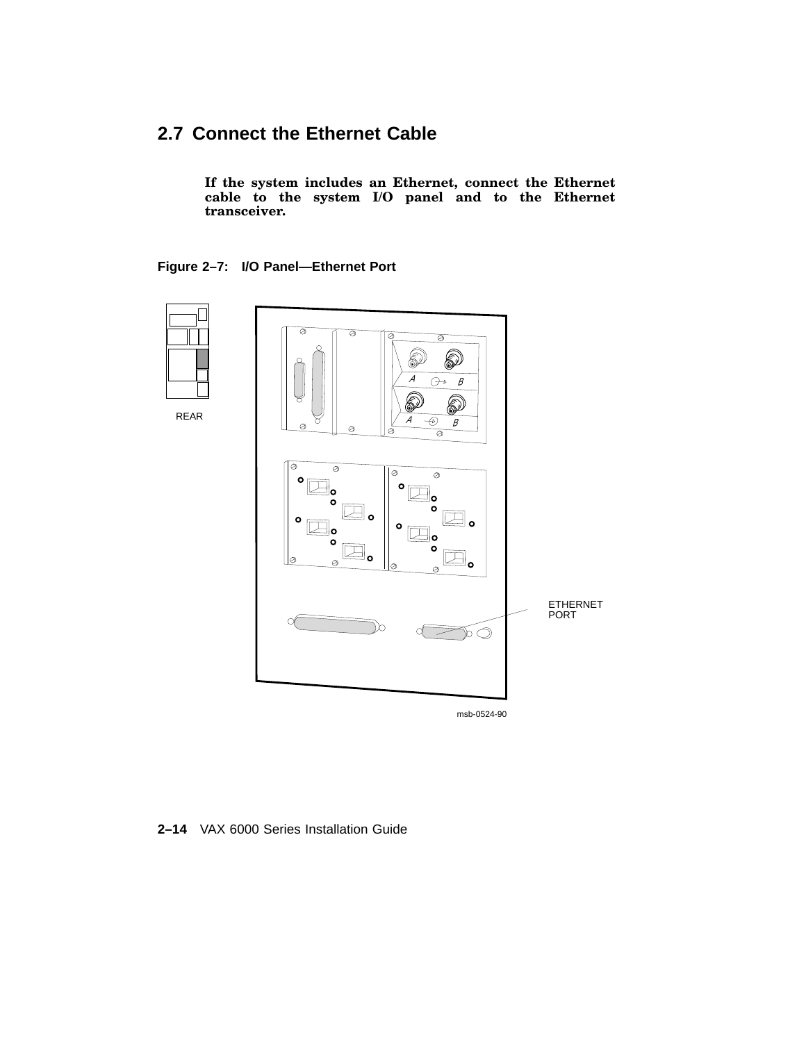## 2.7 Connect the Ethernet Cable

**If the system includes an Ethernet, connect the Ethernet cable to the system I/O panel and to the Ethernet transceiver.**

**Figure 2–7: I/O Panel—Ethernet Port**

REAR

ETHERNET PORT

msb-0524-90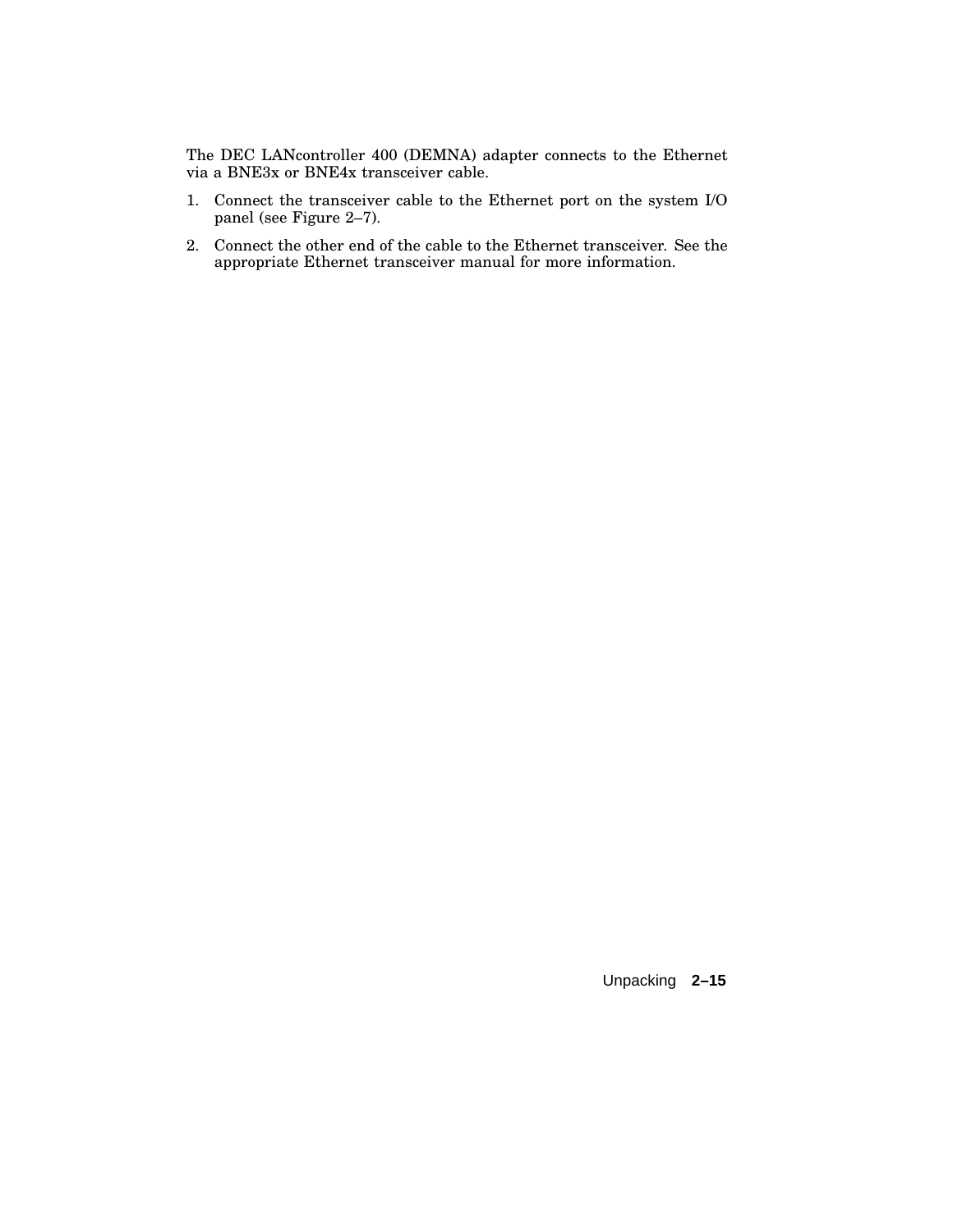The DEC LANcontroller 400 (DEMNA) adapter connects to the Ethernet via a BNE3x or BNE4x transceiver cable.

1. Connect the transceiver cable to the Ethernet port on the system I/O panel (see Figure 2–7).
2. Connect the other end of the cable to the Ethernet transceiver. See the appropriate Ethernet transceiver manual for more information.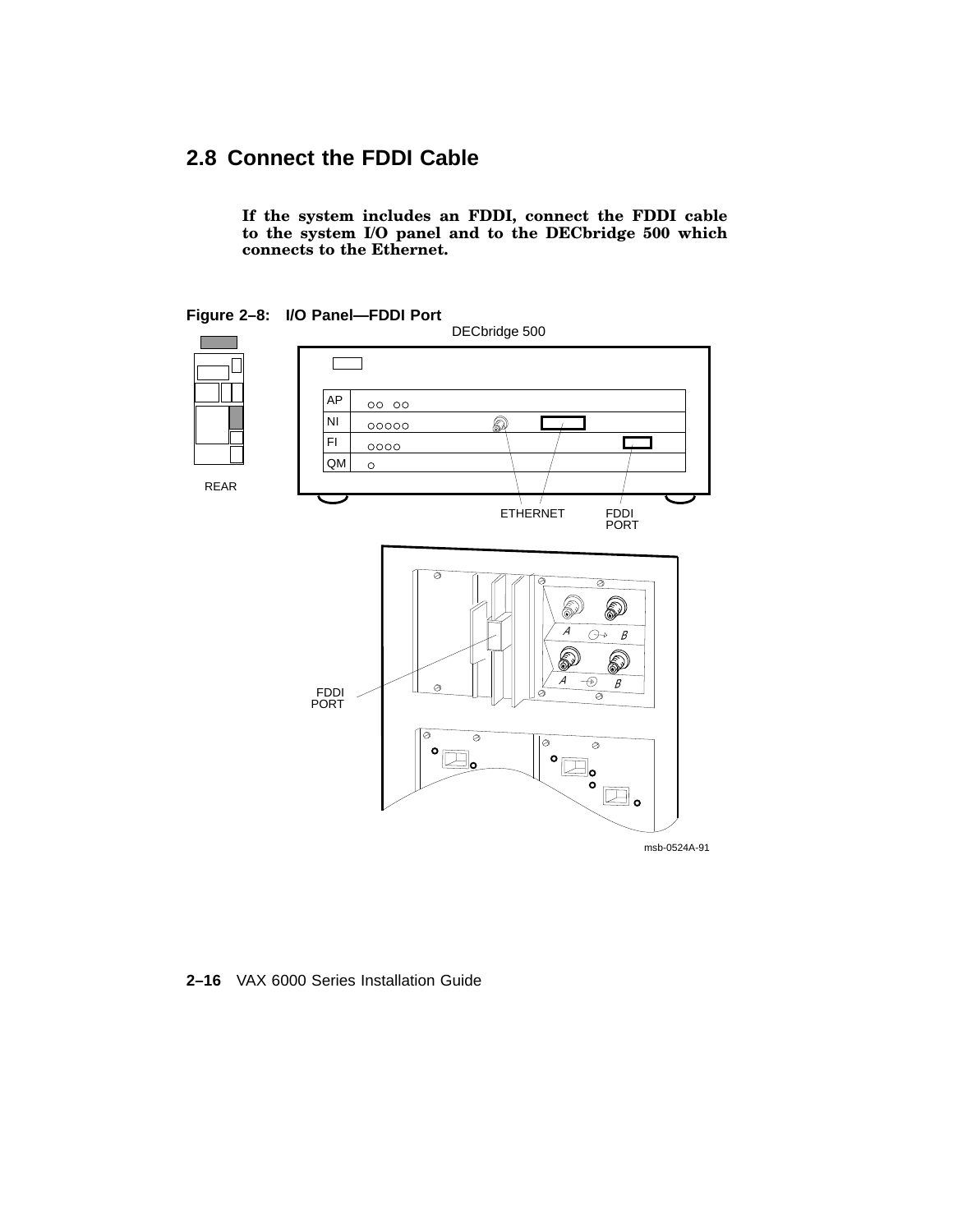## 2.8 Connect the FDDI Cable

**If the system includes an FDDI, connect the FDDI cable to the system I/O panel and to the DECbridge 500 which connects to the Ethernet.**

**Figure 2–8: I/O Panel—FDDI Port**

DECbridge 500

REAR

AP

NI

FI

QM

ETHERNET

FDDI PORT

FDDI PORT

msb-0524A-91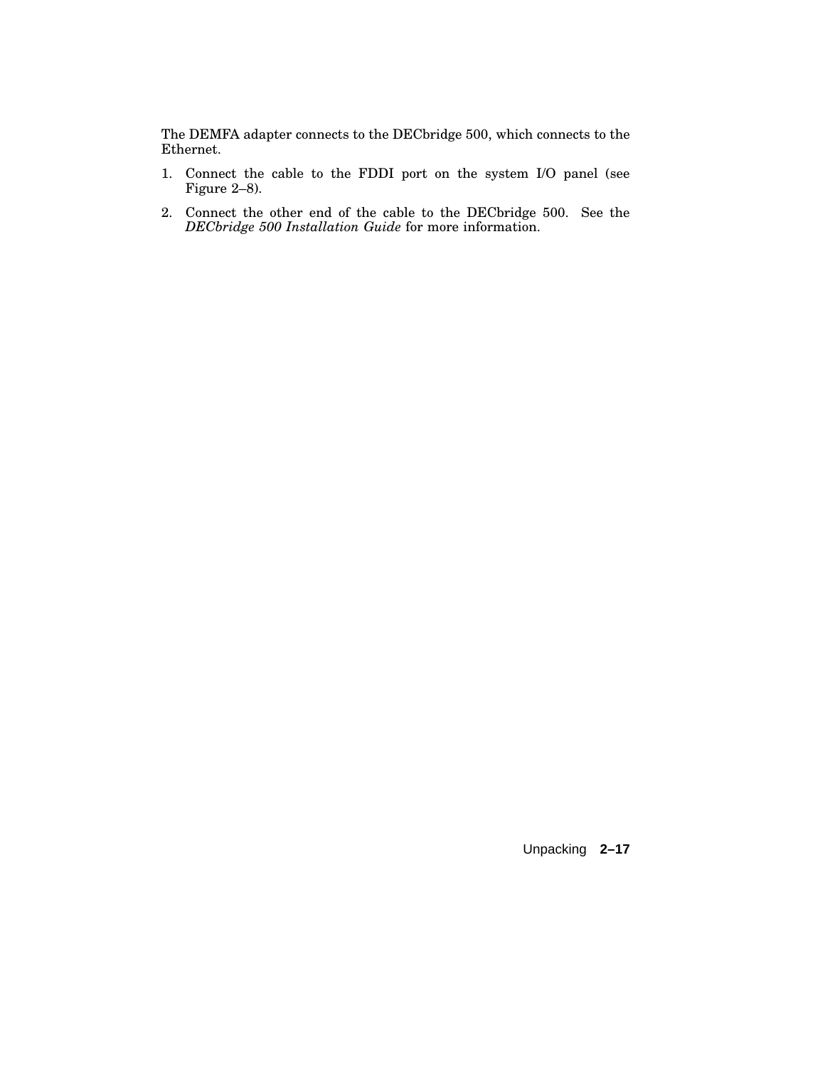The DEMFA adapter connects to the DECbridge 500, which connects to the Ethernet.

1. Connect the cable to the FDDI port on the system I/O panel (see Figure 2–8).
2. Connect the other end of the cable to the DECbridge 500. See the *DECbridge 500 Installation Guide* for more information.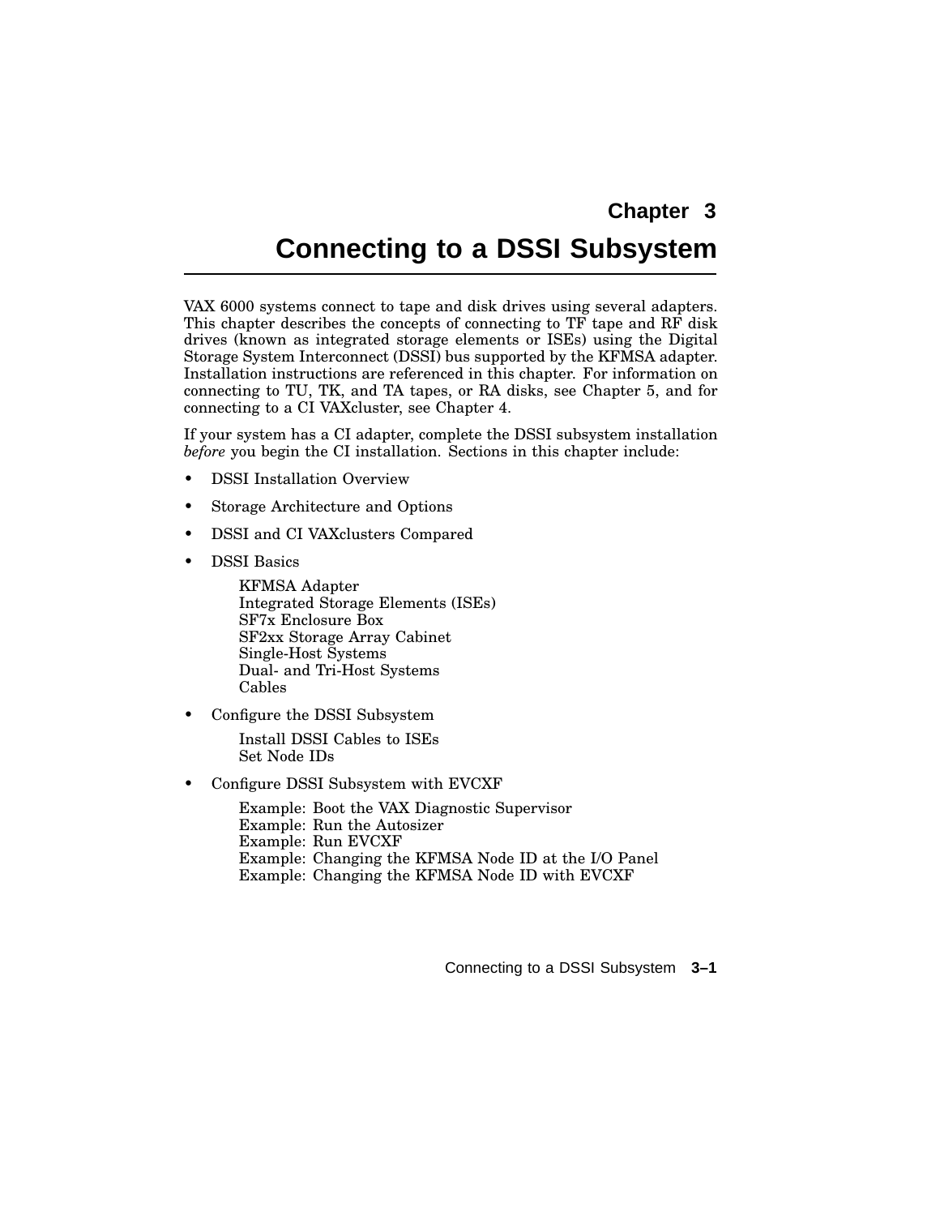# Chapter 3

# Connecting to a DSSI Subsystem

VAX 6000 systems connect to tape and disk drives using several adapters. This chapter describes the concepts of connecting to TF tape and RF disk drives (known as integrated storage elements or ISEs) using the Digital Storage System Interconnect (DSSI) bus supported by the KFMSA adapter. Installation instructions are referenced in this chapter. For information on connecting to TU, TK, and TA tapes, or RA disks, see Chapter 5, and for connecting to a CI VAXcluster, see Chapter 4.

If your system has a CI adapter, complete the DSSI subsystem installation *before* you begin the CI installation. Sections in this chapter include:

- DSSI Installation Overview
- Storage Architecture and Options
- DSSI and CI VAXclusters Compared
- DSSI Basics

  KFMSA Adapter
  Integrated Storage Elements (ISEs)
  SF7x Enclosure Box
  SF2xx Storage Array Cabinet
  Single-Host Systems
  Dual- and Tri-Host Systems
  Cables

- Configure the DSSI Subsystem

  Install DSSI Cables to ISEs
  Set Node IDs

- Configure DSSI Subsystem with EVCXF

  Example: Boot the VAX Diagnostic Supervisor
  Example: Run the Autosizer
  Example: Run EVCXF
  Example: Changing the KFMSA Node ID at the I/O Panel
  Example: Changing the KFMSA Node ID with EVCXF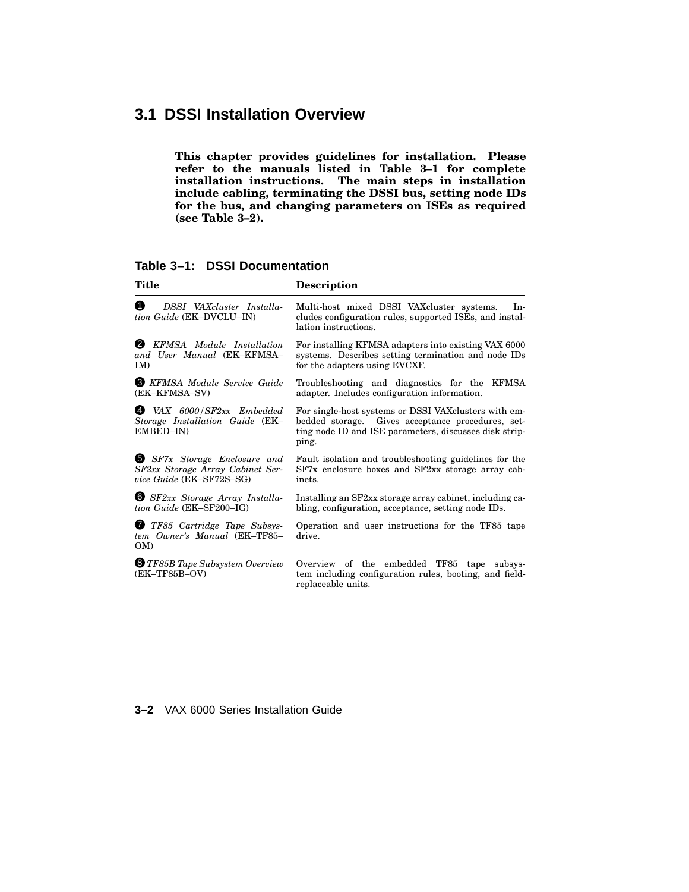## 3.1 DSSI Installation Overview

**This chapter provides guidelines for installation. Please refer to the manuals listed in Table 3–1 for complete installation instructions. The main steps in installation include cabling, terminating the DSSI bus, setting node IDs for the bus, and changing parameters on ISEs as required (see Table 3–2).**

**Table 3–1: DSSI Documentation**

| Title | Description |
|---|---|
| ❶ *DSSI VAXcluster Installation Guide* (EK–DVCLU–IN) | Multi-host mixed DSSI VAXcluster systems. Includes configuration rules, supported ISEs, and installation instructions. |
| ❷ *KFMSA Module Installation and User Manual* (EK–KFMSA–IM) | For installing KFMSA adapters into existing VAX 6000 systems. Describes setting termination and node IDs for the adapters using EVCXF. |
| ❸ *KFMSA Module Service Guide* (EK–KFMSA–SV) | Troubleshooting and diagnostics for the KFMSA adapter. Includes configuration information. |
| ❹ *VAX 6000/SF2xx Embedded Storage Installation Guide* (EK–EMBED–IN) | For single-host systems or DSSI VAXclusters with embedded storage. Gives acceptance procedures, setting node ID and ISE parameters, discusses disk stripping. |
| ❺ *SF7x Storage Enclosure and SF2xx Storage Array Cabinet Service Guide* (EK–SF72S–SG) | Fault isolation and troubleshooting guidelines for the SF7x enclosure boxes and SF2xx storage array cabinets. |
| ❻ *SF2xx Storage Array Installation Guide* (EK–SF200–IG) | Installing an SF2xx storage array cabinet, including cabling, configuration, acceptance, setting node IDs. |
| ❼ *TF85 Cartridge Tape Subsystem Owner's Manual* (EK–TF85–OM) | Operation and user instructions for the TF85 tape drive. |
| ❽ *TF85B Tape Subsystem Overview* (EK–TF85B–OV) | Overview of the embedded TF85 tape subsystem including configuration rules, booting, and field-replaceable units. |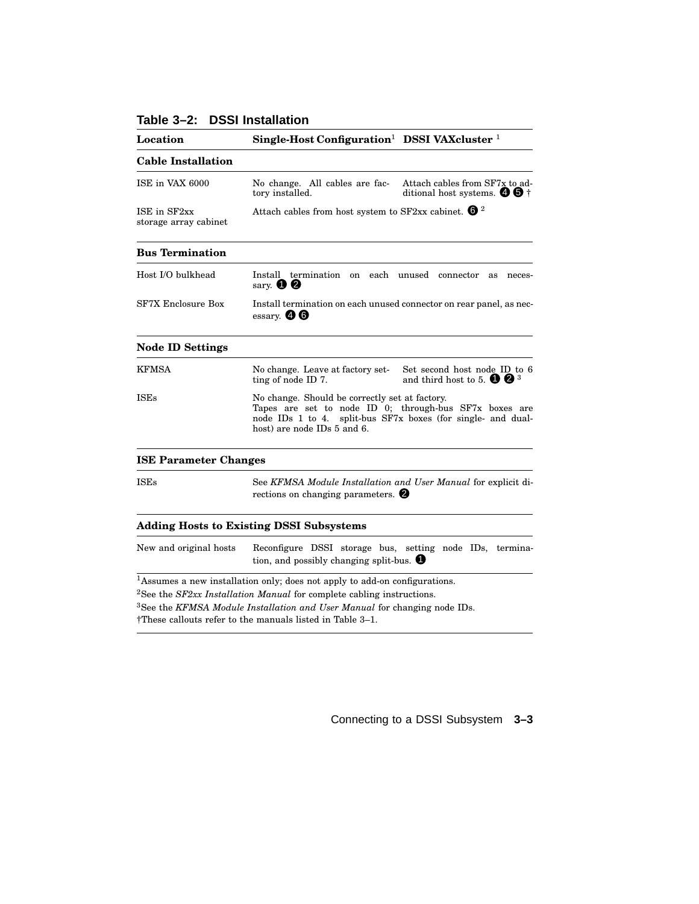**Table 3–2: DSSI Installation**

| Location | Single-Host Configuration[1] | DSSI VAXcluster [1] |
|---|---|---|
| **Cable Installation** | | |
| ISE in VAX 6000 | No change. All cables are factory installed. | Attach cables from SF7x to additional host systems. ❹ ❺ † |
| ISE in SF2xx storage array cabinet | Attach cables from host system to SF2xx cabinet. ❻ [2] | |
| **Bus Termination** | | |
| Host I/O bulkhead | Install termination on each unused connector as necessary. ❶ ❷ | |
| SF7X Enclosure Box | Install termination on each unused connector on rear panel, as necessary. ❹ ❻ | |
| **Node ID Settings** | | |
| KFMSA | No change. Leave at factory setting of node ID 7. | Set second host node ID to 6 and third host to 5. ❶ ❷ [3] |
| ISEs | No change. Should be correctly set at factory. Tapes are set to node ID 0; through-bus SF7x boxes are node IDs 1 to 4. split-bus SF7x boxes (for single- and dual-host) are node IDs 5 and 6. | |
| **ISE Parameter Changes** | | |
| ISEs | See *KFMSA Module Installation and User Manual* for explicit directions on changing parameters. ❷ | |
| **Adding Hosts to Existing DSSI Subsystems** | | |
| New and original hosts | Reconfigure DSSI storage bus, setting node IDs, termination, and possibly changing split-bus. ❶ | |

[1]Assumes a new installation only; does not apply to add-on configurations.

[2]See the *SF2xx Installation Manual* for complete cabling instructions.

[3]See the *KFMSA Module Installation and User Manual* for changing node IDs.

†These callouts refer to the manuals listed in Table 3–1.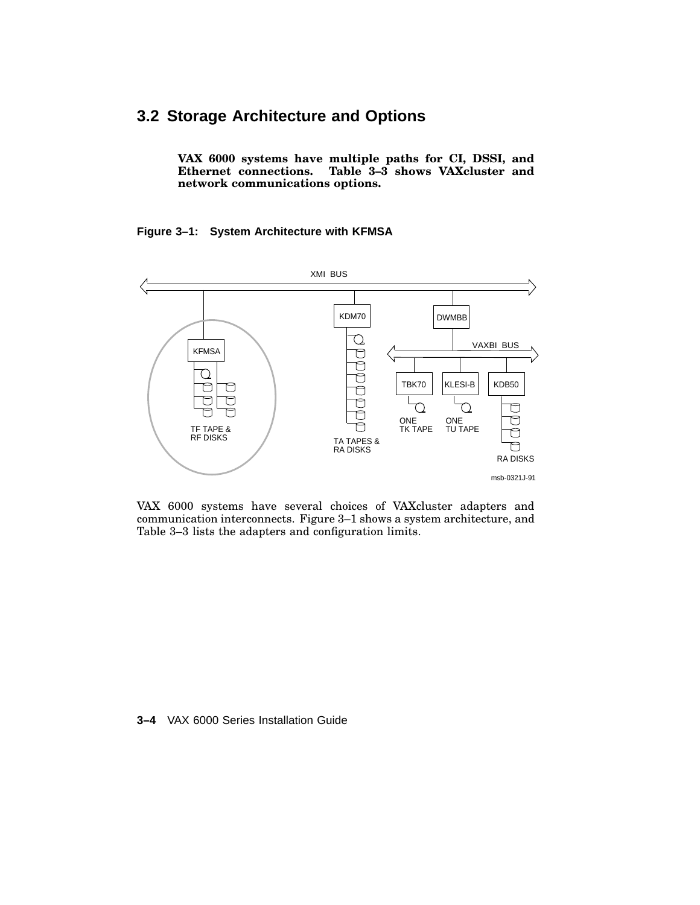## 3.2 Storage Architecture and Options

**VAX 6000 systems have multiple paths for CI, DSSI, and Ethernet connections. Table 3–3 shows VAXcluster and network communications options.**

**Figure 3–1: System Architecture with KFMSA**

XMI BUS

KDM70

DWMBB

VAXBI BUS

KFMSA

TBK70

KLESI-B

KDB50

ONE TK TAPE

ONE TU TAPE

TF TAPE & RF DISKS

TA TAPES & RA DISKS

RA DISKS

msb-0321J-91

VAX 6000 systems have several choices of VAXcluster adapters and communication interconnects. Figure 3–1 shows a system architecture, and Table 3–3 lists the adapters and configuration limits.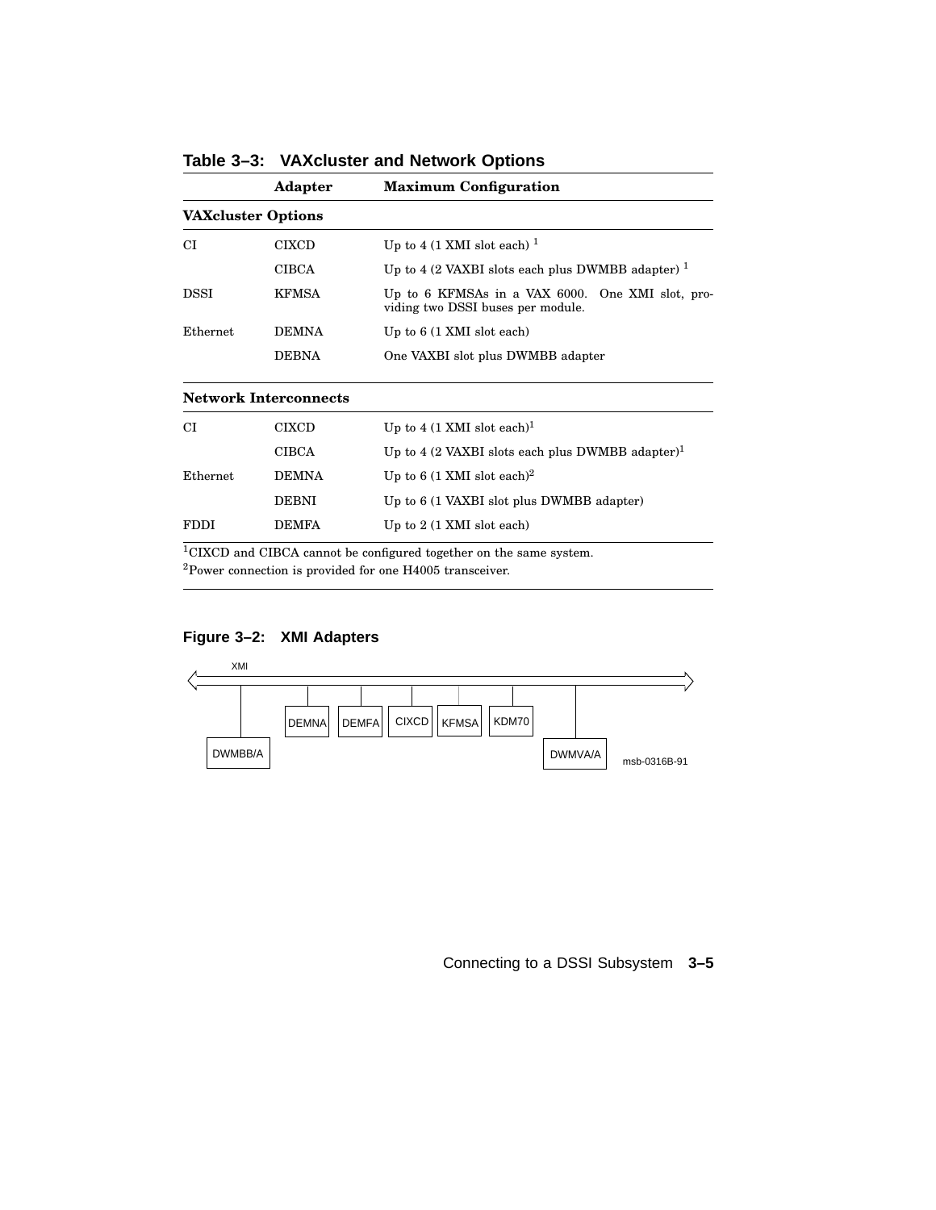**Table 3–3: VAXcluster and Network Options**

| | Adapter | Maximum Configuration |
|---|---|---|
| **VAXcluster Options** | | |
| CI | CIXCD | Up to 4 (1 XMI slot each) [1] |
| | CIBCA | Up to 4 (2 VAXBI slots each plus DWMBB adapter) [1] |
| DSSI | KFMSA | Up to 6 KFMSAs in a VAX 6000. One XMI slot, providing two DSSI buses per module. |
| Ethernet | DEMNA | Up to 6 (1 XMI slot each) |
| | DEBNA | One VAXBI slot plus DWMBB adapter |
| **Network Interconnects** | | |
| CI | CIXCD | Up to 4 (1 XMI slot each)[1] |
| | CIBCA | Up to 4 (2 VAXBI slots each plus DWMBB adapter)[1] |
| Ethernet | DEMNA | Up to 6 (1 XMI slot each)[2] |
| | DEBNI | Up to 6 (1 VAXBI slot plus DWMBB adapter) |
| FDDI | DEMFA | Up to 2 (1 XMI slot each) |

[1]CIXCD and CIBCA cannot be configured together on the same system.

[2]Power connection is provided for one H4005 transceiver.

**Figure 3–2: XMI Adapters**

XMI

DWMBB/A DEMNA DEMFA CIXCD KFMSA KDM70 DWMVA/A

msb-0316B-91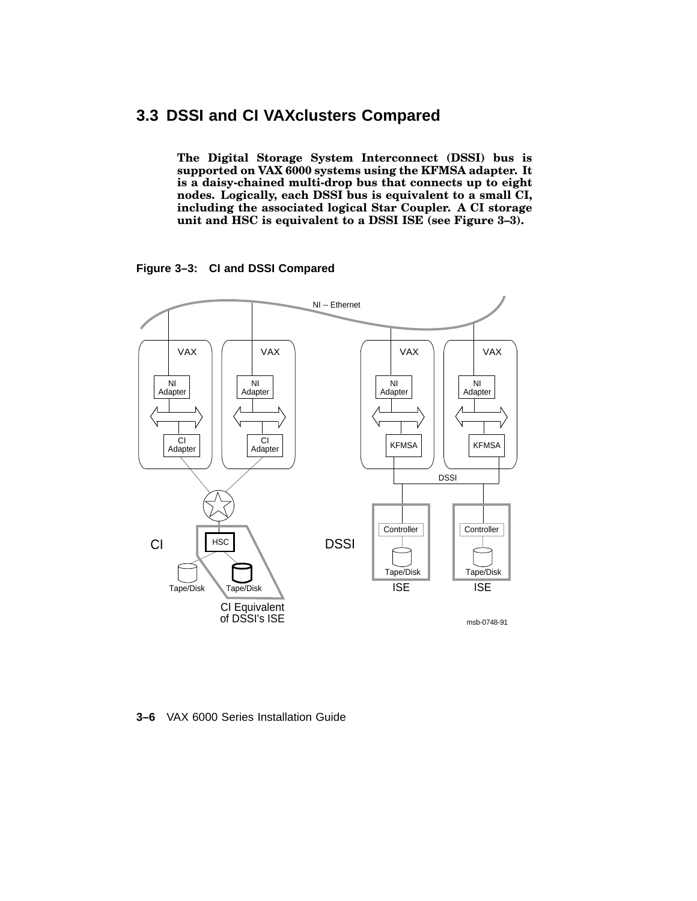## 3.3 DSSI and CI VAXclusters Compared

**The Digital Storage System Interconnect (DSSI) bus is supported on VAX 6000 systems using the KFMSA adapter. It is a daisy-chained multi-drop bus that connects up to eight nodes. Logically, each DSSI bus is equivalent to a small CI, including the associated logical Star Coupler. A CI storage unit and HSC is equivalent to a DSSI ISE (see Figure 3–3).**

**Figure 3–3: CI and DSSI Compared**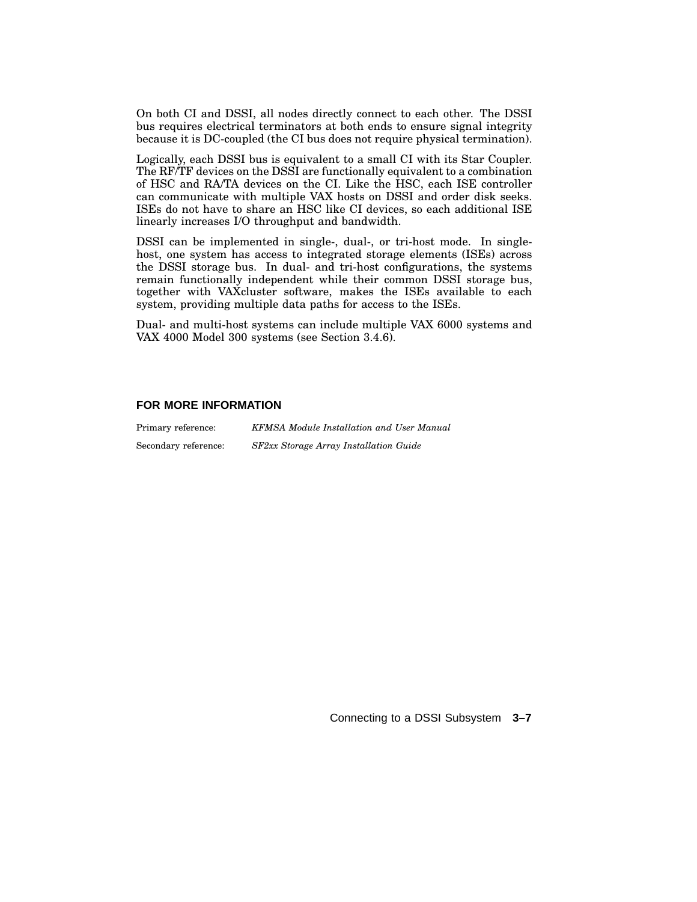On both CI and DSSI, all nodes directly connect to each other. The DSSI bus requires electrical terminators at both ends to ensure signal integrity because it is DC-coupled (the CI bus does not require physical termination).

Logically, each DSSI bus is equivalent to a small CI with its Star Coupler. The RF/TF devices on the DSSI are functionally equivalent to a combination of HSC and RA/TA devices on the CI. Like the HSC, each ISE controller can communicate with multiple VAX hosts on DSSI and order disk seeks. ISEs do not have to share an HSC like CI devices, so each additional ISE linearly increases I/O throughput and bandwidth.

DSSI can be implemented in single-, dual-, or tri-host mode. In single-host, one system has access to integrated storage elements (ISEs) across the DSSI storage bus. In dual- and tri-host configurations, the systems remain functionally independent while their common DSSI storage bus, together with VAXcluster software, makes the ISEs available to each system, providing multiple data paths for access to the ISEs.

Dual- and multi-host systems can include multiple VAX 6000 systems and VAX 4000 Model 300 systems (see Section 3.4.6).

#### FOR MORE INFORMATION

Primary reference: *KFMSA Module Installation and User Manual*

Secondary reference: *SF2xx Storage Array Installation Guide*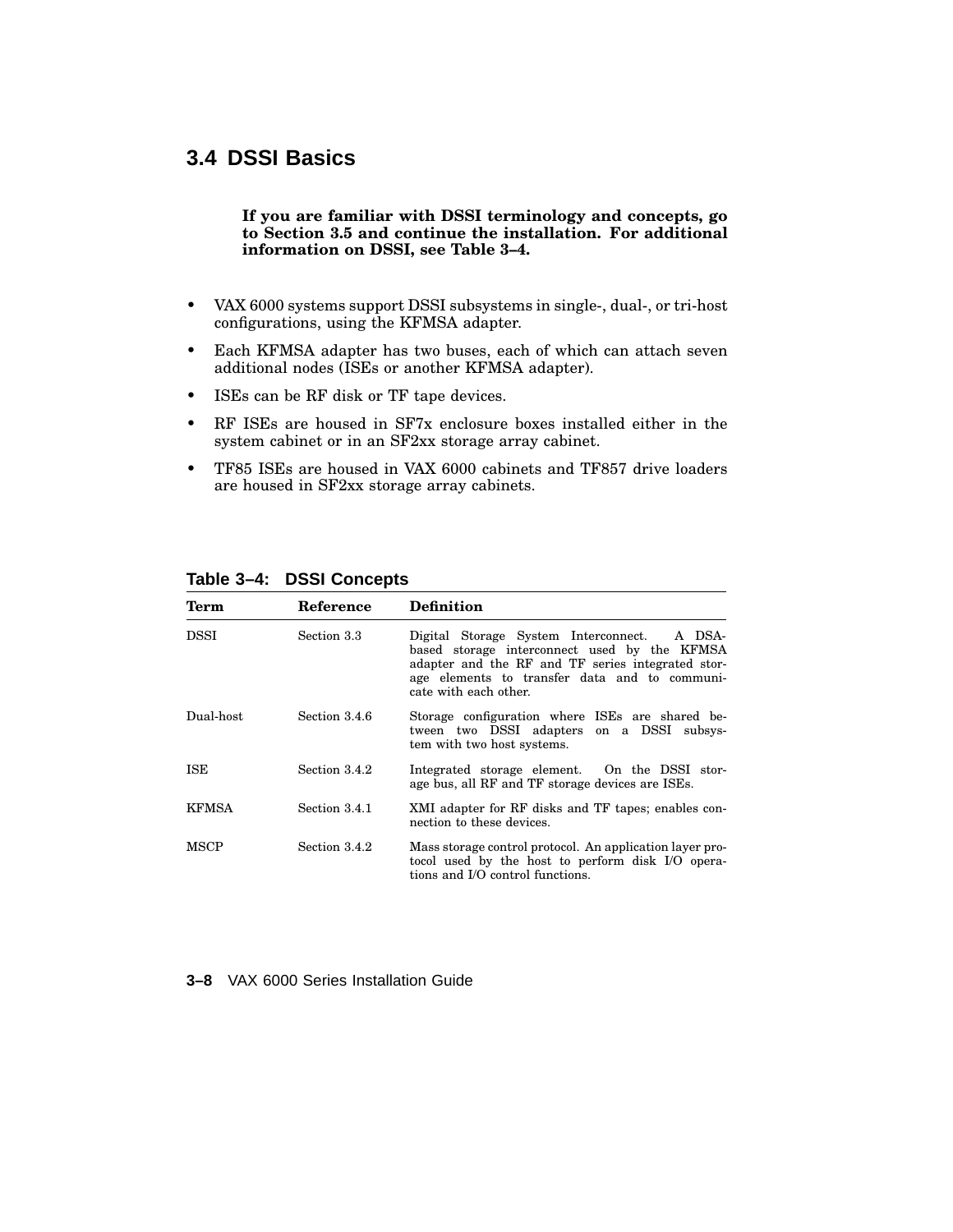## 3.4 DSSI Basics

**If you are familiar with DSSI terminology and concepts, go to Section 3.5 and continue the installation. For additional information on DSSI, see Table 3–4.**

- VAX 6000 systems support DSSI subsystems in single-, dual-, or tri-host configurations, using the KFMSA adapter.
- Each KFMSA adapter has two buses, each of which can attach seven additional nodes (ISEs or another KFMSA adapter).
- ISEs can be RF disk or TF tape devices.
- RF ISEs are housed in SF7x enclosure boxes installed either in the system cabinet or in an SF2xx storage array cabinet.
- TF85 ISEs are housed in VAX 6000 cabinets and TF857 drive loaders are housed in SF2xx storage array cabinets.

**Table 3–4: DSSI Concepts**

| Term | Reference | Definition |
|---|---|---|
| DSSI | Section 3.3 | Digital Storage System Interconnect. A DSA-based storage interconnect used by the KFMSA adapter and the RF and TF series integrated storage elements to transfer data and to communicate with each other. |
| Dual-host | Section 3.4.6 | Storage configuration where ISEs are shared between two DSSI adapters on a DSSI subsystem with two host systems. |
| ISE | Section 3.4.2 | Integrated storage element. On the DSSI storage bus, all RF and TF storage devices are ISEs. |
| KFMSA | Section 3.4.1 | XMI adapter for RF disks and TF tapes; enables connection to these devices. |
| MSCP | Section 3.4.2 | Mass storage control protocol. An application layer protocol used by the host to perform disk I/O operations and I/O control functions. |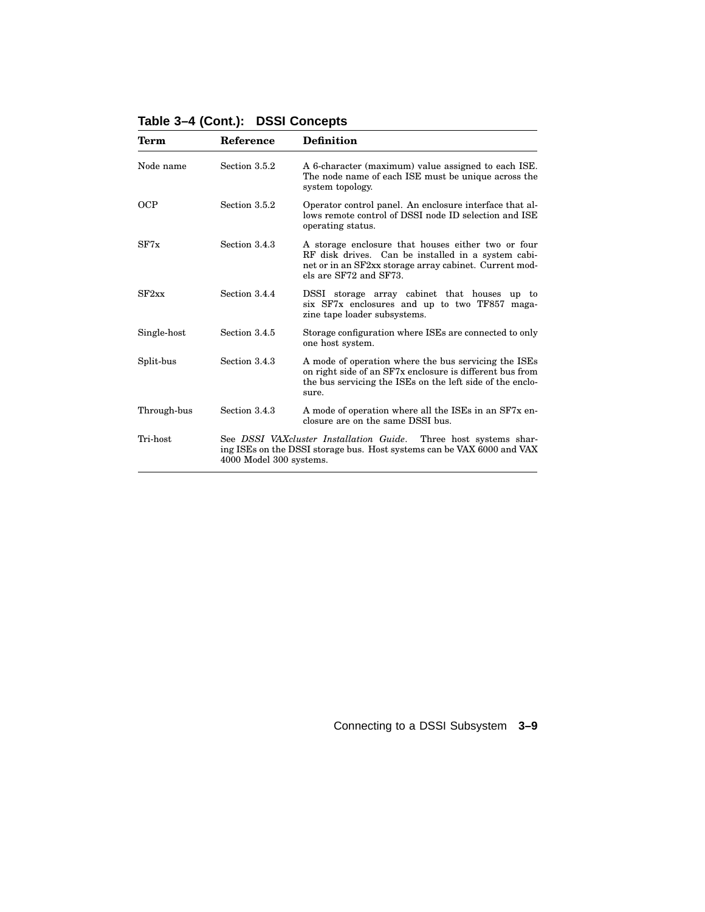**Table 3–4 (Cont.): DSSI Concepts**

| Term | Reference | Definition |
|---|---|---|
| Node name | Section 3.5.2 | A 6-character (maximum) value assigned to each ISE. The node name of each ISE must be unique across the system topology. |
| OCP | Section 3.5.2 | Operator control panel. An enclosure interface that allows remote control of DSSI node ID selection and ISE operating status. |
| SF7x | Section 3.4.3 | A storage enclosure that houses either two or four RF disk drives. Can be installed in a system cabinet or in an SF2xx storage array cabinet. Current models are SF72 and SF73. |
| SF2xx | Section 3.4.4 | DSSI storage array cabinet that houses up to six SF7x enclosures and up to two TF857 magazine tape loader subsystems. |
| Single-host | Section 3.4.5 | Storage configuration where ISEs are connected to only one host system. |
| Split-bus | Section 3.4.3 | A mode of operation where the bus servicing the ISEs on right side of an SF7x enclosure is different bus from the bus servicing the ISEs on the left side of the enclosure. |
| Through-bus | Section 3.4.3 | A mode of operation where all the ISEs in an SF7x enclosure are on the same DSSI bus. |
| Tri-host | See *DSSI VAXcluster Installation Guide*. Three host systems sharing ISEs on the DSSI storage bus. Host systems can be VAX 6000 and VAX 4000 Model 300 systems. | |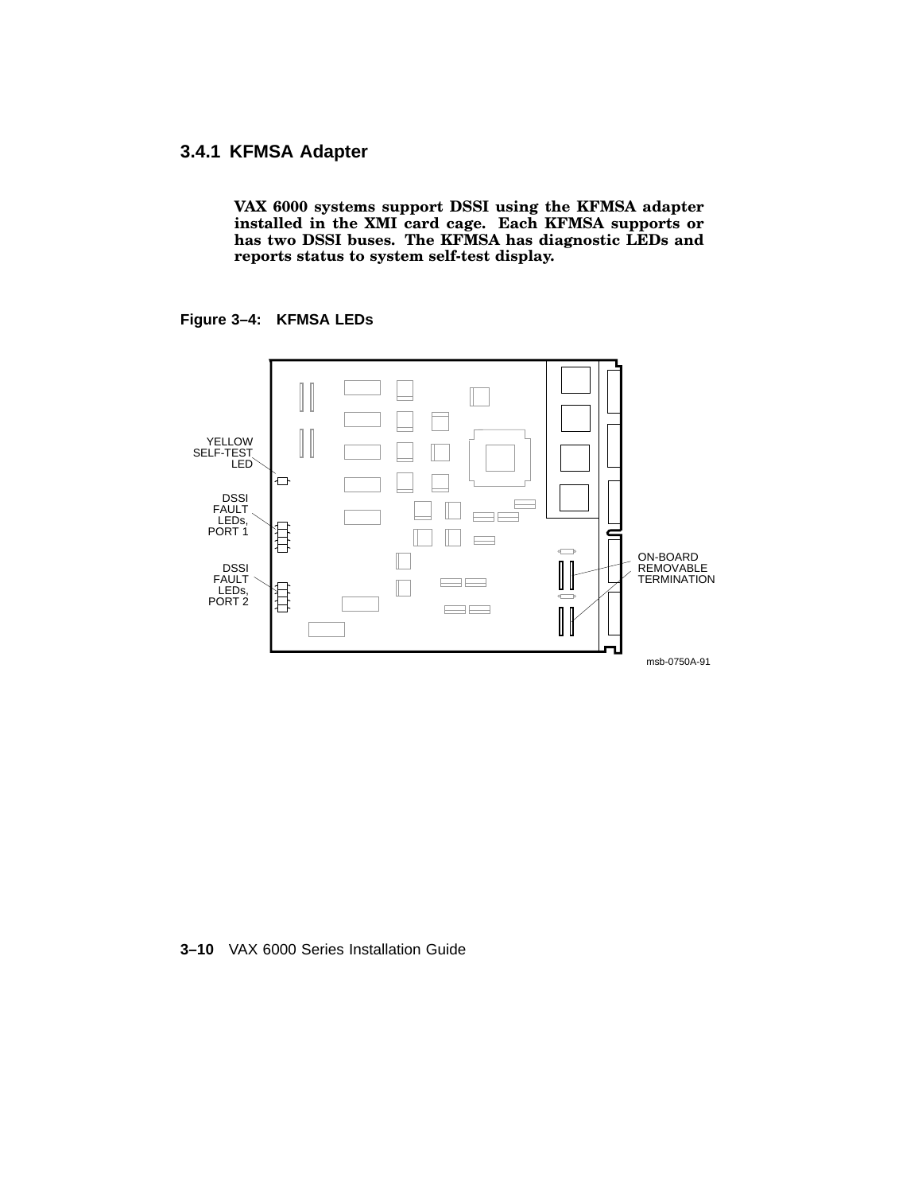### 3.4.1 KFMSA Adapter

**VAX 6000 systems support DSSI using the KFMSA adapter installed in the XMI card cage. Each KFMSA supports or has two DSSI buses. The KFMSA has diagnostic LEDs and reports status to system self-test display.**

**Figure 3–4: KFMSA LEDs**

YELLOW SELF-TEST LED

DSSI FAULT LEDs, PORT 1

DSSI FAULT LEDs, PORT 2

ON-BOARD REMOVABLE TERMINATION

msb-0750A-91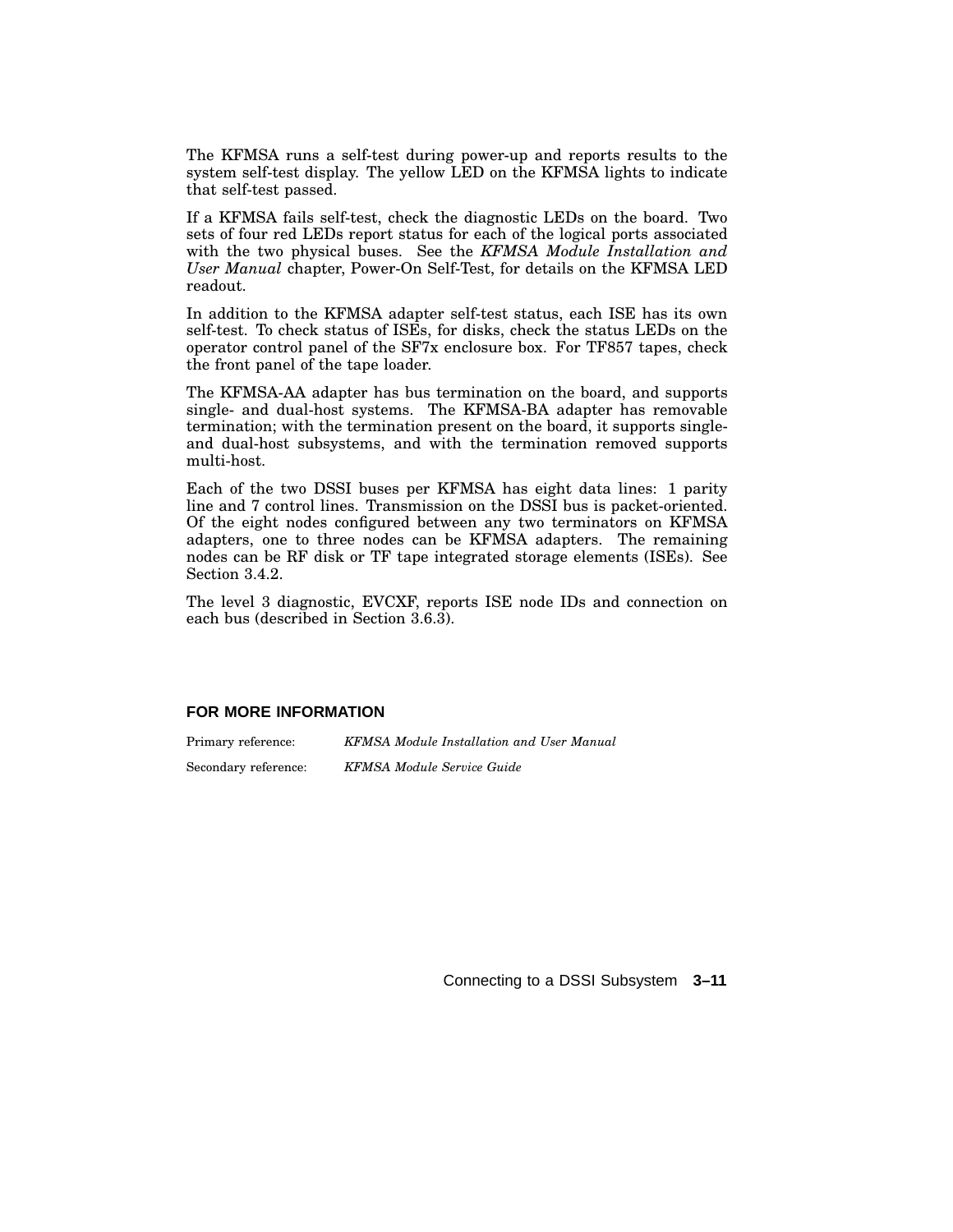The KFMSA runs a self-test during power-up and reports results to the system self-test display. The yellow LED on the KFMSA lights to indicate that self-test passed.

If a KFMSA fails self-test, check the diagnostic LEDs on the board. Two sets of four red LEDs report status for each of the logical ports associated with the two physical buses. See the *KFMSA Module Installation and User Manual* chapter, Power-On Self-Test, for details on the KFMSA LED readout.

In addition to the KFMSA adapter self-test status, each ISE has its own self-test. To check status of ISEs, for disks, check the status LEDs on the operator control panel of the SF7x enclosure box. For TF857 tapes, check the front panel of the tape loader.

The KFMSA-AA adapter has bus termination on the board, and supports single- and dual-host systems. The KFMSA-BA adapter has removable termination; with the termination present on the board, it supports single- and dual-host subsystems, and with the termination removed supports multi-host.

Each of the two DSSI buses per KFMSA has eight data lines: 1 parity line and 7 control lines. Transmission on the DSSI bus is packet-oriented. Of the eight nodes configured between any two terminators on KFMSA adapters, one to three nodes can be KFMSA adapters. The remaining nodes can be RF disk or TF tape integrated storage elements (ISEs). See Section 3.4.2.

The level 3 diagnostic, EVCXF, reports ISE node IDs and connection on each bus (described in Section 3.6.3).

### FOR MORE INFORMATION

Primary reference: *KFMSA Module Installation and User Manual*

Secondary reference: *KFMSA Module Service Guide*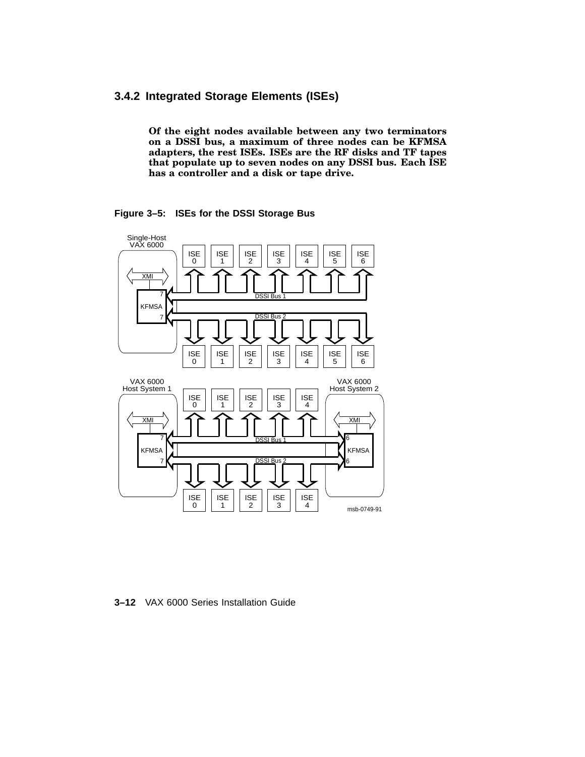### 3.4.2 Integrated Storage Elements (ISEs)

**Of the eight nodes available between any two terminators on a DSSI bus, a maximum of three nodes can be KFMSA adapters, the rest ISEs. ISEs are the RF disks and TF tapes that populate up to seven nodes on any DSSI bus. Each ISE has a controller and a disk or tape drive.**

**Figure 3–5: ISEs for the DSSI Storage Bus**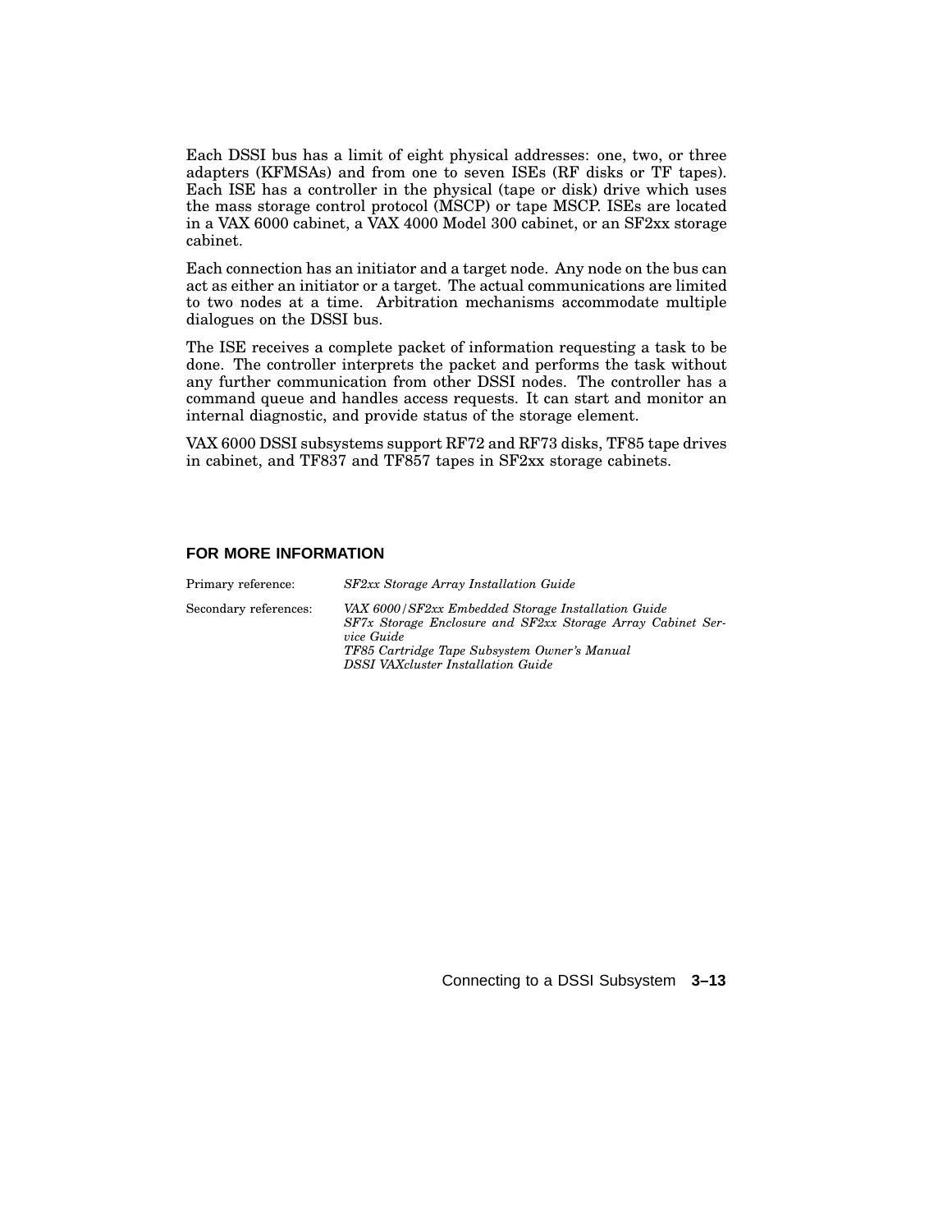Each DSSI bus has a limit of eight physical addresses: one, two, or three adapters (KFMSAs) and from one to seven ISEs (RF disks or TF tapes). Each ISE has a controller in the physical (tape or disk) drive which uses the mass storage control protocol (MSCP) or tape MSCP. ISEs are located in a VAX 6000 cabinet, a VAX 4000 Model 300 cabinet, or an SF2xx storage cabinet.

Each connection has an initiator and a target node. Any node on the bus can act as either an initiator or a target. The actual communications are limited to two nodes at a time. Arbitration mechanisms accommodate multiple dialogues on the DSSI bus.

The ISE receives a complete packet of information requesting a task to be done. The controller interprets the packet and performs the task without any further communication from other DSSI nodes. The controller has a command queue and handles access requests. It can start and monitor an internal diagnostic, and provide status of the storage element.

VAX 6000 DSSI subsystems support RF72 and RF73 disks, TF85 tape drives in cabinet, and TF837 and TF857 tapes in SF2xx storage cabinets.

#### FOR MORE INFORMATION

Primary reference: *SF2xx Storage Array Installation Guide*

Secondary references: *VAX 6000/SF2xx Embedded Storage Installation Guide*
*SF7x Storage Enclosure and SF2xx Storage Array Cabinet Service Guide*
*TF85 Cartridge Tape Subsystem Owner's Manual*
*DSSI VAXcluster Installation Guide*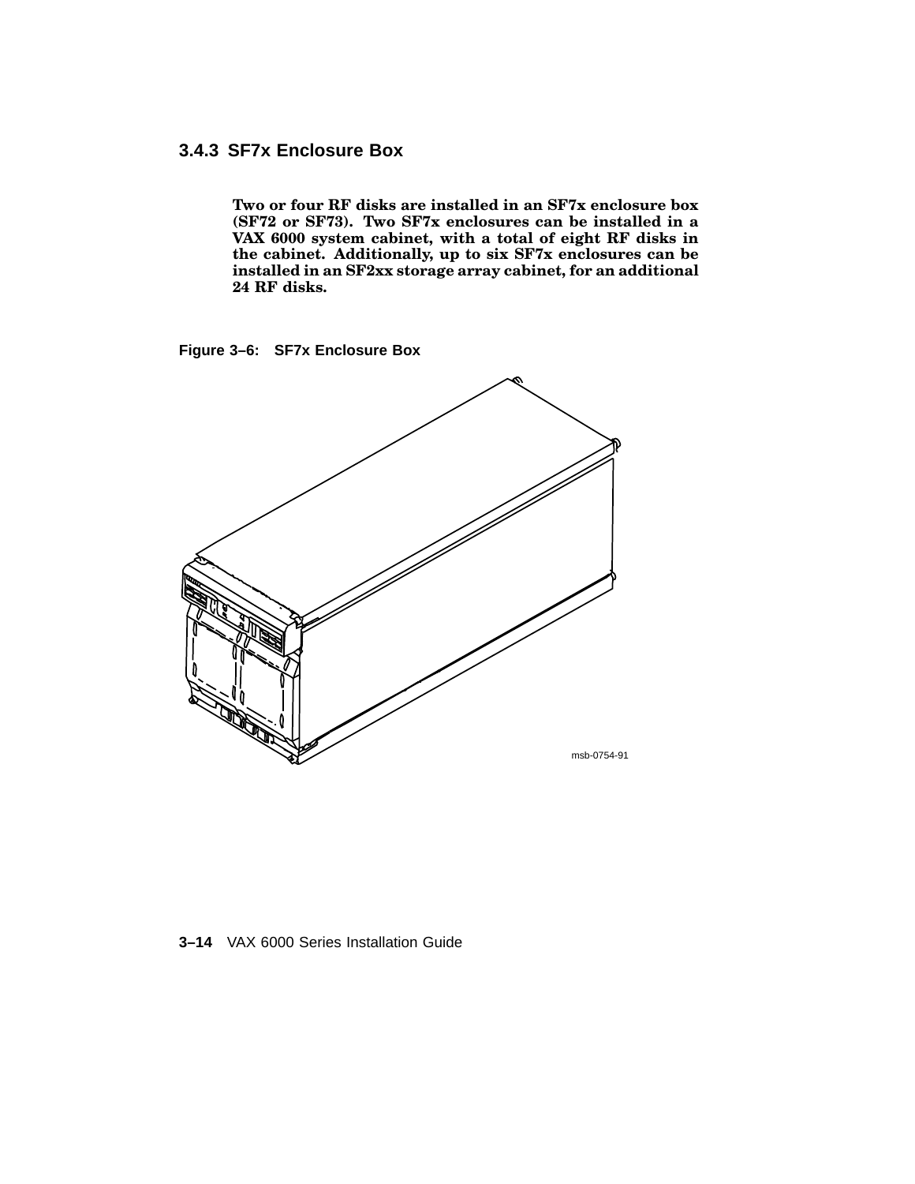### 3.4.3 SF7x Enclosure Box

**Two or four RF disks are installed in an SF7x enclosure box (SF72 or SF73). Two SF7x enclosures can be installed in a VAX 6000 system cabinet, with a total of eight RF disks in the cabinet. Additionally, up to six SF7x enclosures can be installed in an SF2xx storage array cabinet, for an additional 24 RF disks.**

**Figure 3–6: SF7x Enclosure Box**

msb-0754-91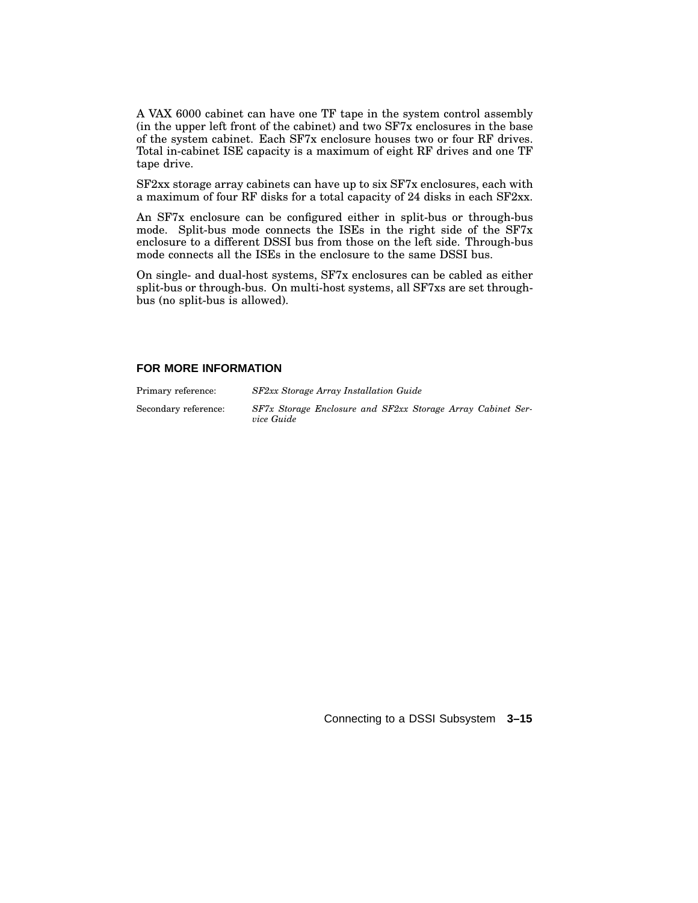A VAX 6000 cabinet can have one TF tape in the system control assembly (in the upper left front of the cabinet) and two SF7x enclosures in the base of the system cabinet. Each SF7x enclosure houses two or four RF drives. Total in-cabinet ISE capacity is a maximum of eight RF drives and one TF tape drive.

SF2xx storage array cabinets can have up to six SF7x enclosures, each with a maximum of four RF disks for a total capacity of 24 disks in each SF2xx.

An SF7x enclosure can be configured either in split-bus or through-bus mode. Split-bus mode connects the ISEs in the right side of the SF7x enclosure to a different DSSI bus from those on the left side. Through-bus mode connects all the ISEs in the enclosure to the same DSSI bus.

On single- and dual-host systems, SF7x enclosures can be cabled as either split-bus or through-bus. On multi-host systems, all SF7xs are set through-bus (no split-bus is allowed).

#### FOR MORE INFORMATION

Primary reference: *SF2xx Storage Array Installation Guide*

Secondary reference: *SF7x Storage Enclosure and SF2xx Storage Array Cabinet Service Guide*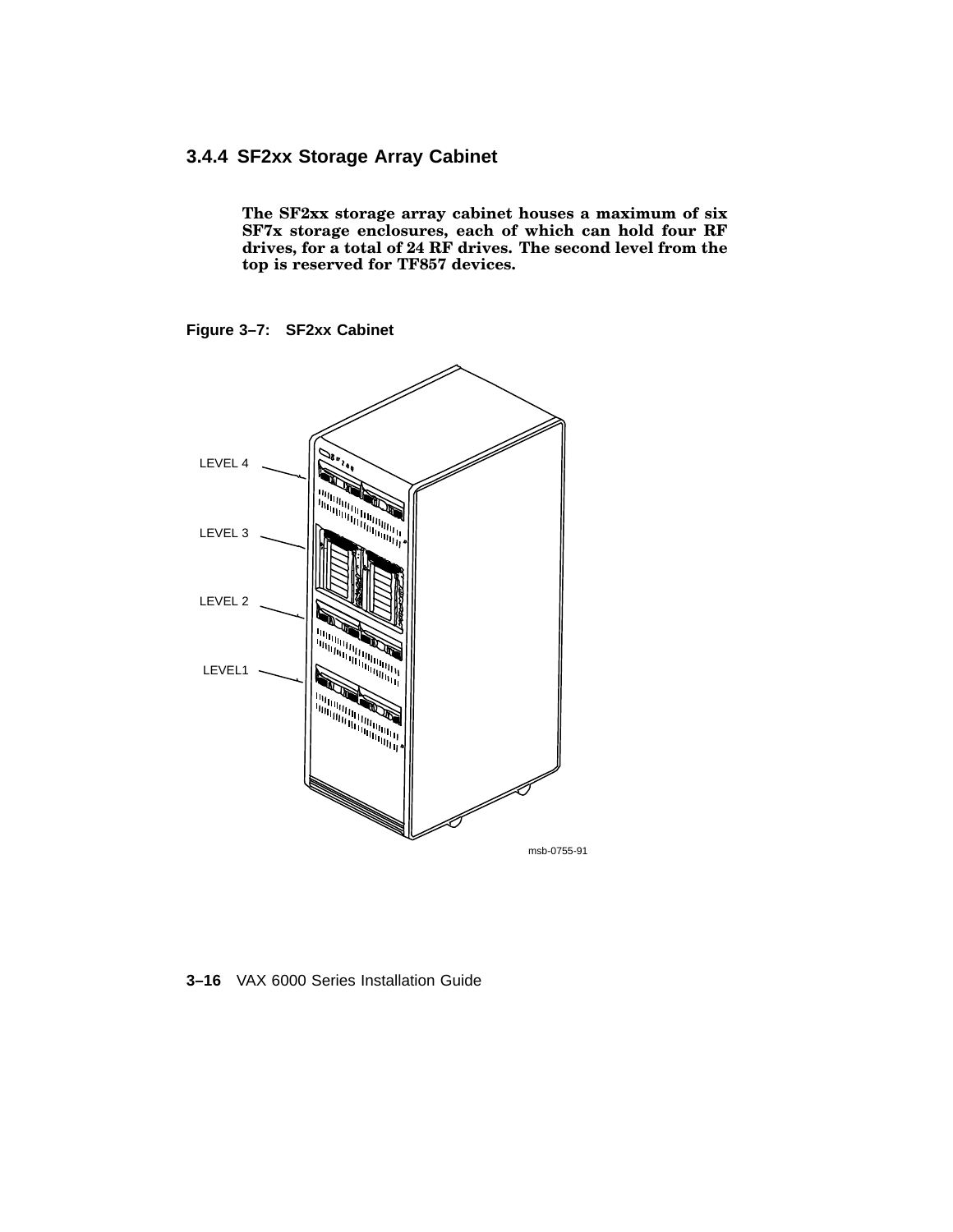### 3.4.4 SF2xx Storage Array Cabinet

**The SF2xx storage array cabinet houses a maximum of six SF7x storage enclosures, each of which can hold four RF drives, for a total of 24 RF drives. The second level from the top is reserved for TF857 devices.**

**Figure 3–7: SF2xx Cabinet**

LEVEL 4

LEVEL 3

LEVEL 2

LEVEL1

msb-0755-91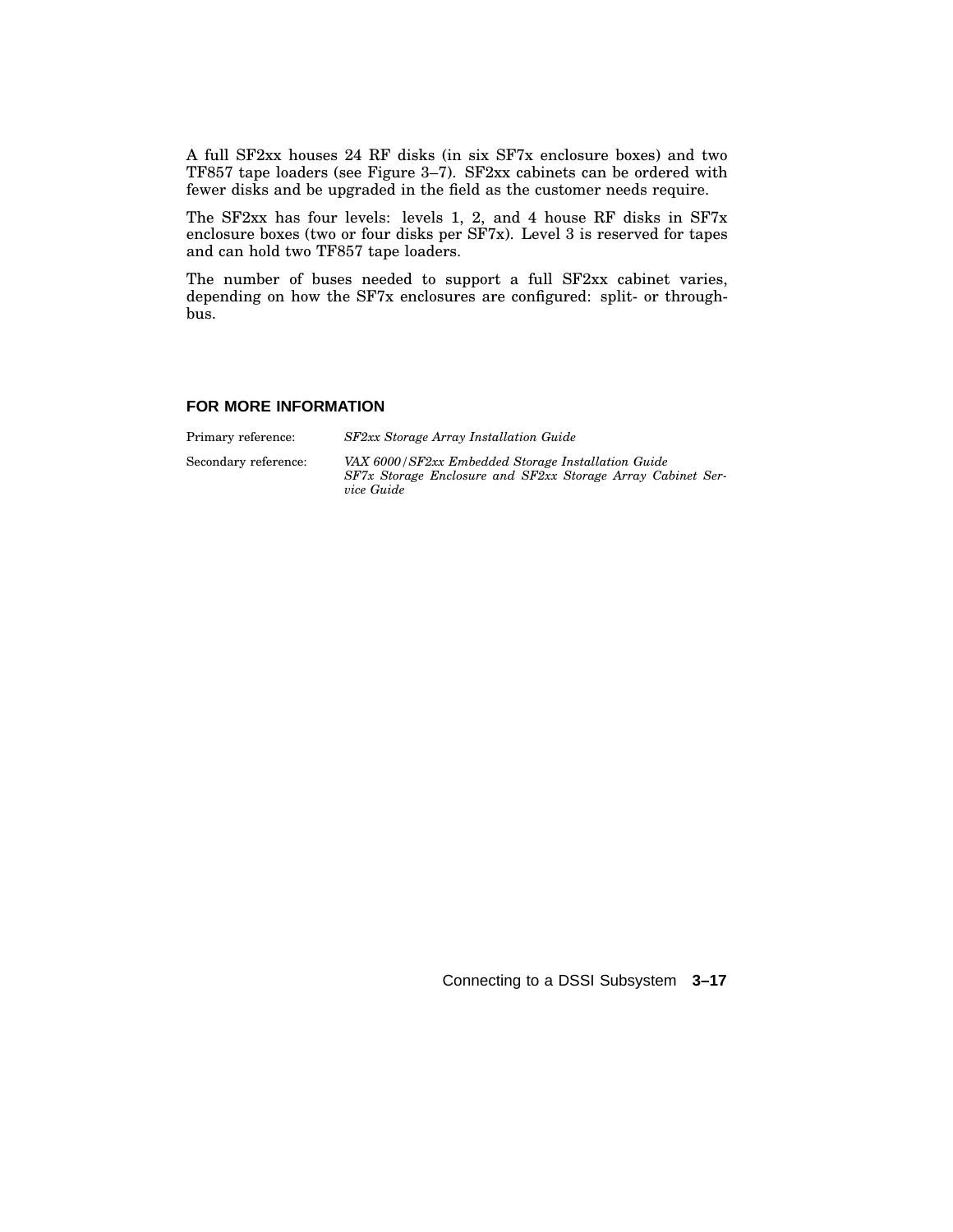A full SF2xx houses 24 RF disks (in six SF7x enclosure boxes) and two TF857 tape loaders (see Figure 3–7). SF2xx cabinets can be ordered with fewer disks and be upgraded in the field as the customer needs require.

The SF2xx has four levels: levels 1, 2, and 4 house RF disks in SF7x enclosure boxes (two or four disks per SF7x). Level 3 is reserved for tapes and can hold two TF857 tape loaders.

The number of buses needed to support a full SF2xx cabinet varies, depending on how the SF7x enclosures are configured: split- or through-bus.

### FOR MORE INFORMATION

| | |
|---|---|
| Primary reference: | *SF2xx Storage Array Installation Guide* |
| Secondary reference: | *VAX 6000/SF2xx Embedded Storage Installation Guide*<br>*SF7x Storage Enclosure and SF2xx Storage Array Cabinet Service Guide* |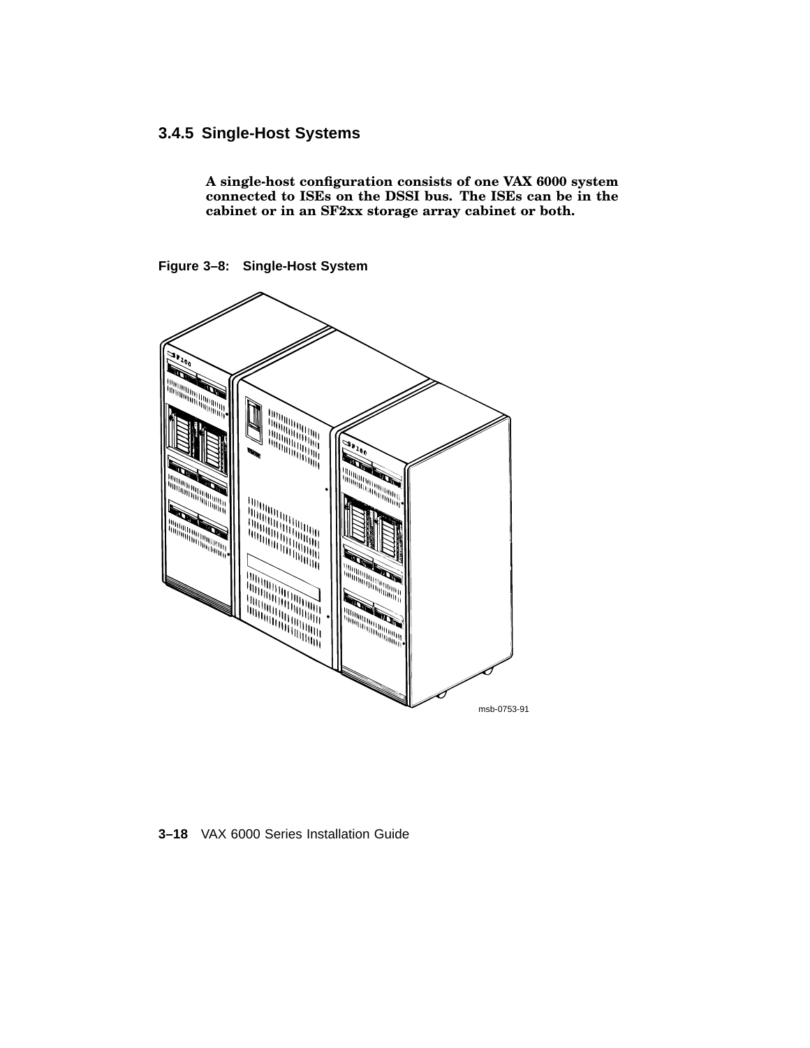### 3.4.5 Single-Host Systems

**A single-host configuration consists of one VAX 6000 system connected to ISEs on the DSSI bus. The ISEs can be in the cabinet or in an SF2xx storage array cabinet or both.**

**Figure 3–8: Single-Host System**

msb-0753-91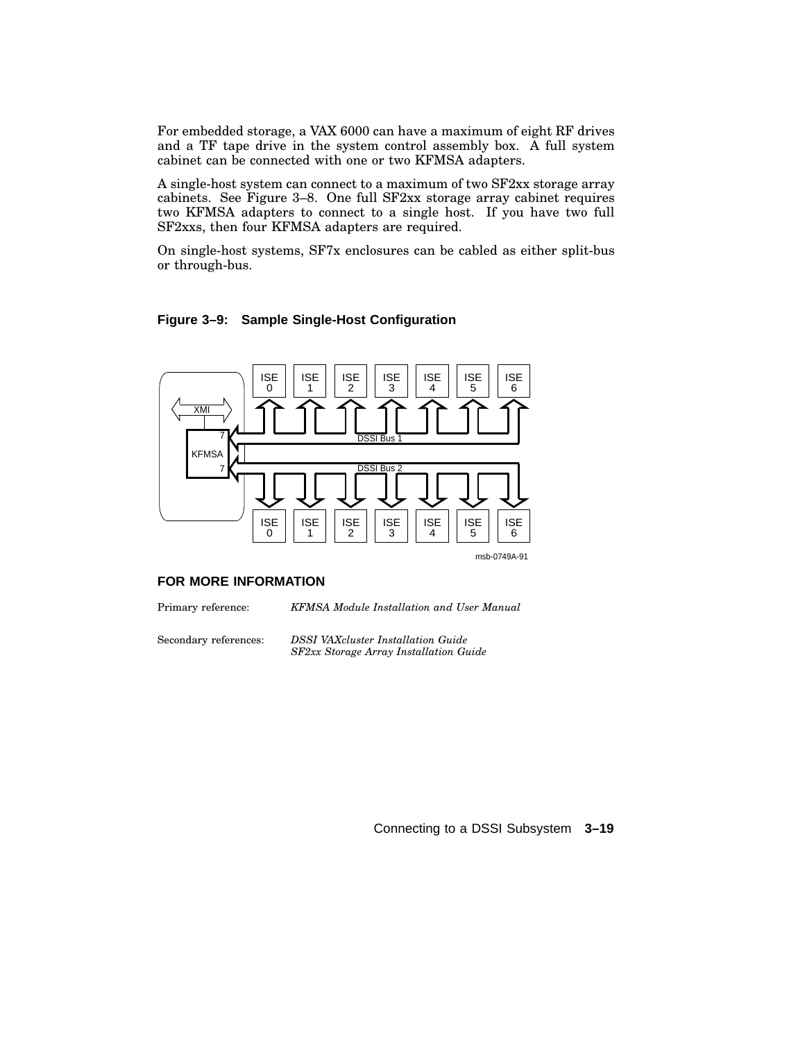For embedded storage, a VAX 6000 can have a maximum of eight RF drives and a TF tape drive in the system control assembly box. A full system cabinet can be connected with one or two KFMSA adapters.

A single-host system can connect to a maximum of two SF2xx storage array cabinets. See Figure 3–8. One full SF2xx storage array cabinet requires two KFMSA adapters to connect to a single host. If you have two full SF2xxs, then four KFMSA adapters are required.

On single-host systems, SF7x enclosures can be cabled as either split-bus or through-bus.

**Figure 3–9: Sample Single-Host Configuration**

## FOR MORE INFORMATION

| | |
|---|---|
| Primary reference: | *KFMSA Module Installation and User Manual* |
| Secondary references: | *DSSI VAXcluster Installation Guide*<br>*SF2xx Storage Array Installation Guide* |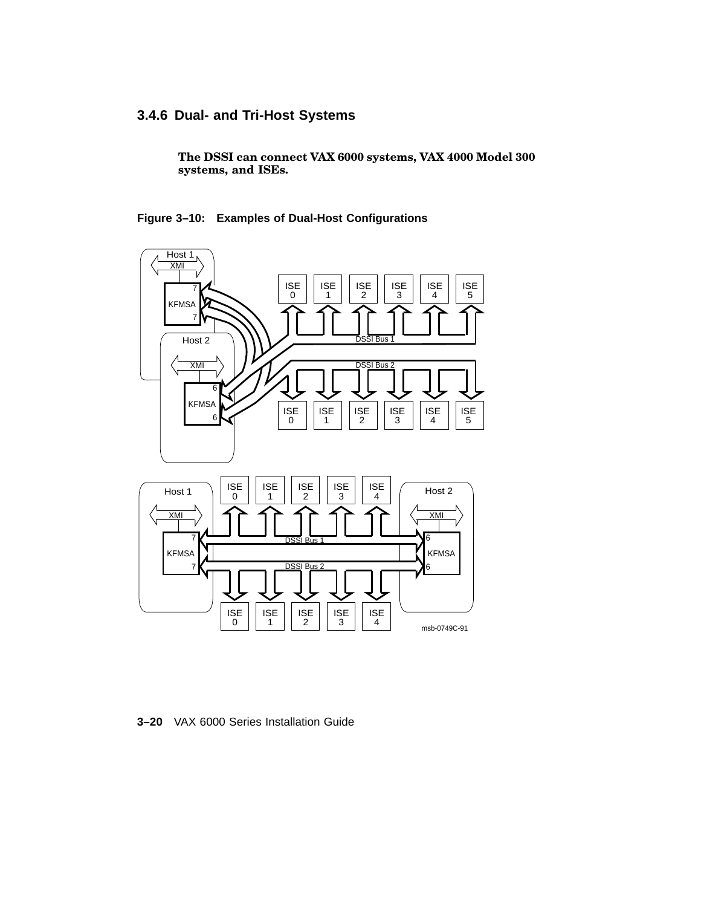### 3.4.6 Dual- and Tri-Host Systems

**The DSSI can connect VAX 6000 systems, VAX 4000 Model 300 systems, and ISEs.**

**Figure 3–10: Examples of Dual-Host Configurations**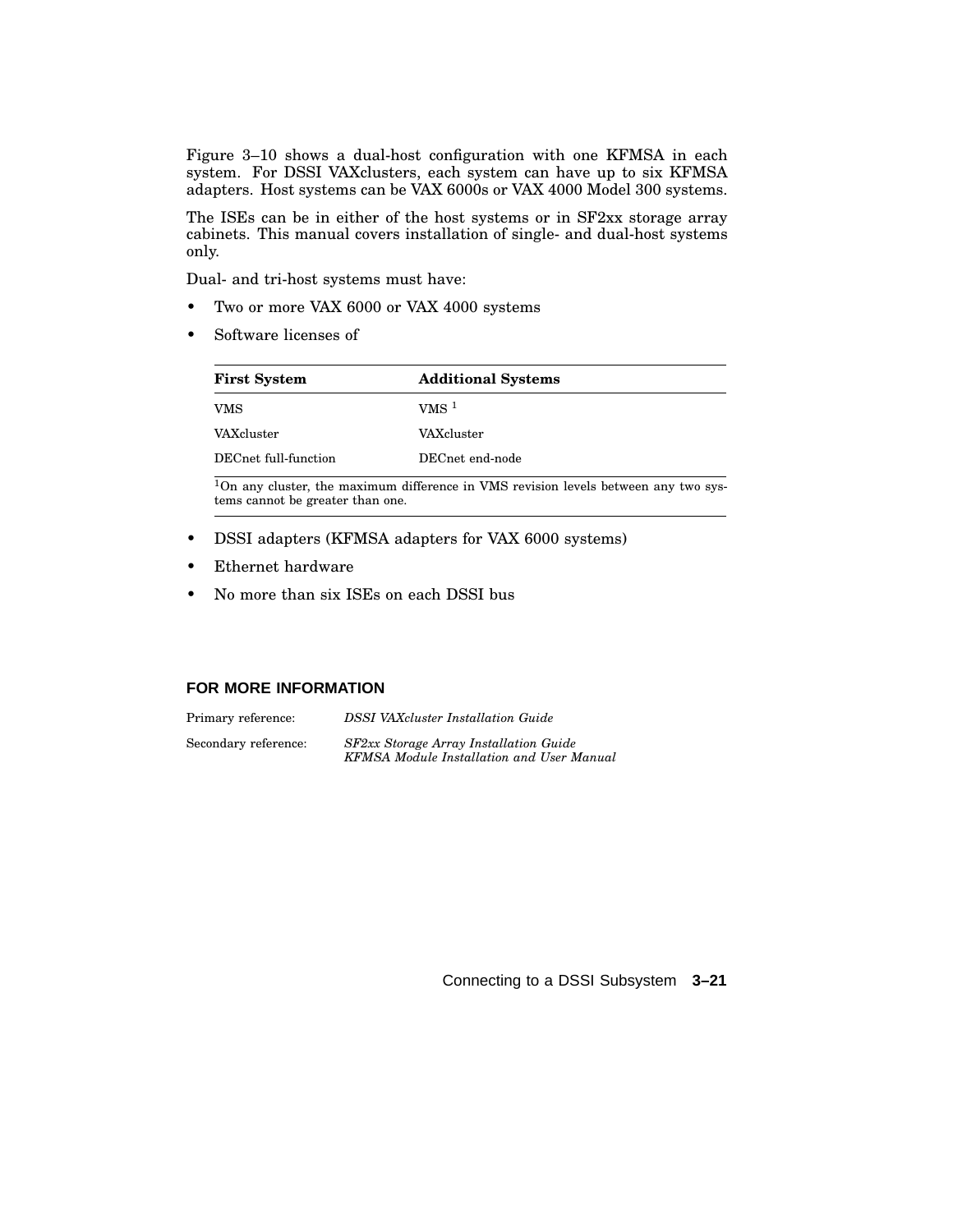Figure 3–10 shows a dual-host configuration with one KFMSA in each system. For DSSI VAXclusters, each system can have up to six KFMSA adapters. Host systems can be VAX 6000s or VAX 4000 Model 300 systems.

The ISEs can be in either of the host systems or in SF2xx storage array cabinets. This manual covers installation of single- and dual-host systems only.

Dual- and tri-host systems must have:

- Two or more VAX 6000 or VAX 4000 systems
- Software licenses of

| First System | Additional Systems |
|---|---|
| VMS | VMS [1] |
| VAXcluster | VAXcluster |
| DECnet full-function | DECnet end-node |

[1]On any cluster, the maximum difference in VMS revision levels between any two systems cannot be greater than one.

- DSSI adapters (KFMSA adapters for VAX 6000 systems)
- Ethernet hardware
- No more than six ISEs on each DSSI bus

### FOR MORE INFORMATION

Primary reference: *DSSI VAXcluster Installation Guide*

Secondary reference: *SF2xx Storage Array Installation Guide*
*KFMSA Module Installation and User Manual*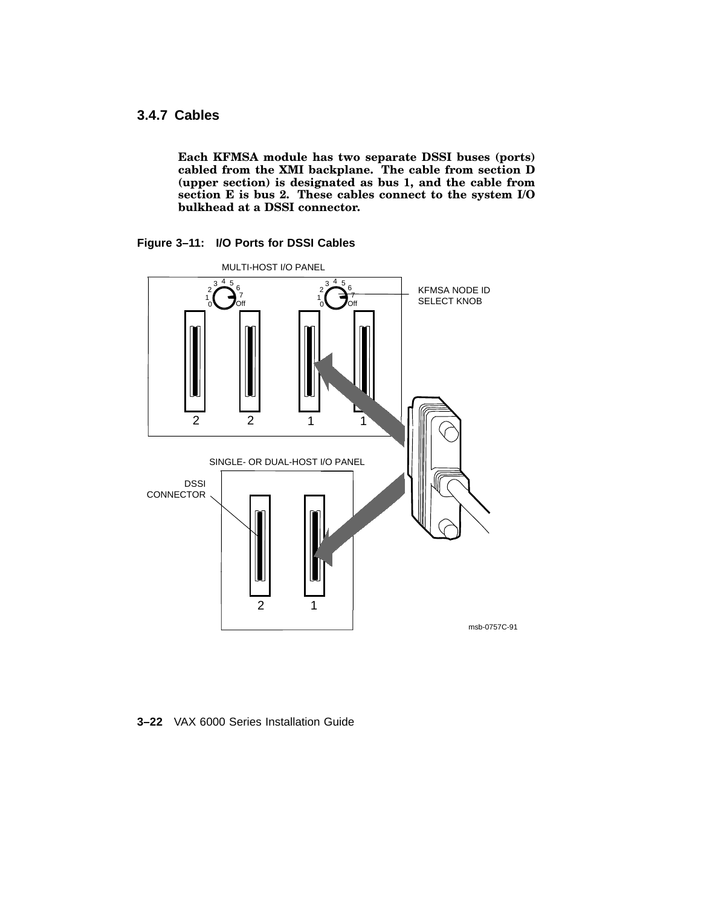### 3.4.7 Cables

**Each KFMSA module has two separate DSSI buses (ports) cabled from the XMI backplane. The cable from section D (upper section) is designated as bus 1, and the cable from section E is bus 2. These cables connect to the system I/O bulkhead at a DSSI connector.**

**Figure 3–11: I/O Ports for DSSI Cables**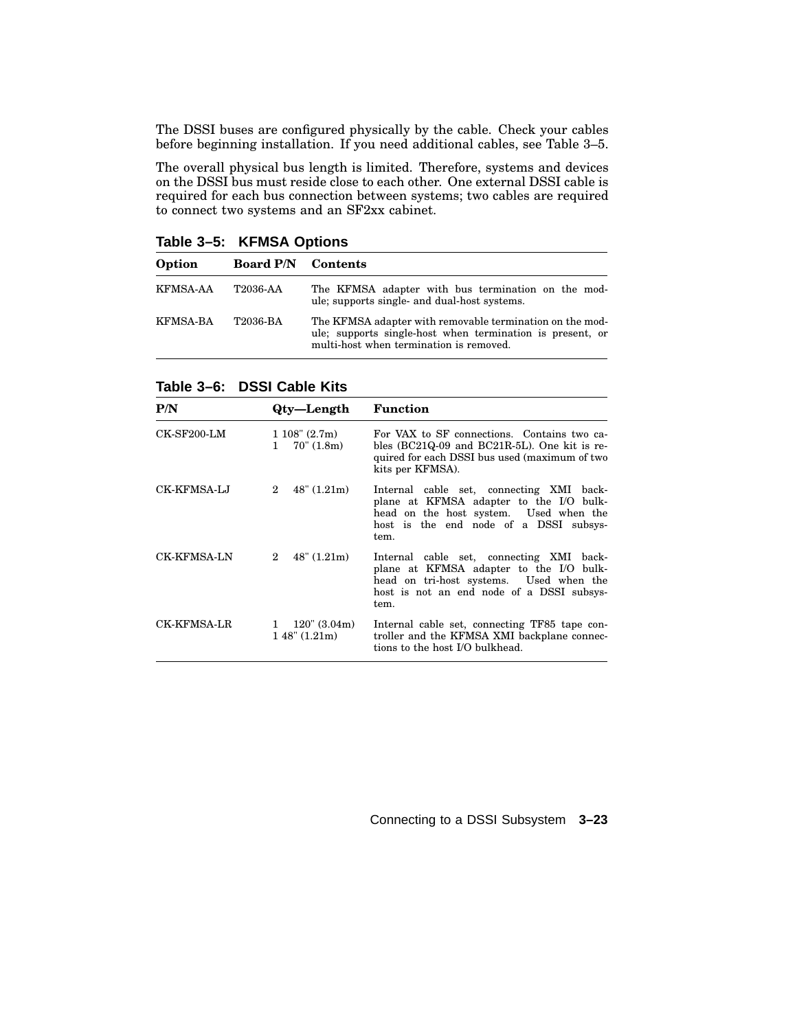The DSSI buses are configured physically by the cable. Check your cables before beginning installation. If you need additional cables, see Table 3–5.

The overall physical bus length is limited. Therefore, systems and devices on the DSSI bus must reside close to each other. One external DSSI cable is required for each bus connection between systems; two cables are required to connect two systems and an SF2xx cabinet.

**Table 3–5: KFMSA Options**

| Option | Board P/N | Contents |
|---|---|---|
| KFMSA-AA | T2036-AA | The KFMSA adapter with bus termination on the module; supports single- and dual-host systems. |
| KFMSA-BA | T2036-BA | The KFMSA adapter with removable termination on the module; supports single-host when termination is present, or multi-host when termination is removed. |

**Table 3–6: DSSI Cable Kits**

| P/N | Qty—Length | Function |
|---|---|---|
| CK-SF200-LM | 1 108" (2.7m)<br>1 70" (1.8m) | For VAX to SF connections. Contains two cables (BC21Q-09 and BC21R-5L). One kit is required for each DSSI bus used (maximum of two kits per KFMSA). |
| CK-KFMSA-LJ | 2 48" (1.21m) | Internal cable set, connecting XMI backplane at KFMSA adapter to the I/O bulkhead on the host system. Used when the host is the end node of a DSSI subsystem. |
| CK-KFMSA-LN | 2 48" (1.21m) | Internal cable set, connecting XMI backplane at KFMSA adapter to the I/O bulkhead on tri-host systems. Used when the host is not an end node of a DSSI subsystem. |
| CK-KFMSA-LR | 1 120" (3.04m)<br>1 48" (1.21m) | Internal cable set, connecting TF85 tape controller and the KFMSA XMI backplane connections to the host I/O bulkhead. |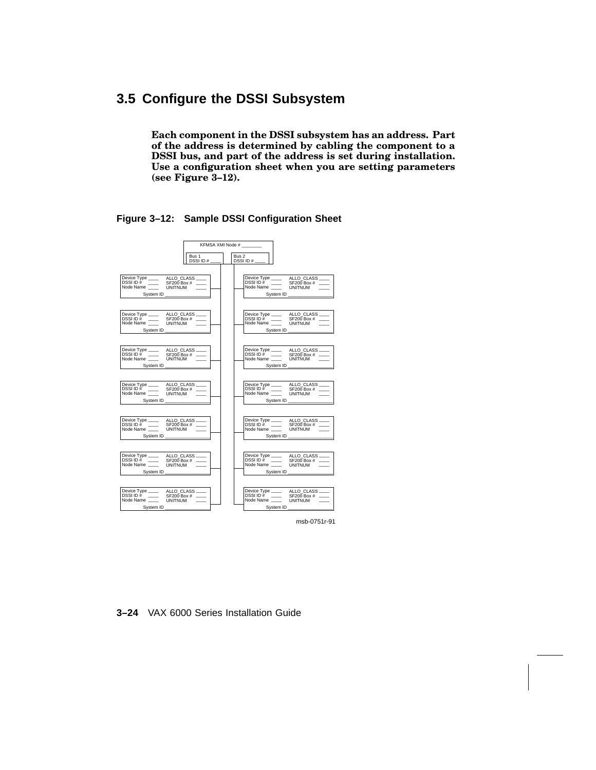## 3.5 Configure the DSSI Subsystem

**Each component in the DSSI subsystem has an address. Part of the address is determined by cabling the component to a DSSI bus, and part of the address is set during installation. Use a configuration sheet when you are setting parameters (see Figure 3–12).**

**Figure 3–12: Sample DSSI Configuration Sheet**

KFMSA XMI Node # ________

| Bus 1 DSSI ID # ____ | Bus 2 DSSI ID # ____ |
|---|---|
| Device Type ____ ALLO_CLASS ____ DSSI ID # ____ SF200 Box # ____ Node Name ____ UNITNUM ____ System ID ________ | Device Type ____ ALLO_CLASS ____ DSSI ID # ____ SF200 Box # ____ Node Name ____ UNITNUM ____ System ID ________ |
| Device Type ____ ALLO_CLASS ____ DSSI ID # ____ SF200 Box # ____ Node Name ____ UNITNUM ____ System ID ________ | Device Type ____ ALLO_CLASS ____ DSSI ID # ____ SF200 Box # ____ Node Name ____ UNITNUM ____ System ID ________ |
| Device Type ____ ALLO_CLASS ____ DSSI ID # ____ SF200 Box # ____ Node Name ____ UNITNUM ____ System ID ________ | Device Type ____ ALLO_CLASS ____ DSSI ID # ____ SF200 Box # ____ Node Name ____ UNITNUM ____ System ID ________ |
| Device Type ____ ALLO_CLASS ____ DSSI ID # ____ SF200 Box # ____ Node Name ____ UNITNUM ____ System ID ________ | Device Type ____ ALLO_CLASS ____ DSSI ID # ____ SF200 Box # ____ Node Name ____ UNITNUM ____ System ID ________ |
| Device Type ____ ALLO_CLASS ____ DSSI ID # ____ SF200 Box # ____ Node Name ____ UNITNUM ____ System ID ________ | Device Type ____ ALLO_CLASS ____ DSSI ID # ____ SF200 Box # ____ Node Name ____ UNITNUM ____ System ID ________ |
| Device Type ____ ALLO_CLASS ____ DSSI ID # ____ SF200 Box # ____ Node Name ____ UNITNUM ____ System ID ________ | Device Type ____ ALLO_CLASS ____ DSSI ID # ____ SF200 Box # ____ Node Name ____ UNITNUM ____ System ID ________ |
| Device Type ____ ALLO_CLASS ____ DSSI ID # ____ SF200 Box # ____ Node Name ____ UNITNUM ____ System ID ________ | Device Type ____ ALLO_CLASS ____ DSSI ID # ____ SF200 Box # ____ Node Name ____ UNITNUM ____ System ID ________ |

msb-0751r-91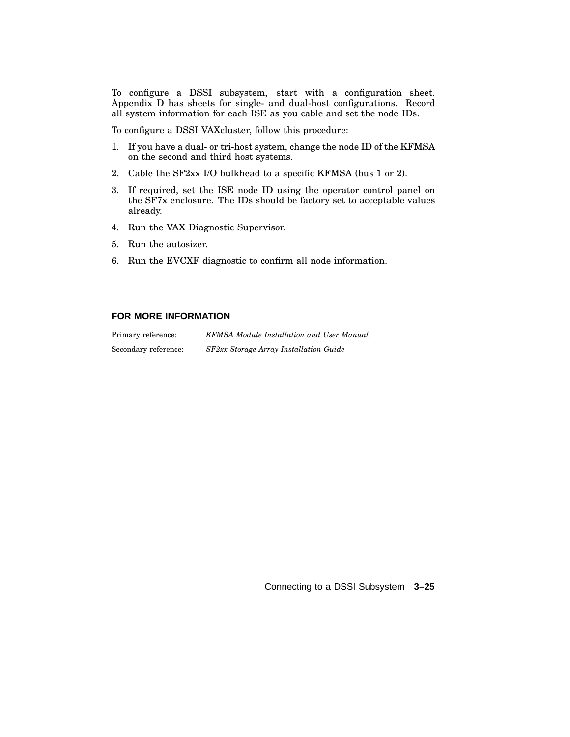To configure a DSSI subsystem, start with a configuration sheet. Appendix D has sheets for single- and dual-host configurations. Record all system information for each ISE as you cable and set the node IDs.

To configure a DSSI VAXcluster, follow this procedure:

1. If you have a dual- or tri-host system, change the node ID of the KFMSA on the second and third host systems.
2. Cable the SF2xx I/O bulkhead to a specific KFMSA (bus 1 or 2).
3. If required, set the ISE node ID using the operator control panel on the SF7x enclosure. The IDs should be factory set to acceptable values already.
4. Run the VAX Diagnostic Supervisor.
5. Run the autosizer.
6. Run the EVCXF diagnostic to confirm all node information.

#### FOR MORE INFORMATION

| | |
|---|---|
| Primary reference: | *KFMSA Module Installation and User Manual* |
| Secondary reference: | *SF2xx Storage Array Installation Guide* |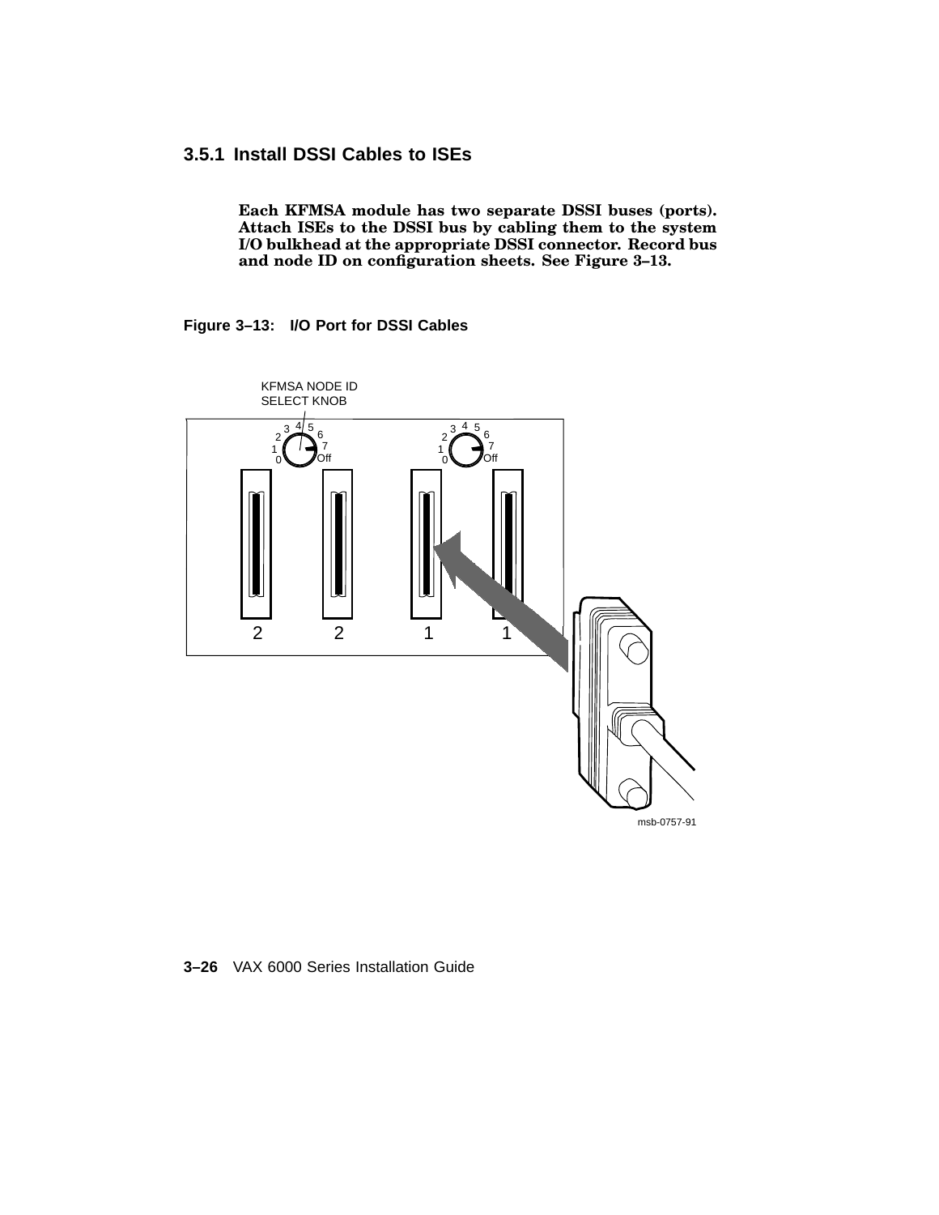### 3.5.1 Install DSSI Cables to ISEs

**Each KFMSA module has two separate DSSI buses (ports). Attach ISEs to the DSSI bus by cabling them to the system I/O bulkhead at the appropriate DSSI connector. Record bus and node ID on configuration sheets. See Figure 3–13.**

**Figure 3–13: I/O Port for DSSI Cables**

KFMSA NODE ID SELECT KNOB

0 1 2 3 4 5 6 7 Off

0 1 2 3 4 5 6 7 Off

2 2 1 1

msb-0757-91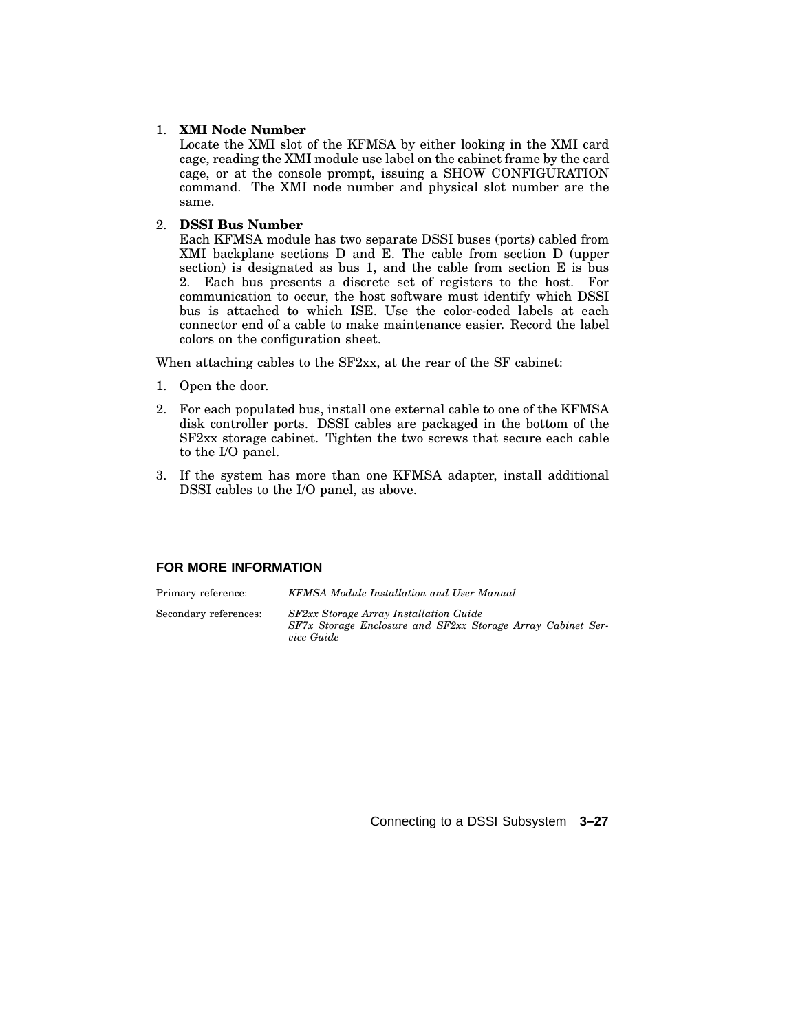1. **XMI Node Number**
   Locate the XMI slot of the KFMSA by either looking in the XMI card cage, reading the XMI module use label on the cabinet frame by the card cage, or at the console prompt, issuing a SHOW CONFIGURATION command. The XMI node number and physical slot number are the same.

2. **DSSI Bus Number**
   Each KFMSA module has two separate DSSI buses (ports) cabled from XMI backplane sections D and E. The cable from section D (upper section) is designated as bus 1, and the cable from section E is bus 2. Each bus presents a discrete set of registers to the host. For communication to occur, the host software must identify which DSSI bus is attached to which ISE. Use the color-coded labels at each connector end of a cable to make maintenance easier. Record the label colors on the configuration sheet.

When attaching cables to the SF2xx, at the rear of the SF cabinet:

1. Open the door.
2. For each populated bus, install one external cable to one of the KFMSA disk controller ports. DSSI cables are packaged in the bottom of the SF2xx storage cabinet. Tighten the two screws that secure each cable to the I/O panel.
3. If the system has more than one KFMSA adapter, install additional DSSI cables to the I/O panel, as above.

### FOR MORE INFORMATION

| | |
|---|---|
| Primary reference: | *KFMSA Module Installation and User Manual* |
| Secondary references: | *SF2xx Storage Array Installation Guide*<br>*SF7x Storage Enclosure and SF2xx Storage Array Cabinet Service Guide* |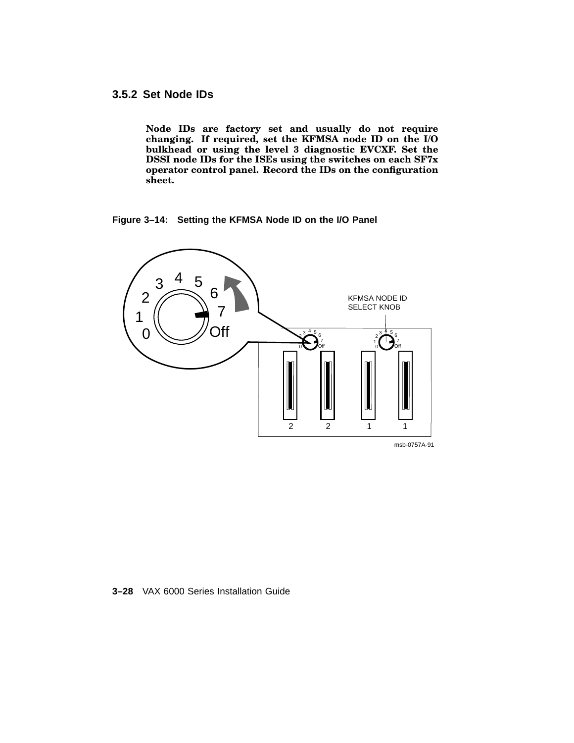### 3.5.2 Set Node IDs

**Node IDs are factory set and usually do not require changing. If required, set the KFMSA node ID on the I/O bulkhead or using the level 3 diagnostic EVCXF. Set the DSSI node IDs for the ISEs using the switches on each SF7x operator control panel. Record the IDs on the configuration sheet.**

**Figure 3–14: Setting the KFMSA Node ID on the I/O Panel**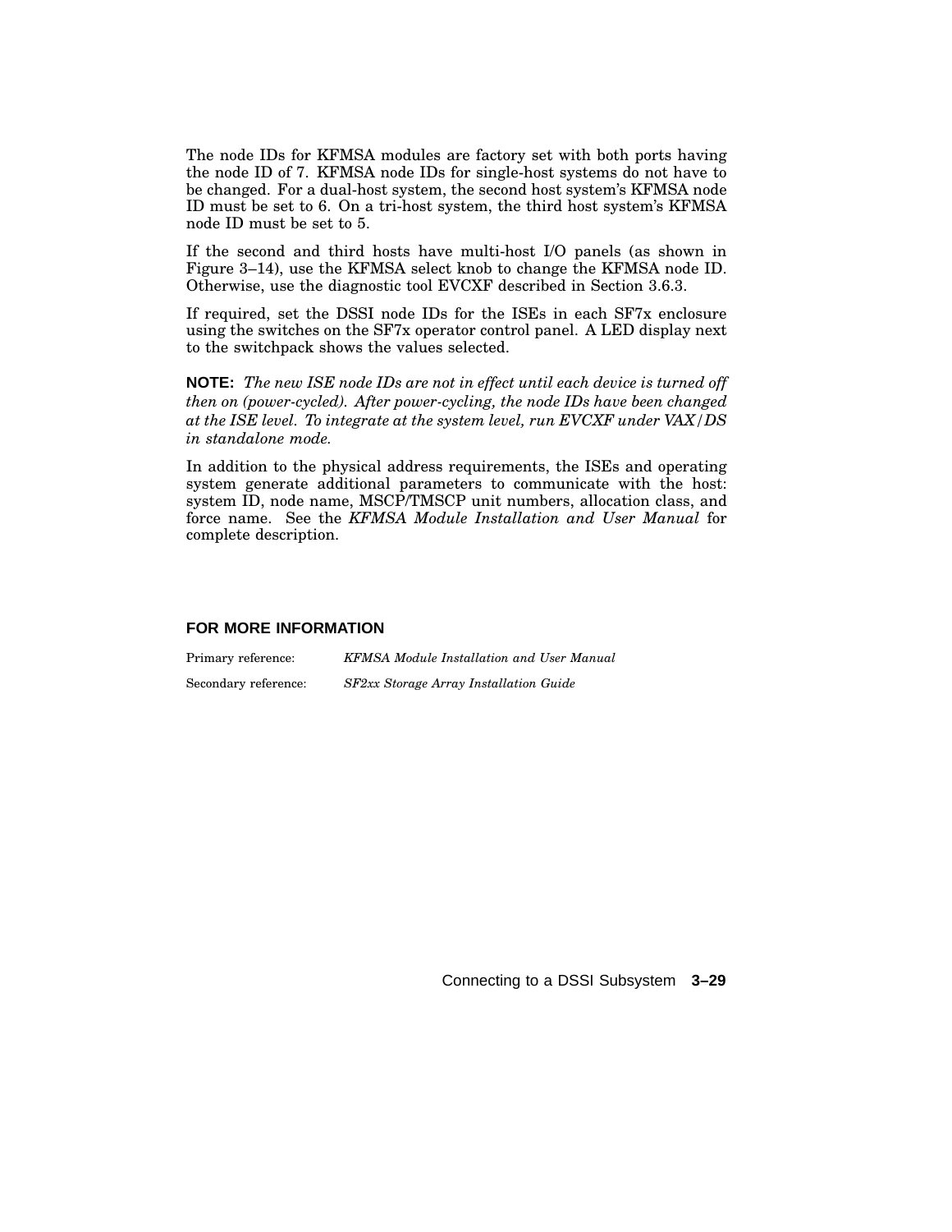The node IDs for KFMSA modules are factory set with both ports having the node ID of 7. KFMSA node IDs for single-host systems do not have to be changed. For a dual-host system, the second host system's KFMSA node ID must be set to 6. On a tri-host system, the third host system's KFMSA node ID must be set to 5.

If the second and third hosts have multi-host I/O panels (as shown in Figure 3–14), use the KFMSA select knob to change the KFMSA node ID. Otherwise, use the diagnostic tool EVCXF described in Section 3.6.3.

If required, set the DSSI node IDs for the ISEs in each SF7x enclosure using the switches on the SF7x operator control panel. A LED display next to the switchpack shows the values selected.

**NOTE:** *The new ISE node IDs are not in effect until each device is turned off then on (power-cycled). After power-cycling, the node IDs have been changed at the ISE level. To integrate at the system level, run EVCXF under VAX/DS in standalone mode.*

In addition to the physical address requirements, the ISEs and operating system generate additional parameters to communicate with the host: system ID, node name, MSCP/TMSCP unit numbers, allocation class, and force name. See the *KFMSA Module Installation and User Manual* for complete description.

### FOR MORE INFORMATION

Primary reference: *KFMSA Module Installation and User Manual*

Secondary reference: *SF2xx Storage Array Installation Guide*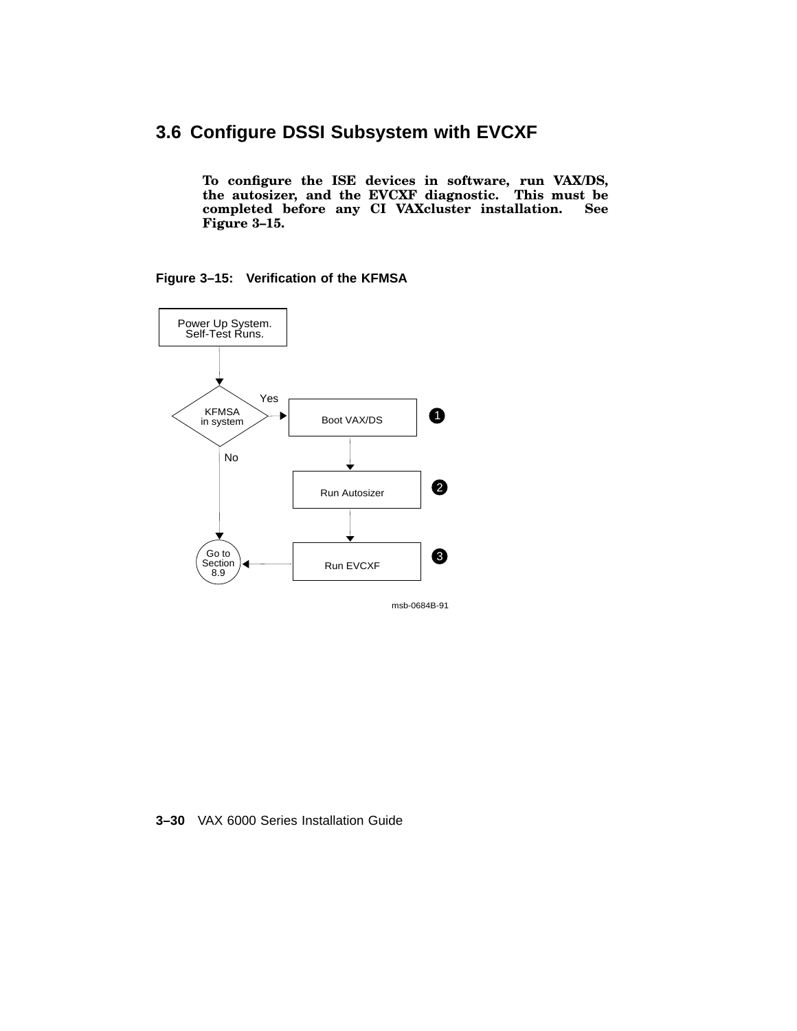## 3.6 Configure DSSI Subsystem with EVCXF

**To configure the ISE devices in software, run VAX/DS, the autosizer, and the EVCXF diagnostic. This must be completed before any CI VAXcluster installation. See Figure 3–15.**

**Figure 3–15: Verification of the KFMSA**

Power Up System. Self-Test Runs.

KFMSA in system — Yes → Boot VAX/DS (1) → Run Autosizer (2) → Run EVCXF (3) → Go to Section 8.9

KFMSA in system — No → Go to Section 8.9

msb-0684B-91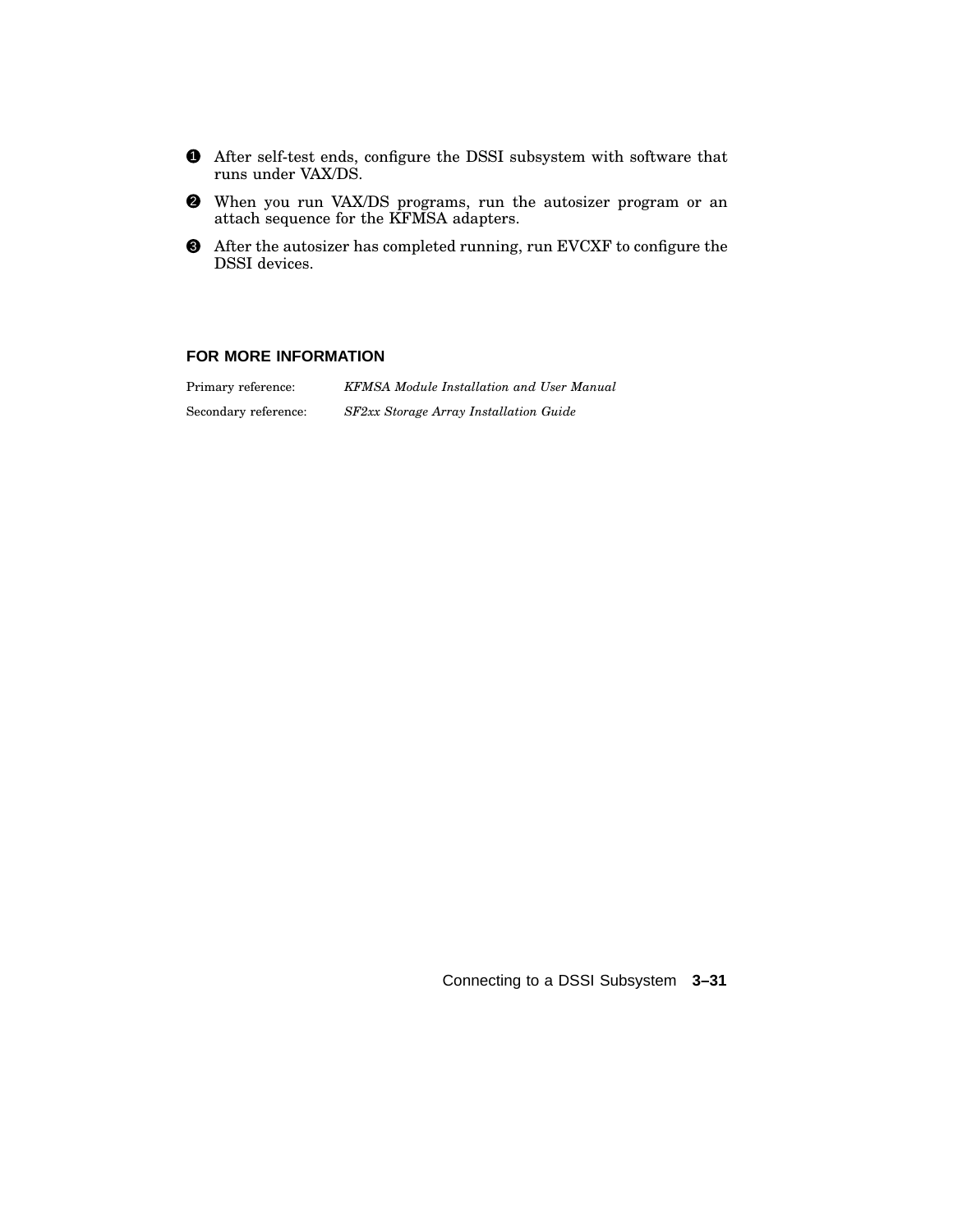❶ After self-test ends, configure the DSSI subsystem with software that runs under VAX/DS.

❷ When you run VAX/DS programs, run the autosizer program or an attach sequence for the KFMSA adapters.

❸ After the autosizer has completed running, run EVCXF to configure the DSSI devices.

### FOR MORE INFORMATION

Primary reference: *KFMSA Module Installation and User Manual*

Secondary reference: *SF2xx Storage Array Installation Guide*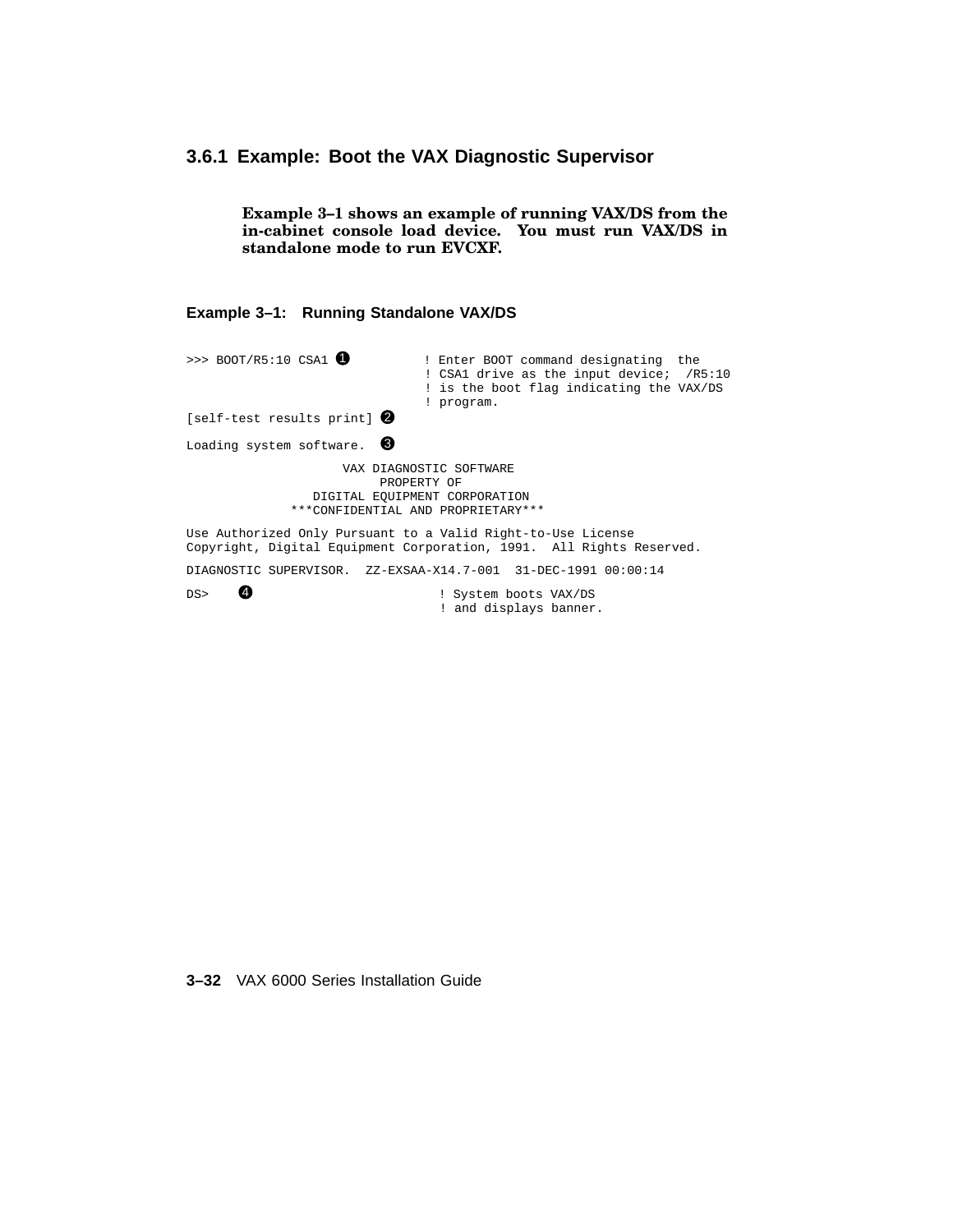### 3.6.1 Example: Boot the VAX Diagnostic Supervisor

**Example 3–1 shows an example of running VAX/DS from the in-cabinet console load device. You must run VAX/DS in standalone mode to run EVCXF.**

**Example 3–1: Running Standalone VAX/DS**

```
>>> BOOT/R5:10 CSA1 ➊          ! Enter BOOT command designating  the
                                ! CSA1 drive as the input device;  /R5:10
                                ! is the boot flag indicating the VAX/DS
                                ! program.
[self-test results print] ➋

Loading system software.  ➌

                     VAX DIAGNOSTIC SOFTWARE
                          PROPERTY OF
                 DIGITAL EQUIPMENT CORPORATION
              ***CONFIDENTIAL AND PROPRIETARY***

Use Authorized Only Pursuant to a Valid Right-to-Use License
Copyright, Digital Equipment Corporation, 1991.  All Rights Reserved.

DIAGNOSTIC SUPERVISOR.  ZZ-EXSAA-X14.7-001  31-DEC-1991 00:00:14

DS>    ➍                          ! System boots VAX/DS
                                  ! and displays banner.
```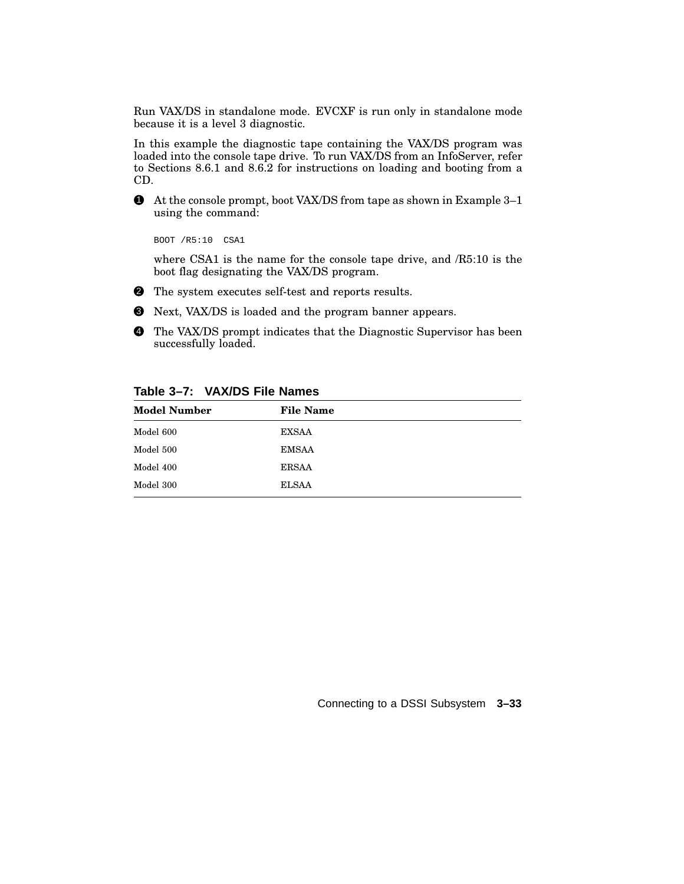Run VAX/DS in standalone mode. EVCXF is run only in standalone mode because it is a level 3 diagnostic.

In this example the diagnostic tape containing the VAX/DS program was loaded into the console tape drive. To run VAX/DS from an InfoServer, refer to Sections 8.6.1 and 8.6.2 for instructions on loading and booting from a CD.

❶ At the console prompt, boot VAX/DS from tape as shown in Example 3–1 using the command:

```
BOOT /R5:10  CSA1
```

where CSA1 is the name for the console tape drive, and /R5:10 is the boot flag designating the VAX/DS program.

❷ The system executes self-test and reports results.

❸ Next, VAX/DS is loaded and the program banner appears.

❹ The VAX/DS prompt indicates that the Diagnostic Supervisor has been successfully loaded.

**Table 3–7: VAX/DS File Names**

| Model Number | File Name |
|---|---|
| Model 600 | EXSAA |
| Model 500 | EMSAA |
| Model 400 | ERSAA |
| Model 300 | ELSAA |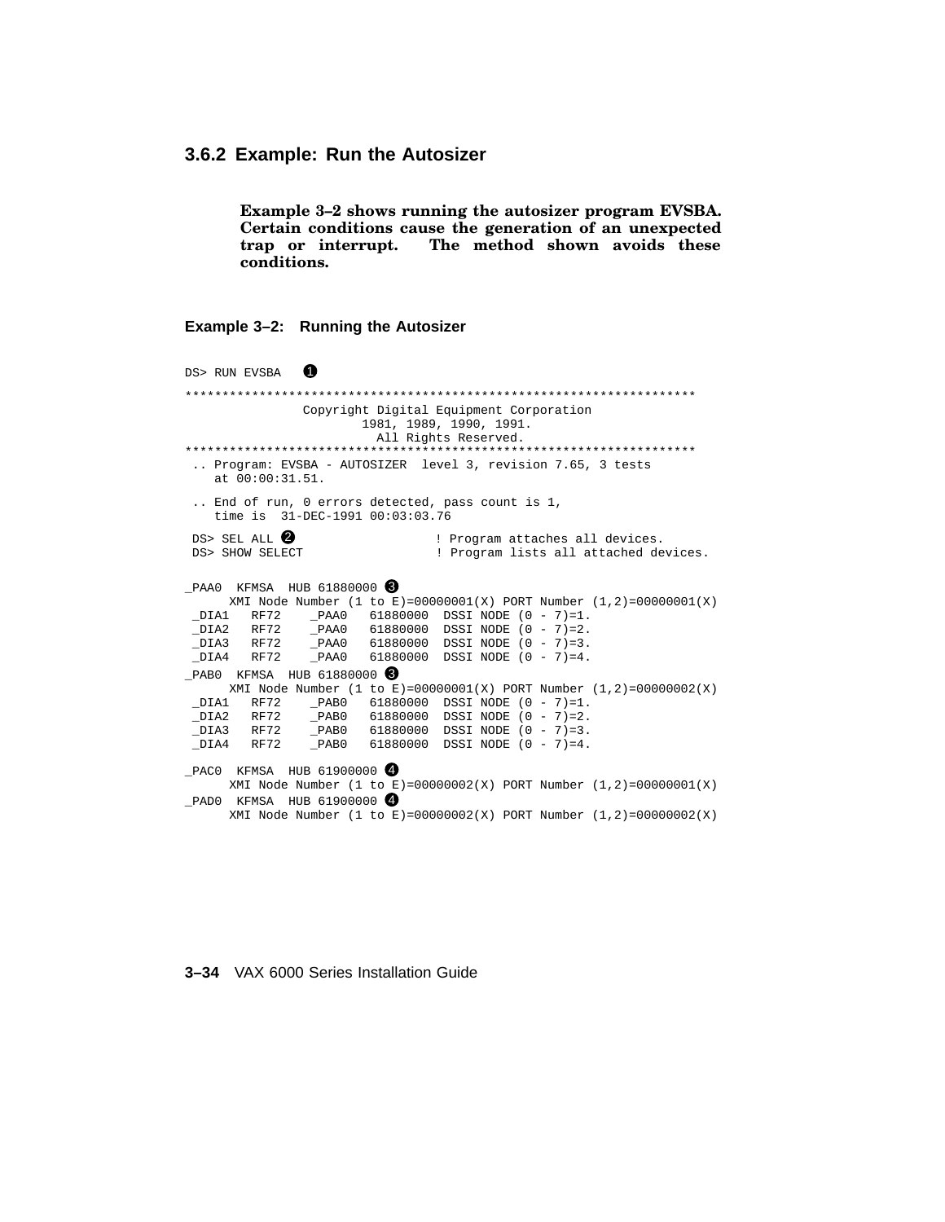### 3.6.2 Example: Run the Autosizer

**Example 3–2 shows running the autosizer program EVSBA. Certain conditions cause the generation of an unexpected trap or interrupt. The method shown avoids these conditions.**

**Example 3–2: Running the Autosizer**

```
DS> RUN EVSBA   ❶
********************************************************************
                Copyright Digital Equipment Corporation
                        1981, 1989, 1990, 1991.
                          All Rights Reserved.
********************************************************************
 .. Program: EVSBA - AUTOSIZER  level 3, revision 7.65, 3 tests
    at 00:00:31.51.

 .. End of run, 0 errors detected, pass count is 1,
    time is  31-DEC-1991 00:03:03.76

 DS> SEL ALL ❷                    ! Program attaches all devices.
 DS> SHOW SELECT                  ! Program lists all attached devices.

_PAA0  KFMSA  HUB 61880000 ❸
      XMI Node Number (1 to E)=00000001(X) PORT Number (1,2)=00000001(X)
 _DIA1   RF72    _PAA0   61880000  DSSI NODE (0 - 7)=1.
 _DIA2   RF72    _PAA0   61880000  DSSI NODE (0 - 7)=2.
 _DIA3   RF72    _PAA0   61880000  DSSI NODE (0 - 7)=3.
 _DIA4   RF72    _PAA0   61880000  DSSI NODE (0 - 7)=4.
_PAB0  KFMSA  HUB 61880000 ❸
      XMI Node Number (1 to E)=00000001(X) PORT Number (1,2)=00000002(X)
 _DIA1   RF72    _PAB0   61880000  DSSI NODE (0 - 7)=1.
 _DIA2   RF72    _PAB0   61880000  DSSI NODE (0 - 7)=2.
 _DIA3   RF72    _PAB0   61880000  DSSI NODE (0 - 7)=3.
 _DIA4   RF72    _PAB0   61880000  DSSI NODE (0 - 7)=4.

_PAC0  KFMSA  HUB 61900000 ❹
      XMI Node Number (1 to E)=00000002(X) PORT Number (1,2)=00000001(X)
_PAD0  KFMSA  HUB 61900000 ❹
      XMI Node Number (1 to E)=00000002(X) PORT Number (1,2)=00000002(X)
```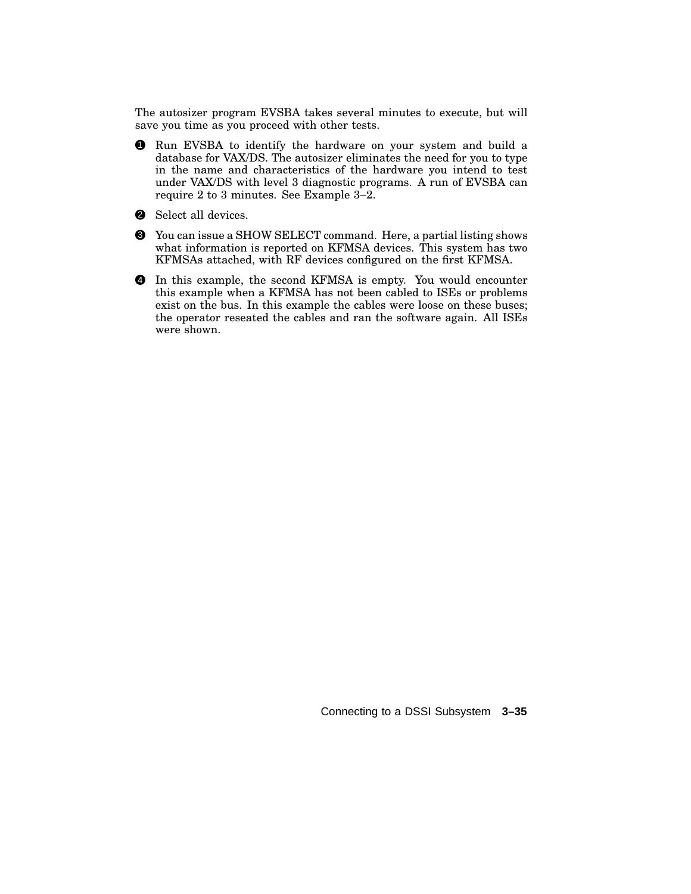The autosizer program EVSBA takes several minutes to execute, but will save you time as you proceed with other tests.

❶ Run EVSBA to identify the hardware on your system and build a database for VAX/DS. The autosizer eliminates the need for you to type in the name and characteristics of the hardware you intend to test under VAX/DS with level 3 diagnostic programs. A run of EVSBA can require 2 to 3 minutes. See Example 3–2.

❷ Select all devices.

❸ You can issue a SHOW SELECT command. Here, a partial listing shows what information is reported on KFMSA devices. This system has two KFMSAs attached, with RF devices configured on the first KFMSA.

❹ In this example, the second KFMSA is empty. You would encounter this example when a KFMSA has not been cabled to ISEs or problems exist on the bus. In this example the cables were loose on these buses; the operator reseated the cables and ran the software again. All ISEs were shown.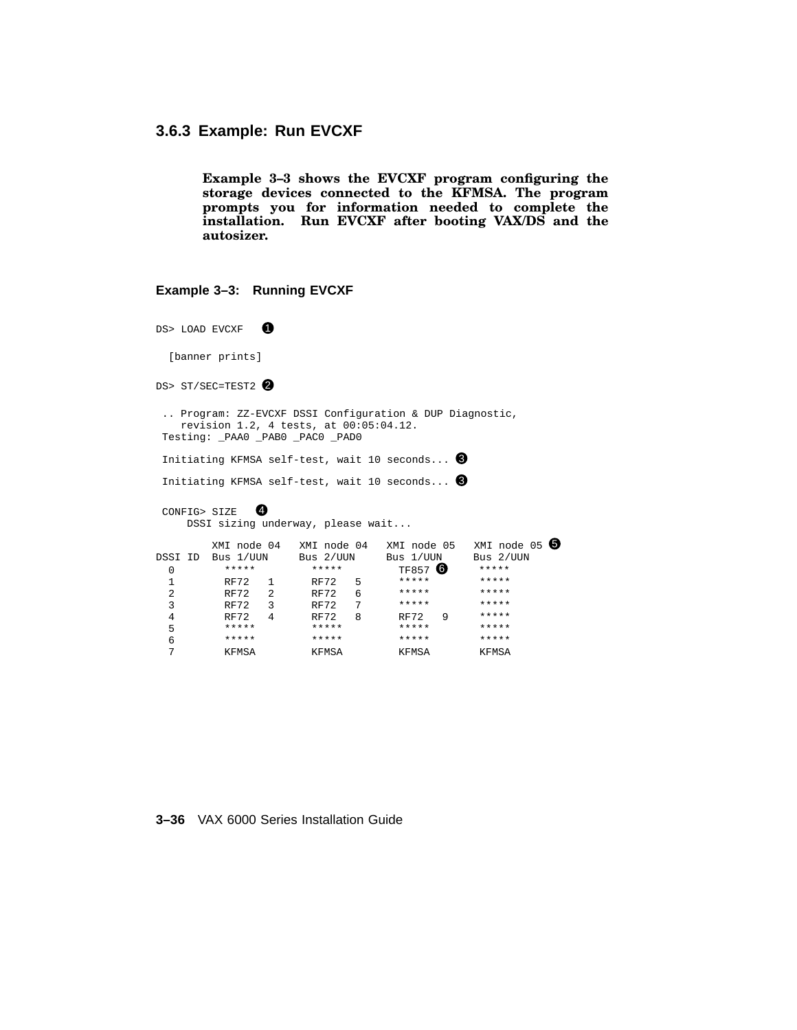### 3.6.3 Example: Run EVCXF

**Example 3–3 shows the EVCXF program configuring the storage devices connected to the KFMSA. The program prompts you for information needed to complete the installation. Run EVCXF after booting VAX/DS and the autosizer.**

**Example 3–3: Running EVCXF**

```
DS> LOAD EVCXF   ❶

  [banner prints]

DS> ST/SEC=TEST2 ❷

 .. Program: ZZ-EVCXF DSSI Configuration & DUP Diagnostic,
    revision 1.2, 4 tests, at 00:05:04.12.
 Testing: _PAA0 _PAB0 _PAC0 _PAD0

 Initiating KFMSA self-test, wait 10 seconds... ❸

 Initiating KFMSA self-test, wait 10 seconds... ❸

 CONFIG> SIZE   ❹
     DSSI sizing underway, please wait...

         XMI node 04   XMI node 04   XMI node 05   XMI node 05 ❺
DSSI ID  Bus 1/UUN     Bus 2/UUN     Bus 1/UUN     Bus 2/UUN
  0        *****         *****         TF857 ❻      *****
  1        RF72   1      RF72   5      *****         *****
  2        RF72   2      RF72   6      *****         *****
  3        RF72   3      RF72   7      *****         *****
  4        RF72   4      RF72   8      RF72   9      *****
  5        *****         *****         *****         *****
  6        *****         *****         *****         *****
  7        KFMSA         KFMSA         KFMSA         KFMSA
```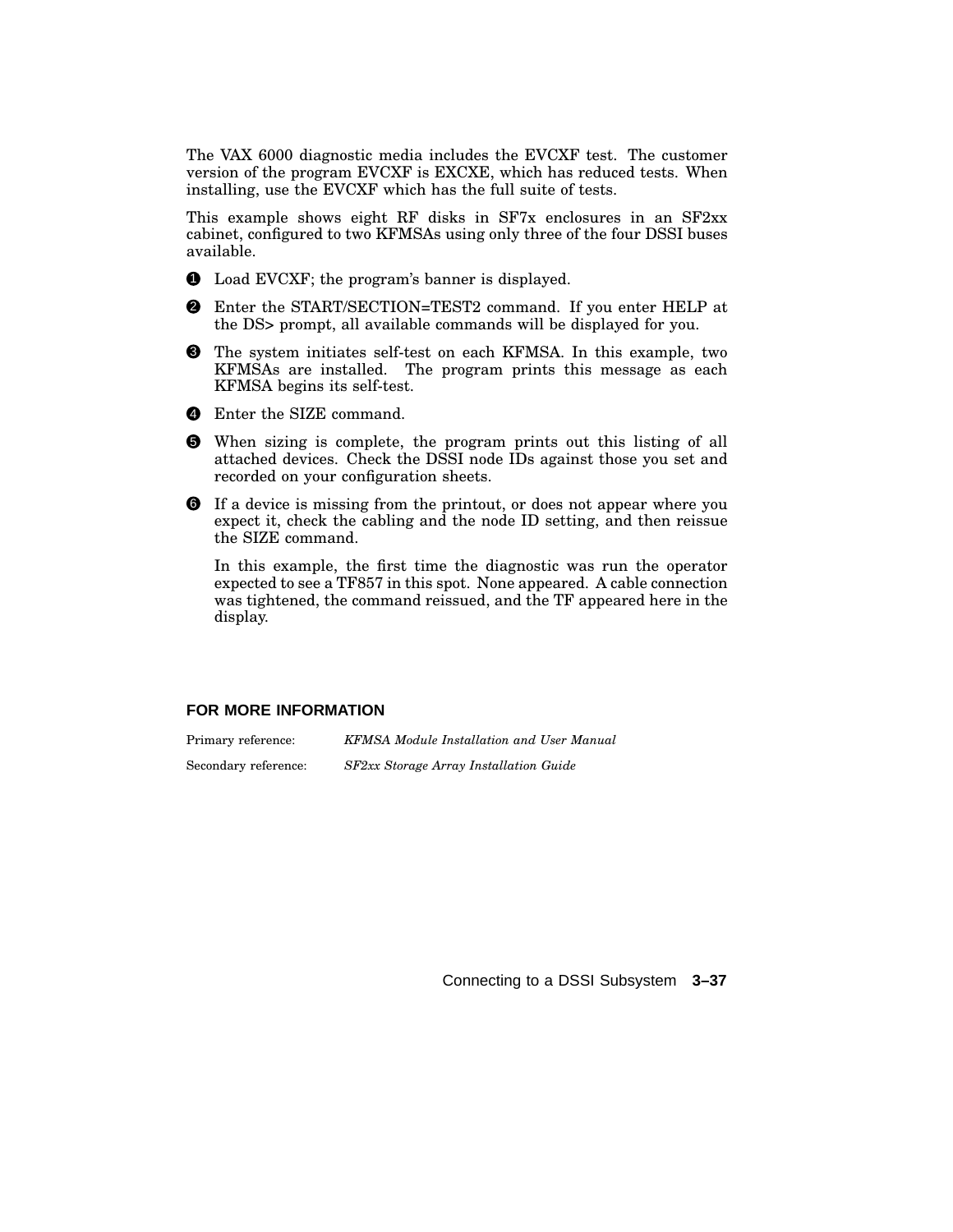The VAX 6000 diagnostic media includes the EVCXF test. The customer version of the program EVCXF is EXCXE, which has reduced tests. When installing, use the EVCXF which has the full suite of tests.

This example shows eight RF disks in SF7x enclosures in an SF2xx cabinet, configured to two KFMSAs using only three of the four DSSI buses available.

❶ Load EVCXF; the program's banner is displayed.

❷ Enter the START/SECTION=TEST2 command. If you enter HELP at the DS> prompt, all available commands will be displayed for you.

❸ The system initiates self-test on each KFMSA. In this example, two KFMSAs are installed. The program prints this message as each KFMSA begins its self-test.

❹ Enter the SIZE command.

❺ When sizing is complete, the program prints out this listing of all attached devices. Check the DSSI node IDs against those you set and recorded on your configuration sheets.

❻ If a device is missing from the printout, or does not appear where you expect it, check the cabling and the node ID setting, and then reissue the SIZE command.

In this example, the first time the diagnostic was run the operator expected to see a TF857 in this spot. None appeared. A cable connection was tightened, the command reissued, and the TF appeared here in the display.

### FOR MORE INFORMATION

Primary reference: *KFMSA Module Installation and User Manual*

Secondary reference: *SF2xx Storage Array Installation Guide*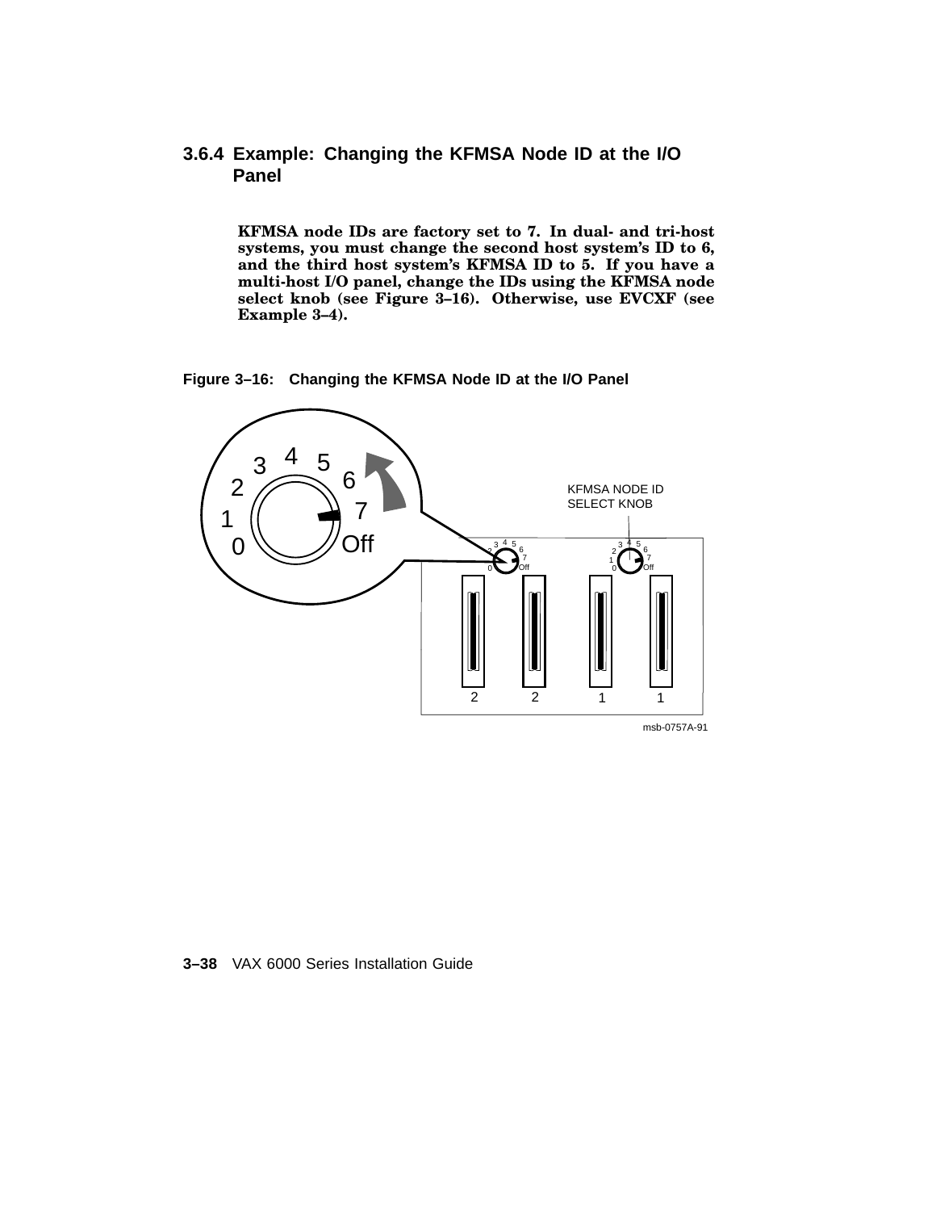### 3.6.4 Example: Changing the KFMSA Node ID at the I/O Panel

**KFMSA node IDs are factory set to 7. In dual- and tri-host systems, you must change the second host system's ID to 6, and the third host system's KFMSA ID to 5. If you have a multi-host I/O panel, change the IDs using the KFMSA node select knob (see Figure 3–16). Otherwise, use EVCXF (see Example 3–4).**

**Figure 3–16: Changing the KFMSA Node ID at the I/O Panel**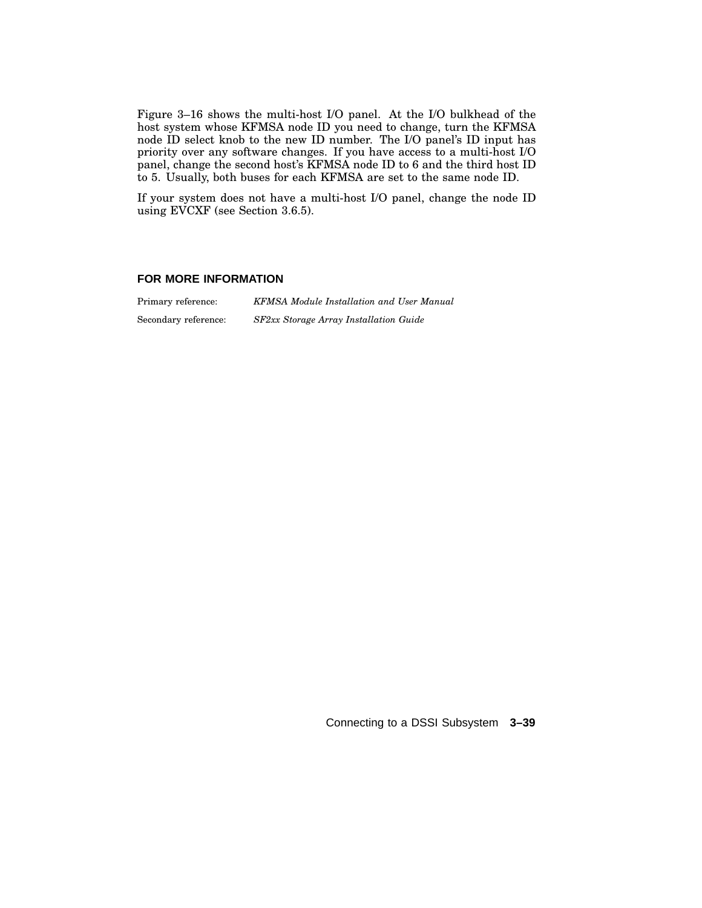Figure 3–16 shows the multi-host I/O panel. At the I/O bulkhead of the host system whose KFMSA node ID you need to change, turn the KFMSA node ID select knob to the new ID number. The I/O panel's ID input has priority over any software changes. If you have access to a multi-host I/O panel, change the second host's KFMSA node ID to 6 and the third host ID to 5. Usually, both buses for each KFMSA are set to the same node ID.

If your system does not have a multi-host I/O panel, change the node ID using EVCXF (see Section 3.6.5).

### FOR MORE INFORMATION

| | |
|---|---|
| Primary reference: | *KFMSA Module Installation and User Manual* |
| Secondary reference: | *SF2xx Storage Array Installation Guide* |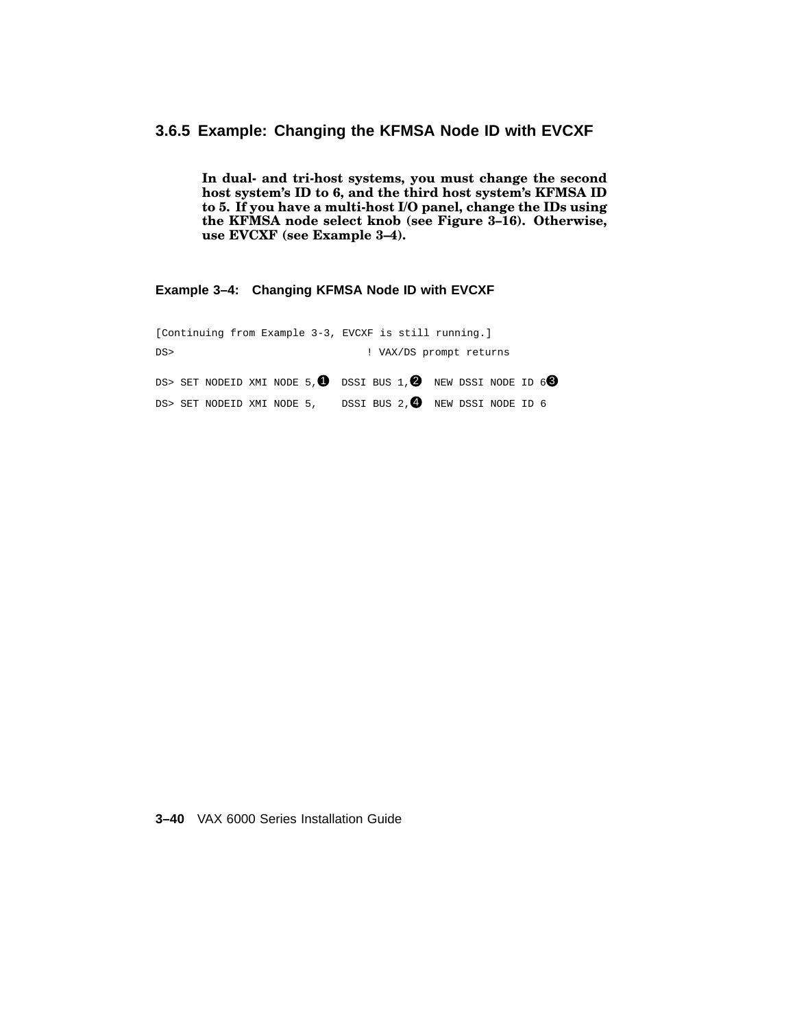### 3.6.5 Example: Changing the KFMSA Node ID with EVCXF

**In dual- and tri-host systems, you must change the second host system's ID to 6, and the third host system's KFMSA ID to 5. If you have a multi-host I/O panel, change the IDs using the KFMSA node select knob (see Figure 3–16). Otherwise, use EVCXF (see Example 3–4).**

**Example 3–4: Changing KFMSA Node ID with EVCXF**

```
[Continuing from Example 3-3, EVCXF is still running.]
DS>                              ! VAX/DS prompt returns

DS> SET NODEID XMI NODE 5,❶  DSSI BUS 1,❷  NEW DSSI NODE ID 6❸
DS> SET NODEID XMI NODE 5,    DSSI BUS 2,❹  NEW DSSI NODE ID 6
```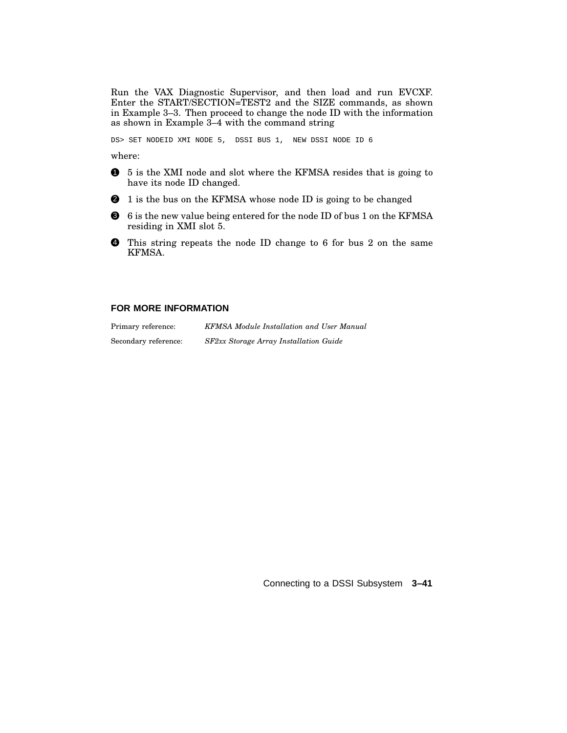Run the VAX Diagnostic Supervisor, and then load and run EVCXF. Enter the START/SECTION=TEST2 and the SIZE commands, as shown in Example 3–3. Then proceed to change the node ID with the information as shown in Example 3–4 with the command string

```
DS> SET NODEID XMI NODE 5,  DSSI BUS 1,  NEW DSSI NODE ID 6
```

where:

❶ 5 is the XMI node and slot where the KFMSA resides that is going to have its node ID changed.

❷ 1 is the bus on the KFMSA whose node ID is going to be changed

❸ 6 is the new value being entered for the node ID of bus 1 on the KFMSA residing in XMI slot 5.

❹ This string repeats the node ID change to 6 for bus 2 on the same KFMSA.

## FOR MORE INFORMATION

Primary reference: *KFMSA Module Installation and User Manual*

Secondary reference: *SF2xx Storage Array Installation Guide*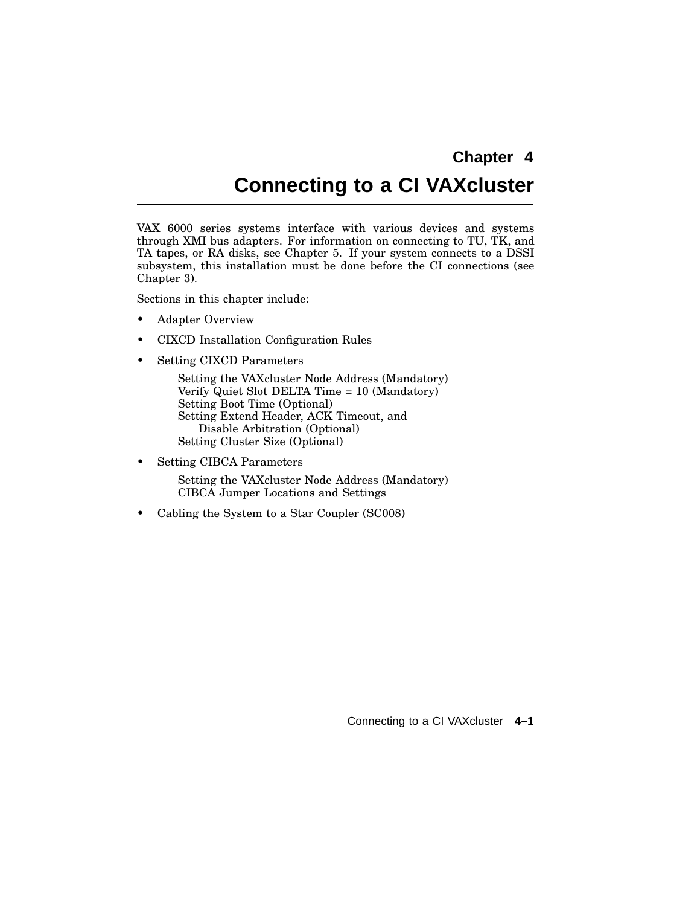# Chapter 4

# Connecting to a CI VAXcluster

VAX 6000 series systems interface with various devices and systems through XMI bus adapters. For information on connecting to TU, TK, and TA tapes, or RA disks, see Chapter 5. If your system connects to a DSSI subsystem, this installation must be done before the CI connections (see Chapter 3).

Sections in this chapter include:

- Adapter Overview
- CIXCD Installation Configuration Rules
- Setting CIXCD Parameters
  - Setting the VAXcluster Node Address (Mandatory)
  - Verify Quiet Slot DELTA Time = 10 (Mandatory)
  - Setting Boot Time (Optional)
  - Setting Extend Header, ACK Timeout, and Disable Arbitration (Optional)
  - Setting Cluster Size (Optional)
- Setting CIBCA Parameters
  - Setting the VAXcluster Node Address (Mandatory)
  - CIBCA Jumper Locations and Settings
- Cabling the System to a Star Coupler (SC008)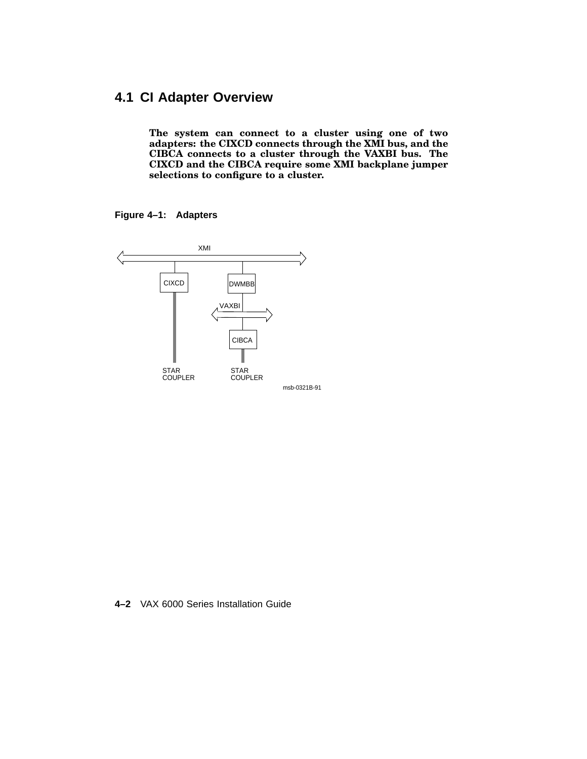## 4.1 CI Adapter Overview

**The system can connect to a cluster using one of two adapters: the CIXCD connects through the XMI bus, and the CIBCA connects to a cluster through the VAXBI bus. The CIXCD and the CIBCA require some XMI backplane jumper selections to configure to a cluster.**

**Figure 4–1: Adapters**

XMI

CIXCD

DWMBB

VAXBI

CIBCA

STAR COUPLER

STAR COUPLER

msb-0321B-91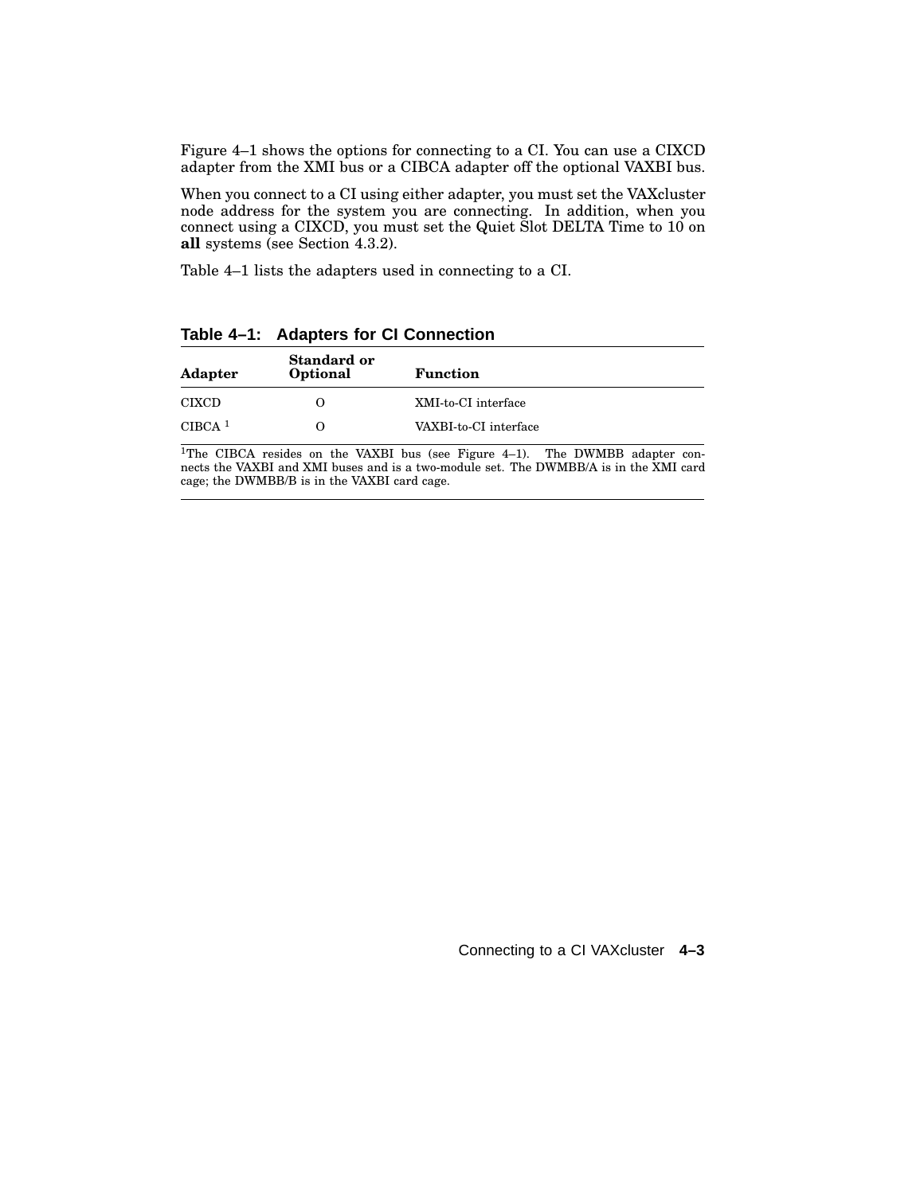Figure 4–1 shows the options for connecting to a CI. You can use a CIXCD adapter from the XMI bus or a CIBCA adapter off the optional VAXBI bus.

When you connect to a CI using either adapter, you must set the VAXcluster node address for the system you are connecting. In addition, when you connect using a CIXCD, you must set the Quiet Slot DELTA Time to 10 on **all** systems (see Section 4.3.2).

Table 4–1 lists the adapters used in connecting to a CI.

**Table 4–1: Adapters for CI Connection**

| Adapter | Standard or Optional | Function |
|---|---|---|
| CIXCD | O | XMI-to-CI interface |
| CIBCA [1] | O | VAXBI-to-CI interface |

[1]The CIBCA resides on the VAXBI bus (see Figure 4–1). The DWMBB adapter connects the VAXBI and XMI buses and is a two-module set. The DWMBB/A is in the XMI card cage; the DWMBB/B is in the VAXBI card cage.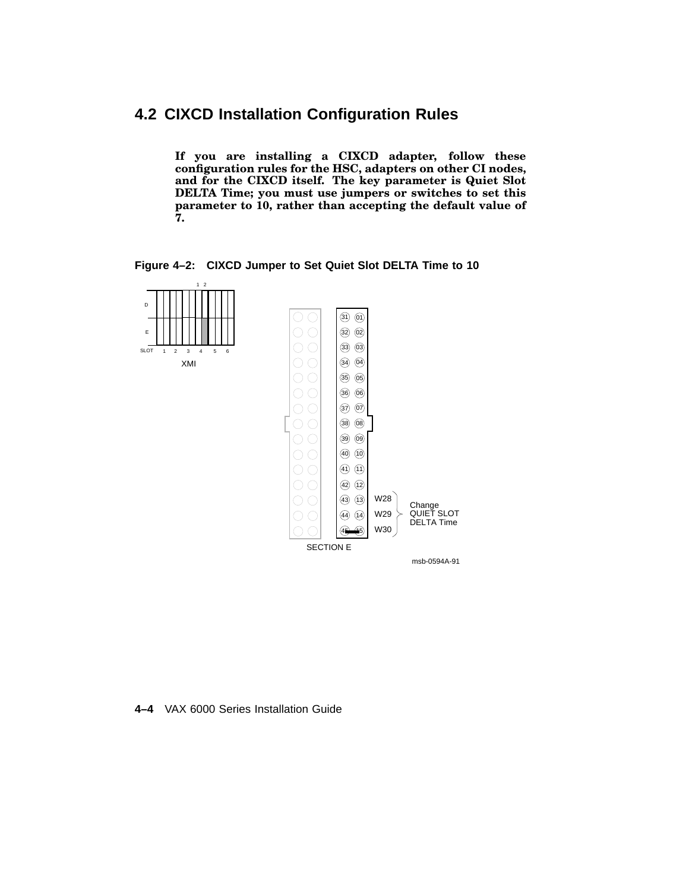## 4.2 CIXCD Installation Configuration Rules

**If you are installing a CIXCD adapter, follow these configuration rules for the HSC, adapters on other CI nodes, and for the CIXCD itself. The key parameter is Quiet Slot DELTA Time; you must use jumpers or switches to set this parameter to 10, rather than accepting the default value of 7.**

**Figure 4–2: CIXCD Jumper to Set Quiet Slot DELTA Time to 10**

msb-0594A-91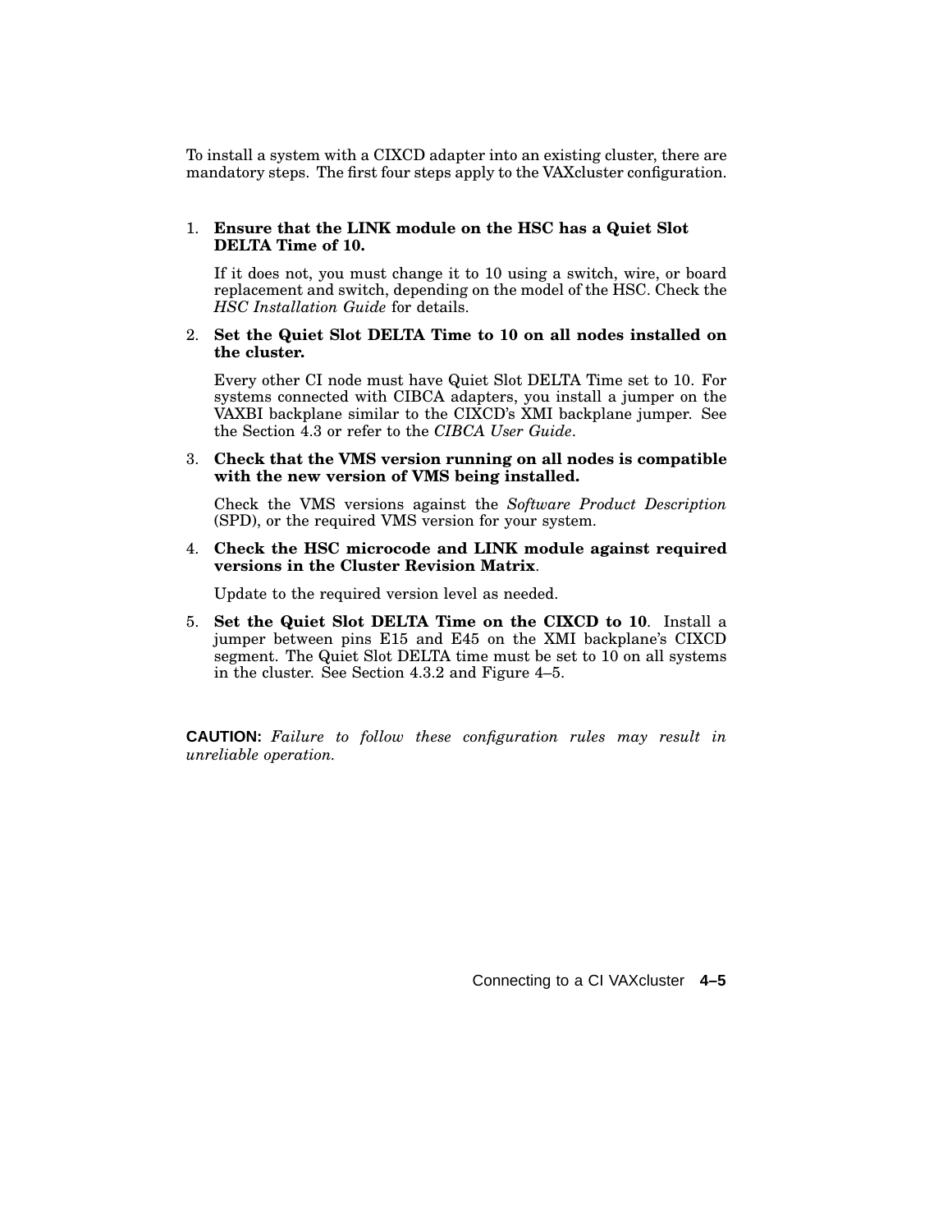To install a system with a CIXCD adapter into an existing cluster, there are mandatory steps. The first four steps apply to the VAXcluster configuration.

1. **Ensure that the LINK module on the HSC has a Quiet Slot DELTA Time of 10.**

   If it does not, you must change it to 10 using a switch, wire, or board replacement and switch, depending on the model of the HSC. Check the *HSC Installation Guide* for details.

2. **Set the Quiet Slot DELTA Time to 10 on all nodes installed on the cluster.**

   Every other CI node must have Quiet Slot DELTA Time set to 10. For systems connected with CIBCA adapters, you install a jumper on the VAXBI backplane similar to the CIXCD's XMI backplane jumper. See the Section 4.3 or refer to the *CIBCA User Guide*.

3. **Check that the VMS version running on all nodes is compatible with the new version of VMS being installed.**

   Check the VMS versions against the *Software Product Description* (SPD), or the required VMS version for your system.

4. **Check the HSC microcode and LINK module against required versions in the Cluster Revision Matrix**.

   Update to the required version level as needed.

5. **Set the Quiet Slot DELTA Time on the CIXCD to 10**. Install a jumper between pins E15 and E45 on the XMI backplane's CIXCD segment. The Quiet Slot DELTA time must be set to 10 on all systems in the cluster. See Section 4.3.2 and Figure 4–5.

**CAUTION:** *Failure to follow these configuration rules may result in unreliable operation.*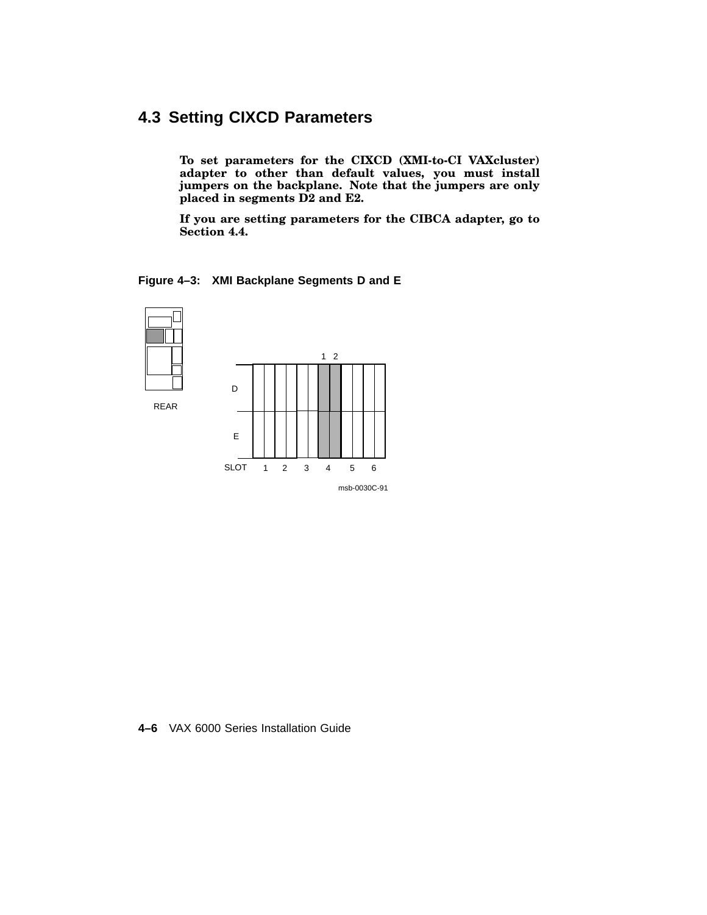## 4.3 Setting CIXCD Parameters

**To set parameters for the CIXCD (XMI-to-CI VAXcluster) adapter to other than default values, you must install jumpers on the backplane. Note that the jumpers are only placed in segments D2 and E2.**

**If you are setting parameters for the CIBCA adapter, go to Section 4.4.**

**Figure 4–3: XMI Backplane Segments D and E**

REAR

1 2

D

E

SLOT 1 2 3 4 5 6

msb-0030C-91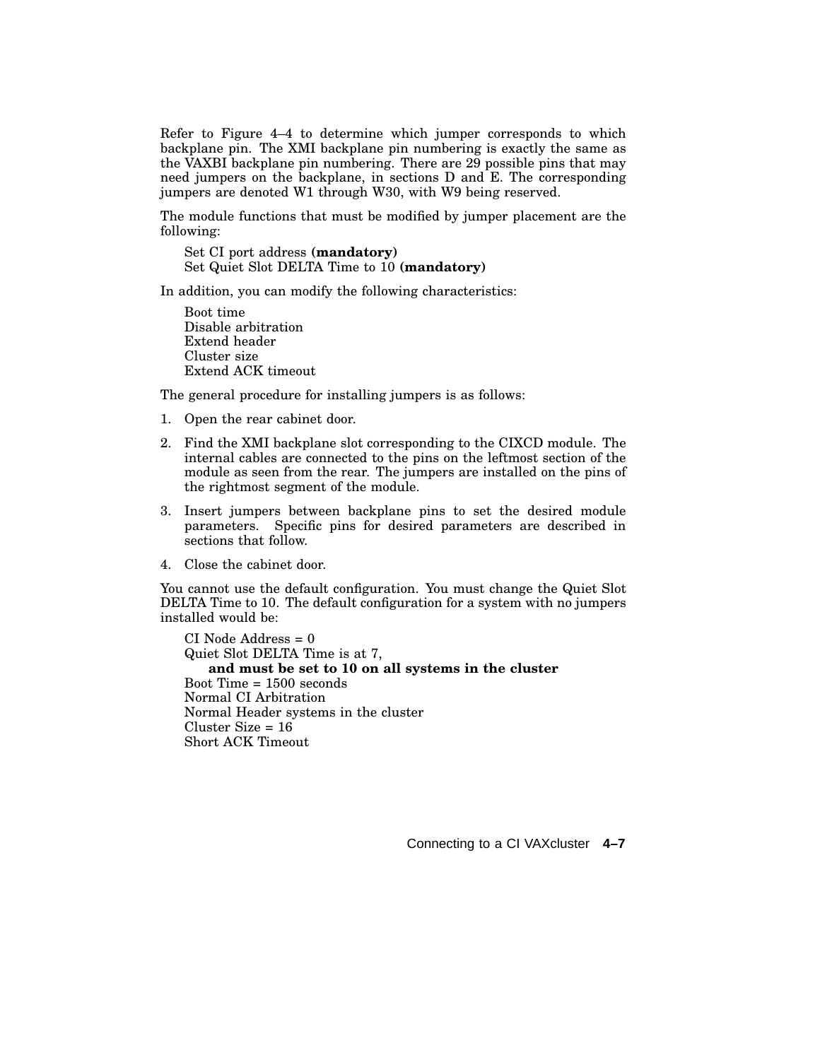Refer to Figure 4–4 to determine which jumper corresponds to which backplane pin. The XMI backplane pin numbering is exactly the same as the VAXBI backplane pin numbering. There are 29 possible pins that may need jumpers on the backplane, in sections D and E. The corresponding jumpers are denoted W1 through W30, with W9 being reserved.

The module functions that must be modified by jumper placement are the following:

Set CI port address **(mandatory)**
Set Quiet Slot DELTA Time to 10 **(mandatory)**

In addition, you can modify the following characteristics:

Boot time
Disable arbitration
Extend header
Cluster size
Extend ACK timeout

The general procedure for installing jumpers is as follows:

1. Open the rear cabinet door.
2. Find the XMI backplane slot corresponding to the CIXCD module. The internal cables are connected to the pins on the leftmost section of the module as seen from the rear. The jumpers are installed on the pins of the rightmost segment of the module.
3. Insert jumpers between backplane pins to set the desired module parameters. Specific pins for desired parameters are described in sections that follow.
4. Close the cabinet door.

You cannot use the default configuration. You must change the Quiet Slot DELTA Time to 10. The default configuration for a system with no jumpers installed would be:

CI Node Address = 0
Quiet Slot DELTA Time is at 7,
**and must be set to 10 on all systems in the cluster**
Boot Time = 1500 seconds
Normal CI Arbitration
Normal Header systems in the cluster
Cluster Size = 16
Short ACK Timeout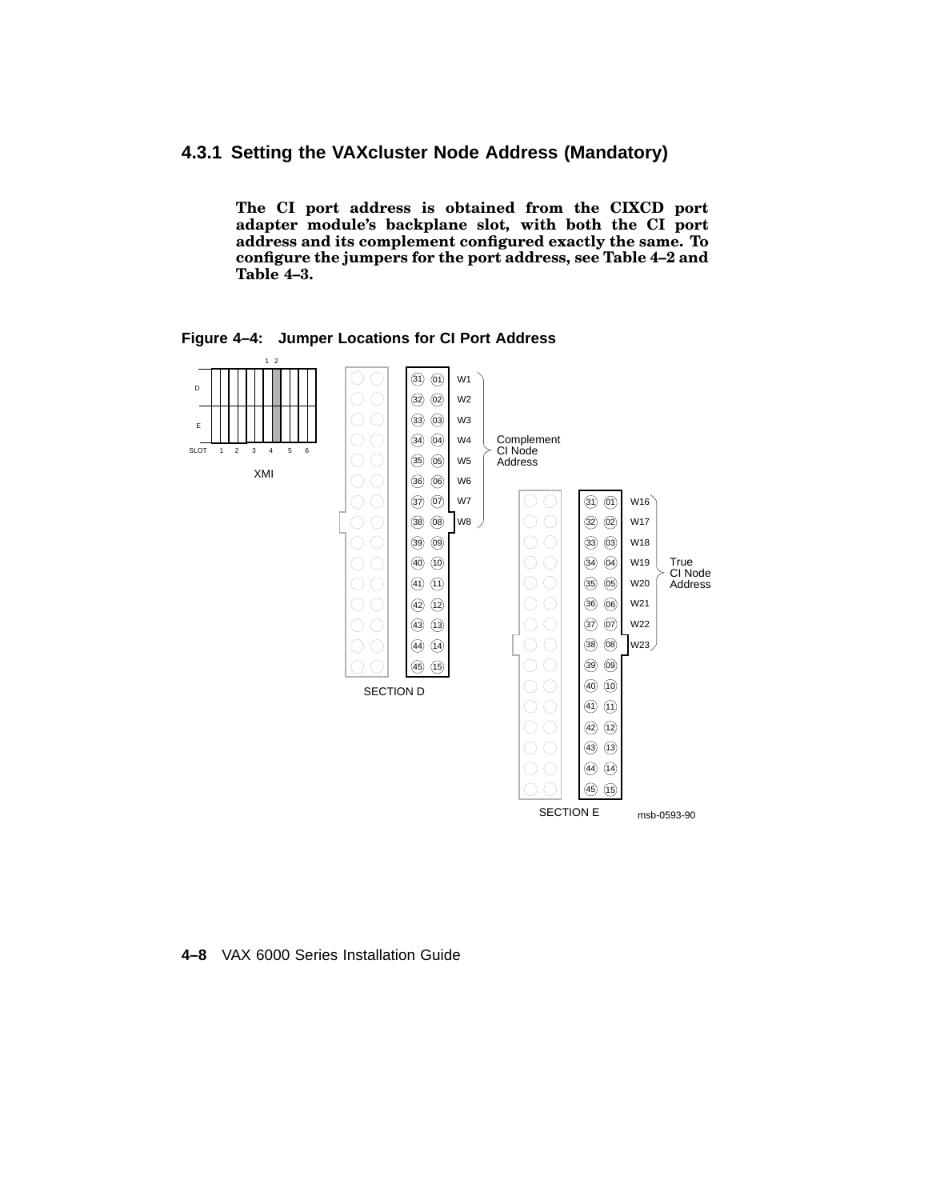### 4.3.1 Setting the VAXcluster Node Address (Mandatory)

**The CI port address is obtained from the CIXCD port adapter module's backplane slot, with both the CI port address and its complement configured exactly the same. To configure the jumpers for the port address, see Table 4–2 and Table 4–3.**

**Figure 4–4: Jumper Locations for CI Port Address**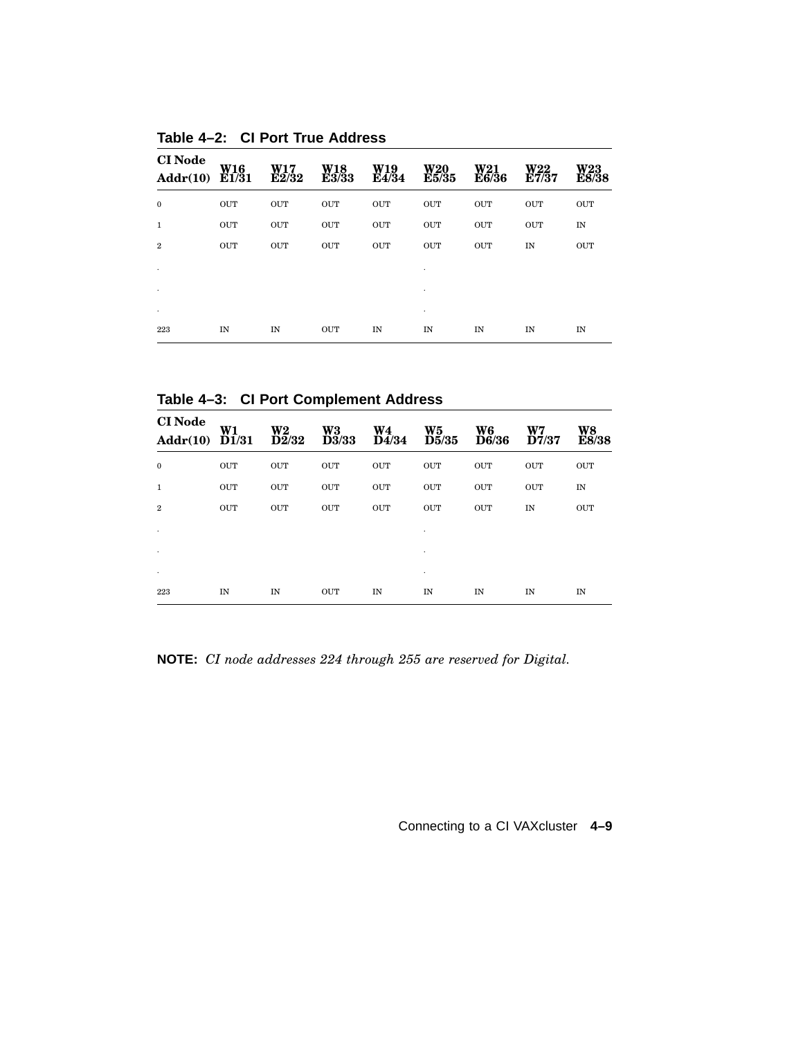**Table 4–2: CI Port True Address**

| CI Node Addr(10) | W16 E1/31 | W17 E2/32 | W18 E3/33 | W19 E4/34 | W20 E5/35 | W21 E6/36 | W22 E7/37 | W23 E8/38 |
|---|---|---|---|---|---|---|---|---|
| 0 | OUT | OUT | OUT | OUT | OUT | OUT | OUT | OUT |
| 1 | OUT | OUT | OUT | OUT | OUT | OUT | OUT | IN |
| 2 | OUT | OUT | OUT | OUT | OUT | OUT | IN | OUT |
| . | | | | | . | | | |
| . | | | | | . | | | |
| . | | | | | . | | | |
| 223 | IN | IN | OUT | IN | IN | IN | IN | IN |

**Table 4–3: CI Port Complement Address**

| CI Node Addr(10) | W1 D1/31 | W2 D2/32 | W3 D3/33 | W4 D4/34 | W5 D5/35 | W6 D6/36 | W7 D7/37 | W8 E8/38 |
|---|---|---|---|---|---|---|---|---|
| 0 | OUT | OUT | OUT | OUT | OUT | OUT | OUT | OUT |
| 1 | OUT | OUT | OUT | OUT | OUT | OUT | OUT | IN |
| 2 | OUT | OUT | OUT | OUT | OUT | OUT | IN | OUT |
| . | | | | | . | | | |
| . | | | | | . | | | |
| . | | | | | . | | | |
| 223 | IN | IN | OUT | IN | IN | IN | IN | IN |

**NOTE:** *CI node addresses 224 through 255 are reserved for Digital.*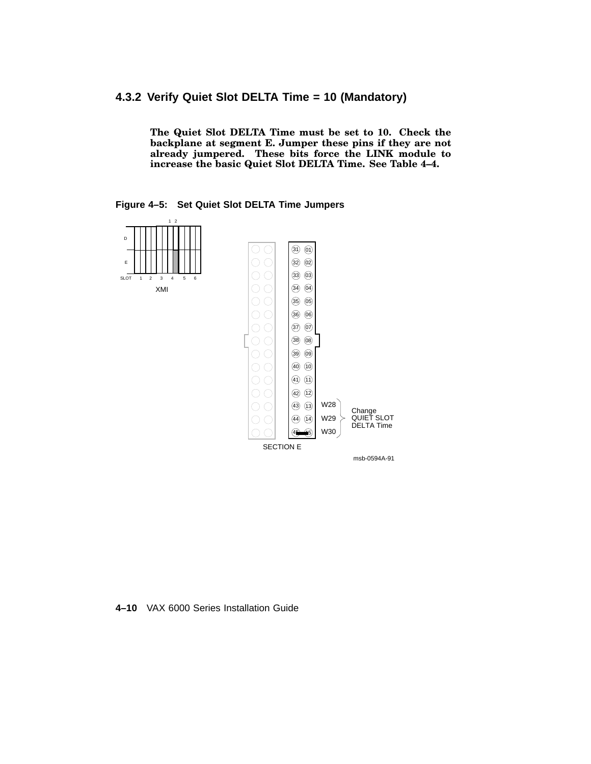### 4.3.2 Verify Quiet Slot DELTA Time = 10 (Mandatory)

**The Quiet Slot DELTA Time must be set to 10. Check the backplane at segment E. Jumper these pins if they are not already jumpered. These bits force the LINK module to increase the basic Quiet Slot DELTA Time. See Table 4–4.**

**Figure 4–5: Set Quiet Slot DELTA Time Jumpers**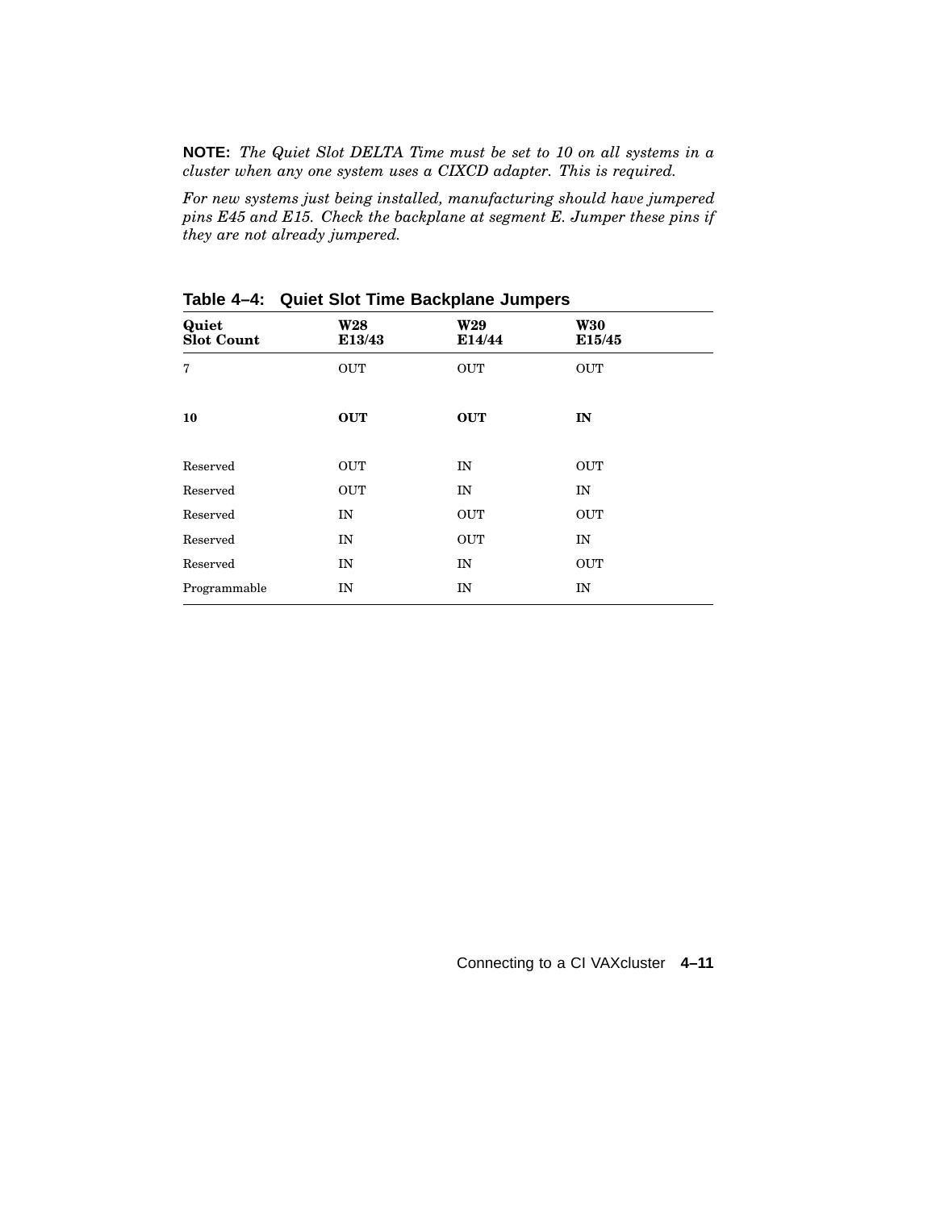**NOTE:** *The Quiet Slot DELTA Time must be set to 10 on all systems in a cluster when any one system uses a CIXCD adapter. This is required.*

*For new systems just being installed, manufacturing should have jumpered pins E45 and E15. Check the backplane at segment E. Jumper these pins if they are not already jumpered.*

**Table 4–4: Quiet Slot Time Backplane Jumpers**

| Quiet Slot Count | W28 E13/43 | W29 E14/44 | W30 E15/45 |
|---|---|---|---|
| 7 | OUT | OUT | OUT |
| **10** | **OUT** | **OUT** | **IN** |
| Reserved | OUT | IN | OUT |
| Reserved | OUT | IN | IN |
| Reserved | IN | OUT | OUT |
| Reserved | IN | OUT | IN |
| Reserved | IN | IN | OUT |
| Programmable | IN | IN | IN |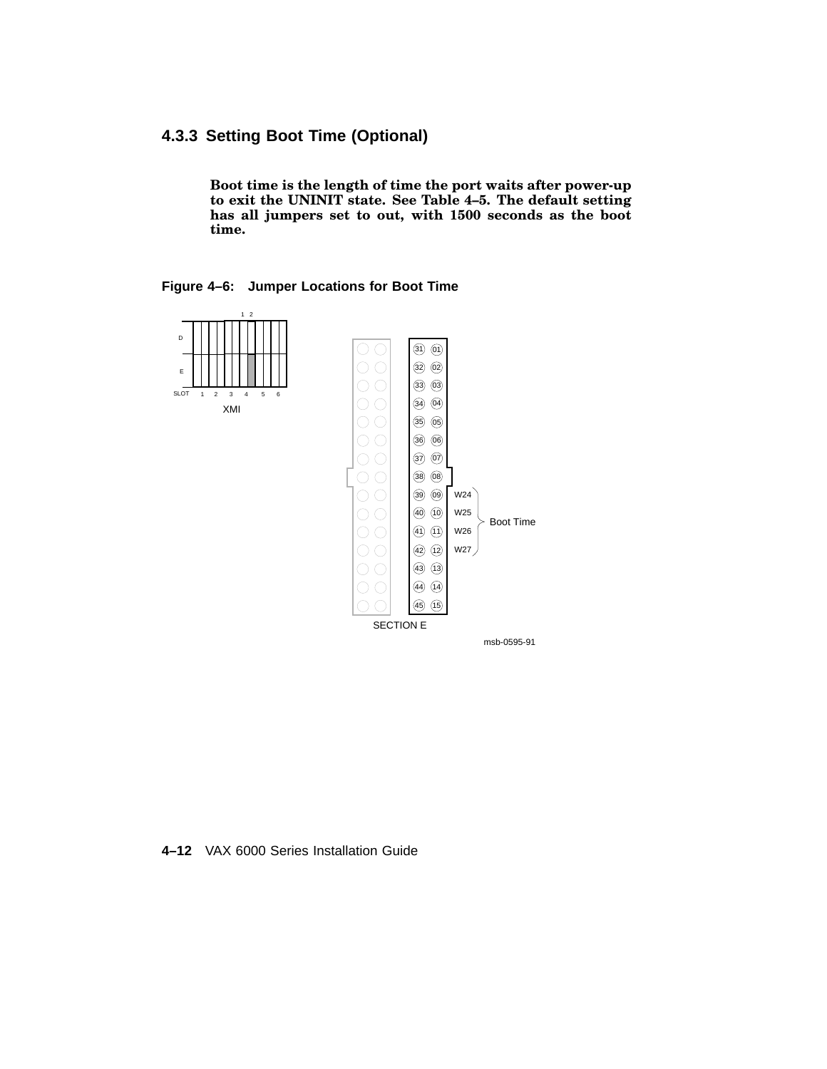### 4.3.3 Setting Boot Time (Optional)

**Boot time is the length of time the port waits after power-up to exit the UNINIT state. See Table 4–5. The default setting has all jumpers set to out, with 1500 seconds as the boot time.**

**Figure 4–6: Jumper Locations for Boot Time**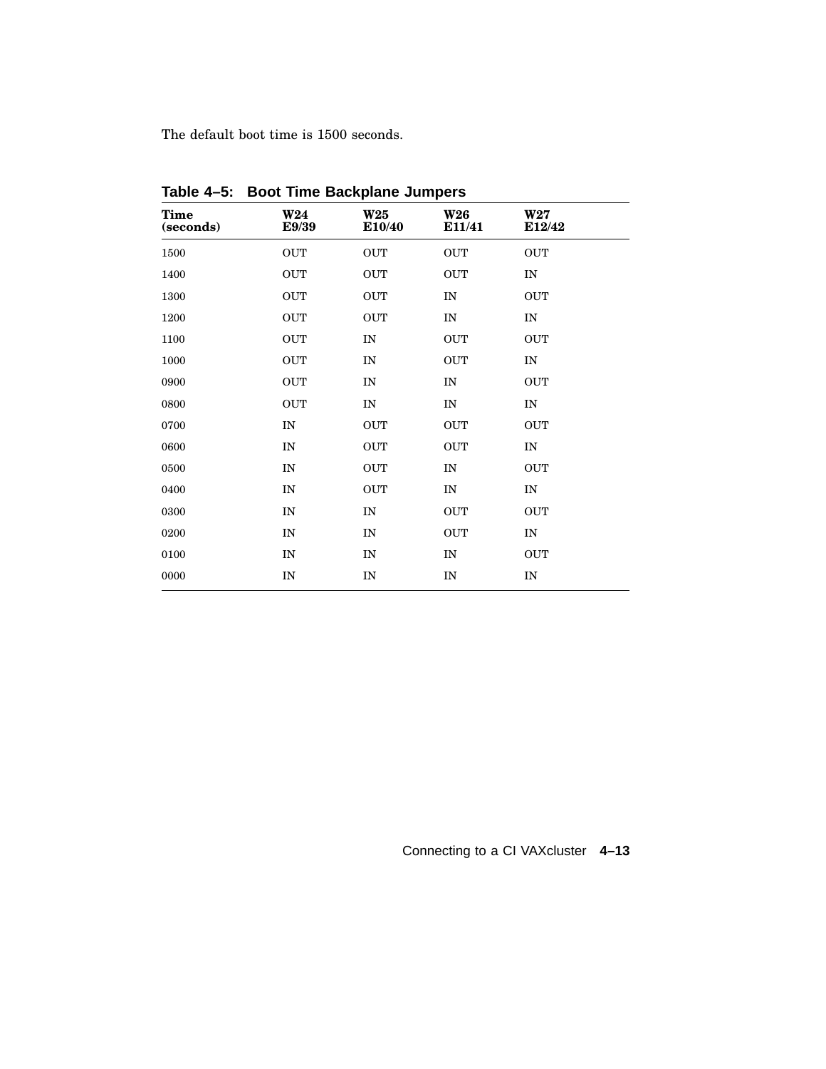The default boot time is 1500 seconds.

**Table 4–5: Boot Time Backplane Jumpers**

| Time (seconds) | W24 E9/39 | W25 E10/40 | W26 E11/41 | W27 E12/42 |
|---|---|---|---|---|
| 1500 | OUT | OUT | OUT | OUT |
| 1400 | OUT | OUT | OUT | IN |
| 1300 | OUT | OUT | IN | OUT |
| 1200 | OUT | OUT | IN | IN |
| 1100 | OUT | IN | OUT | OUT |
| 1000 | OUT | IN | OUT | IN |
| 0900 | OUT | IN | IN | OUT |
| 0800 | OUT | IN | IN | IN |
| 0700 | IN | OUT | OUT | OUT |
| 0600 | IN | OUT | OUT | IN |
| 0500 | IN | OUT | IN | OUT |
| 0400 | IN | OUT | IN | IN |
| 0300 | IN | IN | OUT | OUT |
| 0200 | IN | IN | OUT | IN |
| 0100 | IN | IN | IN | OUT |
| 0000 | IN | IN | IN | IN |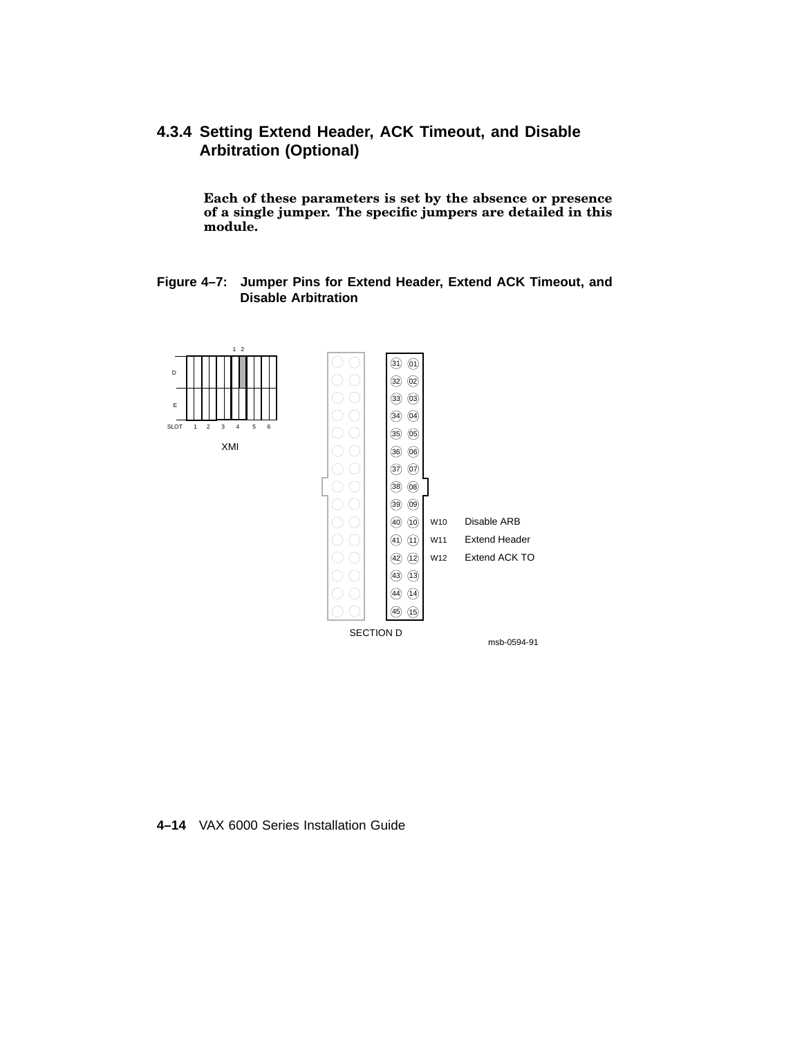### 4.3.4 Setting Extend Header, ACK Timeout, and Disable Arbitration (Optional)

**Each of these parameters is set by the absence or presence of a single jumper. The specific jumpers are detailed in this module.**

**Figure 4–7: Jumper Pins for Extend Header, Extend ACK Timeout, and Disable Arbitration**

| Jumper | Pins | Function |
|---|---|---|
| W10 | 40 – 10 | Disable ARB |
| W11 | 41 – 11 | Extend Header |
| W12 | 42 – 12 | Extend ACK TO |

XMI — SECTION D

msb-0594-91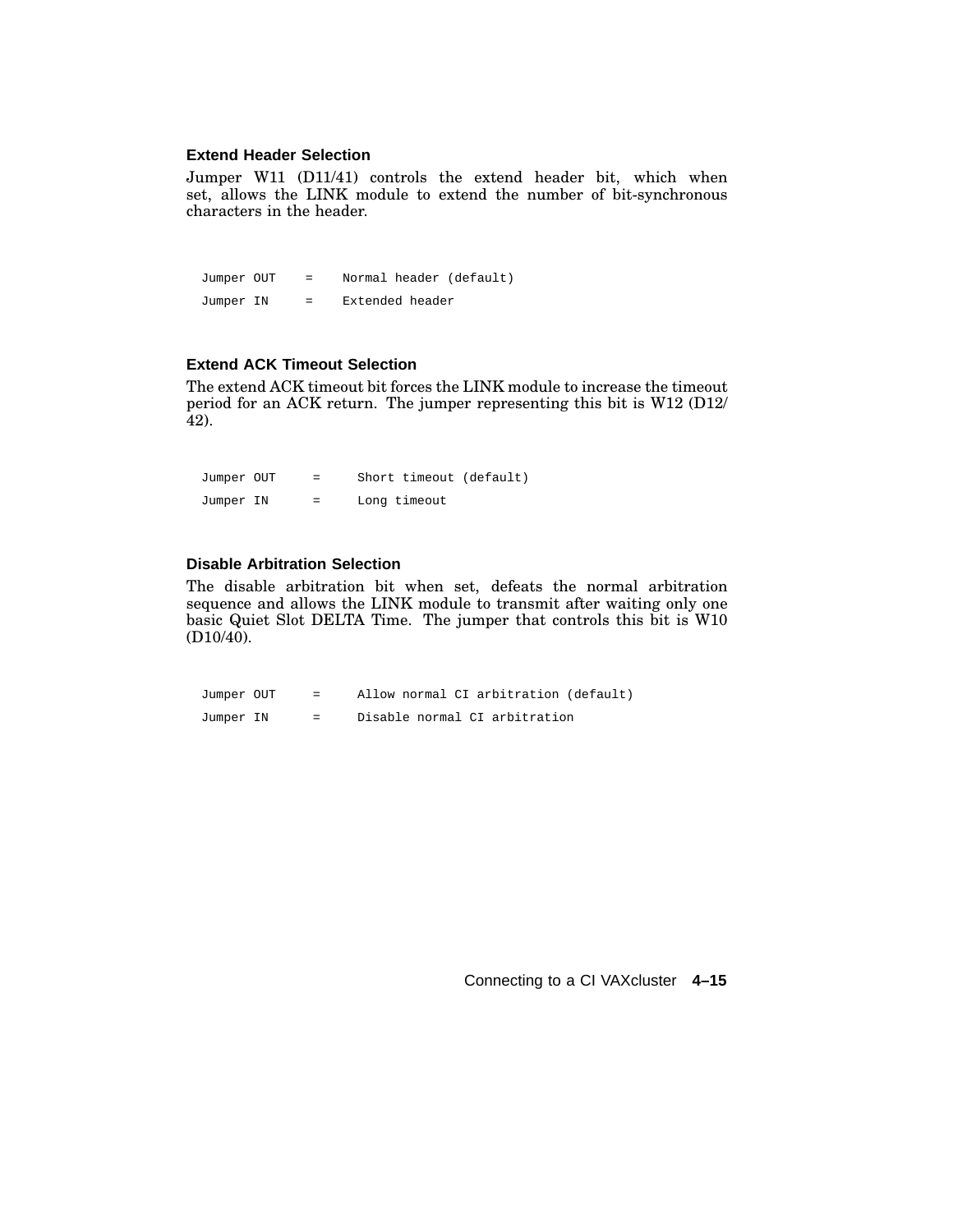### Extend Header Selection

Jumper W11 (D11/41) controls the extend header bit, which when set, allows the LINK module to extend the number of bit-synchronous characters in the header.

```
Jumper OUT    =    Normal header (default)
Jumper IN     =    Extended header
```

### Extend ACK Timeout Selection

The extend ACK timeout bit forces the LINK module to increase the timeout period for an ACK return. The jumper representing this bit is W12 (D12/42).

```
Jumper OUT     =     Short timeout (default)
Jumper IN      =     Long timeout
```

### Disable Arbitration Selection

The disable arbitration bit when set, defeats the normal arbitration sequence and allows the LINK module to transmit after waiting only one basic Quiet Slot DELTA Time. The jumper that controls this bit is W10 (D10/40).

```
Jumper OUT     =     Allow normal CI arbitration (default)
Jumper IN      =     Disable normal CI arbitration
```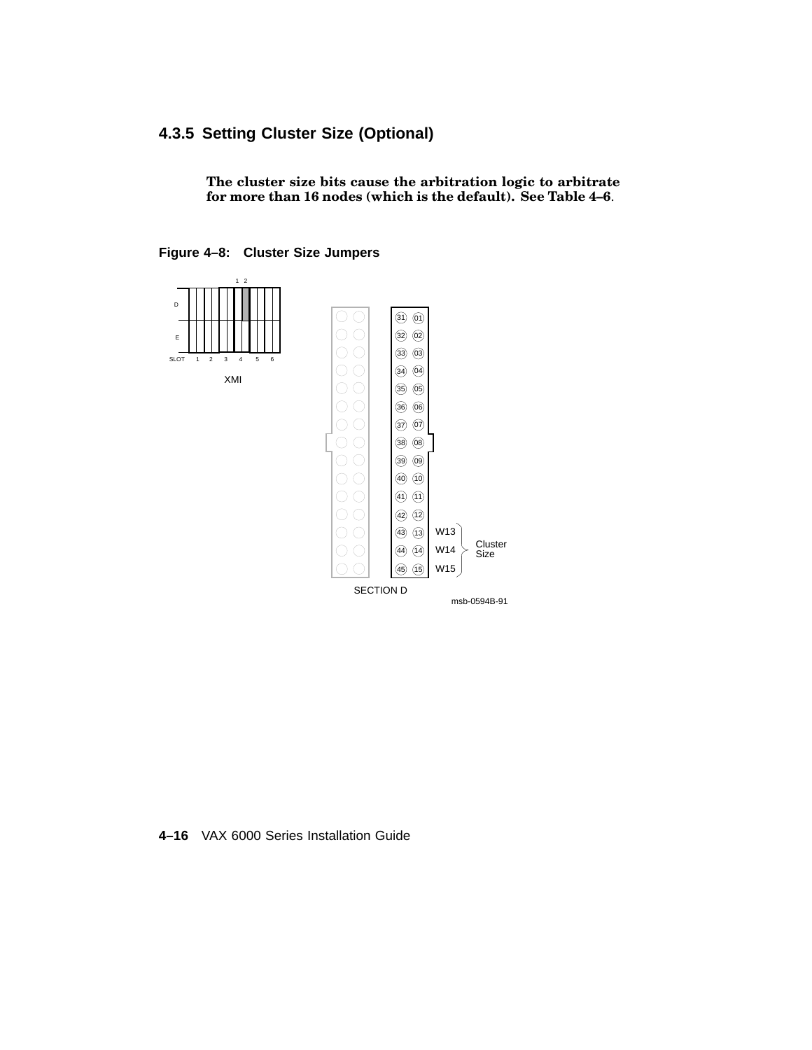### 4.3.5 Setting Cluster Size (Optional)

**The cluster size bits cause the arbitration logic to arbitrate for more than 16 nodes (which is the default). See Table 4–6**.

**Figure 4–8: Cluster Size Jumpers**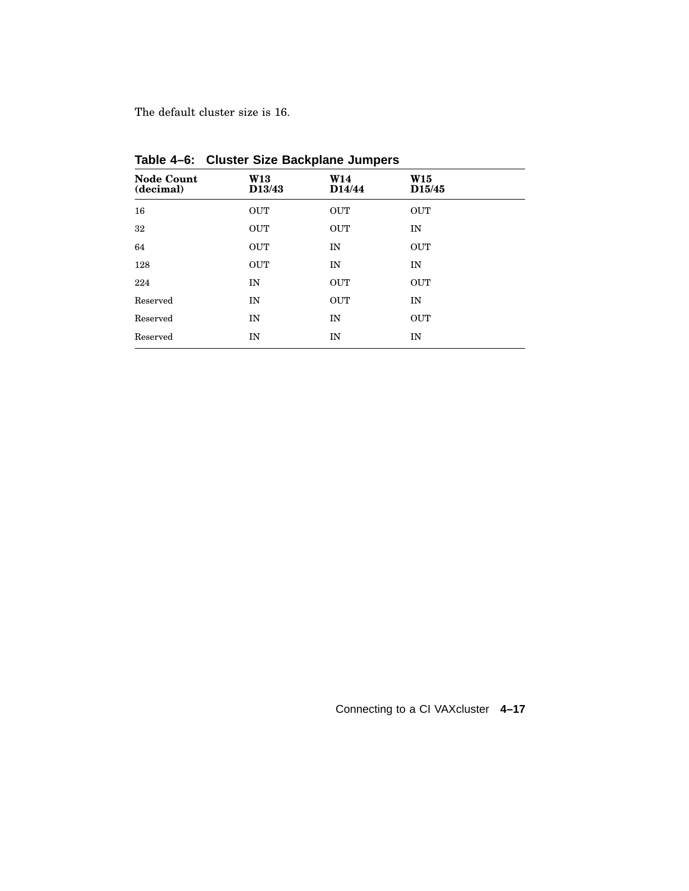The default cluster size is 16.

**Table 4–6: Cluster Size Backplane Jumpers**

| Node Count (decimal) | W13 D13/43 | W14 D14/44 | W15 D15/45 |
|---|---|---|---|
| 16 | OUT | OUT | OUT |
| 32 | OUT | OUT | IN |
| 64 | OUT | IN | OUT |
| 128 | OUT | IN | IN |
| 224 | IN | OUT | OUT |
| Reserved | IN | OUT | IN |
| Reserved | IN | IN | OUT |
| Reserved | IN | IN | IN |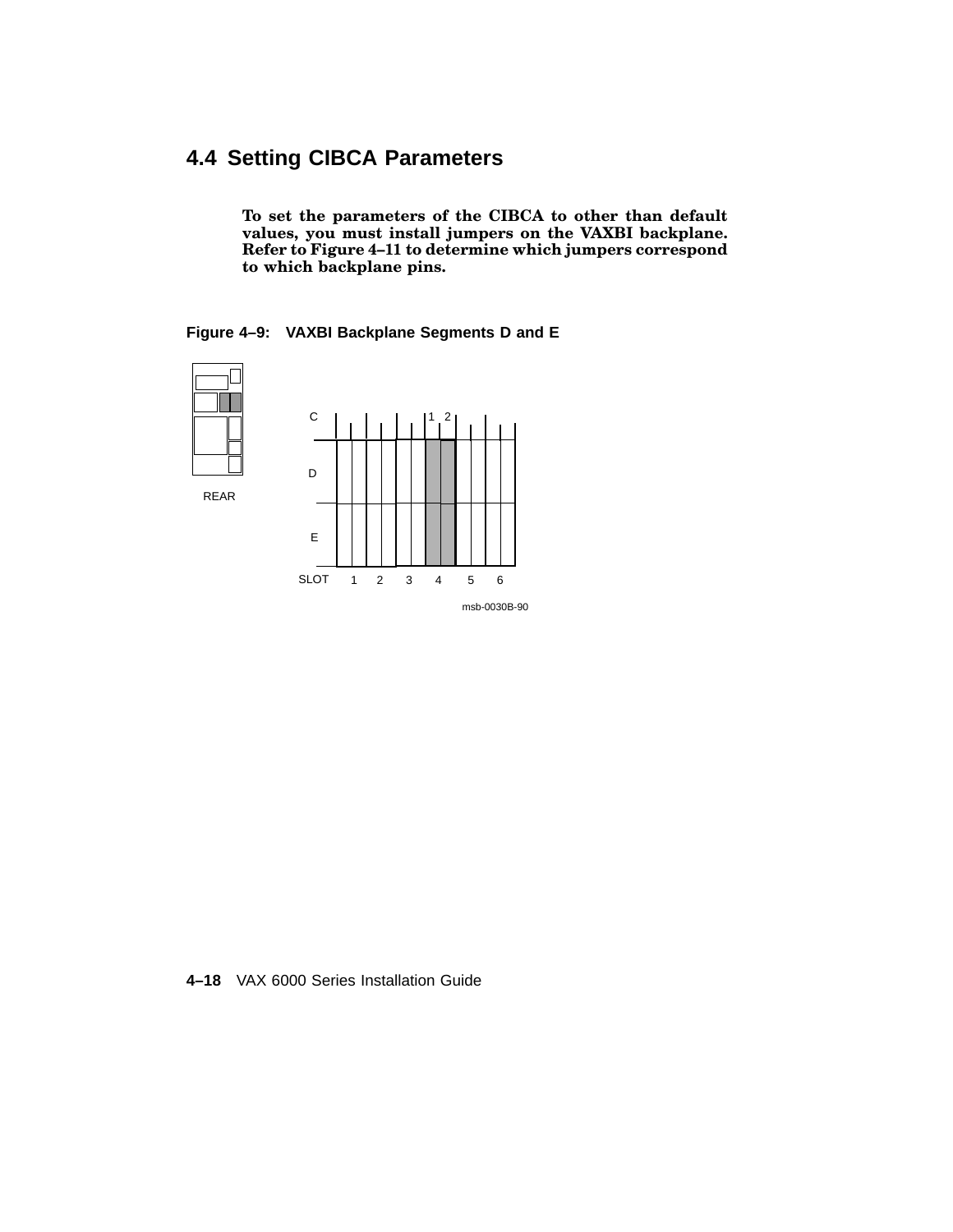## 4.4 Setting CIBCA Parameters

**To set the parameters of the CIBCA to other than default values, you must install jumpers on the VAXBI backplane. Refer to Figure 4–11 to determine which jumpers correspond to which backplane pins.**

**Figure 4–9: VAXBI Backplane Segments D and E**

REAR

C 1 2

D

E

SLOT 1 2 3 4 5 6

msb-0030B-90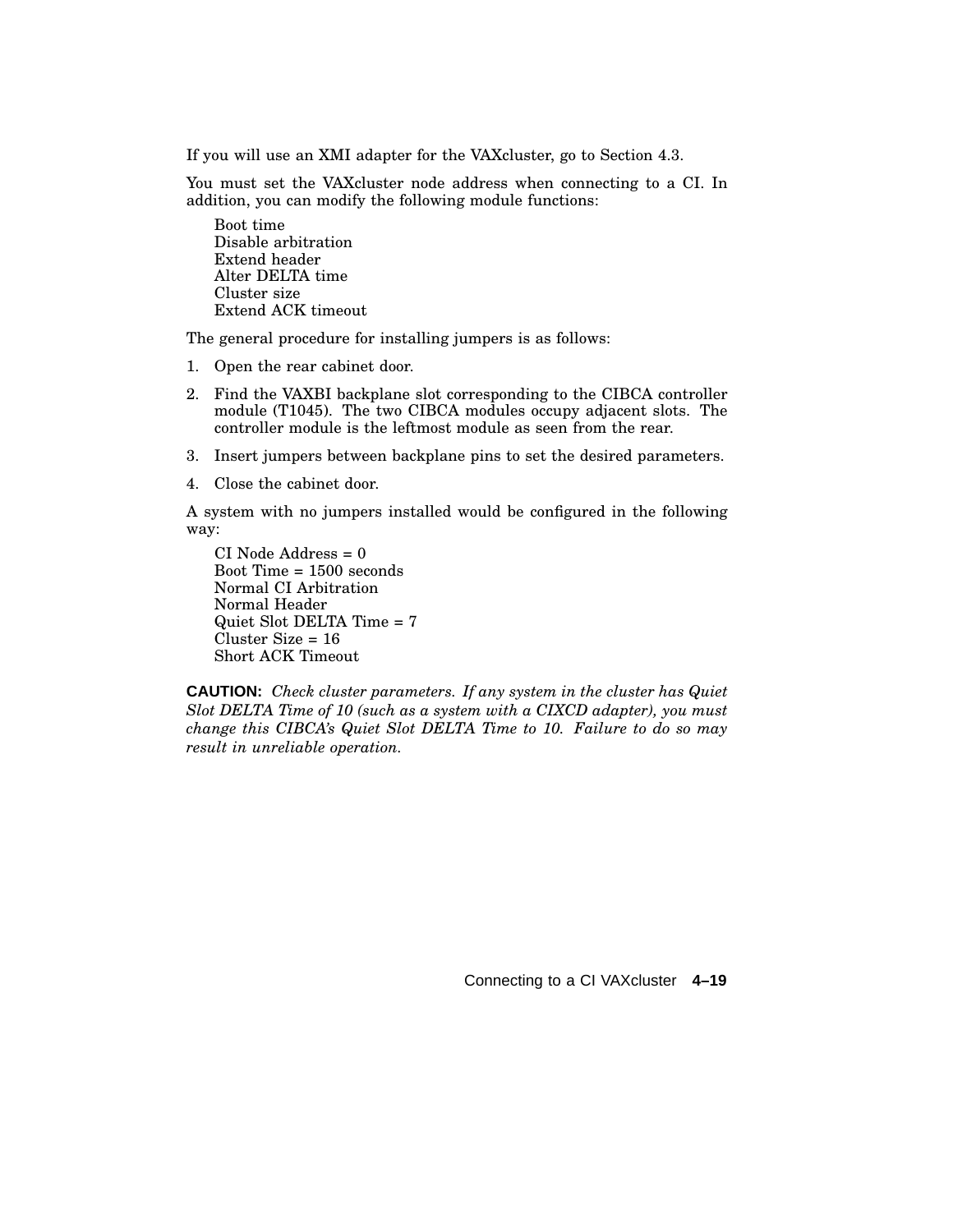If you will use an XMI adapter for the VAXcluster, go to Section 4.3.

You must set the VAXcluster node address when connecting to a CI. In addition, you can modify the following module functions:

Boot time  
Disable arbitration  
Extend header  
Alter DELTA time  
Cluster size  
Extend ACK timeout

The general procedure for installing jumpers is as follows:

1. Open the rear cabinet door.
2. Find the VAXBI backplane slot corresponding to the CIBCA controller module (T1045). The two CIBCA modules occupy adjacent slots. The controller module is the leftmost module as seen from the rear.
3. Insert jumpers between backplane pins to set the desired parameters.
4. Close the cabinet door.

A system with no jumpers installed would be configured in the following way:

CI Node Address = 0  
Boot Time = 1500 seconds  
Normal CI Arbitration  
Normal Header  
Quiet Slot DELTA Time = 7  
Cluster Size = 16  
Short ACK Timeout

**CAUTION:** *Check cluster parameters. If any system in the cluster has Quiet Slot DELTA Time of 10 (such as a system with a CIXCD adapter), you must change this CIBCA's Quiet Slot DELTA Time to 10. Failure to do so may result in unreliable operation.*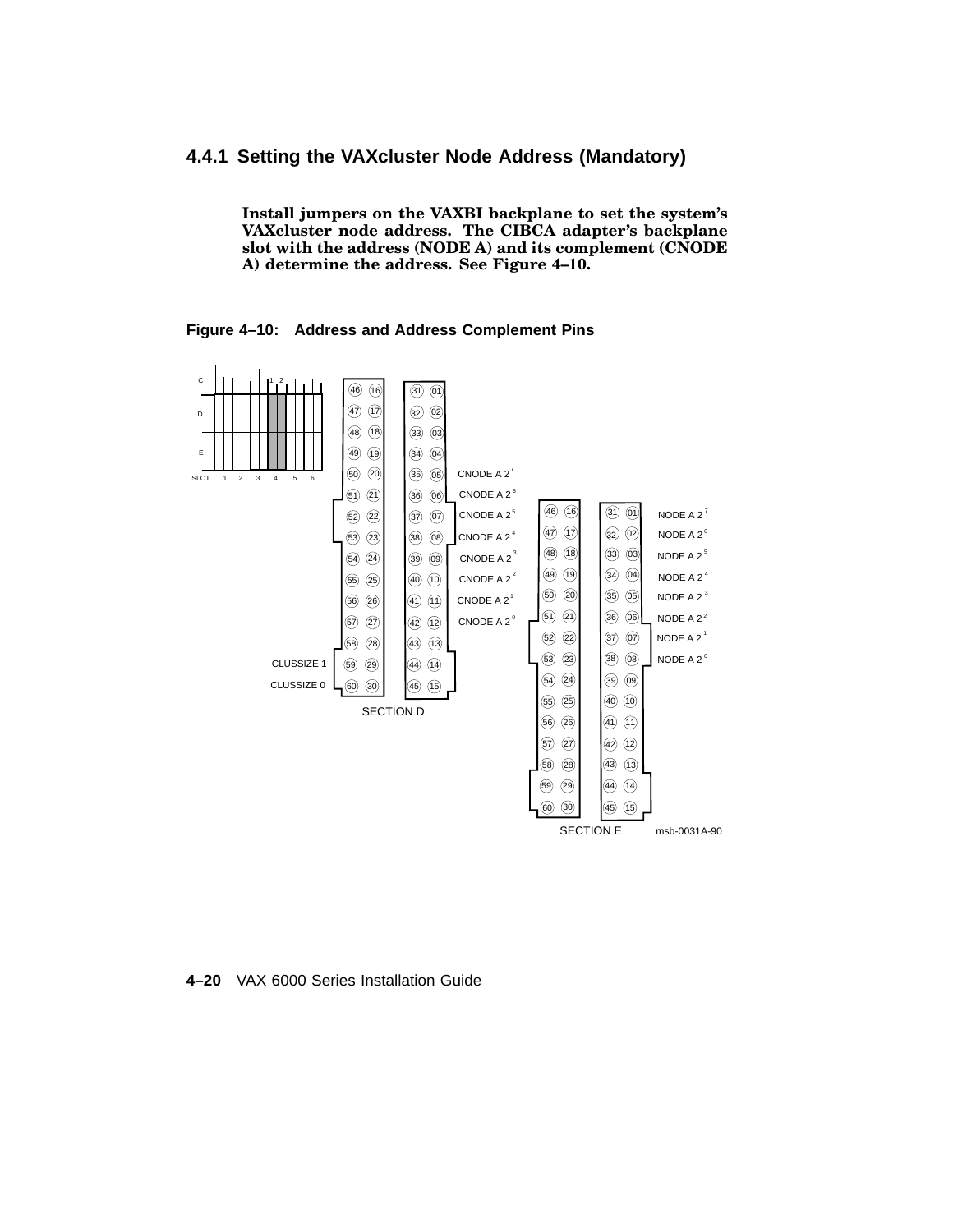### 4.4.1 Setting the VAXcluster Node Address (Mandatory)

**Install jumpers on the VAXBI backplane to set the system's VAXcluster node address. The CIBCA adapter's backplane slot with the address (NODE A) and its complement (CNODE A) determine the address. See Figure 4–10.**

**Figure 4–10: Address and Address Complement Pins**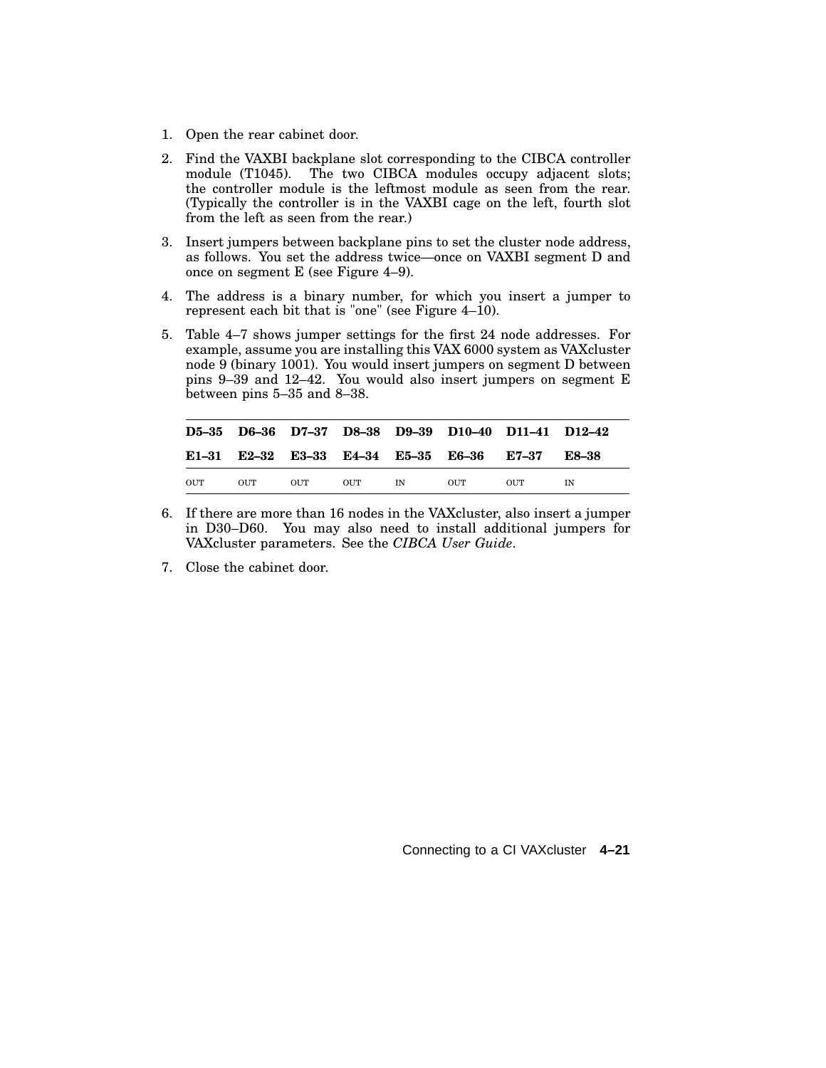1. Open the rear cabinet door.
2. Find the VAXBI backplane slot corresponding to the CIBCA controller module (T1045). The two CIBCA modules occupy adjacent slots; the controller module is the leftmost module as seen from the rear. (Typically the controller is in the VAXBI cage on the left, fourth slot from the left as seen from the rear.)
3. Insert jumpers between backplane pins to set the cluster node address, as follows. You set the address twice—once on VAXBI segment D and once on segment E (see Figure 4–9).
4. The address is a binary number, for which you insert a jumper to represent each bit that is "one" (see Figure 4–10).
5. Table 4–7 shows jumper settings for the first 24 node addresses. For example, assume you are installing this VAX 6000 system as VAXcluster node 9 (binary 1001). You would insert jumpers on segment D between pins 9–39 and 12–42. You would also insert jumpers on segment E between pins 5–35 and 8–38.

| **D5–35** | **D6–36** | **D7–37** | **D8–38** | **D9–39** | **D10–40** | **D11–41** | **D12–42** |
|---|---|---|---|---|---|---|---|
| **E1–31** | **E2–32** | **E3–33** | **E4–34** | **E5–35** | **E6–36** | **E7–37** | **E8–38** |
| OUT | OUT | OUT | OUT | IN | OUT | OUT | IN |

6. If there are more than 16 nodes in the VAXcluster, also insert a jumper in D30–D60. You may also need to install additional jumpers for VAXcluster parameters. See the *CIBCA User Guide*.
7. Close the cabinet door.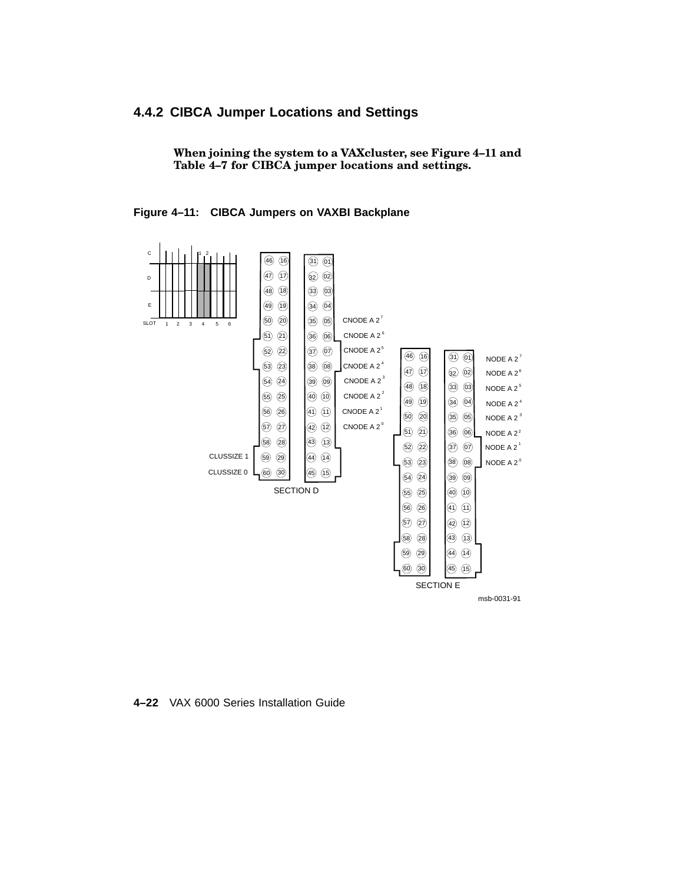### 4.4.2 CIBCA Jumper Locations and Settings

**When joining the system to a VAXcluster, see Figure 4–11 and Table 4–7 for CIBCA jumper locations and settings.**

**Figure 4–11: CIBCA Jumpers on VAXBI Backplane**

msb-0031-91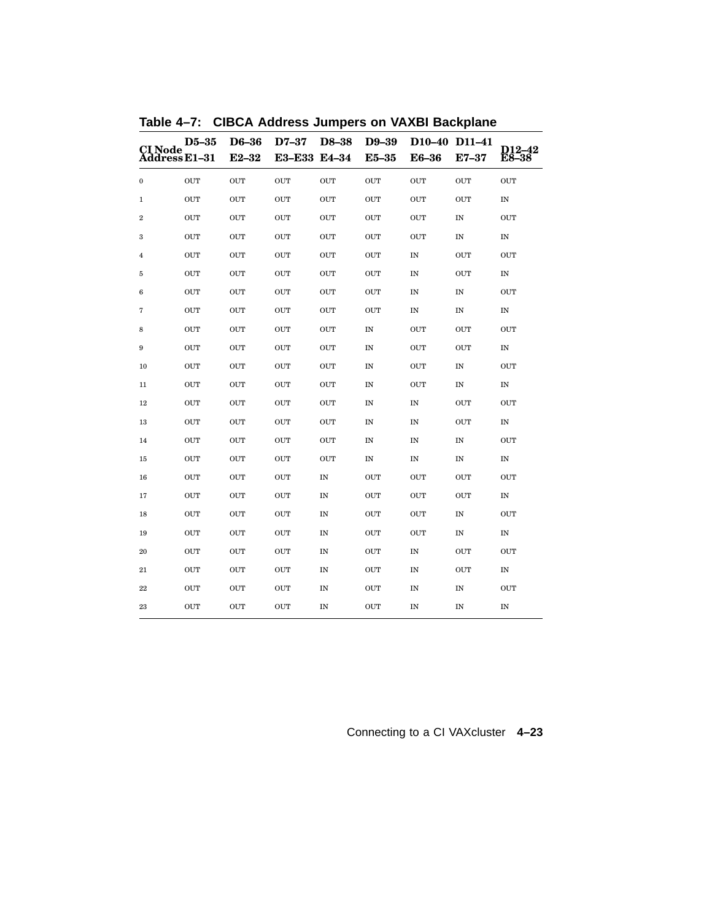**Table 4–7: CIBCA Address Jumpers on VAXBI Backplane**

| CI Node Address | D5–35 E1–31 | D6–36 E2–32 | D7–37 E3–E33 | D8–38 E4–34 | D9–39 E5–35 | D10–40 E6–36 | D11–41 E7–37 | D12–42 E8–38 |
|---|---|---|---|---|---|---|---|---|
| 0 | OUT | OUT | OUT | OUT | OUT | OUT | OUT | OUT |
| 1 | OUT | OUT | OUT | OUT | OUT | OUT | OUT | IN |
| 2 | OUT | OUT | OUT | OUT | OUT | OUT | IN | OUT |
| 3 | OUT | OUT | OUT | OUT | OUT | OUT | IN | IN |
| 4 | OUT | OUT | OUT | OUT | OUT | IN | OUT | OUT |
| 5 | OUT | OUT | OUT | OUT | OUT | IN | OUT | IN |
| 6 | OUT | OUT | OUT | OUT | OUT | IN | IN | OUT |
| 7 | OUT | OUT | OUT | OUT | OUT | IN | IN | IN |
| 8 | OUT | OUT | OUT | OUT | IN | OUT | OUT | OUT |
| 9 | OUT | OUT | OUT | OUT | IN | OUT | OUT | IN |
| 10 | OUT | OUT | OUT | OUT | IN | OUT | IN | OUT |
| 11 | OUT | OUT | OUT | OUT | IN | OUT | IN | IN |
| 12 | OUT | OUT | OUT | OUT | IN | IN | OUT | OUT |
| 13 | OUT | OUT | OUT | OUT | IN | IN | OUT | IN |
| 14 | OUT | OUT | OUT | OUT | IN | IN | IN | OUT |
| 15 | OUT | OUT | OUT | OUT | IN | IN | IN | IN |
| 16 | OUT | OUT | OUT | IN | OUT | OUT | OUT | OUT |
| 17 | OUT | OUT | OUT | IN | OUT | OUT | OUT | IN |
| 18 | OUT | OUT | OUT | IN | OUT | OUT | IN | OUT |
| 19 | OUT | OUT | OUT | IN | OUT | OUT | IN | IN |
| 20 | OUT | OUT | OUT | IN | OUT | IN | OUT | OUT |
| 21 | OUT | OUT | OUT | IN | OUT | IN | OUT | IN |
| 22 | OUT | OUT | OUT | IN | OUT | IN | IN | OUT |
| 23 | OUT | OUT | OUT | IN | OUT | IN | IN | IN |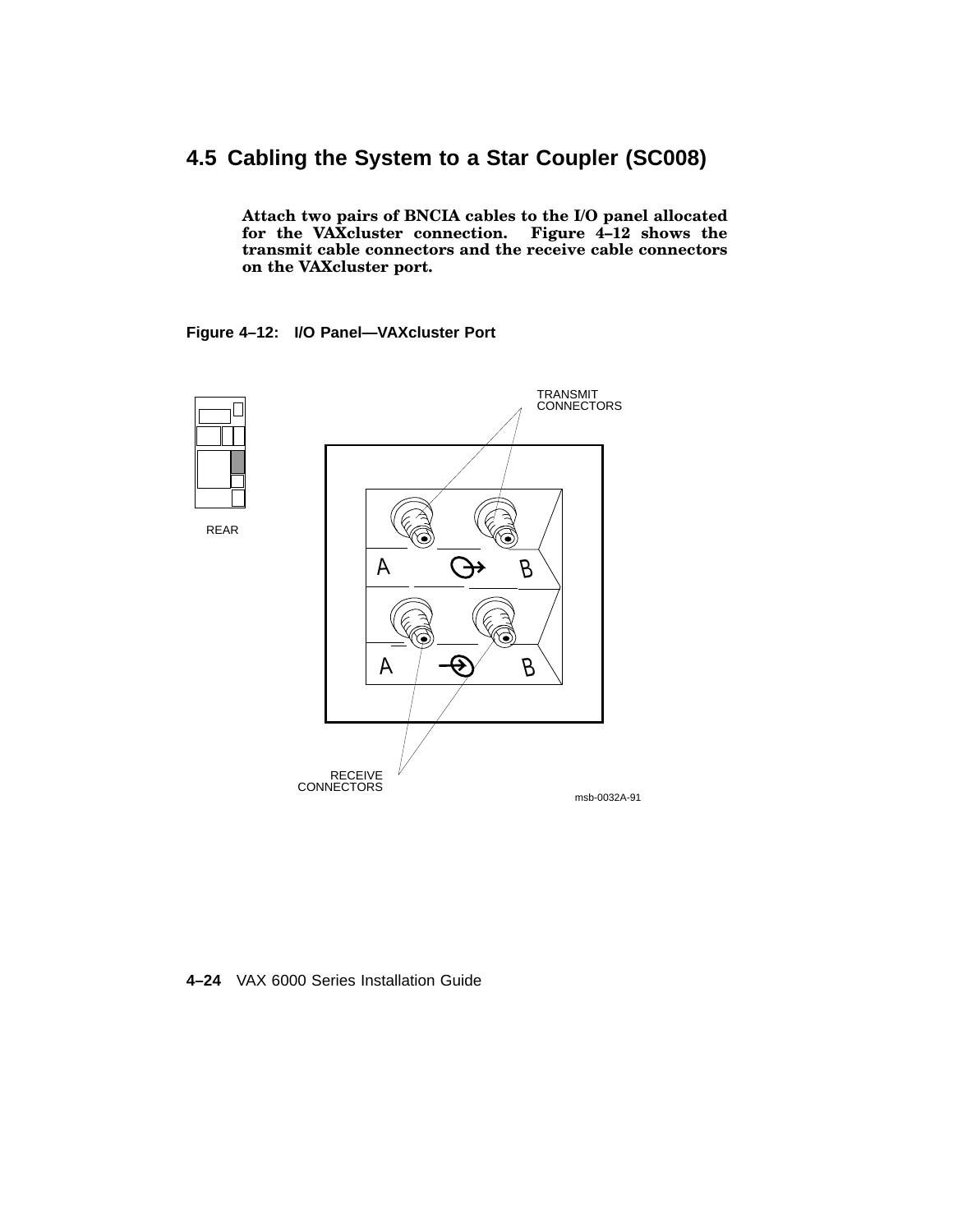## 4.5 Cabling the System to a Star Coupler (SC008)

**Attach two pairs of BNCIA cables to the I/O panel allocated for the VAXcluster connection. Figure 4–12 shows the transmit cable connectors and the receive cable connectors on the VAXcluster port.**

**Figure 4–12: I/O Panel—VAXcluster Port**

REAR

TRANSMIT CONNECTORS

A B

A B

RECEIVE CONNECTORS

msb-0032A-91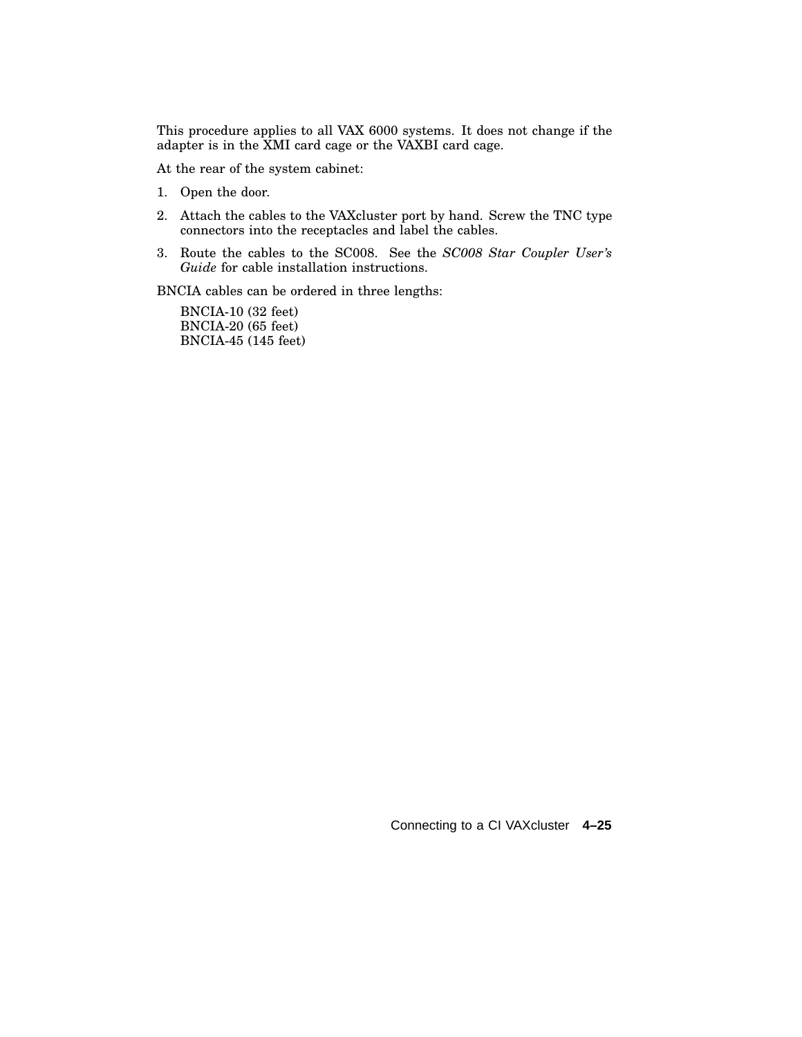This procedure applies to all VAX 6000 systems. It does not change if the adapter is in the XMI card cage or the VAXBI card cage.

At the rear of the system cabinet:

1. Open the door.
2. Attach the cables to the VAXcluster port by hand. Screw the TNC type connectors into the receptacles and label the cables.
3. Route the cables to the SC008. See the *SC008 Star Coupler User's Guide* for cable installation instructions.

BNCIA cables can be ordered in three lengths:

BNCIA-10 (32 feet)
BNCIA-20 (65 feet)
BNCIA-45 (145 feet)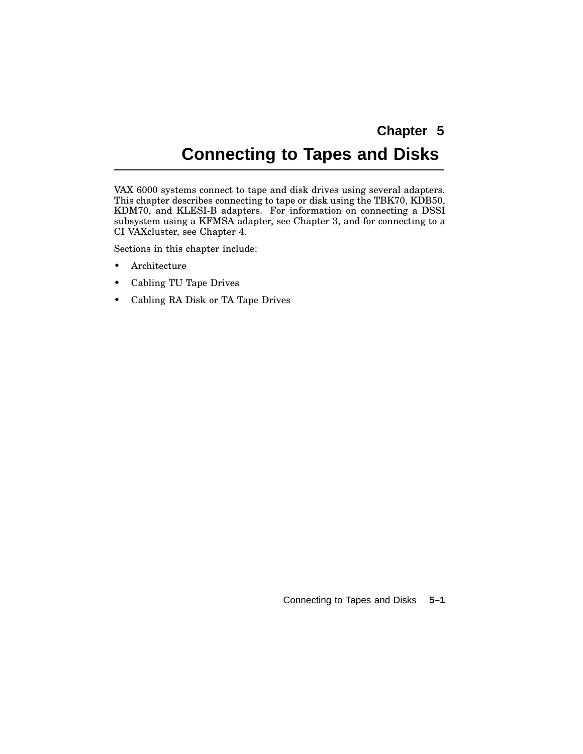# Chapter 5

# Connecting to Tapes and Disks

VAX 6000 systems connect to tape and disk drives using several adapters. This chapter describes connecting to tape or disk using the TBK70, KDB50, KDM70, and KLESI-B adapters. For information on connecting a DSSI subsystem using a KFMSA adapter, see Chapter 3, and for connecting to a CI VAXcluster, see Chapter 4.

Sections in this chapter include:

- Architecture
- Cabling TU Tape Drives
- Cabling RA Disk or TA Tape Drives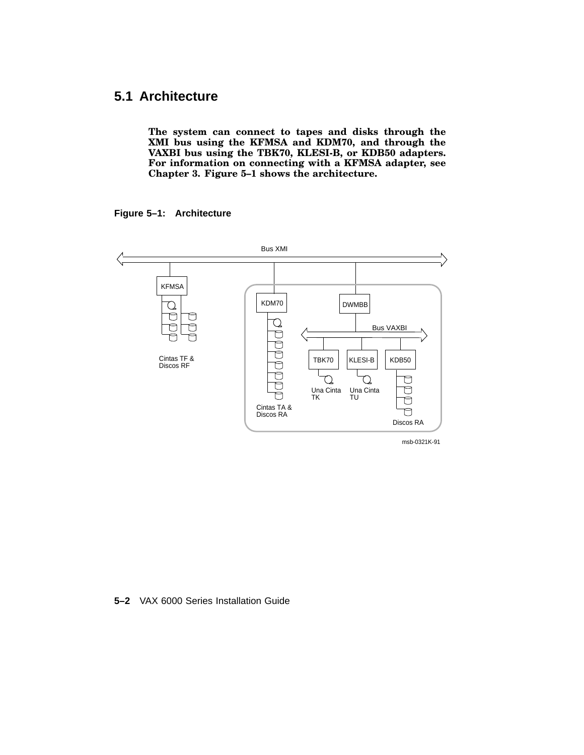## 5.1 Architecture

**The system can connect to tapes and disks through the XMI bus using the KFMSA and KDM70, and through the VAXBI bus using the TBK70, KLESI-B, or KDB50 adapters. For information on connecting with a KFMSA adapter, see Chapter 3. Figure 5–1 shows the architecture.**

**Figure 5–1: Architecture**

Bus XMI

KFMSA

Cintas TF & Discos RF

KDM70

Cintas TA & Discos RA

DWMBB

Bus VAXBI

TBK70

Una Cinta TK

KLESI-B

Una Cinta TU

KDB50

Discos RA

msb-0321K-91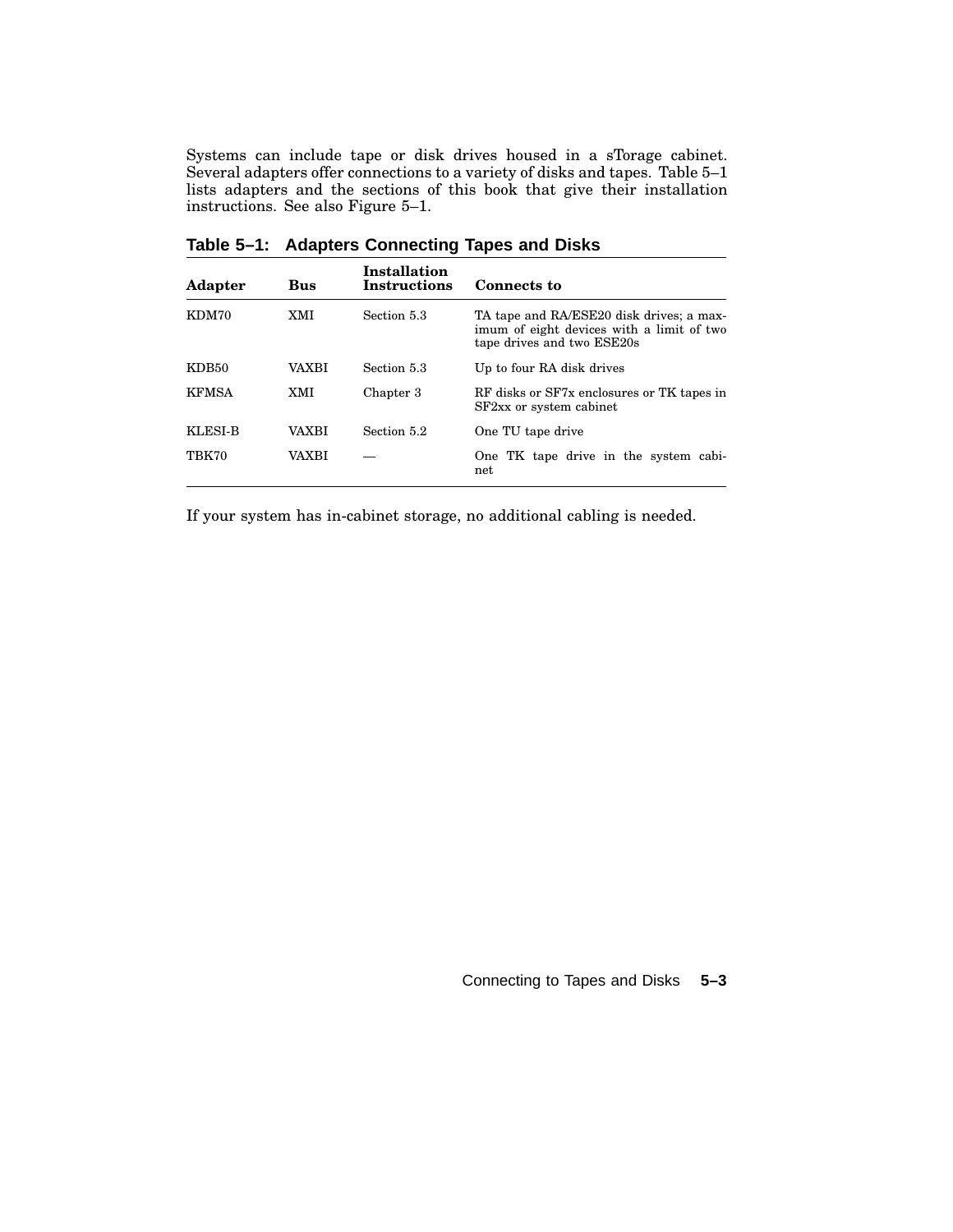Systems can include tape or disk drives housed in a sTorage cabinet. Several adapters offer connections to a variety of disks and tapes. Table 5–1 lists adapters and the sections of this book that give their installation instructions. See also Figure 5–1.

**Table 5–1: Adapters Connecting Tapes and Disks**

| Adapter | Bus | Installation Instructions | Connects to |
|---|---|---|---|
| KDM70 | XMI | Section 5.3 | TA tape and RA/ESE20 disk drives; a maximum of eight devices with a limit of two tape drives and two ESE20s |
| KDB50 | VAXBI | Section 5.3 | Up to four RA disk drives |
| KFMSA | XMI | Chapter 3 | RF disks or SF7x enclosures or TK tapes in SF2xx or system cabinet |
| KLESI-B | VAXBI | Section 5.2 | One TU tape drive |
| TBK70 | VAXBI | — | One TK tape drive in the system cabinet |

If your system has in-cabinet storage, no additional cabling is needed.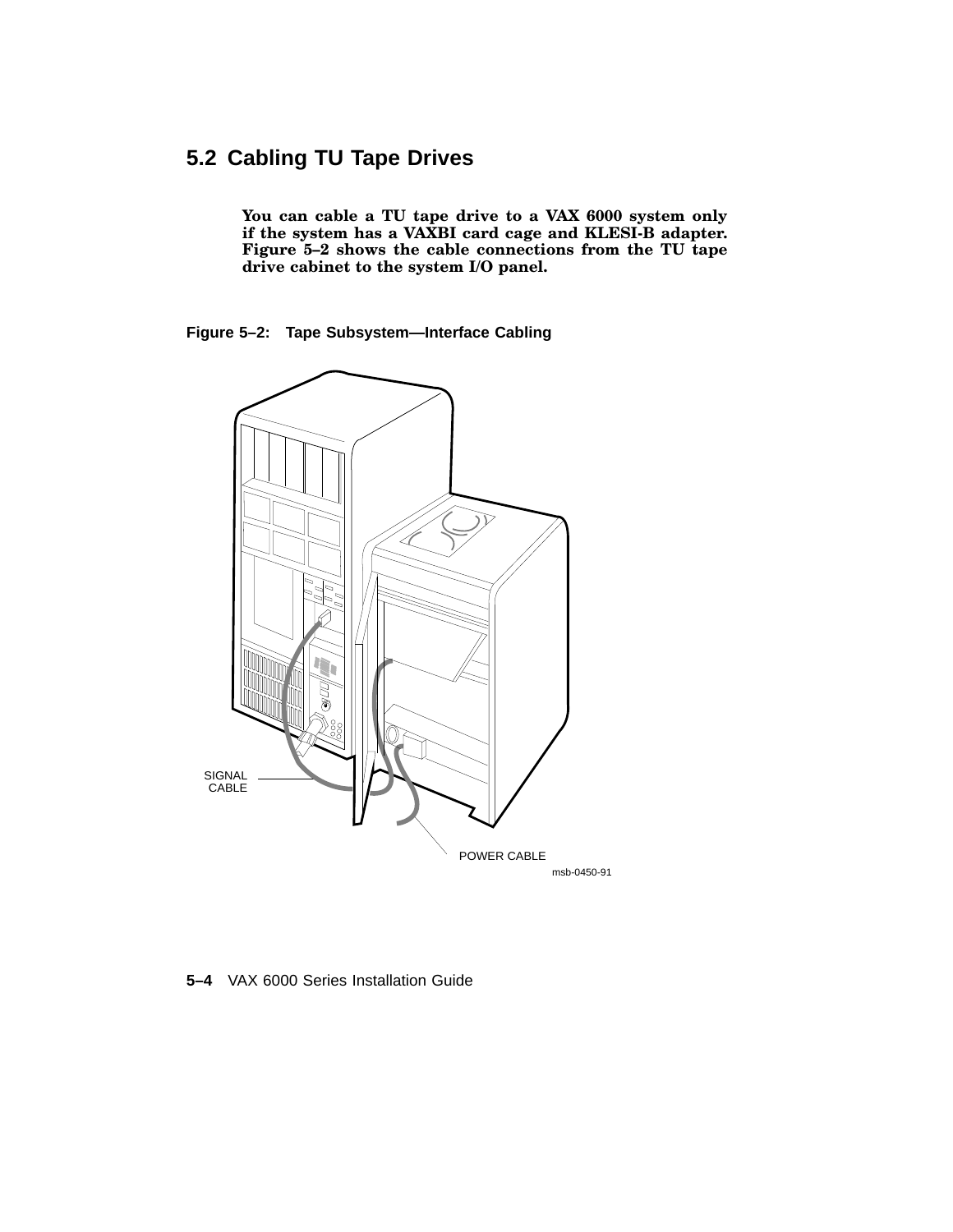## 5.2 Cabling TU Tape Drives

**You can cable a TU tape drive to a VAX 6000 system only if the system has a VAXBI card cage and KLESI-B adapter. Figure 5–2 shows the cable connections from the TU tape drive cabinet to the system I/O panel.**

**Figure 5–2: Tape Subsystem—Interface Cabling**

SIGNAL CABLE

POWER CABLE

msb-0450-91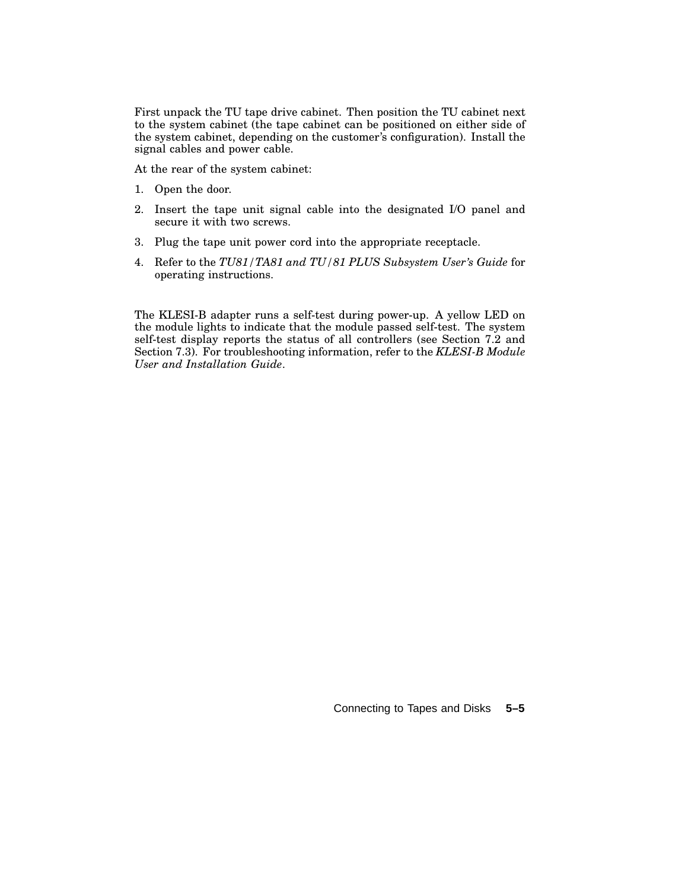First unpack the TU tape drive cabinet. Then position the TU cabinet next to the system cabinet (the tape cabinet can be positioned on either side of the system cabinet, depending on the customer's configuration). Install the signal cables and power cable.

At the rear of the system cabinet:

1. Open the door.
2. Insert the tape unit signal cable into the designated I/O panel and secure it with two screws.
3. Plug the tape unit power cord into the appropriate receptacle.
4. Refer to the *TU81/TA81 and TU/81 PLUS Subsystem User's Guide* for operating instructions.

The KLESI-B adapter runs a self-test during power-up. A yellow LED on the module lights to indicate that the module passed self-test. The system self-test display reports the status of all controllers (see Section 7.2 and Section 7.3). For troubleshooting information, refer to the *KLESI-B Module User and Installation Guide*.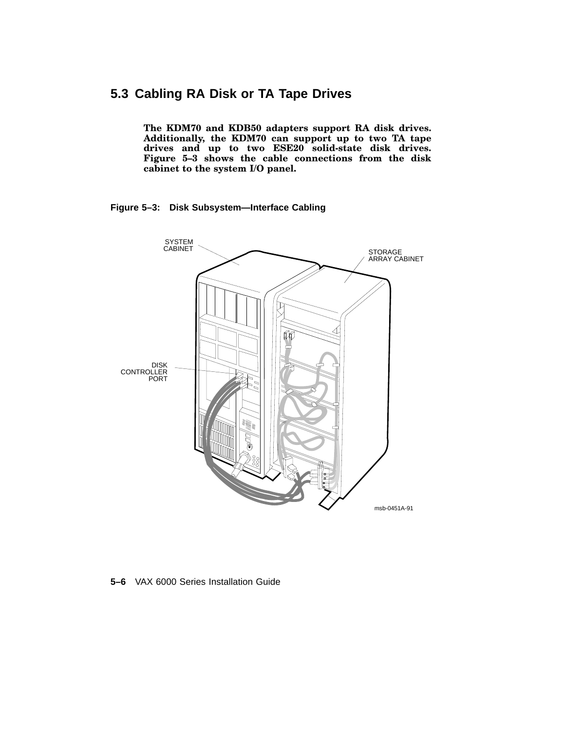## 5.3 Cabling RA Disk or TA Tape Drives

**The KDM70 and KDB50 adapters support RA disk drives. Additionally, the KDM70 can support up to two TA tape drives and up to two ESE20 solid-state disk drives. Figure 5–3 shows the cable connections from the disk cabinet to the system I/O panel.**

**Figure 5–3: Disk Subsystem—Interface Cabling**

SYSTEM CABINET

STORAGE ARRAY CABINET

DISK CONTROLLER PORT

msb-0451A-91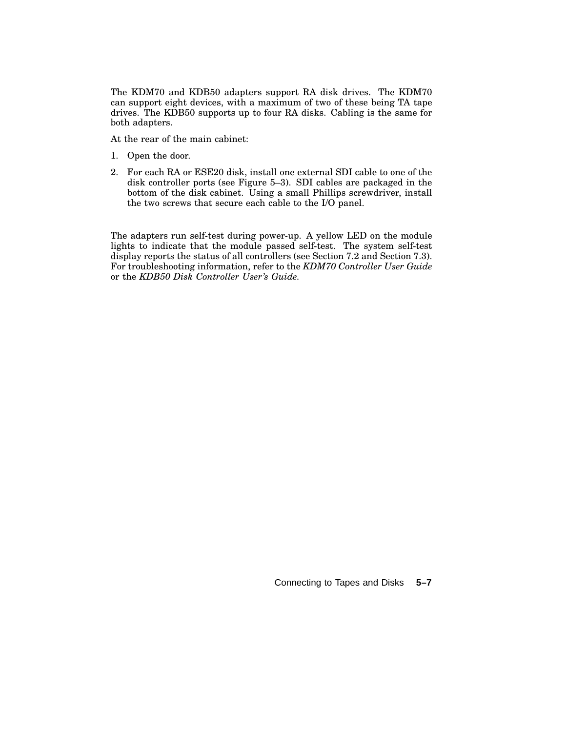The KDM70 and KDB50 adapters support RA disk drives. The KDM70 can support eight devices, with a maximum of two of these being TA tape drives. The KDB50 supports up to four RA disks. Cabling is the same for both adapters.

At the rear of the main cabinet:

1. Open the door.
2. For each RA or ESE20 disk, install one external SDI cable to one of the disk controller ports (see Figure 5–3). SDI cables are packaged in the bottom of the disk cabinet. Using a small Phillips screwdriver, install the two screws that secure each cable to the I/O panel.

The adapters run self-test during power-up. A yellow LED on the module lights to indicate that the module passed self-test. The system self-test display reports the status of all controllers (see Section 7.2 and Section 7.3). For troubleshooting information, refer to the *KDM70 Controller User Guide* or the *KDB50 Disk Controller User's Guide*.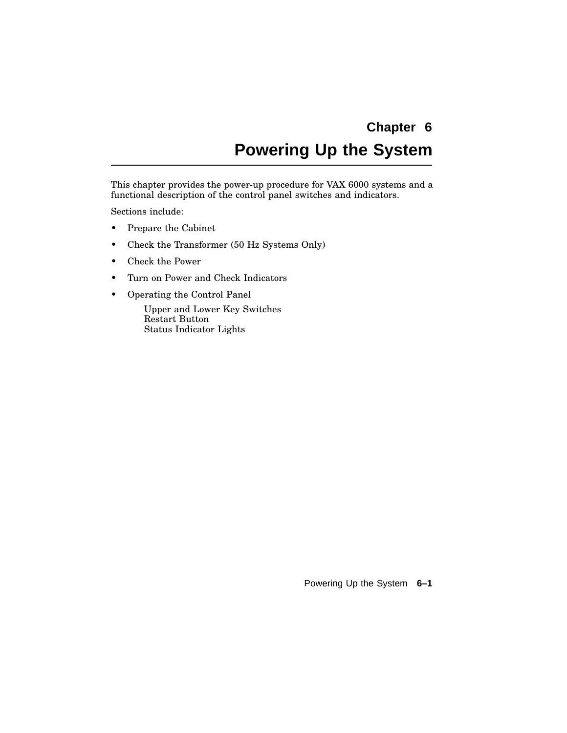# Chapter 6

# Powering Up the System

This chapter provides the power-up procedure for VAX 6000 systems and a functional description of the control panel switches and indicators.

Sections include:

- Prepare the Cabinet
- Check the Transformer (50 Hz Systems Only)
- Check the Power
- Turn on Power and Check Indicators
- Operating the Control Panel
  - Upper and Lower Key Switches
  - Restart Button
  - Status Indicator Lights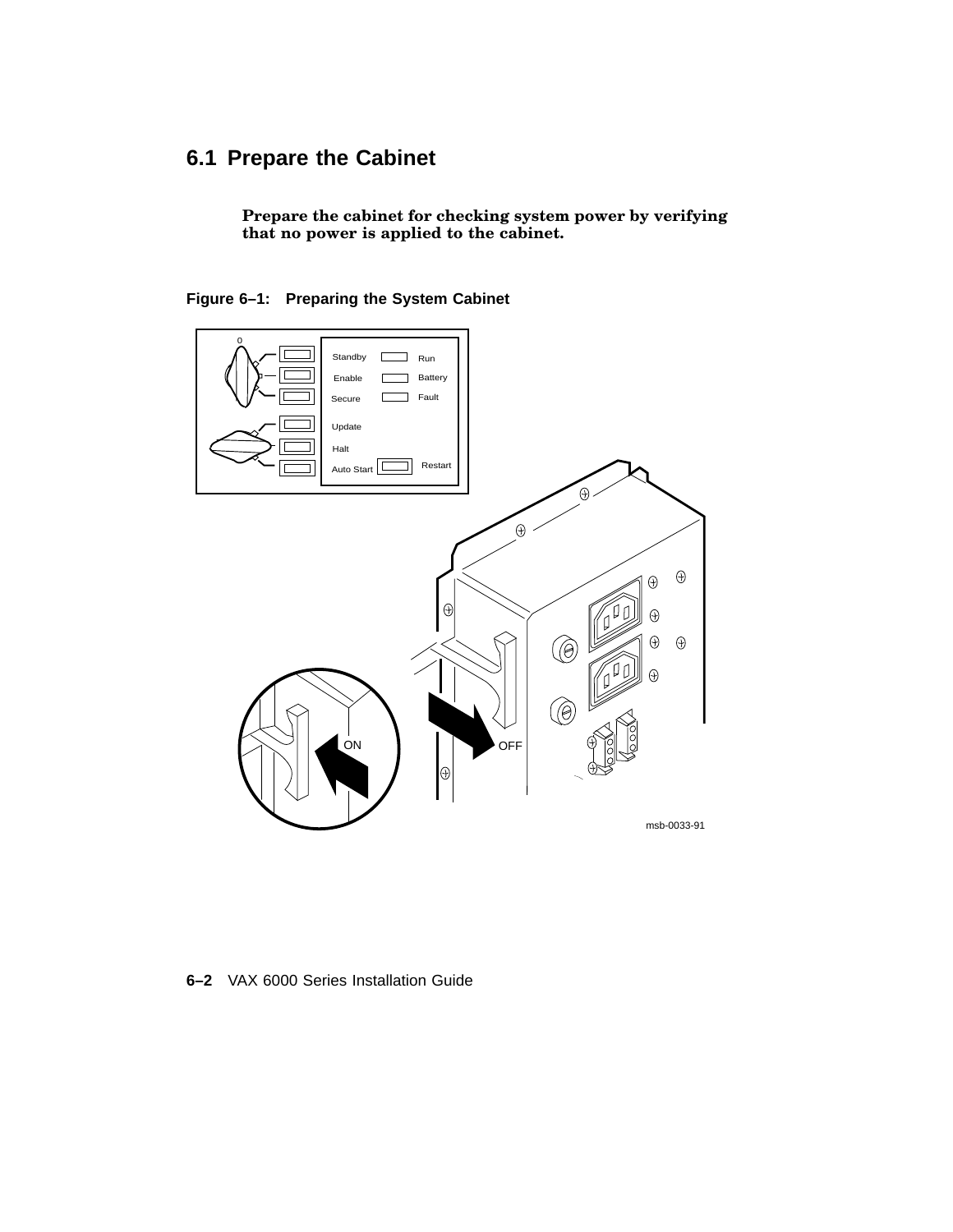## 6.1 Prepare the Cabinet

**Prepare the cabinet for checking system power by verifying that no power is applied to the cabinet.**

**Figure 6–1: Preparing the System Cabinet**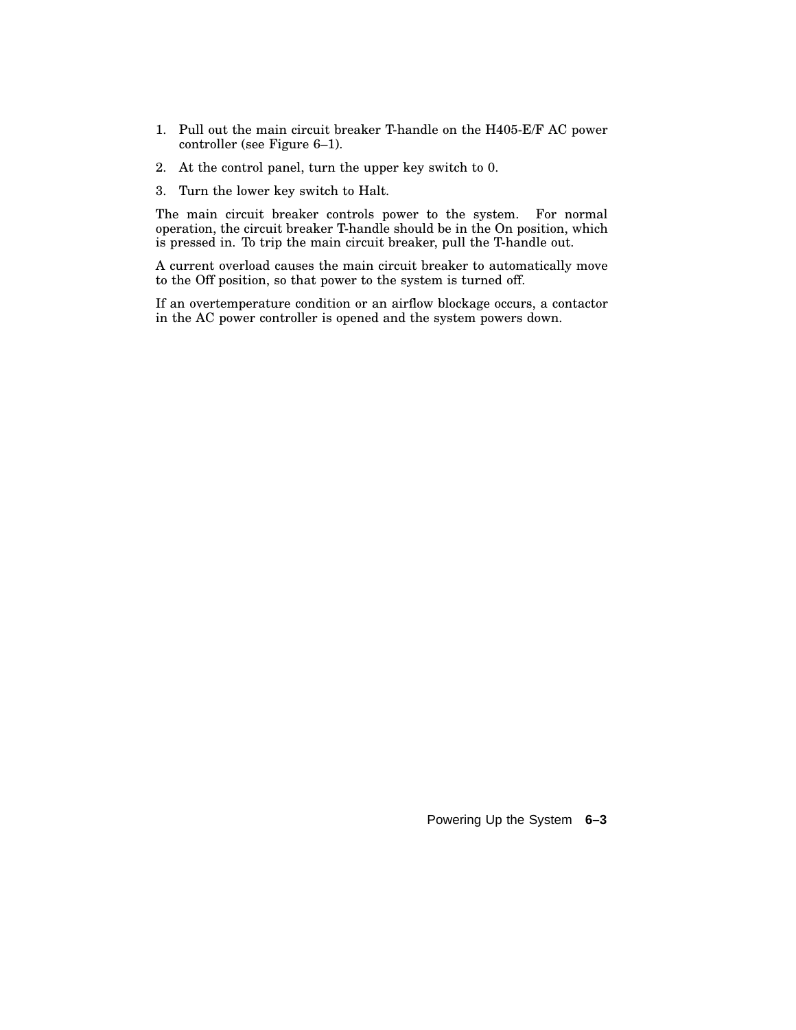1. Pull out the main circuit breaker T-handle on the H405-E/F AC power controller (see Figure 6–1).
2. At the control panel, turn the upper key switch to 0.
3. Turn the lower key switch to Halt.

The main circuit breaker controls power to the system. For normal operation, the circuit breaker T-handle should be in the On position, which is pressed in. To trip the main circuit breaker, pull the T-handle out.

A current overload causes the main circuit breaker to automatically move to the Off position, so that power to the system is turned off.

If an overtemperature condition or an airflow blockage occurs, a contactor in the AC power controller is opened and the system powers down.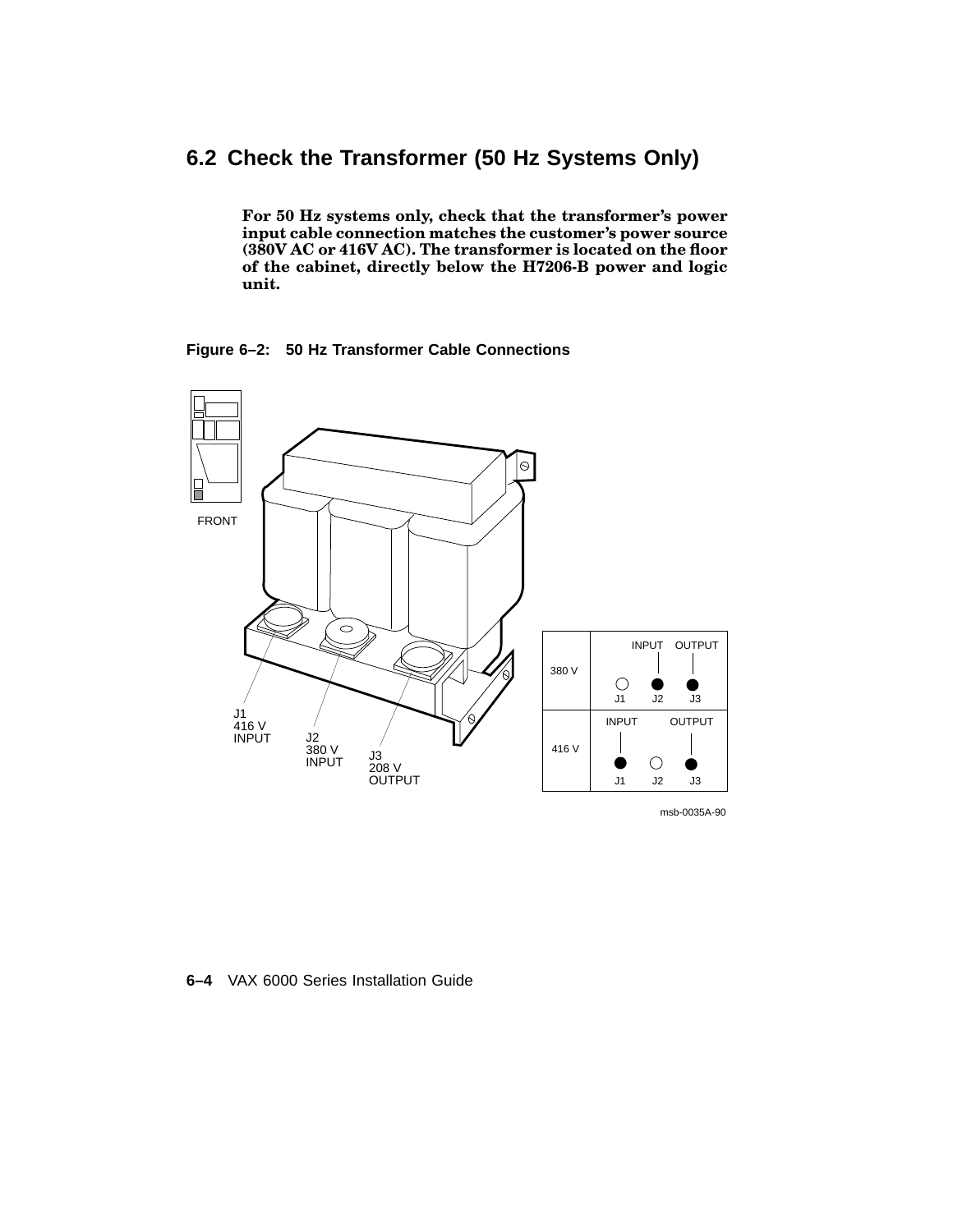## 6.2 Check the Transformer (50 Hz Systems Only)

**For 50 Hz systems only, check that the transformer's power input cable connection matches the customer's power source (380V AC or 416V AC). The transformer is located on the floor of the cabinet, directly below the H7206-B power and logic unit.**

**Figure 6–2: 50 Hz Transformer Cable Connections**

FRONT

J1
416 V
INPUT

J2
380 V
INPUT

J3
208 V
OUTPUT

| | J1 | J2 | J3 |
|---|---|---|---|
| 380 V | ○ | ● INPUT | ● OUTPUT |
| 416 V | ● INPUT | ○ | ● OUTPUT |

msb-0035A-90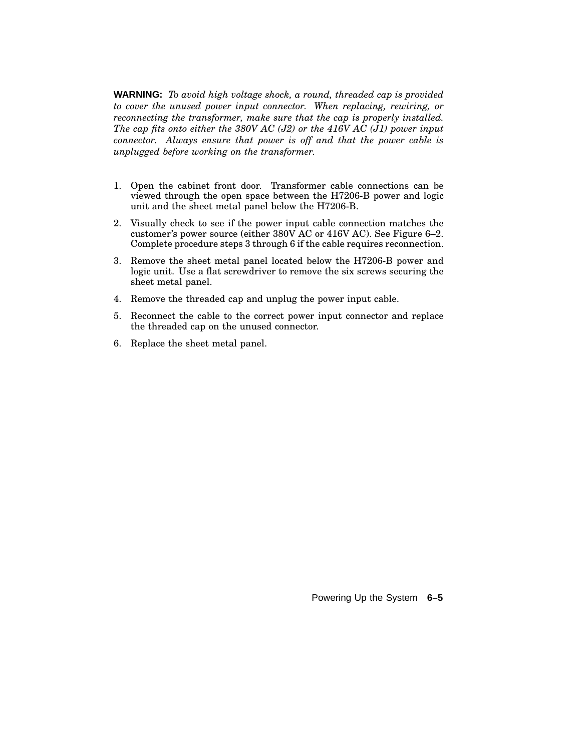**WARNING:** *To avoid high voltage shock, a round, threaded cap is provided to cover the unused power input connector. When replacing, rewiring, or reconnecting the transformer, make sure that the cap is properly installed. The cap fits onto either the 380V AC (J2) or the 416V AC (J1) power input connector. Always ensure that power is off and that the power cable is unplugged before working on the transformer.*

1. Open the cabinet front door. Transformer cable connections can be viewed through the open space between the H7206-B power and logic unit and the sheet metal panel below the H7206-B.
2. Visually check to see if the power input cable connection matches the customer's power source (either 380V AC or 416V AC). See Figure 6–2. Complete procedure steps 3 through 6 if the cable requires reconnection.
3. Remove the sheet metal panel located below the H7206-B power and logic unit. Use a flat screwdriver to remove the six screws securing the sheet metal panel.
4. Remove the threaded cap and unplug the power input cable.
5. Reconnect the cable to the correct power input connector and replace the threaded cap on the unused connector.
6. Replace the sheet metal panel.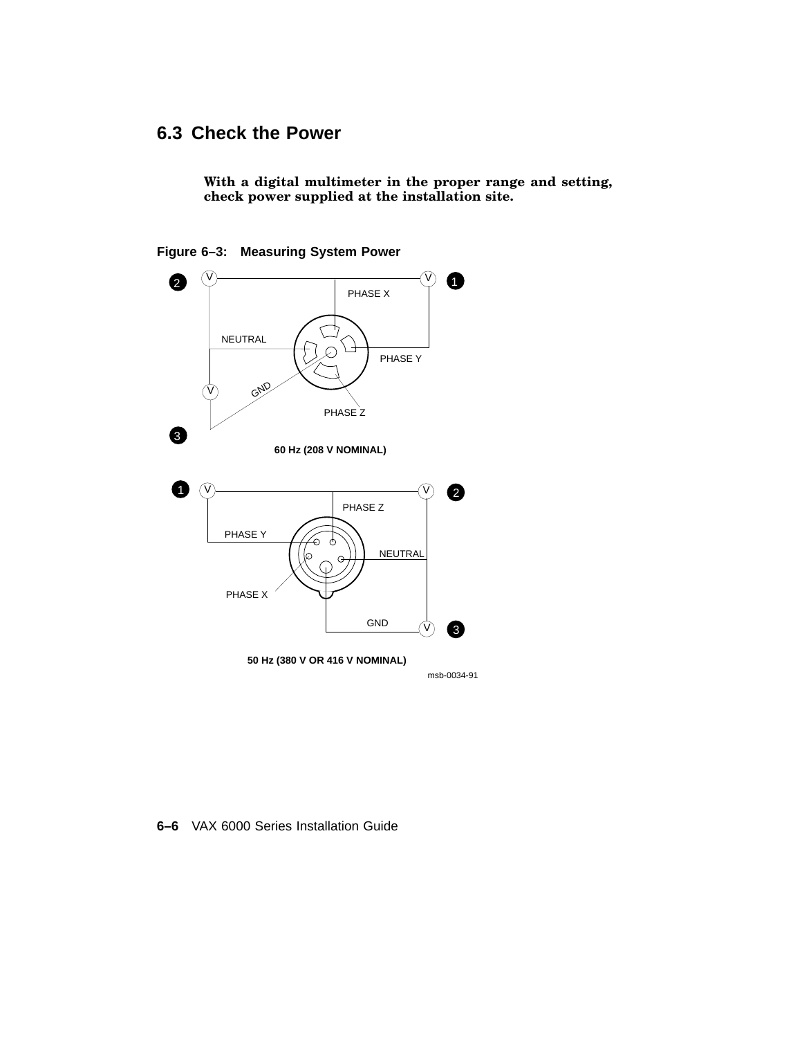## 6.3 Check the Power

**With a digital multimeter in the proper range and setting, check power supplied at the installation site.**

**Figure 6–3: Measuring System Power**

60 Hz (208 V NOMINAL)

50 Hz (380 V OR 416 V NOMINAL)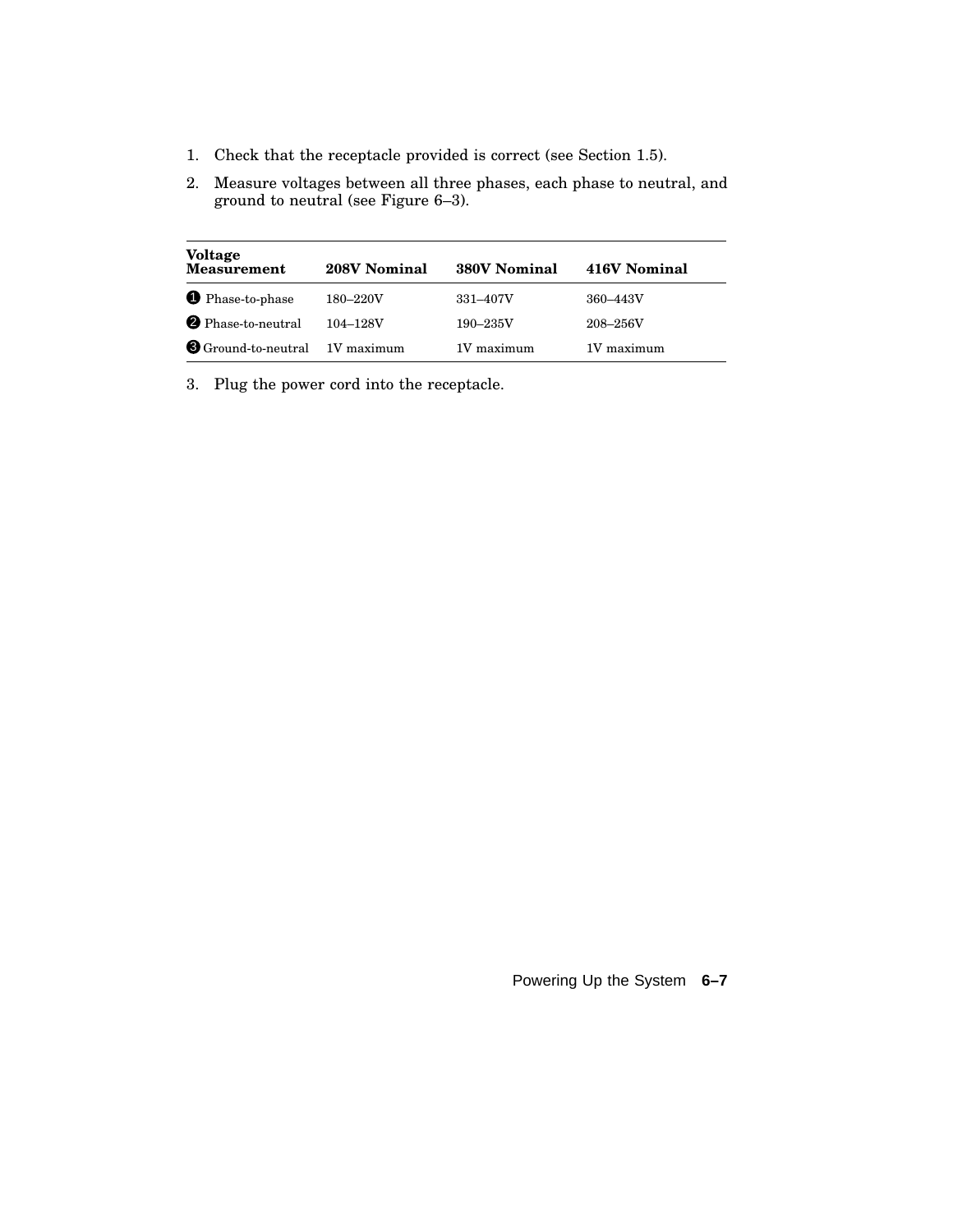1. Check that the receptacle provided is correct (see Section 1.5).
2. Measure voltages between all three phases, each phase to neutral, and ground to neutral (see Figure 6–3).

| Voltage Measurement | 208V Nominal | 380V Nominal | 416V Nominal |
|---|---|---|---|
| ❶ Phase-to-phase | 180–220V | 331–407V | 360–443V |
| ❷ Phase-to-neutral | 104–128V | 190–235V | 208–256V |
| ❸ Ground-to-neutral | 1V maximum | 1V maximum | 1V maximum |

3. Plug the power cord into the receptacle.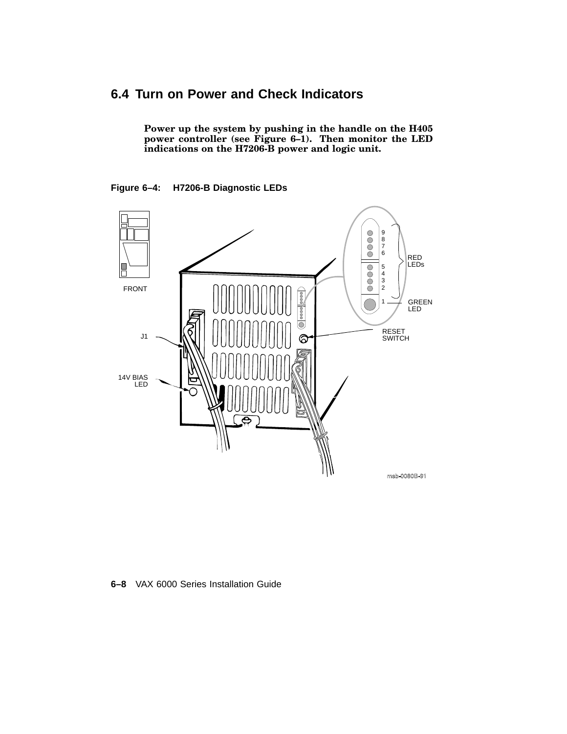## 6.4 Turn on Power and Check Indicators

**Power up the system by pushing in the handle on the H405 power controller (see Figure 6–1). Then monitor the LED indications on the H7206-B power and logic unit.**

**Figure 6–4: H7206-B Diagnostic LEDs**

FRONT

J1

14V BIAS LED

9 8 7 6 5 4 3 2 — RED LEDs

1 — GREEN LED

RESET SWITCH

msb-0080B-91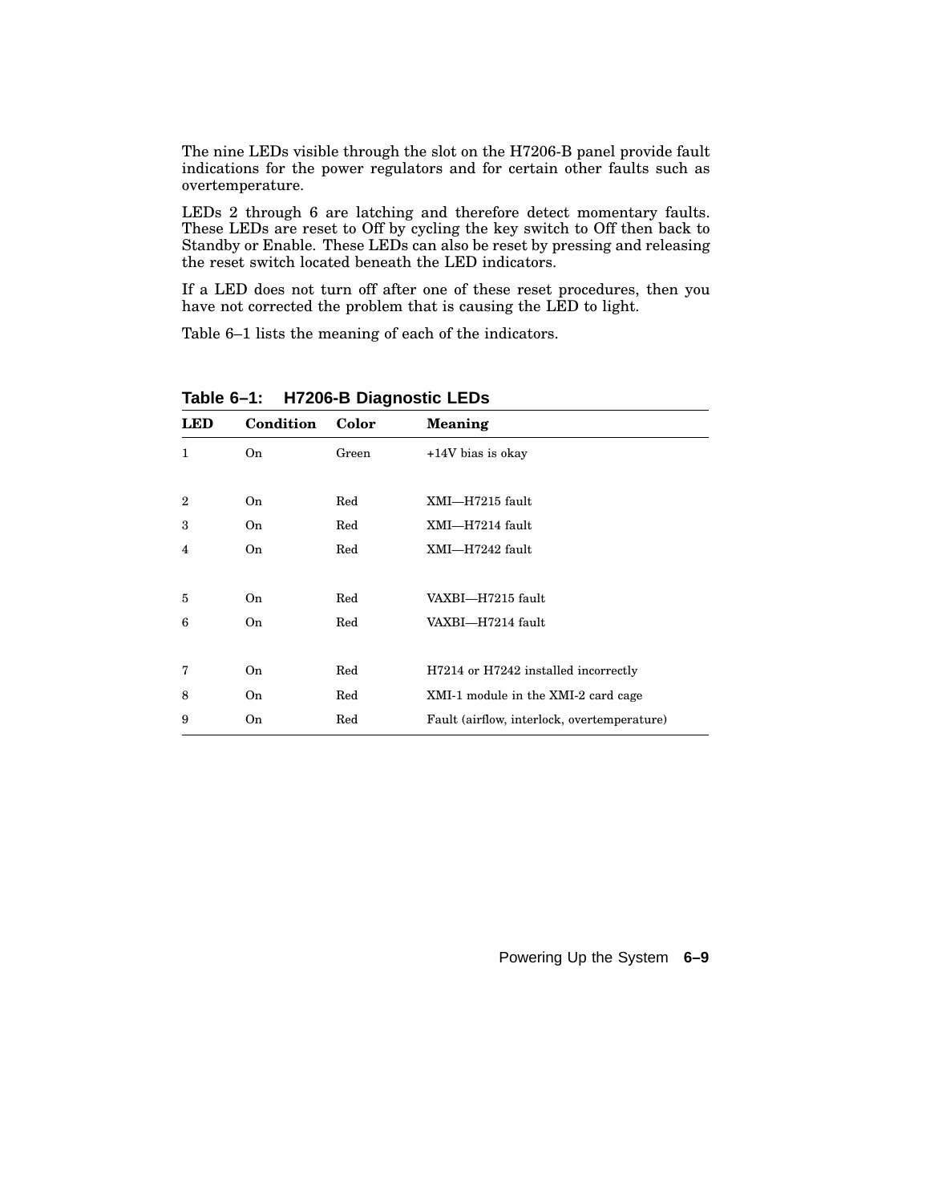The nine LEDs visible through the slot on the H7206-B panel provide fault indications for the power regulators and for certain other faults such as overtemperature.

LEDs 2 through 6 are latching and therefore detect momentary faults. These LEDs are reset to Off by cycling the key switch to Off then back to Standby or Enable. These LEDs can also be reset by pressing and releasing the reset switch located beneath the LED indicators.

If a LED does not turn off after one of these reset procedures, then you have not corrected the problem that is causing the LED to light.

Table 6–1 lists the meaning of each of the indicators.

**Table 6–1: H7206-B Diagnostic LEDs**

| LED | Condition | Color | Meaning |
|---|---|---|---|
| 1 | On | Green | +14V bias is okay |
| 2 | On | Red | XMI—H7215 fault |
| 3 | On | Red | XMI—H7214 fault |
| 4 | On | Red | XMI—H7242 fault |
| 5 | On | Red | VAXBI—H7215 fault |
| 6 | On | Red | VAXBI—H7214 fault |
| 7 | On | Red | H7214 or H7242 installed incorrectly |
| 8 | On | Red | XMI-1 module in the XMI-2 card cage |
| 9 | On | Red | Fault (airflow, interlock, overtemperature) |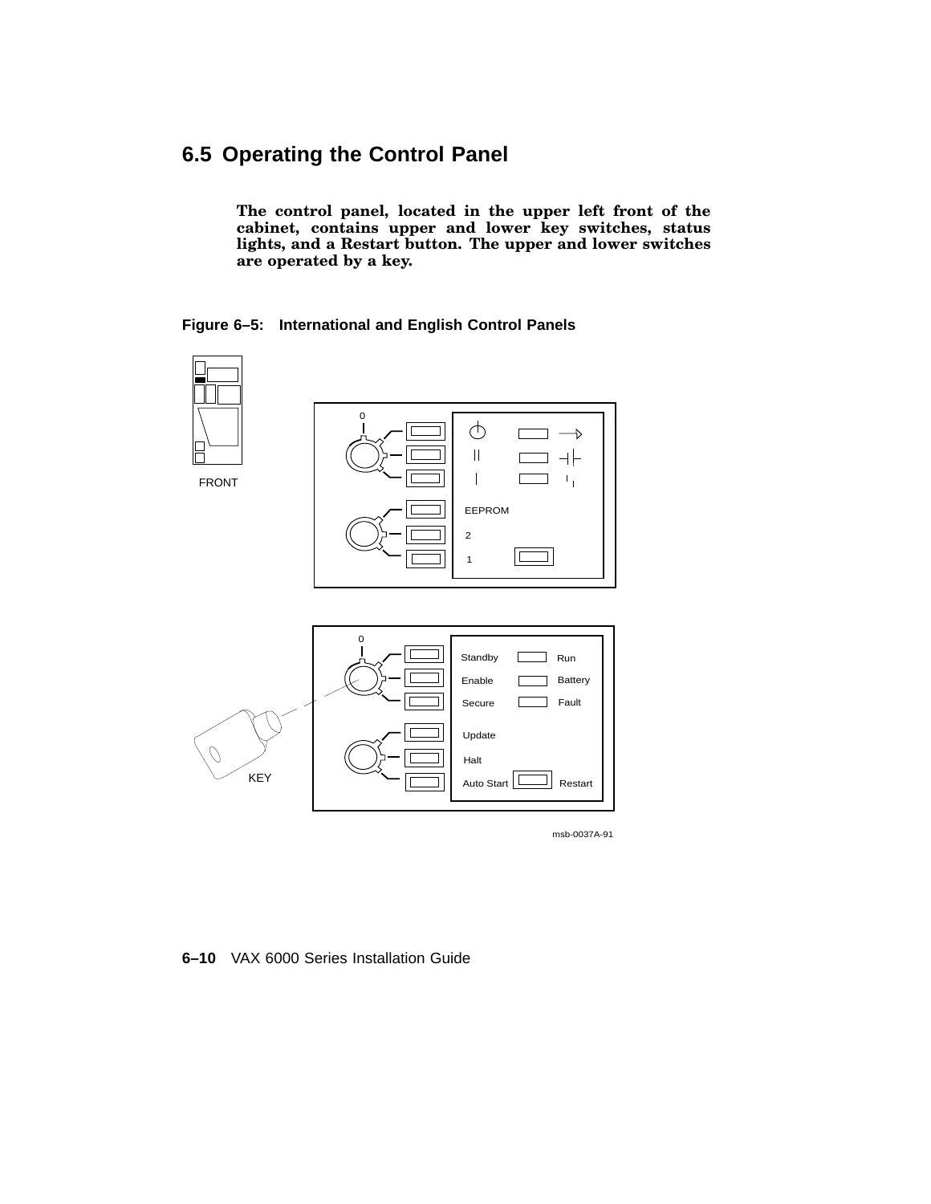## 6.5 Operating the Control Panel

**The control panel, located in the upper left front of the cabinet, contains upper and lower key switches, status lights, and a Restart button. The upper and lower switches are operated by a key.**

**Figure 6–5: International and English Control Panels**

FRONT

0

EEPROM

2

1

0

Standby Run

Enable Battery

Secure Fault

Update

Halt

Auto Start Restart

KEY

msb-0037A-91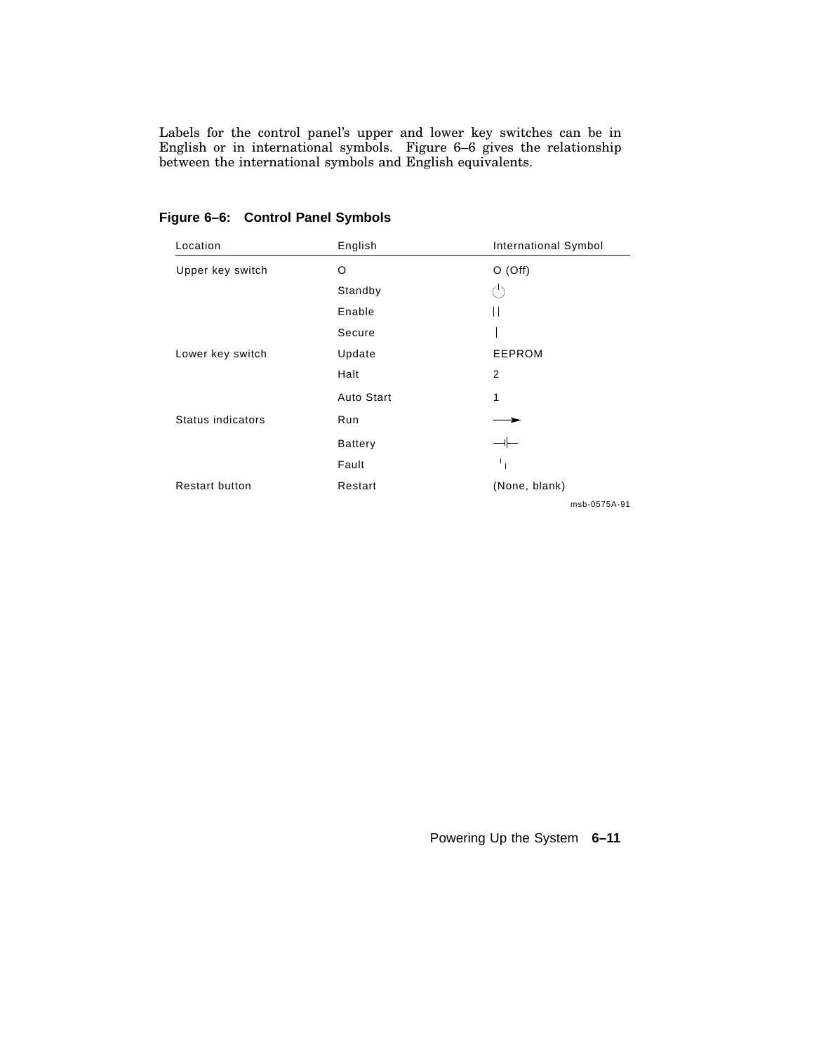Labels for the control panel's upper and lower key switches can be in English or in international symbols. Figure 6–6 gives the relationship between the international symbols and English equivalents.

**Figure 6–6: Control Panel Symbols**

| Location | English | International Symbol |
|---|---|---|
| Upper key switch | O | O (Off) |
| | Standby | ⏻ |
| | Enable | \|\| |
| | Secure | \| |
| Lower key switch | Update | EEPROM |
| | Halt | 2 |
| | Auto Start | 1 |
| Status indicators | Run | ⟶ |
| | Battery | ⊣⊢ |
| | Fault | ╵╷ |
| Restart button | Restart | (None, blank) |

msb-0575A-91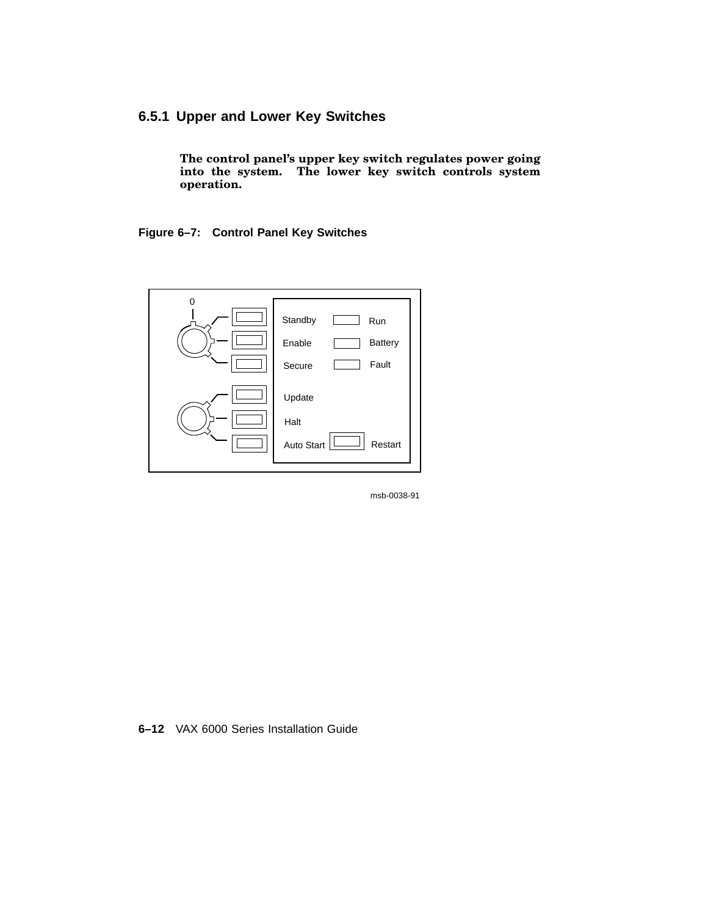### 6.5.1 Upper and Lower Key Switches

**The control panel's upper key switch regulates power going into the system. The lower key switch controls system operation.**

**Figure 6–7: Control Panel Key Switches**

0

Standby Run

Enable Battery

Secure Fault

Update

Halt

Auto Start Restart

msb-0038-91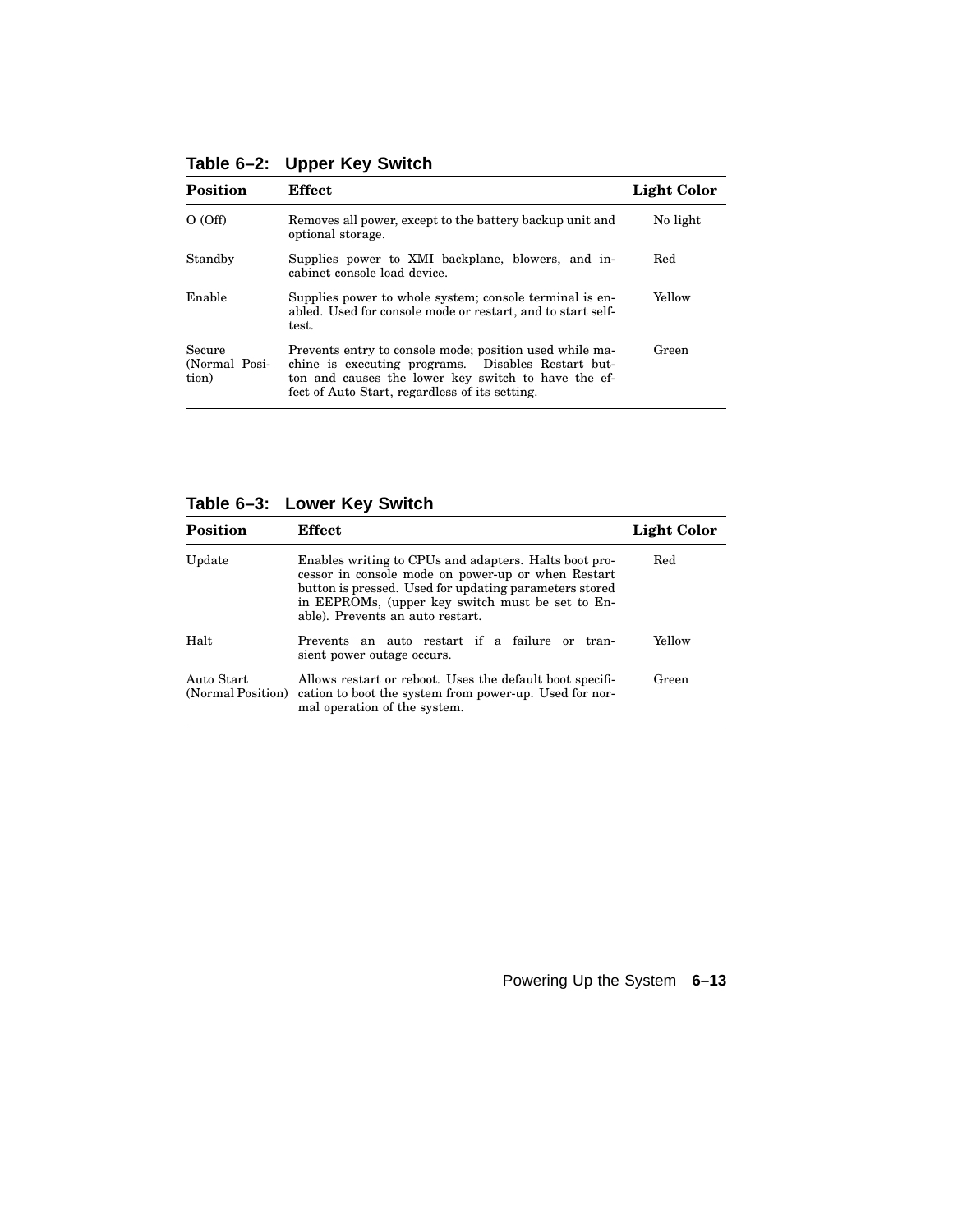**Table 6–2: Upper Key Switch**

| Position | Effect | Light Color |
|---|---|---|
| O (Off) | Removes all power, except to the battery backup unit and optional storage. | No light |
| Standby | Supplies power to XMI backplane, blowers, and in-cabinet console load device. | Red |
| Enable | Supplies power to whole system; console terminal is enabled. Used for console mode or restart, and to start self-test. | Yellow |
| Secure (Normal Position) | Prevents entry to console mode; position used while machine is executing programs. Disables Restart button and causes the lower key switch to have the effect of Auto Start, regardless of its setting. | Green |

**Table 6–3: Lower Key Switch**

| Position | Effect | Light Color |
|---|---|---|
| Update | Enables writing to CPUs and adapters. Halts boot processor in console mode on power-up or when Restart button is pressed. Used for updating parameters stored in EEPROMs, (upper key switch must be set to Enable). Prevents an auto restart. | Red |
| Halt | Prevents an auto restart if a failure or transient power outage occurs. | Yellow |
| Auto Start (Normal Position) | Allows restart or reboot. Uses the default boot specification to boot the system from power-up. Used for normal operation of the system. | Green |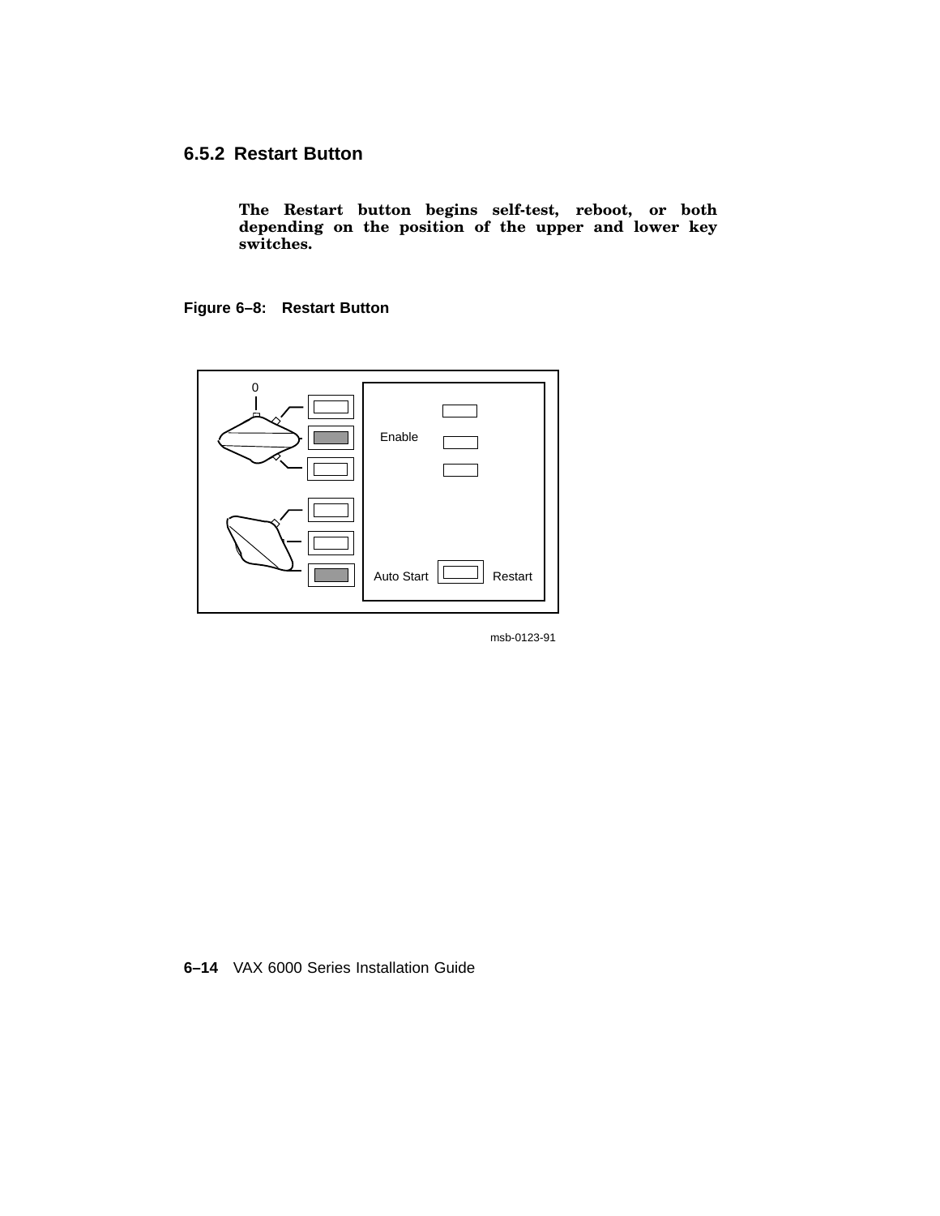### 6.5.2 Restart Button

**The Restart button begins self-test, reboot, or both depending on the position of the upper and lower key switches.**

**Figure 6–8: Restart Button**

msb-0123-91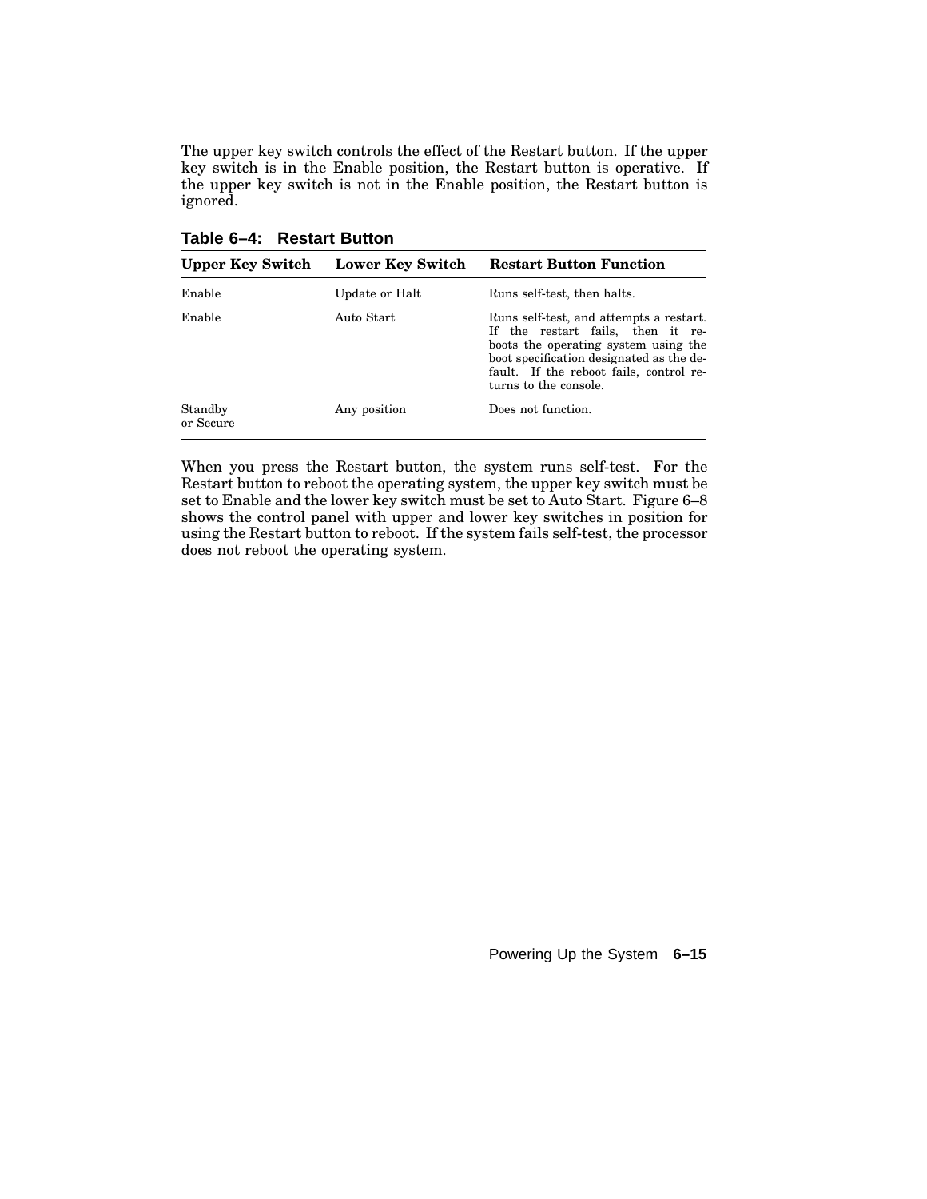The upper key switch controls the effect of the Restart button. If the upper key switch is in the Enable position, the Restart button is operative. If the upper key switch is not in the Enable position, the Restart button is ignored.

**Table 6–4: Restart Button**

| Upper Key Switch | Lower Key Switch | Restart Button Function |
|---|---|---|
| Enable | Update or Halt | Runs self-test, then halts. |
| Enable | Auto Start | Runs self-test, and attempts a restart. If the restart fails, then it reboots the operating system using the boot specification designated as the default. If the reboot fails, control returns to the console. |
| Standby or Secure | Any position | Does not function. |

When you press the Restart button, the system runs self-test. For the Restart button to reboot the operating system, the upper key switch must be set to Enable and the lower key switch must be set to Auto Start. Figure 6–8 shows the control panel with upper and lower key switches in position for using the Restart button to reboot. If the system fails self-test, the processor does not reboot the operating system.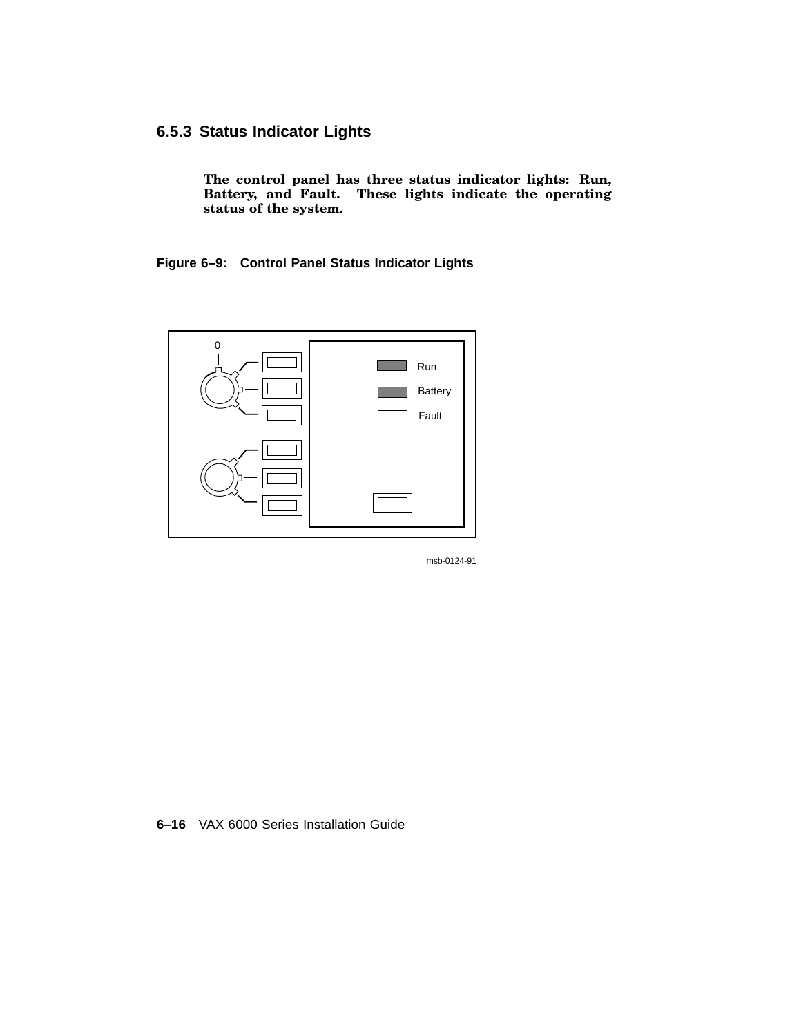### 6.5.3 Status Indicator Lights

**The control panel has three status indicator lights: Run, Battery, and Fault. These lights indicate the operating status of the system.**

**Figure 6–9: Control Panel Status Indicator Lights**

msb-0124-91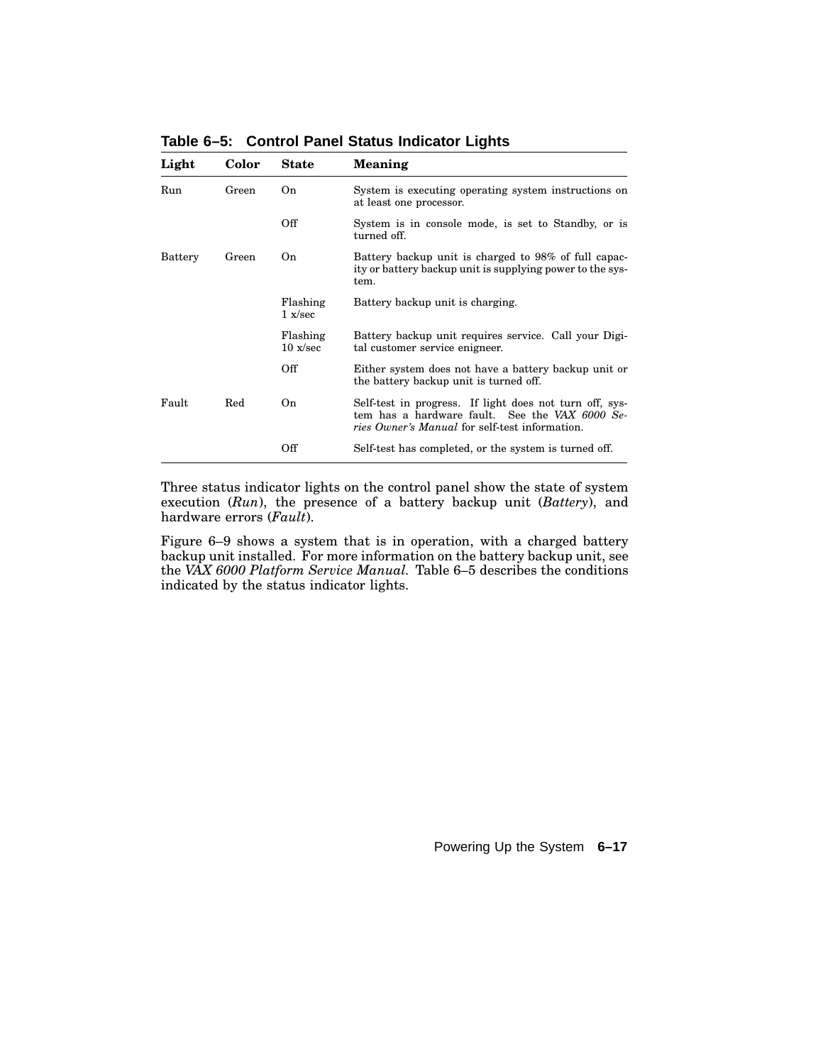**Table 6–5: Control Panel Status Indicator Lights**

| Light | Color | State | Meaning |
|---|---|---|---|
| Run | Green | On | System is executing operating system instructions on at least one processor. |
| | | Off | System is in console mode, is set to Standby, or is turned off. |
| Battery | Green | On | Battery backup unit is charged to 98% of full capacity or battery backup unit is supplying power to the system. |
| | | Flashing 1 x/sec | Battery backup unit is charging. |
| | | Flashing 10 x/sec | Battery backup unit requires service. Call your Digital customer service enigneer. |
| | | Off | Either system does not have a battery backup unit or the battery backup unit is turned off. |
| Fault | Red | On | Self-test in progress. If light does not turn off, system has a hardware fault. See the *VAX 6000 Series Owner's Manual* for self-test information. |
| | | Off | Self-test has completed, or the system is turned off. |

Three status indicator lights on the control panel show the state of system execution (*Run*), the presence of a battery backup unit (*Battery*), and hardware errors (*Fault*).

Figure 6–9 shows a system that is in operation, with a charged battery backup unit installed. For more information on the battery backup unit, see the *VAX 6000 Platform Service Manual*. Table 6–5 describes the conditions indicated by the status indicator lights.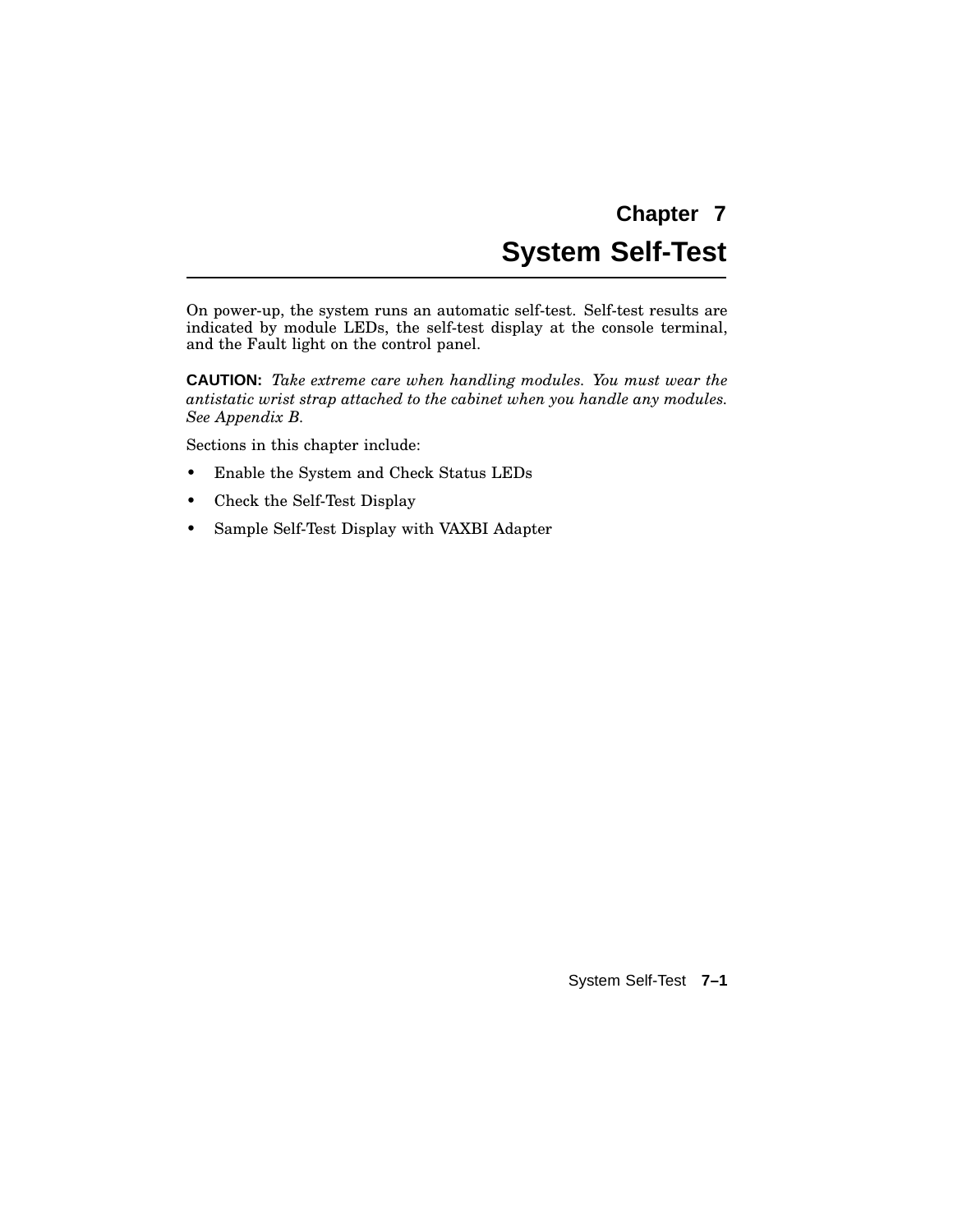# Chapter 7
# System Self-Test

On power-up, the system runs an automatic self-test. Self-test results are indicated by module LEDs, the self-test display at the console terminal, and the Fault light on the control panel.

**CAUTION:** *Take extreme care when handling modules. You must wear the antistatic wrist strap attached to the cabinet when you handle any modules. See Appendix B.*

Sections in this chapter include:

- Enable the System and Check Status LEDs
- Check the Self-Test Display
- Sample Self-Test Display with VAXBI Adapter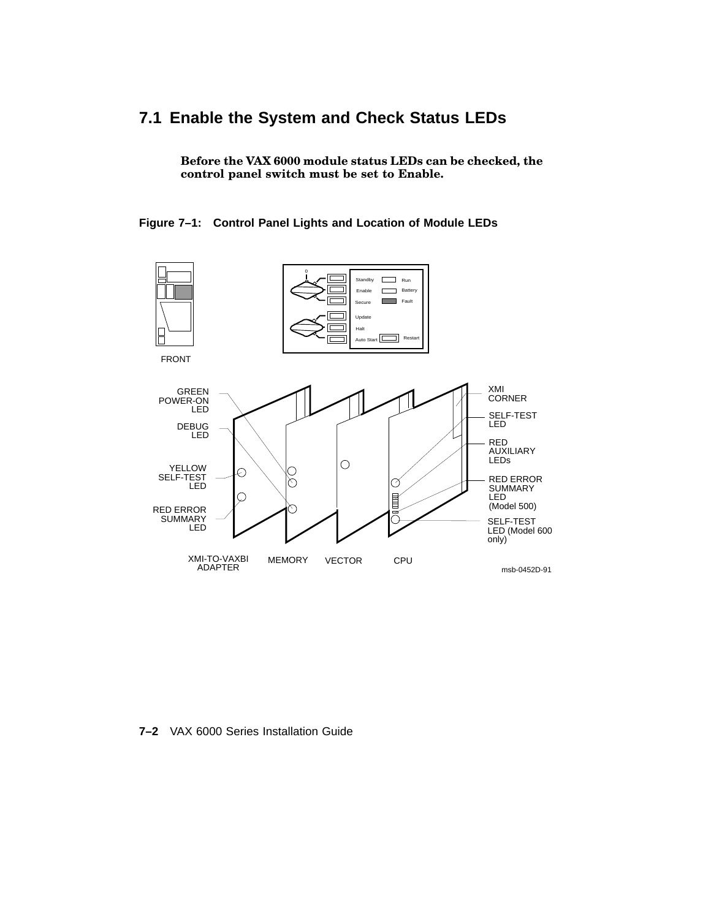## 7.1 Enable the System and Check Status LEDs

**Before the VAX 6000 module status LEDs can be checked, the control panel switch must be set to Enable.**

**Figure 7–1: Control Panel Lights and Location of Module LEDs**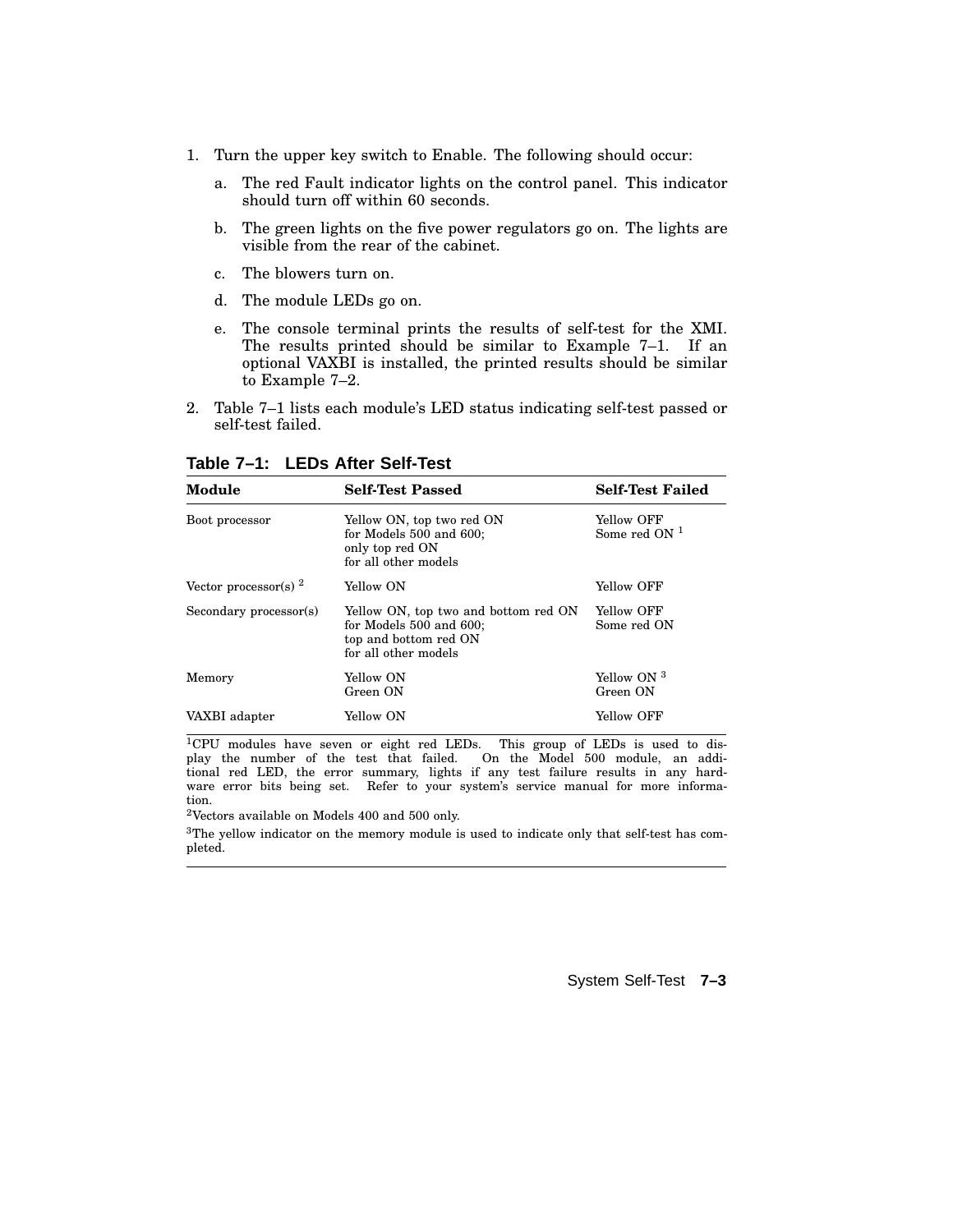1. Turn the upper key switch to Enable. The following should occur:

   a. The red Fault indicator lights on the control panel. This indicator should turn off within 60 seconds.

   b. The green lights on the five power regulators go on. The lights are visible from the rear of the cabinet.

   c. The blowers turn on.

   d. The module LEDs go on.

   e. The console terminal prints the results of self-test for the XMI. The results printed should be similar to Example 7–1. If an optional VAXBI is installed, the printed results should be similar to Example 7–2.

2. Table 7–1 lists each module's LED status indicating self-test passed or self-test failed.

**Table 7–1: LEDs After Self-Test**

| Module | Self-Test Passed | Self-Test Failed |
|---|---|---|
| Boot processor | Yellow ON, top two red ON for Models 500 and 600; only top red ON for all other models | Yellow OFF Some red ON [1] |
| Vector processor(s) [2] | Yellow ON | Yellow OFF |
| Secondary processor(s) | Yellow ON, top two and bottom red ON for Models 500 and 600; top and bottom red ON for all other models | Yellow OFF Some red ON |
| Memory | Yellow ON Green ON | Yellow ON [3] Green ON |
| VAXBI adapter | Yellow ON | Yellow OFF |

[1]CPU modules have seven or eight red LEDs. This group of LEDs is used to display the number of the test that failed. On the Model 500 module, an additional red LED, the error summary, lights if any test failure results in any hardware error bits being set. Refer to your system's service manual for more information.

[2]Vectors available on Models 400 and 500 only.

[3]The yellow indicator on the memory module is used to indicate only that self-test has completed.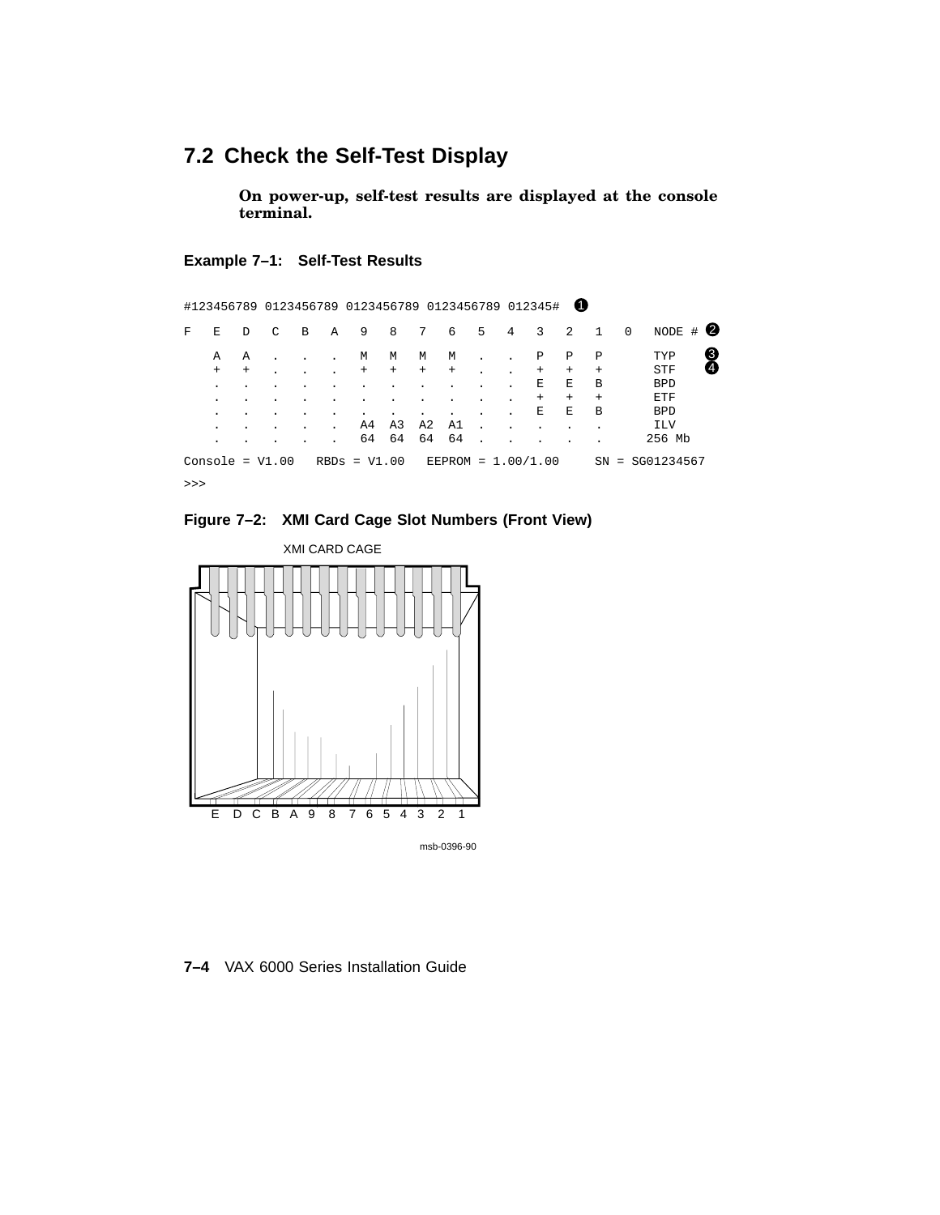## 7.2 Check the Self-Test Display

**On power-up, self-test results are displayed at the console terminal.**

**Example 7–1: Self-Test Results**

```
#123456789 0123456789 0123456789 0123456789 012345#  ❶

F   E   D   C   B   A   9   8   7   6   5   4   3   2   1   0   NODE # ❷

    A   A   .   .   .   M   M   M   M   .   .   P   P   P       TYP    ❸
    +   +   .   .   .   +   +   +   +   .   .   +   +   +       STF    ❹
    .   .   .   .   .   .   .   .   .   .   .   E   E   B       BPD
    .   .   .   .   .   .   .   .   .   .   .   +   +   +       ETF
    .   .   .   .   .   .   .   .   .   .   .   E   E   B       BPD
    .   .   .   .   .   A4  A3  A2  A1  .   .   .   .   .       ILV
    .   .   .   .   .   64  64  64  64  .   .   .   .   .      256 Mb

Console = V1.00   RBDs = V1.00   EEPROM = 1.00/1.00     SN = SG01234567

>>>
```

**Figure 7–2: XMI Card Cage Slot Numbers (Front View)**

XMI CARD CAGE

E D C B A 9 8 7 6 5 4 3 2 1

msb-0396-90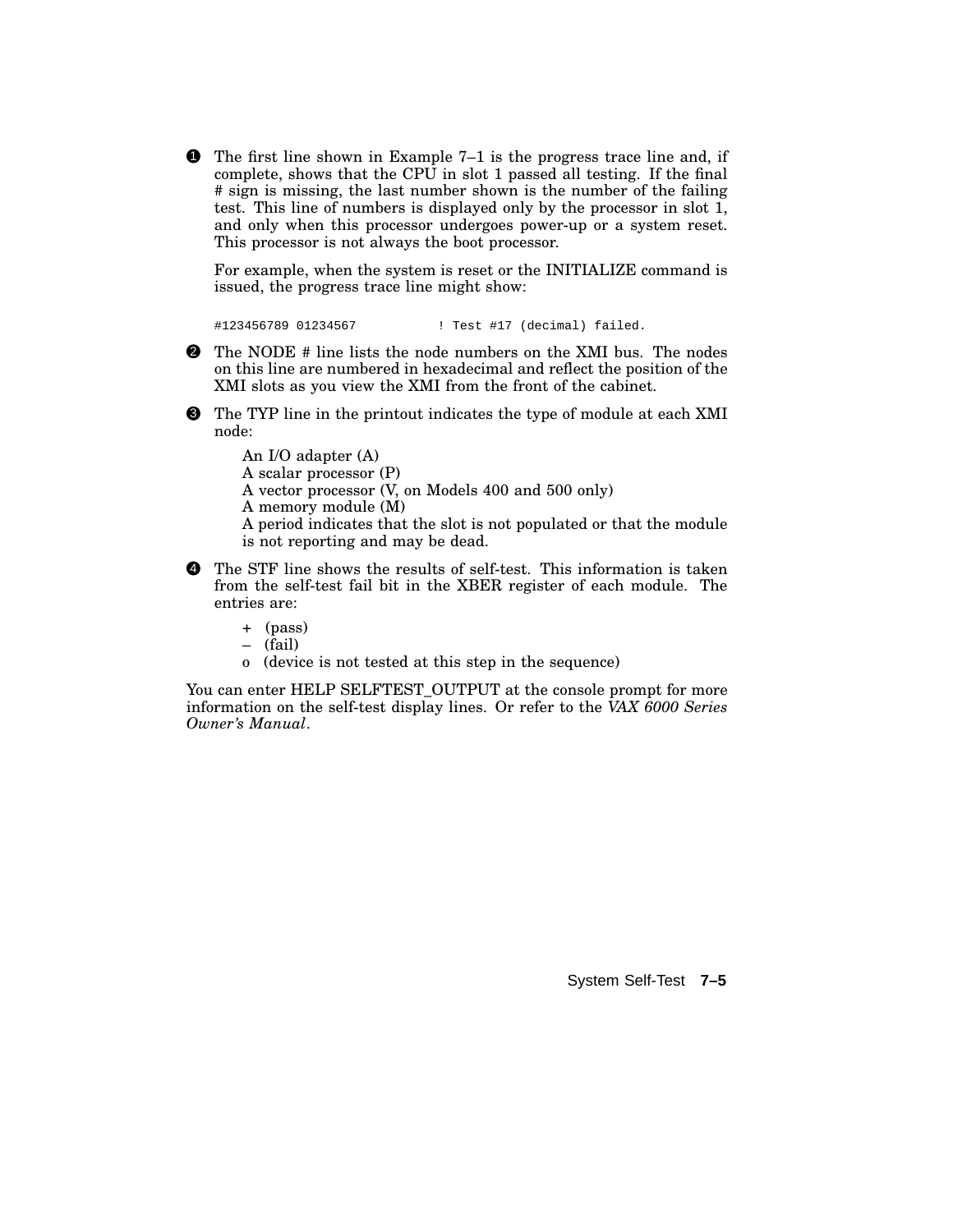❶ The first line shown in Example 7–1 is the progress trace line and, if complete, shows that the CPU in slot 1 passed all testing. If the final # sign is missing, the last number shown is the number of the failing test. This line of numbers is displayed only by the processor in slot 1, and only when this processor undergoes power-up or a system reset. This processor is not always the boot processor.

For example, when the system is reset or the INITIALIZE command is issued, the progress trace line might show:

```
#123456789 01234567          ! Test #17 (decimal) failed.
```

❷ The NODE # line lists the node numbers on the XMI bus. The nodes on this line are numbered in hexadecimal and reflect the position of the XMI slots as you view the XMI from the front of the cabinet.

❸ The TYP line in the printout indicates the type of module at each XMI node:

An I/O adapter (A)
A scalar processor (P)
A vector processor (V, on Models 400 and 500 only)
A memory module (M)
A period indicates that the slot is not populated or that the module is not reporting and may be dead.

❹ The STF line shows the results of self-test. This information is taken from the self-test fail bit in the XBER register of each module. The entries are:

+ (pass)
– (fail)
o (device is not tested at this step in the sequence)

You can enter HELP SELFTEST_OUTPUT at the console prompt for more information on the self-test display lines. Or refer to the *VAX 6000 Series Owner's Manual*.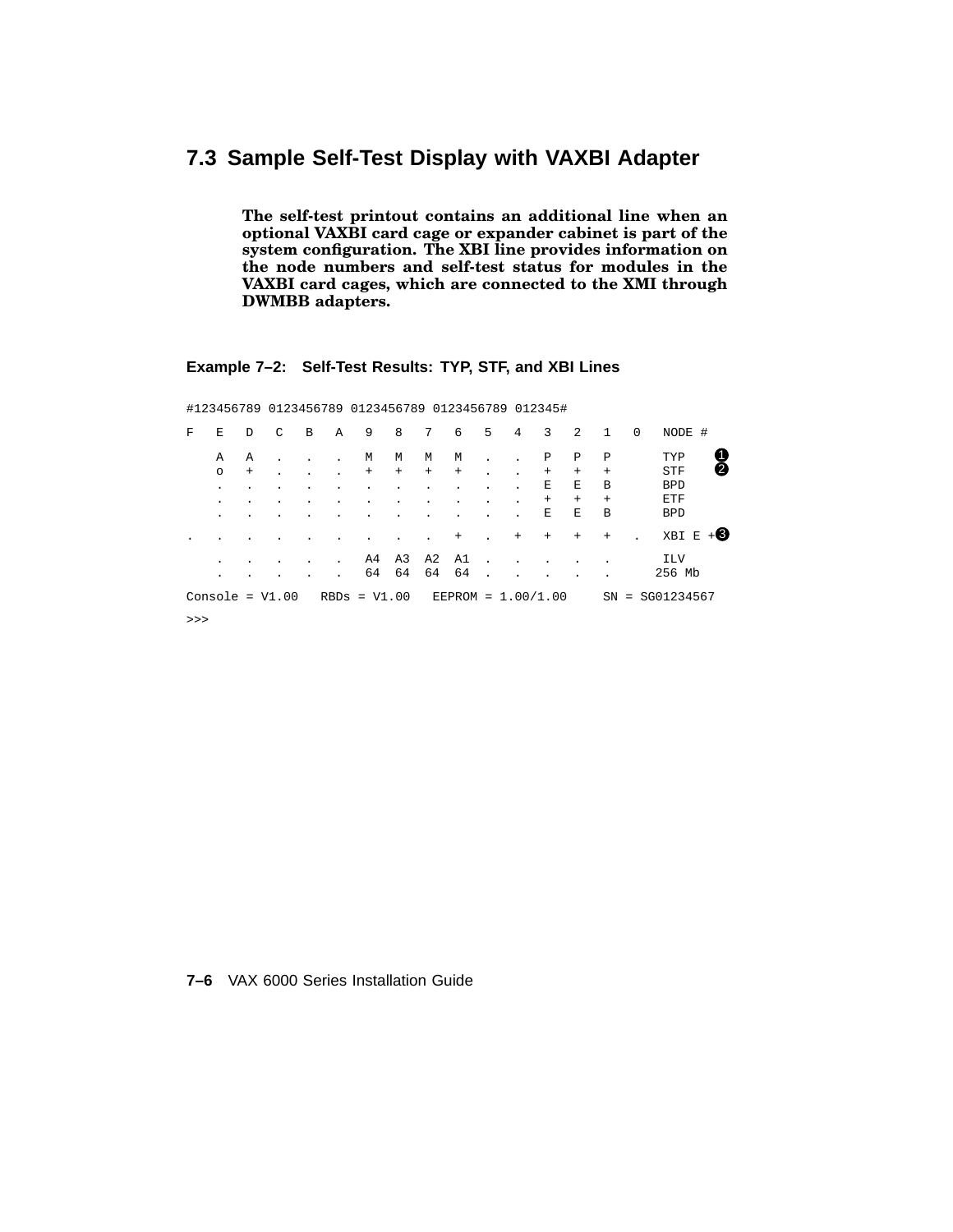## 7.3 Sample Self-Test Display with VAXBI Adapter

**The self-test printout contains an additional line when an optional VAXBI card cage or expander cabinet is part of the system configuration. The XBI line provides information on the node numbers and self-test status for modules in the VAXBI card cages, which are connected to the XMI through DWMBB adapters.**

**Example 7–2: Self-Test Results: TYP, STF, and XBI Lines**

```
#123456789 0123456789 0123456789 0123456789 012345#

F   E   D   C   B   A   9   8   7   6   5   4   3   2   1   0   NODE #

    A   A   .   .   .   M   M   M   M   .   .   P   P   P       TYP    ❶
    o   +   .   .   .   +   +   +   +   .   .   +   +   +       STF    ❷
    .   .   .   .   .   .   .   .   .   .   .   E   E   B       BPD
    .   .   .   .   .   .   .   .   .   .   .   +   +   +       ETF
    .   .   .   .   .   .   .   .   .   .   .   E   E   B       BPD

.   .   .   .   .   .   .   .   .   +   .   +   +   +   +   .   XBI E +❸

    .   .   .   .   .   A4  A3  A2  A1  .   .   .   .   .       ILV
    .   .   .   .   .   64  64  64  64  .   .   .   .   .      256 Mb

Console = V1.00   RBDs = V1.00   EEPROM = 1.00/1.00     SN = SG01234567

>>>
```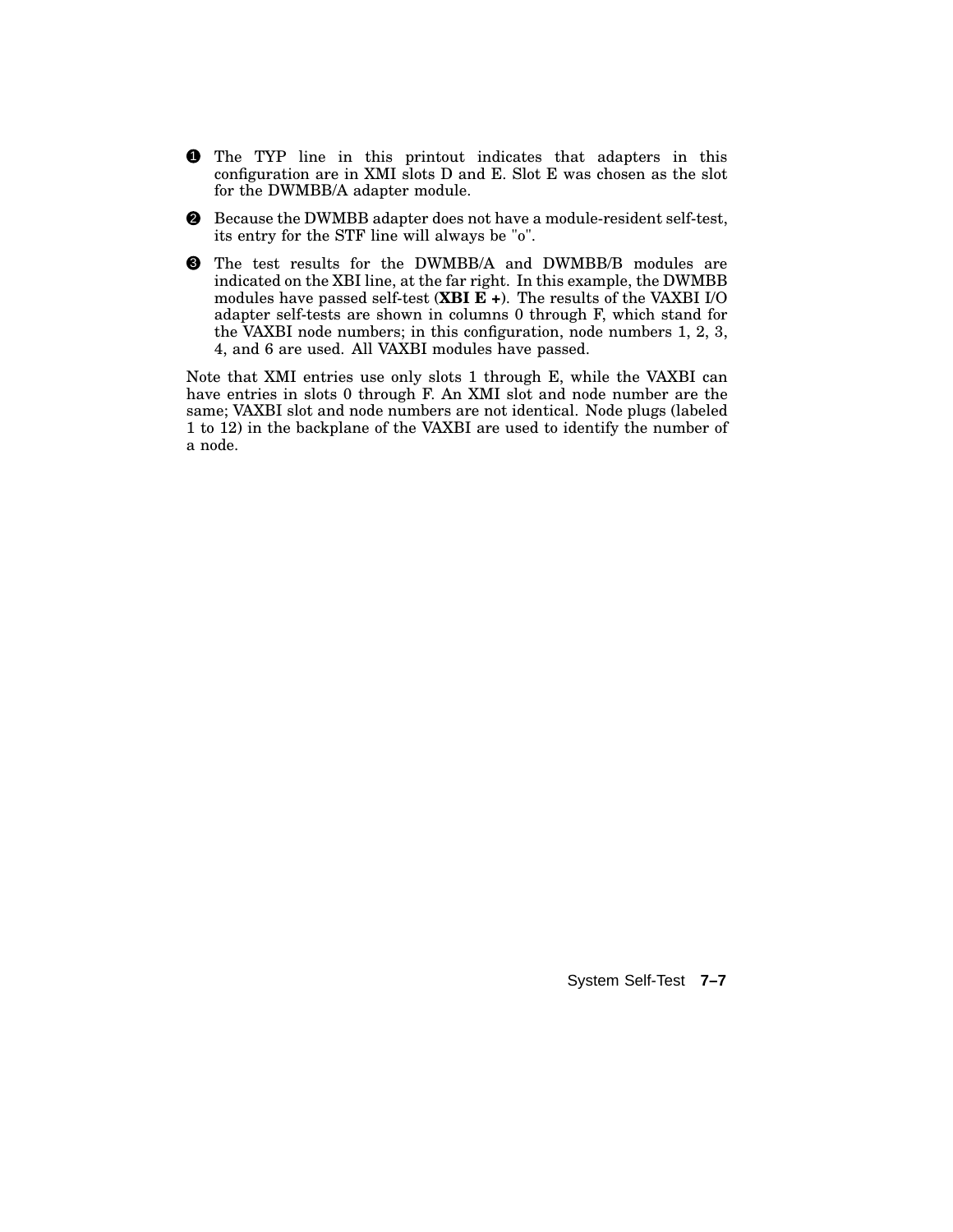❶ The TYP line in this printout indicates that adapters in this configuration are in XMI slots D and E. Slot E was chosen as the slot for the DWMBB/A adapter module.

❷ Because the DWMBB adapter does not have a module-resident self-test, its entry for the STF line will always be "o".

❸ The test results for the DWMBB/A and DWMBB/B modules are indicated on the XBI line, at the far right. In this example, the DWMBB modules have passed self-test (**XBI E +**). The results of the VAXBI I/O adapter self-tests are shown in columns 0 through F, which stand for the VAXBI node numbers; in this configuration, node numbers 1, 2, 3, 4, and 6 are used. All VAXBI modules have passed.

Note that XMI entries use only slots 1 through E, while the VAXBI can have entries in slots 0 through F. An XMI slot and node number are the same; VAXBI slot and node numbers are not identical. Node plugs (labeled 1 to 12) in the backplane of the VAXBI are used to identify the number of a node.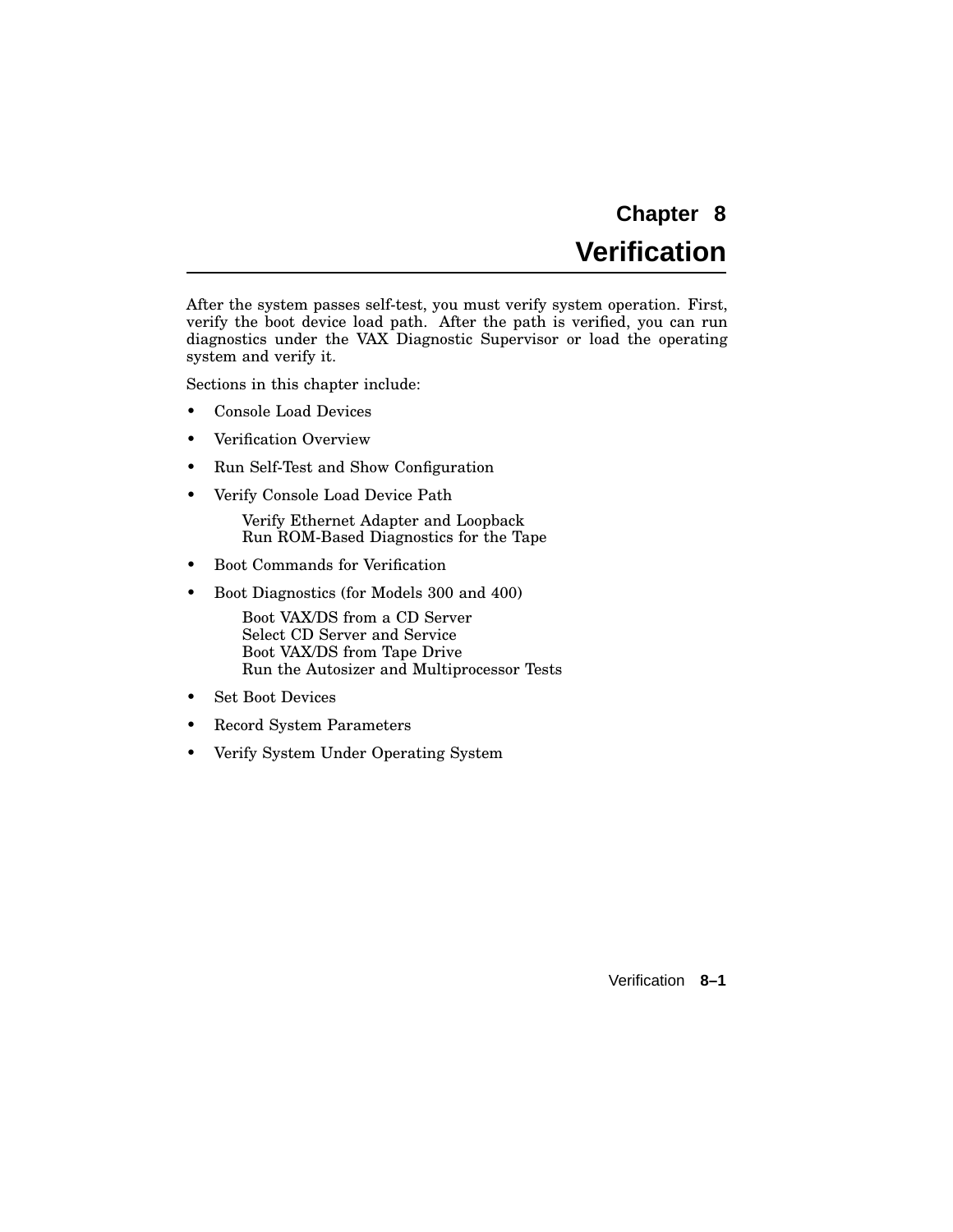# Chapter 8
# Verification

After the system passes self-test, you must verify system operation. First, verify the boot device load path. After the path is verified, you can run diagnostics under the VAX Diagnostic Supervisor or load the operating system and verify it.

Sections in this chapter include:

- Console Load Devices
- Verification Overview
- Run Self-Test and Show Configuration
- Verify Console Load Device Path
  - Verify Ethernet Adapter and Loopback
  - Run ROM-Based Diagnostics for the Tape
- Boot Commands for Verification
- Boot Diagnostics (for Models 300 and 400)
  - Boot VAX/DS from a CD Server
  - Select CD Server and Service
  - Boot VAX/DS from Tape Drive
  - Run the Autosizer and Multiprocessor Tests
- Set Boot Devices
- Record System Parameters
- Verify System Under Operating System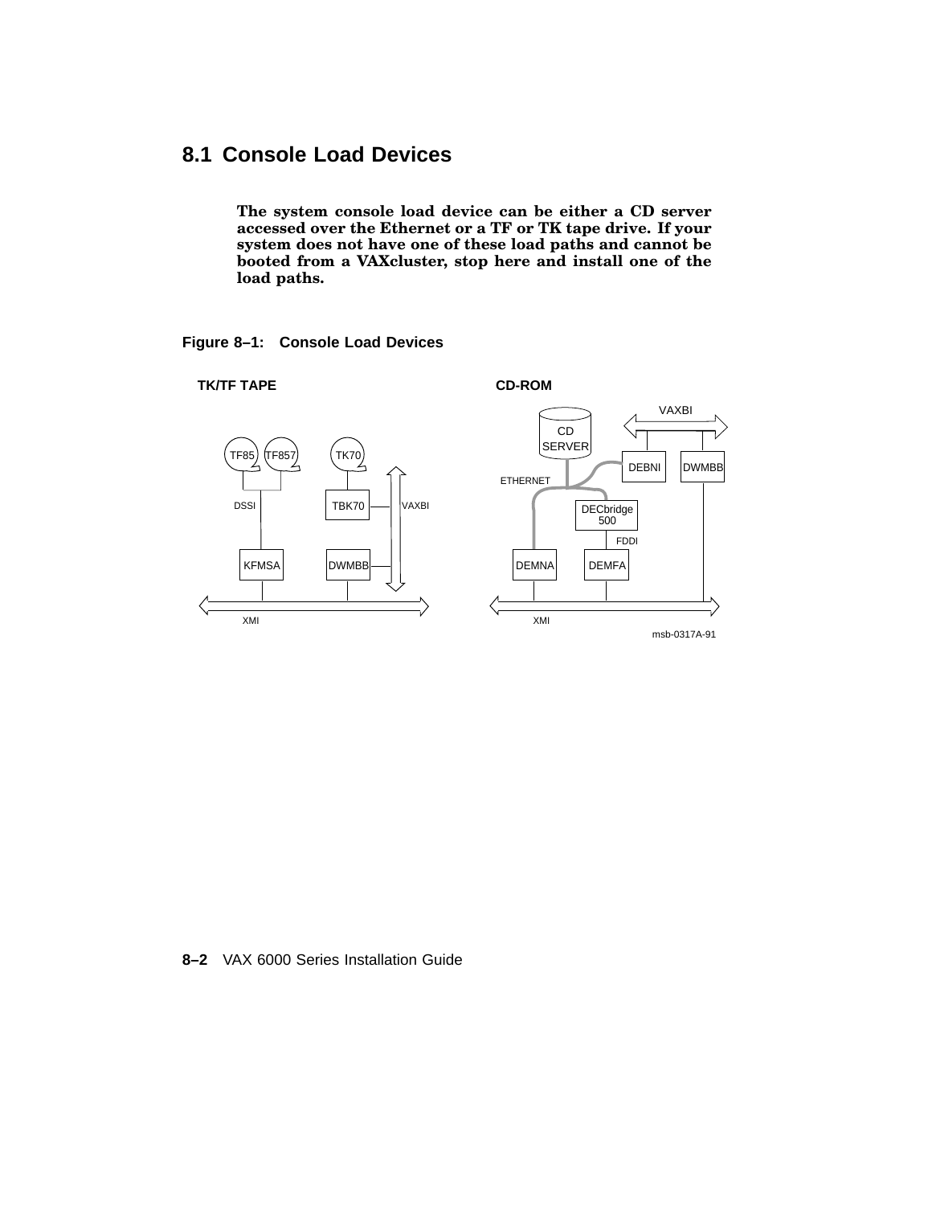## 8.1 Console Load Devices

**The system console load device can be either a CD server accessed over the Ethernet or a TF or TK tape drive. If your system does not have one of these load paths and cannot be booted from a VAXcluster, stop here and install one of the load paths.**

**Figure 8–1: Console Load Devices**

TK/TF TAPE

TF85 TF857 TK70

DSSI TBK70 VAXBI

KFMSA DWMBB

XMI

CD-ROM

VAXBI

CD SERVER

DEBNI DWMBB

ETHERNET

DECbridge 500

FDDI

DEMNA DEMFA

XMI

msb-0317A-91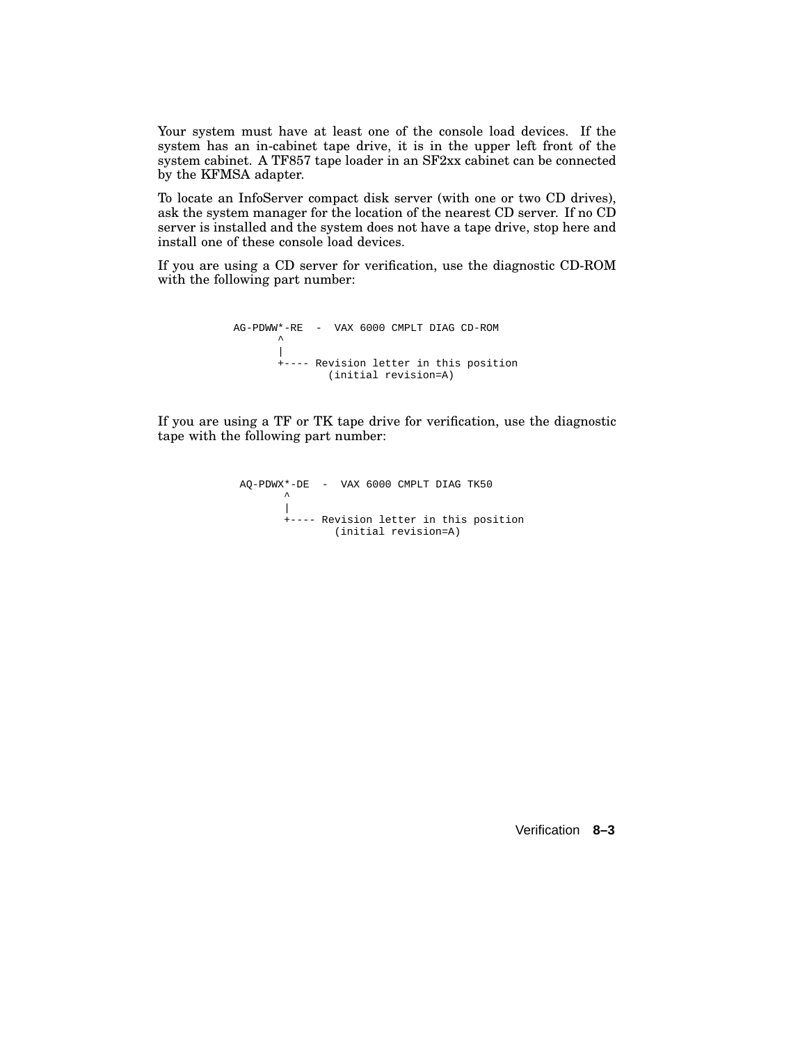Your system must have at least one of the console load devices. If the system has an in-cabinet tape drive, it is in the upper left front of the system cabinet. A TF857 tape loader in an SF2xx cabinet can be connected by the KFMSA adapter.

To locate an InfoServer compact disk server (with one or two CD drives), ask the system manager for the location of the nearest CD server. If no CD server is installed and the system does not have a tape drive, stop here and install one of these console load devices.

If you are using a CD server for verification, use the diagnostic CD-ROM with the following part number:

```
AG-PDWW*-RE  -  VAX 6000 CMPLT DIAG CD-ROM
       ^
       |
       +---- Revision letter in this position
                (initial revision=A)
```

If you are using a TF or TK tape drive for verification, use the diagnostic tape with the following part number:

```
AQ-PDWX*-DE  -  VAX 6000 CMPLT DIAG TK50
       ^
       |
       +---- Revision letter in this position
                (initial revision=A)
```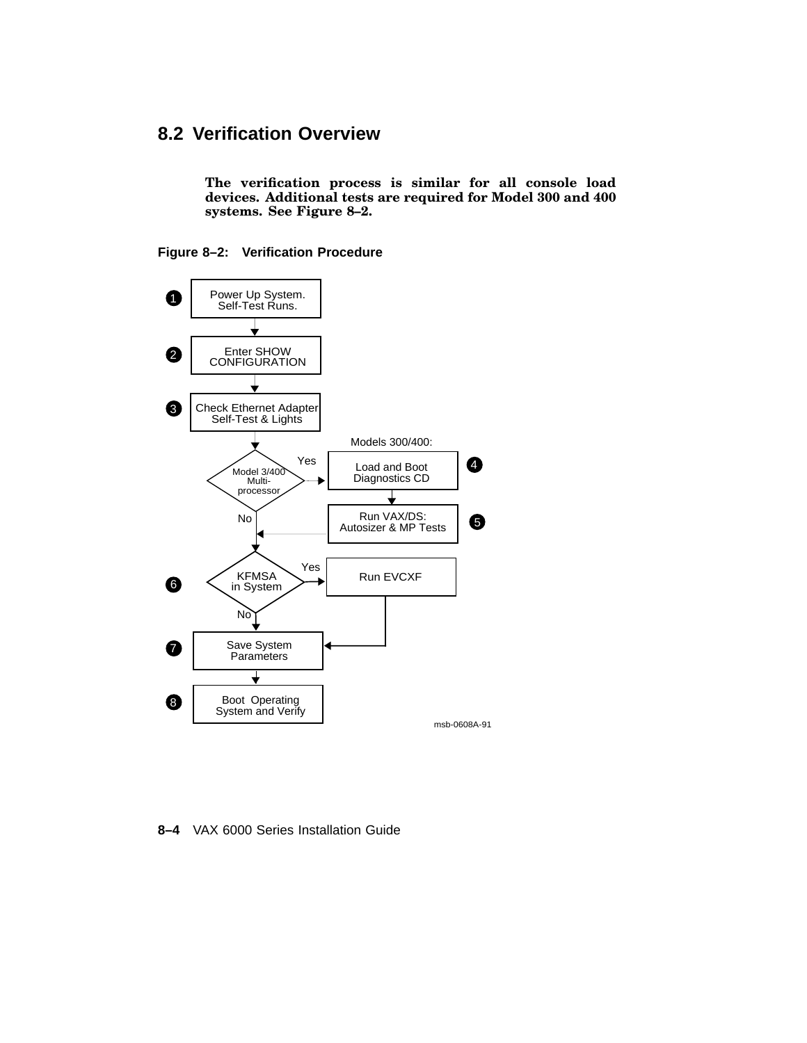## 8.2 Verification Overview

**The verification process is similar for all console load devices. Additional tests are required for Model 300 and 400 systems. See Figure 8–2.**

**Figure 8–2: Verification Procedure**

1. Power Up System. Self-Test Runs.
2. Enter SHOW CONFIGURATION
3. Check Ethernet Adapter Self-Test & Lights

Model 3/400 Multi-processor? Yes → Models 300/400:

4. Load and Boot Diagnostics CD
5. Run VAX/DS: Autosizer & MP Tests

No →

6. KFMSA in System? Yes → Run EVCXF; No →
7. Save System Parameters
8. Boot Operating System and Verify

msb-0608A-91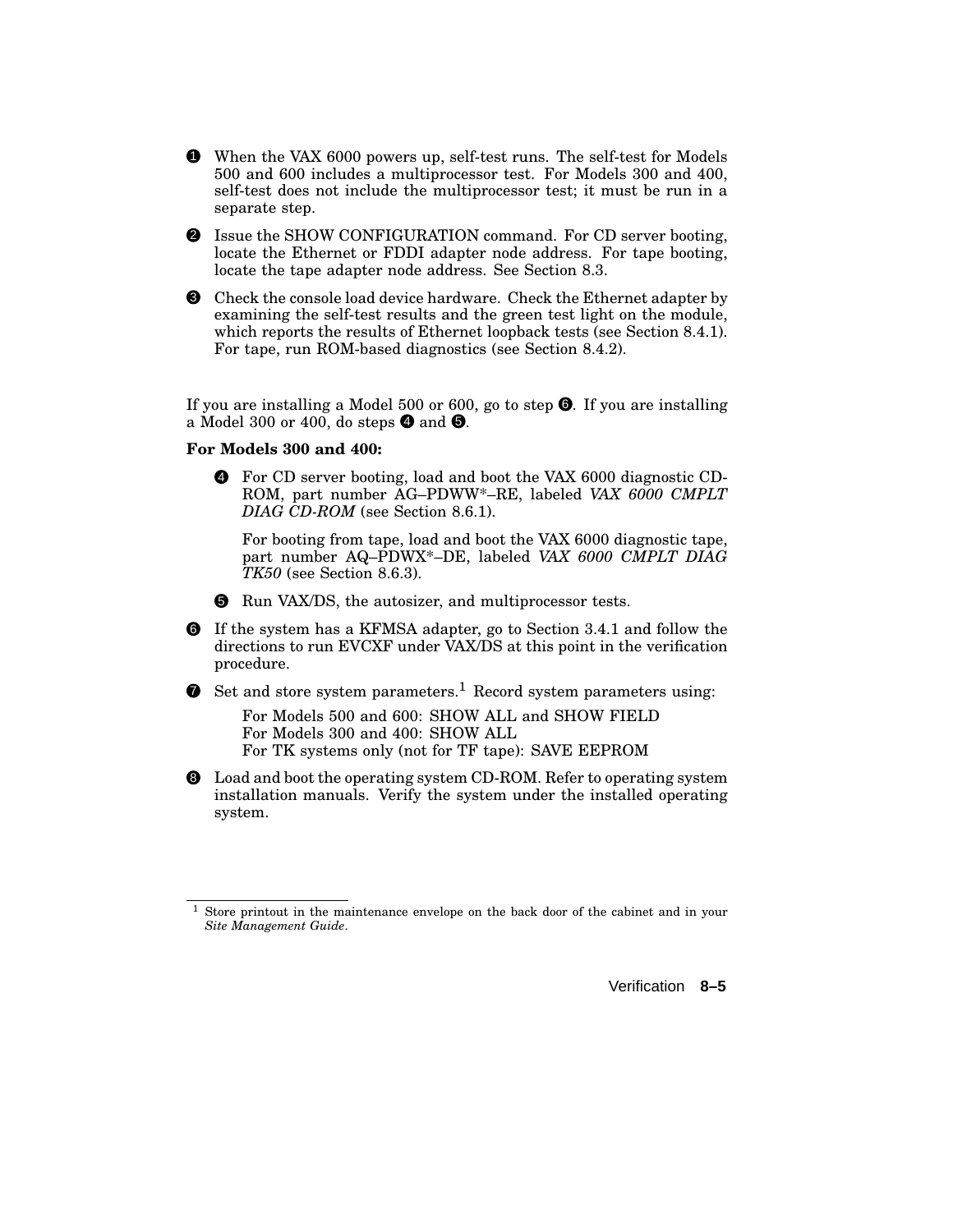❶ When the VAX 6000 powers up, self-test runs. The self-test for Models 500 and 600 includes a multiprocessor test. For Models 300 and 400, self-test does not include the multiprocessor test; it must be run in a separate step.

❷ Issue the SHOW CONFIGURATION command. For CD server booting, locate the Ethernet or FDDI adapter node address. For tape booting, locate the tape adapter node address. See Section 8.3.

❸ Check the console load device hardware. Check the Ethernet adapter by examining the self-test results and the green test light on the module, which reports the results of Ethernet loopback tests (see Section 8.4.1). For tape, run ROM-based diagnostics (see Section 8.4.2).

If you are installing a Model 500 or 600, go to step ❻. If you are installing a Model 300 or 400, do steps ❹ and ❺.

**For Models 300 and 400:**

> ❹ For CD server booting, load and boot the VAX 6000 diagnostic CD-ROM, part number AG–PDWW*–RE, labeled *VAX 6000 CMPLT DIAG CD-ROM* (see Section 8.6.1).
>
> For booting from tape, load and boot the VAX 6000 diagnostic tape, part number AQ–PDWX*–DE, labeled *VAX 6000 CMPLT DIAG TK50* (see Section 8.6.3).
>
> ❺ Run VAX/DS, the autosizer, and multiprocessor tests.

❻ If the system has a KFMSA adapter, go to Section 3.4.1 and follow the directions to run EVCXF under VAX/DS at this point in the verification procedure.

❼ Set and store system parameters.[1] Record system parameters using:

> For Models 500 and 600: SHOW ALL and SHOW FIELD
> For Models 300 and 400: SHOW ALL
> For TK systems only (not for TF tape): SAVE EEPROM

❽ Load and boot the operating system CD-ROM. Refer to operating system installation manuals. Verify the system under the installed operating system.

---

[1] Store printout in the maintenance envelope on the back door of the cabinet and in your *Site Management Guide*.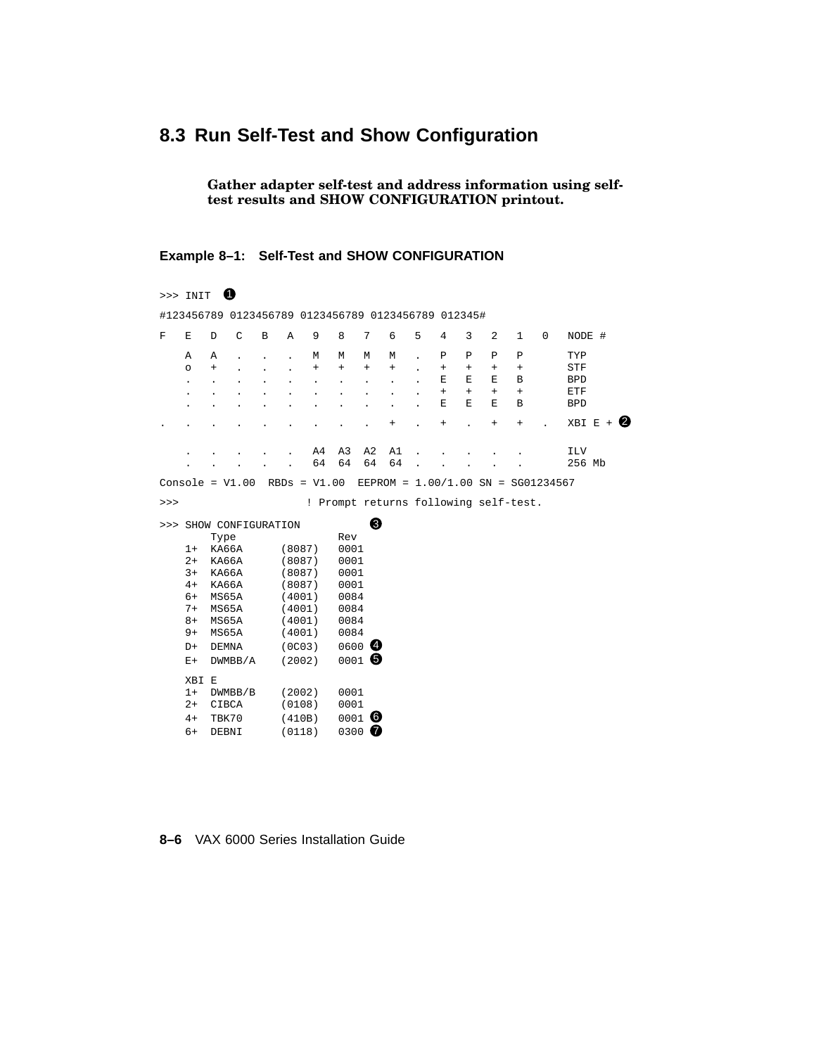## 8.3 Run Self-Test and Show Configuration

**Gather adapter self-test and address information using self-test results and SHOW CONFIGURATION printout.**

**Example 8–1: Self-Test and SHOW CONFIGURATION**

```
>>> INIT  ❶
#123456789 0123456789 0123456789 0123456789 012345#

F   E   D   C   B   A   9   8   7   6   5   4   3   2   1   0   NODE #

    A   A   .   .   .   M   M   M   M   .   P   P   P   P       TYP
    o   +   .   .   .   +   +   +   +   .   +   +   +   +       STF
    .   .   .   .   .   .   .   .   .   .   E   E   E   B       BPD
    .   .   .   .   .   .   .   .   .   .   +   +   +   +       ETF
    .   .   .   .   .   .   .   .   .   .   E   E   E   B       BPD

.   .   .   .   .   .   .   .   .   +   .   +   .   +   +   .   XBI E + ❷

    .   .   .   .   .   A4  A3  A2  A1  .   .   .   .   .       ILV
    .   .   .   .   .   64  64  64  64  .   .   .   .   .       256 Mb

Console = V1.00  RBDs = V1.00  EEPROM = 1.00/1.00 SN = SG01234567

>>>                   ! Prompt returns following self-test.

>>> SHOW CONFIGURATION           ❸
        Type                Rev
    1+  KA66A      (8087)   0001
    2+  KA66A      (8087)   0001
    3+  KA66A      (8087)   0001
    4+  KA66A      (8087)   0001
    6+  MS65A      (4001)   0084
    7+  MS65A      (4001)   0084
    8+  MS65A      (4001)   0084
    9+  MS65A      (4001)   0084
    D+  DEMNA      (0C03)   0600 ❹
    E+  DWMBB/A    (2002)   0001 ❺

    XBI E
    1+  DWMBB/B    (2002)   0001
    2+  CIBCA      (0108)   0001
    4+  TBK70      (410B)   0001 ❻
    6+  DEBNI      (0118)   0300 ❼
```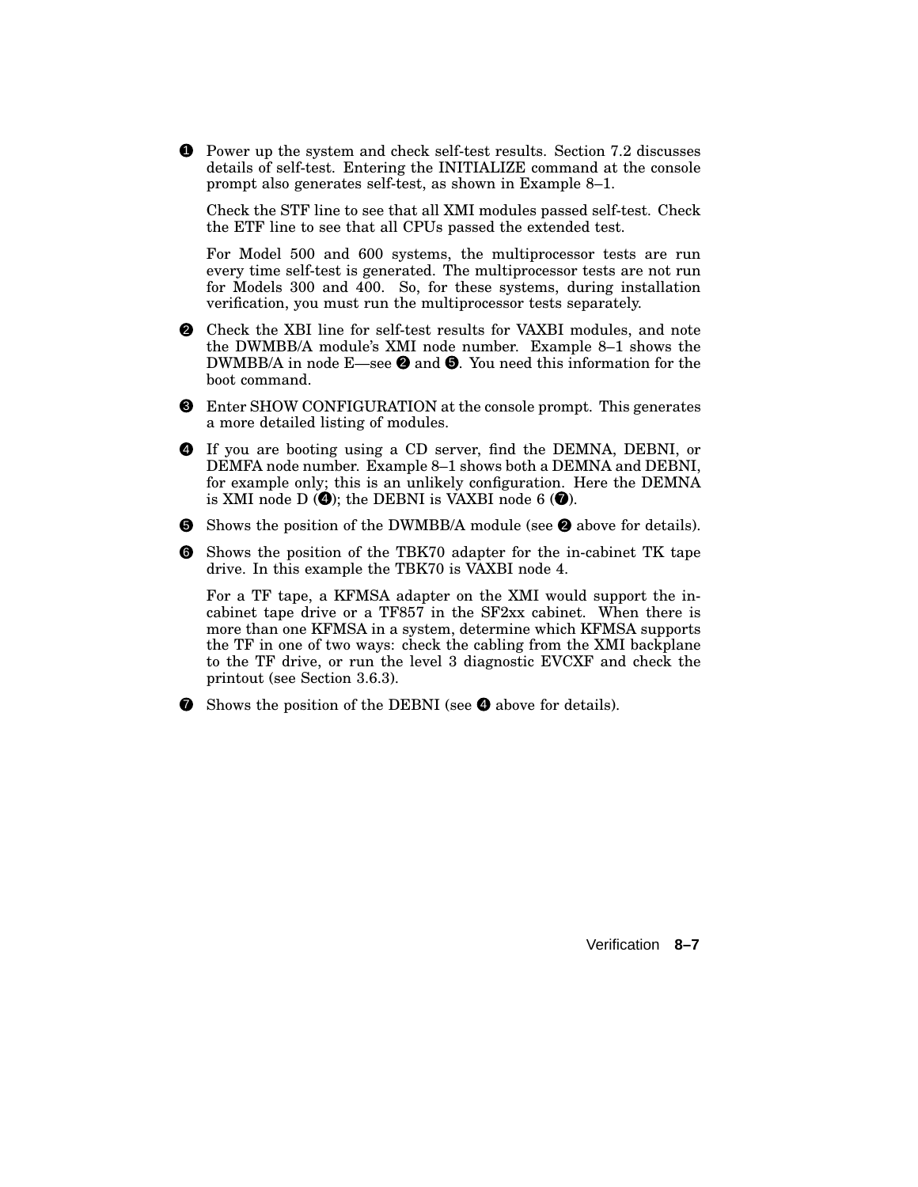❶ Power up the system and check self-test results. Section 7.2 discusses details of self-test. Entering the INITIALIZE command at the console prompt also generates self-test, as shown in Example 8–1.

Check the STF line to see that all XMI modules passed self-test. Check the ETF line to see that all CPUs passed the extended test.

For Model 500 and 600 systems, the multiprocessor tests are run every time self-test is generated. The multiprocessor tests are not run for Models 300 and 400. So, for these systems, during installation verification, you must run the multiprocessor tests separately.

❷ Check the XBI line for self-test results for VAXBI modules, and note the DWMBB/A module's XMI node number. Example 8–1 shows the DWMBB/A in node E—see ❷ and ❺. You need this information for the boot command.

❸ Enter SHOW CONFIGURATION at the console prompt. This generates a more detailed listing of modules.

❹ If you are booting using a CD server, find the DEMNA, DEBNI, or DEMFA node number. Example 8–1 shows both a DEMNA and DEBNI, for example only; this is an unlikely configuration. Here the DEMNA is XMI node D (❹); the DEBNI is VAXBI node 6 (❼).

❺ Shows the position of the DWMBB/A module (see ❷ above for details).

❻ Shows the position of the TBK70 adapter for the in-cabinet TK tape drive. In this example the TBK70 is VAXBI node 4.

For a TF tape, a KFMSA adapter on the XMI would support the in-cabinet tape drive or a TF857 in the SF2xx cabinet. When there is more than one KFMSA in a system, determine which KFMSA supports the TF in one of two ways: check the cabling from the XMI backplane to the TF drive, or run the level 3 diagnostic EVCXF and check the printout (see Section 3.6.3).

❼ Shows the position of the DEBNI (see ❹ above for details).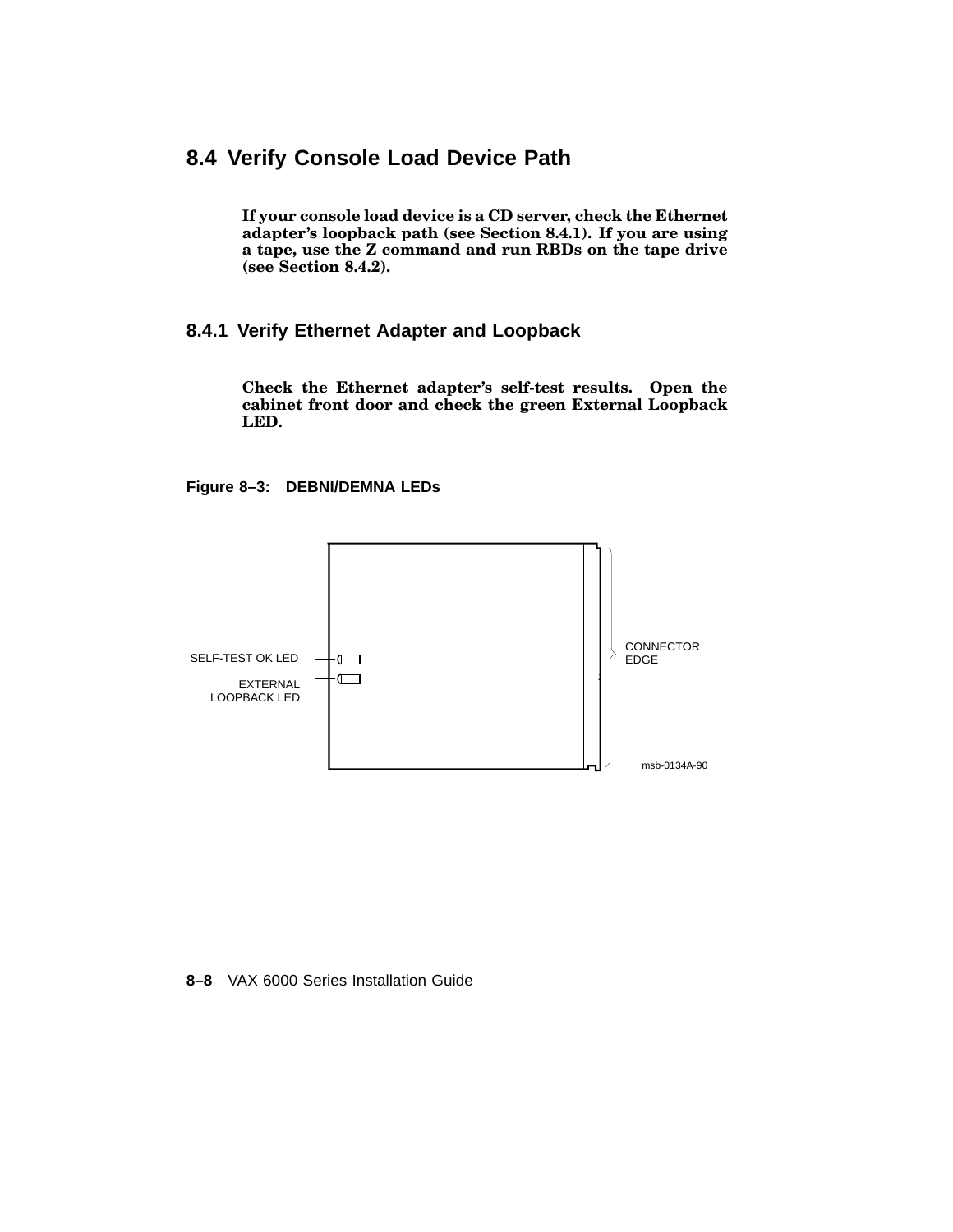## 8.4 Verify Console Load Device Path

**If your console load device is a CD server, check the Ethernet adapter's loopback path (see Section 8.4.1). If you are using a tape, use the Z command and run RBDs on the tape drive (see Section 8.4.2).**

### 8.4.1 Verify Ethernet Adapter and Loopback

**Check the Ethernet adapter's self-test results. Open the cabinet front door and check the green External Loopback LED.**

**Figure 8–3: DEBNI/DEMNA LEDs**

SELF-TEST OK LED

EXTERNAL LOOPBACK LED

CONNECTOR EDGE

msb-0134A-90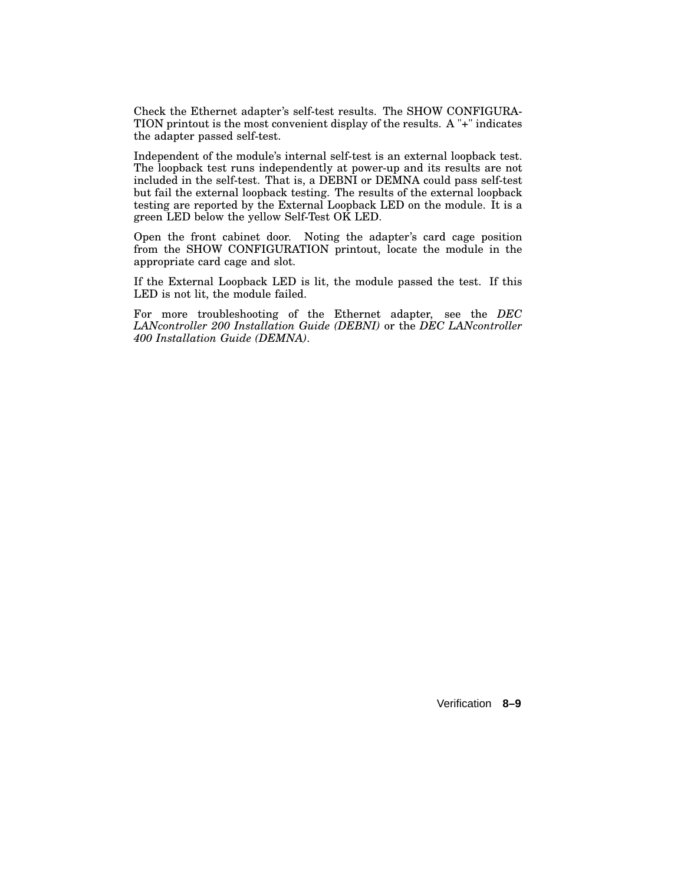Check the Ethernet adapter's self-test results. The SHOW CONFIGURATION printout is the most convenient display of the results. A "+" indicates the adapter passed self-test.

Independent of the module's internal self-test is an external loopback test. The loopback test runs independently at power-up and its results are not included in the self-test. That is, a DEBNI or DEMNA could pass self-test but fail the external loopback testing. The results of the external loopback testing are reported by the External Loopback LED on the module. It is a green LED below the yellow Self-Test OK LED.

Open the front cabinet door. Noting the adapter's card cage position from the SHOW CONFIGURATION printout, locate the module in the appropriate card cage and slot.

If the External Loopback LED is lit, the module passed the test. If this LED is not lit, the module failed.

For more troubleshooting of the Ethernet adapter, see the *DEC LANcontroller 200 Installation Guide (DEBNI)* or the *DEC LANcontroller 400 Installation Guide (DEMNA)*.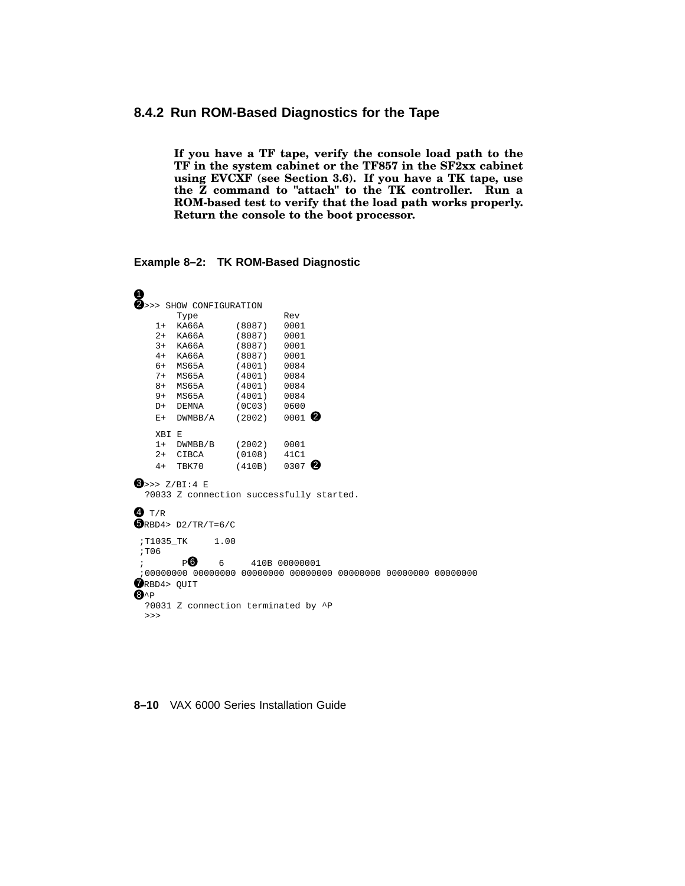## 8.4.2 Run ROM-Based Diagnostics for the Tape

**If you have a TF tape, verify the console load path to the TF in the system cabinet or the TF857 in the SF2xx cabinet using EVCXF (see Section 3.6). If you have a TK tape, use the Z command to "attach" to the TK controller. Run a ROM-based test to verify that the load path works properly. Return the console to the boot processor.**

**Example 8–2: TK ROM-Based Diagnostic**

```
❶
❷>>> SHOW CONFIGURATION
      Type             Rev
   1+  KA66A     (8087)   0001
   2+  KA66A     (8087)   0001
   3+  KA66A     (8087)   0001
   4+  KA66A     (8087)   0001
   6+  MS65A     (4001)   0084
   7+  MS65A     (4001)   0084
   8+  MS65A     (4001)   0084
   9+  MS65A     (4001)   0084
   D+  DEMNA     (0C03)   0600
   E+  DWMBB/A   (2002)   0001 ❷

   XBI E
   1+  DWMBB/B   (2002)   0001
   2+  CIBCA     (0108)   41C1
   4+  TBK70     (410B)   0307 ❷

❸>>> Z/BI:4 E
 ?0033 Z connection successfully started.

❹ T/R
❺RBD4> D2/TR/T=6/C

;T1035_TK     1.00
;T06
;      P❻   6     410B 00000001
;00000000 00000000 00000000 00000000 00000000 00000000 00000000
❼RBD4> QUIT
❽^P
 ?0031 Z connection terminated by ^P
 >>>
```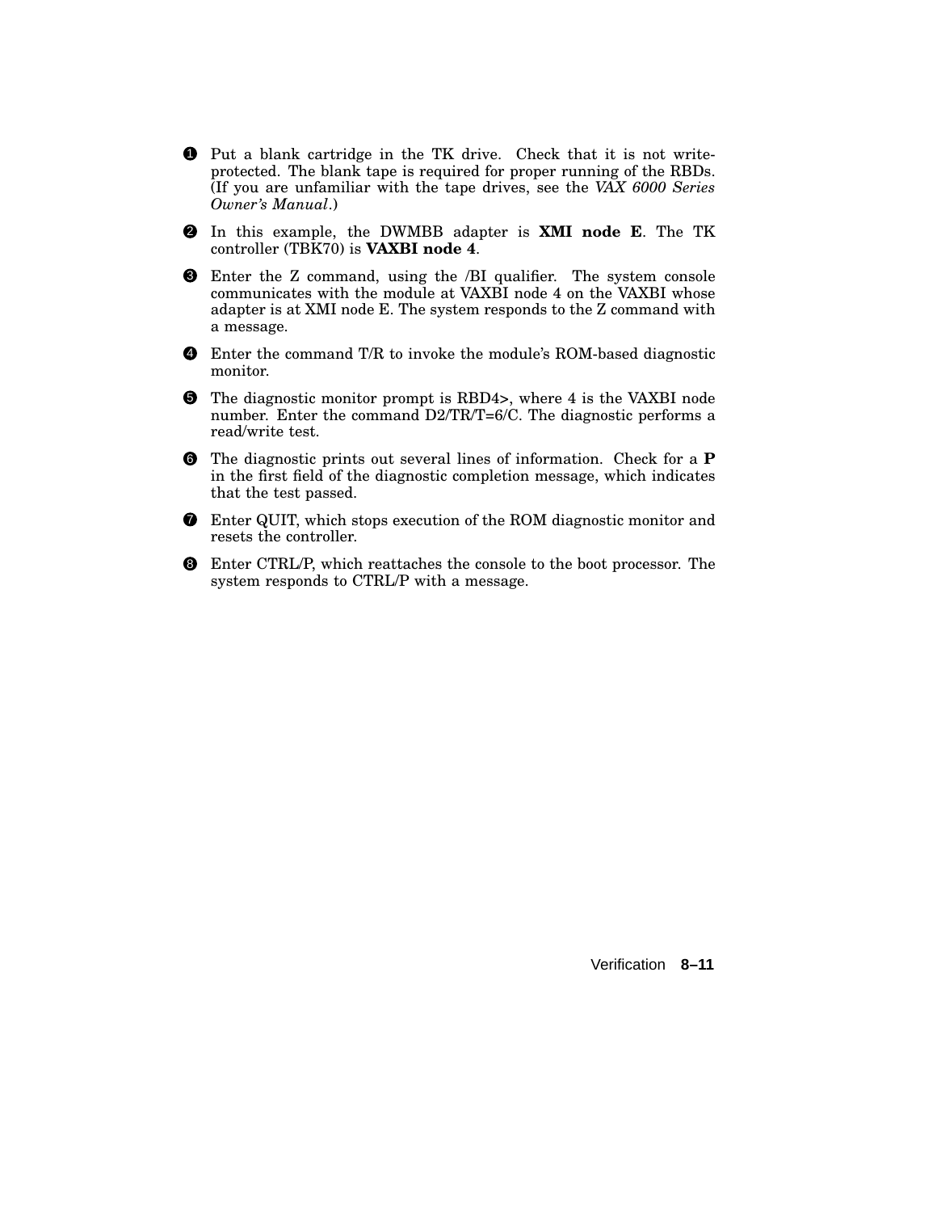❶ Put a blank cartridge in the TK drive. Check that it is not write-protected. The blank tape is required for proper running of the RBDs. (If you are unfamiliar with the tape drives, see the *VAX 6000 Series Owner's Manual*.)

❷ In this example, the DWMBB adapter is **XMI node E**. The TK controller (TBK70) is **VAXBI node 4**.

❸ Enter the Z command, using the /BI qualifier. The system console communicates with the module at VAXBI node 4 on the VAXBI whose adapter is at XMI node E. The system responds to the Z command with a message.

❹ Enter the command T/R to invoke the module's ROM-based diagnostic monitor.

❺ The diagnostic monitor prompt is RBD4>, where 4 is the VAXBI node number. Enter the command D2/TR/T=6/C. The diagnostic performs a read/write test.

❻ The diagnostic prints out several lines of information. Check for a **P** in the first field of the diagnostic completion message, which indicates that the test passed.

❼ Enter QUIT, which stops execution of the ROM diagnostic monitor and resets the controller.

❽ Enter CTRL/P, which reattaches the console to the boot processor. The system responds to CTRL/P with a message.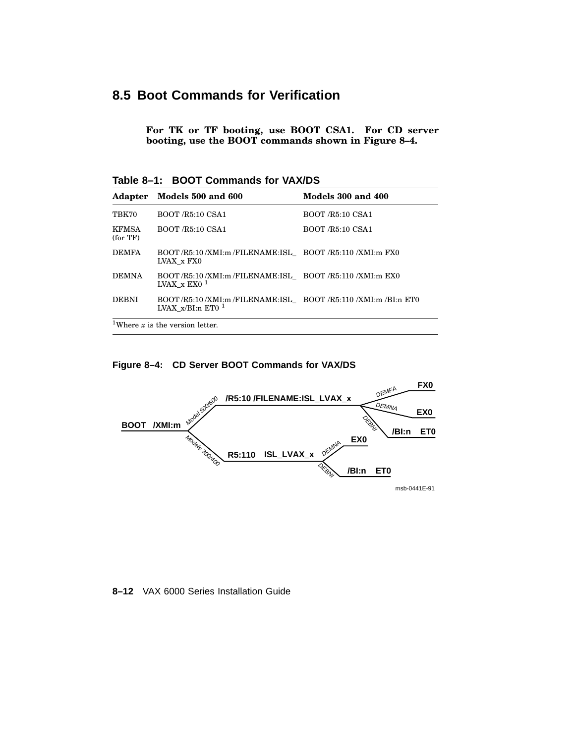## 8.5 Boot Commands for Verification

**For TK or TF booting, use BOOT CSA1. For CD server booting, use the BOOT commands shown in Figure 8–4.**

**Table 8–1: BOOT Commands for VAX/DS**

| Adapter | Models 500 and 600 | Models 300 and 400 |
|---|---|---|
| TBK70 | BOOT /R5:10 CSA1 | BOOT /R5:10 CSA1 |
| KFMSA (for TF) | BOOT /R5:10 CSA1 | BOOT /R5:10 CSA1 |
| DEMFA | BOOT /R5:10 /XMI:m /FILENAME:ISL_LVAX_x FX0 | BOOT /R5:110 /XMI:m FX0 |
| DEMNA | BOOT /R5:10 /XMI:m /FILENAME:ISL_LVAX_x EX0 [1] | BOOT /R5:110 /XMI:m EX0 |
| DEBNI | BOOT /R5:10 /XMI:m /FILENAME:ISL_LVAX_x/BI:n ET0 [1] | BOOT /R5:110 /XMI:m /BI:n ET0 |

[1]Where *x* is the version letter.

**Figure 8–4: CD Server BOOT Commands for VAX/DS**

BOOT /XMI:m
- Model 500/600: /R5:10 /FILENAME:ISL_LVAX_x
  - DEMFA: FX0
  - DEMNA: EX0
  - DEBNI: /BI:n ET0
- Models 300/400: R5:110 ISL_LVAX_x
  - DEMNA: EX0
  - DEBNI: /BI:n ET0

msb-0441E-91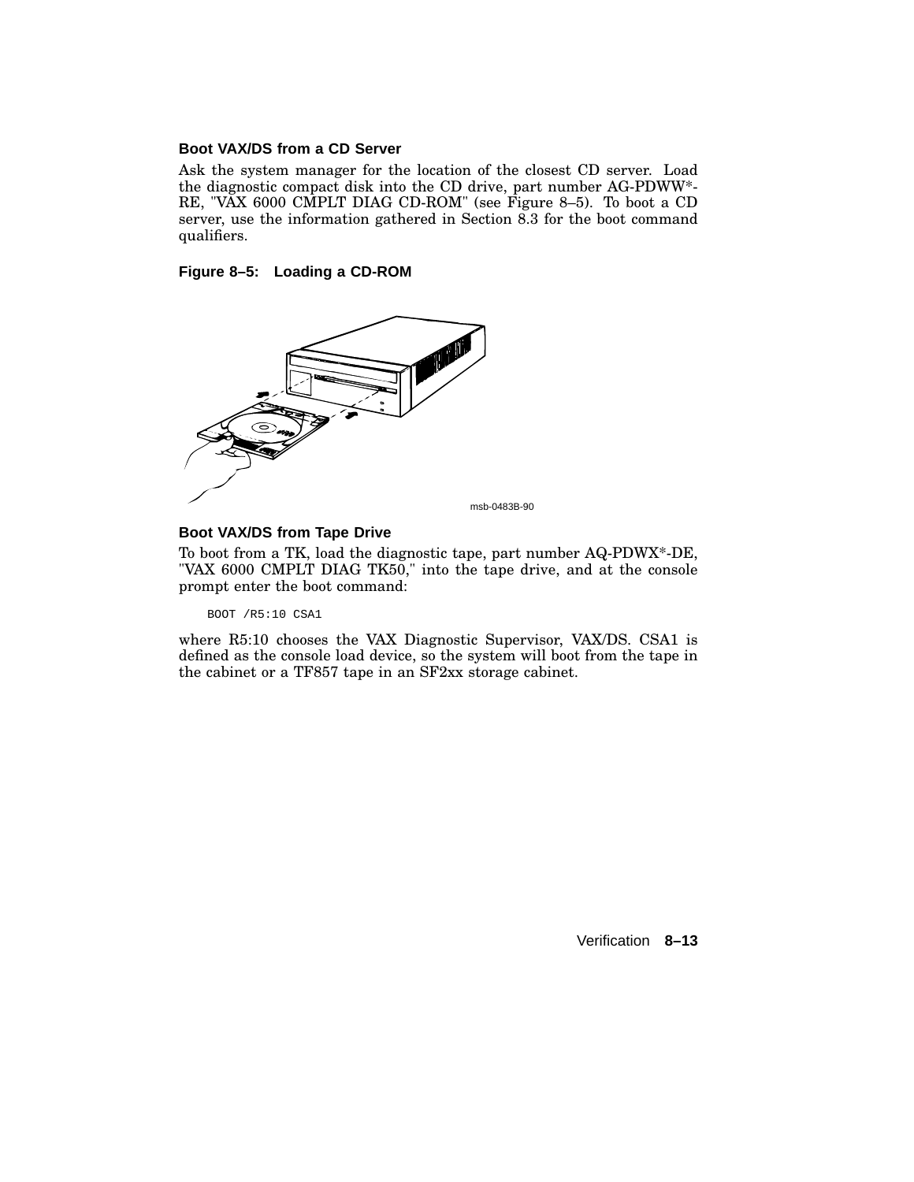### Boot VAX/DS from a CD Server

Ask the system manager for the location of the closest CD server. Load the diagnostic compact disk into the CD drive, part number AG-PDWW*-RE, "VAX 6000 CMPLT DIAG CD-ROM" (see Figure 8–5). To boot a CD server, use the information gathered in Section 8.3 for the boot command qualifiers.

**Figure 8–5: Loading a CD-ROM**

msb-0483B-90

### Boot VAX/DS from Tape Drive

To boot from a TK, load the diagnostic tape, part number AQ-PDWX*-DE, "VAX 6000 CMPLT DIAG TK50," into the tape drive, and at the console prompt enter the boot command:

```
BOOT /R5:10 CSA1
```

where R5:10 chooses the VAX Diagnostic Supervisor, VAX/DS. CSA1 is defined as the console load device, so the system will boot from the tape in the cabinet or a TF857 tape in an SF2xx storage cabinet.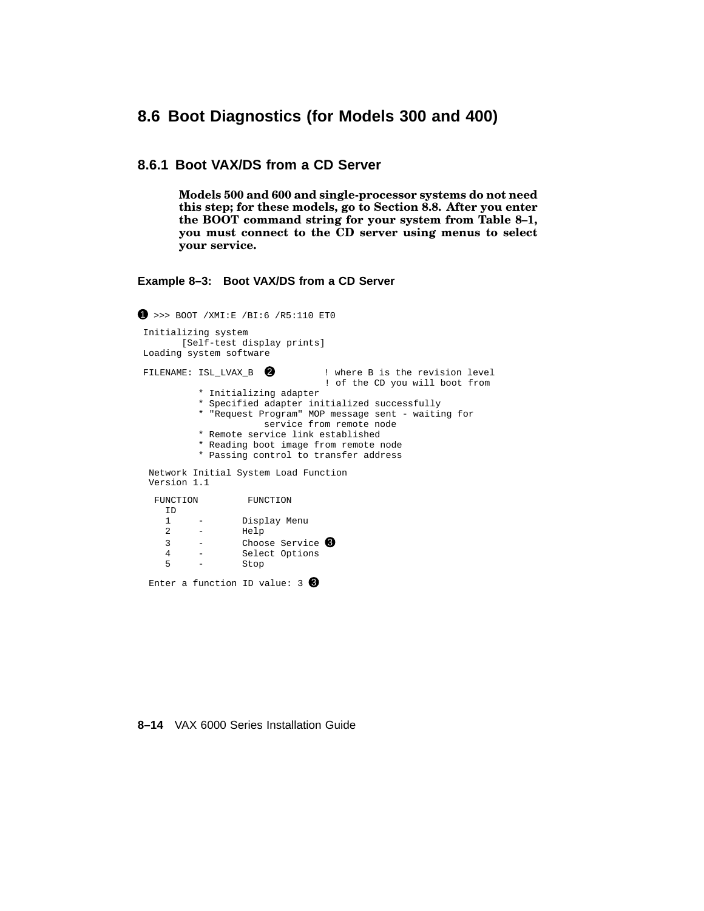## 8.6 Boot Diagnostics (for Models 300 and 400)

### 8.6.1 Boot VAX/DS from a CD Server

**Models 500 and 600 and single-processor systems do not need this step; for these models, go to Section 8.8. After you enter the BOOT command string for your system from Table 8–1, you must connect to the CD server using menus to select your service.**

**Example 8–3: Boot VAX/DS from a CD Server**

```
❶ >>> BOOT /XMI:E /BI:6 /R5:110 ET0

 Initializing system
        [Self-test display prints]
 Loading system software

 FILENAME: ISL_LVAX_B  ❷         ! where B is the revision level
                                 ! of the CD you will boot from
          * Initializing adapter
          * Specified adapter initialized successfully
          * "Request Program" MOP message sent - waiting for
                    service from remote node
          * Remote service link established
          * Reading boot image from remote node
          * Passing control to transfer address

  Network Initial System Load Function
  Version 1.1

   FUNCTION         FUNCTION
     ID
     1     -       Display Menu
     2     -       Help
     3     -       Choose Service ❸
     4     -       Select Options
     5     -       Stop

  Enter a function ID value: 3 ❸
```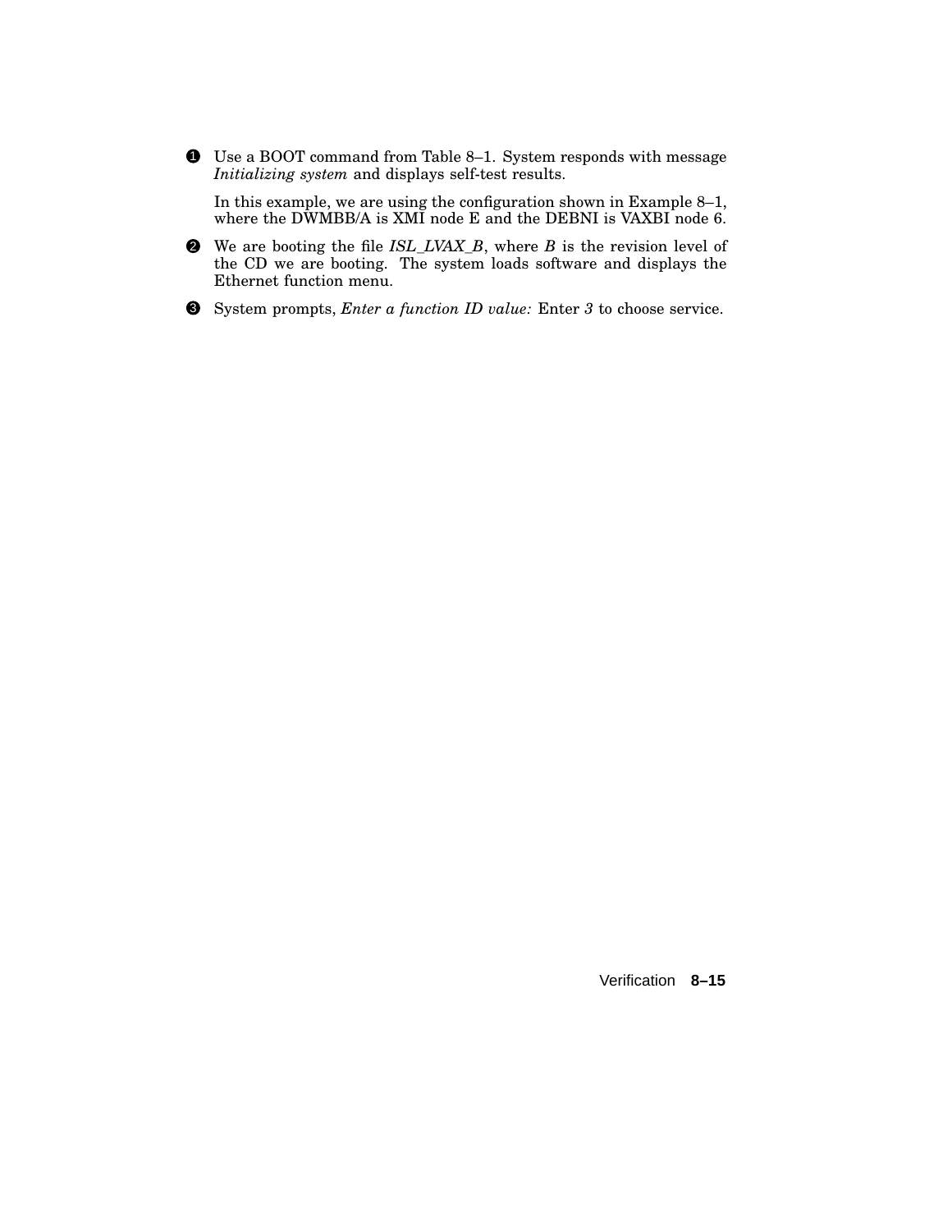❶ Use a BOOT command from Table 8–1. System responds with message *Initializing system* and displays self-test results.

In this example, we are using the configuration shown in Example 8–1, where the DWMBB/A is XMI node E and the DEBNI is VAXBI node 6.

❷ We are booting the file *ISL_LVAX_B*, where *B* is the revision level of the CD we are booting. The system loads software and displays the Ethernet function menu.

❸ System prompts, *Enter a function ID value:* Enter *3* to choose service.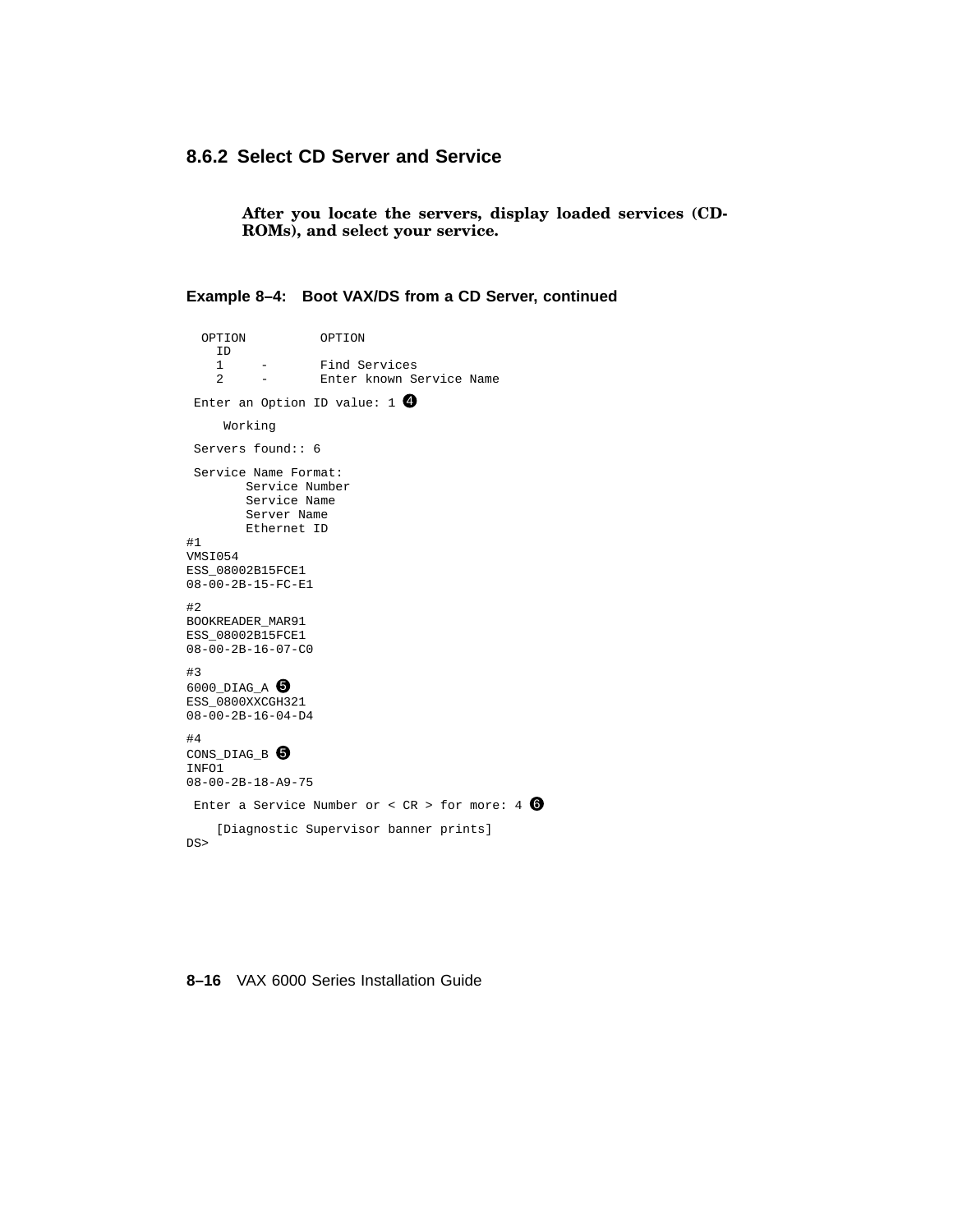### 8.6.2 Select CD Server and Service

**After you locate the servers, display loaded services (CD-ROMs), and select your service.**

**Example 8–4: Boot VAX/DS from a CD Server, continued**

```
  OPTION          OPTION
    ID
    1     -       Find Services
    2     -       Enter known Service Name

 Enter an Option ID value: 1 ❹

     Working

 Servers found:: 6

 Service Name Format:
        Service Number
        Service Name
        Server Name
        Ethernet ID
#1
VMSI054
ESS_08002B15FCE1
08-00-2B-15-FC-E1

#2
BOOKREADER_MAR91
ESS_08002B15FCE1
08-00-2B-16-07-C0

#3
6000_DIAG_A ❺
ESS_0800XXCGH321
08-00-2B-16-04-D4

#4
CONS_DIAG_B ❺
INFO1
08-00-2B-18-A9-75

 Enter a Service Number or < CR > for more: 4 ❻

    [Diagnostic Supervisor banner prints]
DS>
```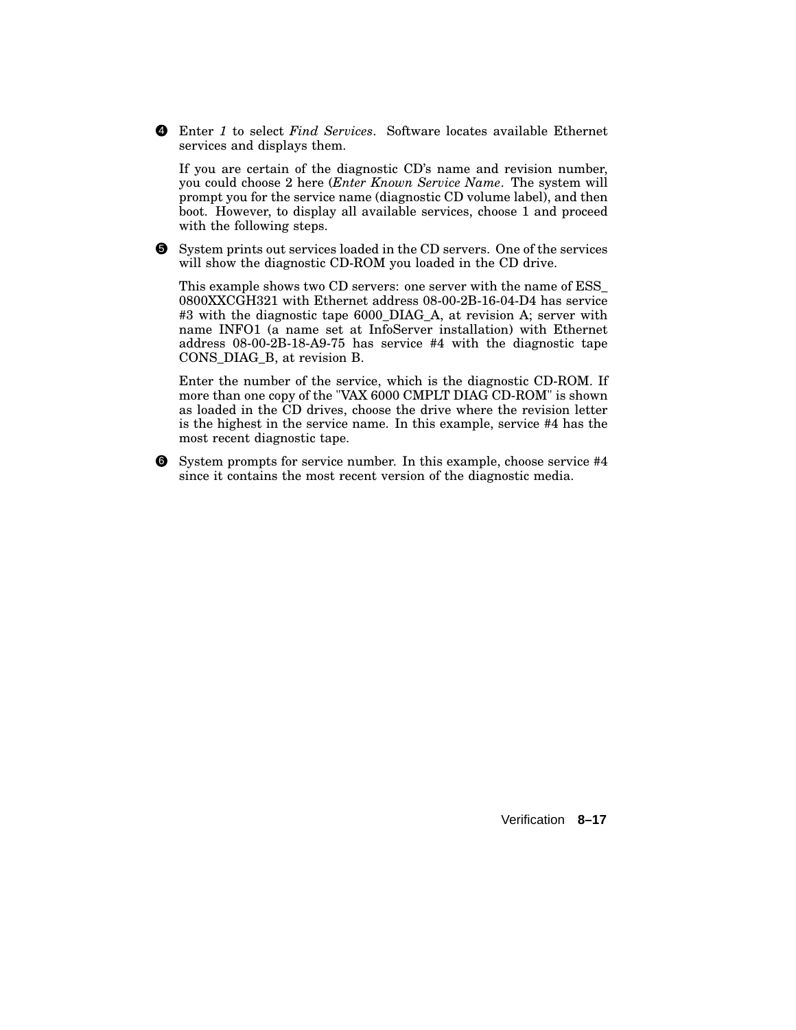❹ Enter *1* to select *Find Services*. Software locates available Ethernet services and displays them.

If you are certain of the diagnostic CD's name and revision number, you could choose 2 here (*Enter Known Service Name*. The system will prompt you for the service name (diagnostic CD volume label), and then boot. However, to display all available services, choose 1 and proceed with the following steps.

❺ System prints out services loaded in the CD servers. One of the services will show the diagnostic CD-ROM you loaded in the CD drive.

This example shows two CD servers: one server with the name of ESS_0800XXCGH321 with Ethernet address 08-00-2B-16-04-D4 has service #3 with the diagnostic tape 6000_DIAG_A, at revision A; server with name INFO1 (a name set at InfoServer installation) with Ethernet address 08-00-2B-18-A9-75 has service #4 with the diagnostic tape CONS_DIAG_B, at revision B.

Enter the number of the service, which is the diagnostic CD-ROM. If more than one copy of the "VAX 6000 CMPLT DIAG CD-ROM" is shown as loaded in the CD drives, choose the drive where the revision letter is the highest in the service name. In this example, service #4 has the most recent diagnostic tape.

❻ System prompts for service number. In this example, choose service #4 since it contains the most recent version of the diagnostic media.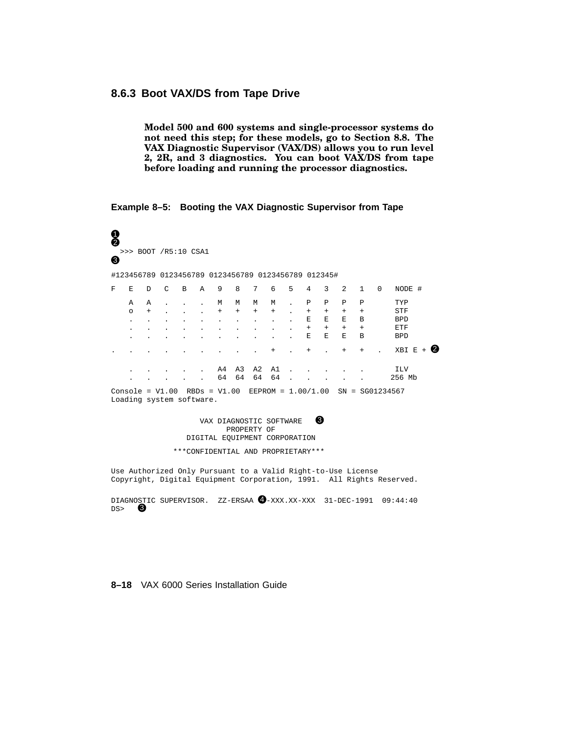### 8.6.3 Boot VAX/DS from Tape Drive

**Model 500 and 600 systems and single-processor systems do not need this step; for these models, go to Section 8.8. The VAX Diagnostic Supervisor (VAX/DS) allows you to run level 2, 2R, and 3 diagnostics. You can boot VAX/DS from tape before loading and running the processor diagnostics.**

**Example 8–5: Booting the VAX Diagnostic Supervisor from Tape**

```
❶
❷
 >>> BOOT /R5:10 CSA1
❸

#123456789 0123456789 0123456789 0123456789 012345#

F   E   D   C   B   A   9   8   7   6   5   4   3   2   1   0   NODE #

    A   A   .   .   .   M   M   M   M   .   P   P   P   P       TYP
    o   +   .   .   .   +   +   +   +   .   +   +   +   +       STF
    .   .   .   .   .   .   .   .   .   .   E   E   E   B       BPD
    .   .   .   .   .   .   .   .   .   .   +   +   +   +       ETF
    .   .   .   .   .   .   .   .   .   .   E   E   E   B       BPD

.   .   .   .   .   .   .   .   .   +   .   +   .   +   +   .   XBI E + ❷

    .   .   .   .   .   A4  A3  A2  A1  .   .   .   .   .       ILV
    .   .   .   .   .   64  64  64  64  .   .   .   .   .      256 Mb

Console = V1.00  RBDs = V1.00  EEPROM = 1.00/1.00  SN = SG01234567
Loading system software.

                    VAX DIAGNOSTIC SOFTWARE   ❸
                          PROPERTY OF
                 DIGITAL EQUIPMENT CORPORATION

              ***CONFIDENTIAL AND PROPRIETARY***

Use Authorized Only Pursuant to a Valid Right-to-Use License
Copyright, Digital Equipment Corporation, 1991.  All Rights Reserved.

DIAGNOSTIC SUPERVISOR.  ZZ-ERSAA ❹-XXX.XX-XXX  31-DEC-1991  09:44:40
DS>   ❸
```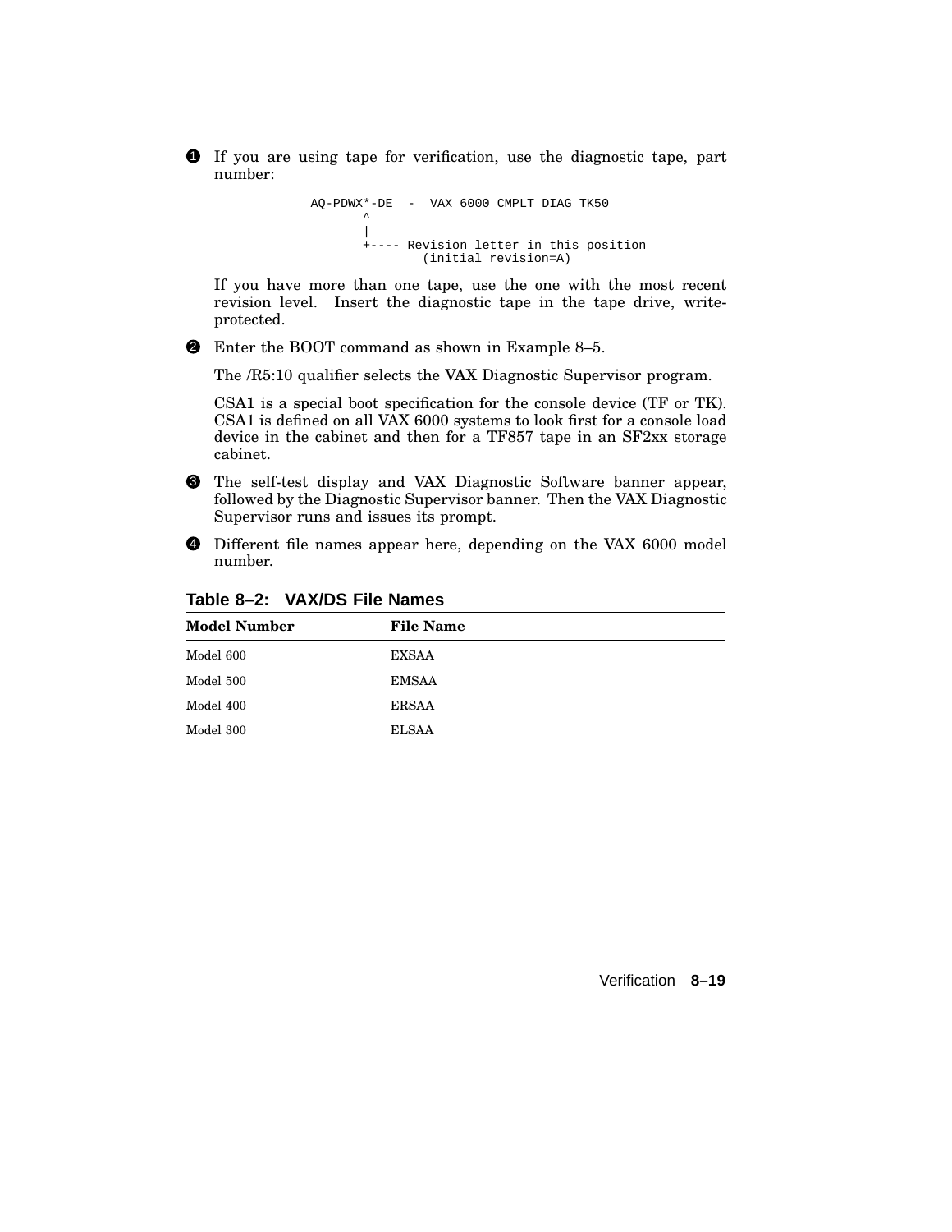❶ If you are using tape for verification, use the diagnostic tape, part number:

```
AQ-PDWX*-DE  -  VAX 6000 CMPLT DIAG TK50
       ^
       |
       +---- Revision letter in this position
                (initial revision=A)
```

If you have more than one tape, use the one with the most recent revision level. Insert the diagnostic tape in the tape drive, write-protected.

❷ Enter the BOOT command as shown in Example 8–5.

The /R5:10 qualifier selects the VAX Diagnostic Supervisor program.

CSA1 is a special boot specification for the console device (TF or TK). CSA1 is defined on all VAX 6000 systems to look first for a console load device in the cabinet and then for a TF857 tape in an SF2xx storage cabinet.

❸ The self-test display and VAX Diagnostic Software banner appear, followed by the Diagnostic Supervisor banner. Then the VAX Diagnostic Supervisor runs and issues its prompt.

❹ Different file names appear here, depending on the VAX 6000 model number.

**Table 8–2: VAX/DS File Names**

| Model Number | File Name |
|---|---|
| Model 600 | EXSAA |
| Model 500 | EMSAA |
| Model 400 | ERSAA |
| Model 300 | ELSAA |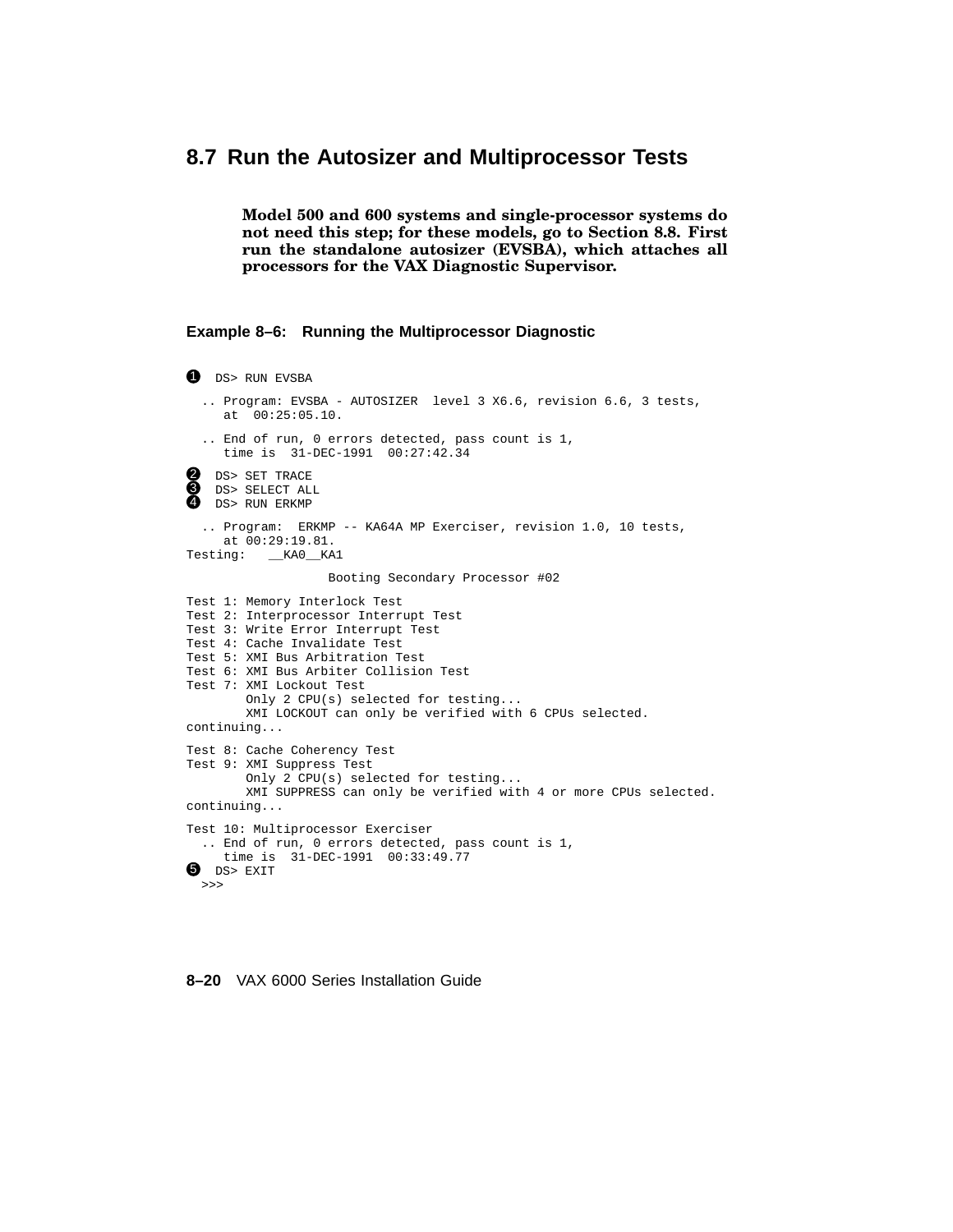## 8.7 Run the Autosizer and Multiprocessor Tests

**Model 500 and 600 systems and single-processor systems do not need this step; for these models, go to Section 8.8. First run the standalone autosizer (EVSBA), which attaches all processors for the VAX Diagnostic Supervisor.**

**Example 8–6: Running the Multiprocessor Diagnostic**

```
❶ DS> RUN EVSBA

  .. Program: EVSBA - AUTOSIZER  level 3 X6.6, revision 6.6, 3 tests,
     at  00:25:05.10.

  .. End of run, 0 errors detected, pass count is 1,
     time is  31-DEC-1991  00:27:42.34

❷ DS> SET TRACE
❸ DS> SELECT ALL
❹ DS> RUN ERKMP

  .. Program:  ERKMP -- KA64A MP Exerciser, revision 1.0, 10 tests,
     at 00:29:19.81.
Testing:   __KA0__KA1

                 Booting Secondary Processor #02

Test 1: Memory Interlock Test
Test 2: Interprocessor Interrupt Test
Test 3: Write Error Interrupt Test
Test 4: Cache Invalidate Test
Test 5: XMI Bus Arbitration Test
Test 6: XMI Bus Arbiter Collision Test
Test 7: XMI Lockout Test
       Only 2 CPU(s) selected for testing...
       XMI LOCKOUT can only be verified with 6 CPUs selected.
continuing...

Test 8: Cache Coherency Test
Test 9: XMI Suppress Test
       Only 2 CPU(s) selected for testing...
       XMI SUPPRESS can only be verified with 4 or more CPUs selected.
continuing...

Test 10: Multiprocessor Exerciser
  .. End of run, 0 errors detected, pass count is 1,
     time is  31-DEC-1991  00:33:49.77
❺ DS> EXIT
 >>>
```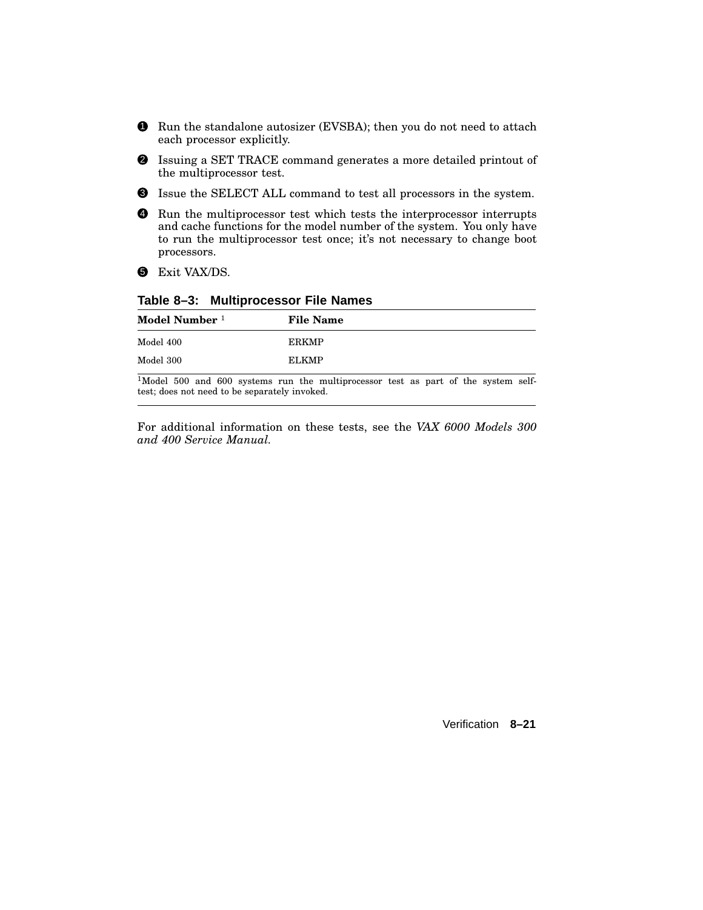❶ Run the standalone autosizer (EVSBA); then you do not need to attach each processor explicitly.

❷ Issuing a SET TRACE command generates a more detailed printout of the multiprocessor test.

❸ Issue the SELECT ALL command to test all processors in the system.

❹ Run the multiprocessor test which tests the interprocessor interrupts and cache functions for the model number of the system. You only have to run the multiprocessor test once; it's not necessary to change boot processors.

❺ Exit VAX/DS.

**Table 8–3: Multiprocessor File Names**

| Model Number [1] | File Name |
|---|---|
| Model 400 | ERKMP |
| Model 300 | ELKMP |

[1]Model 500 and 600 systems run the multiprocessor test as part of the system self-test; does not need to be separately invoked.

For additional information on these tests, see the *VAX 6000 Models 300 and 400 Service Manual*.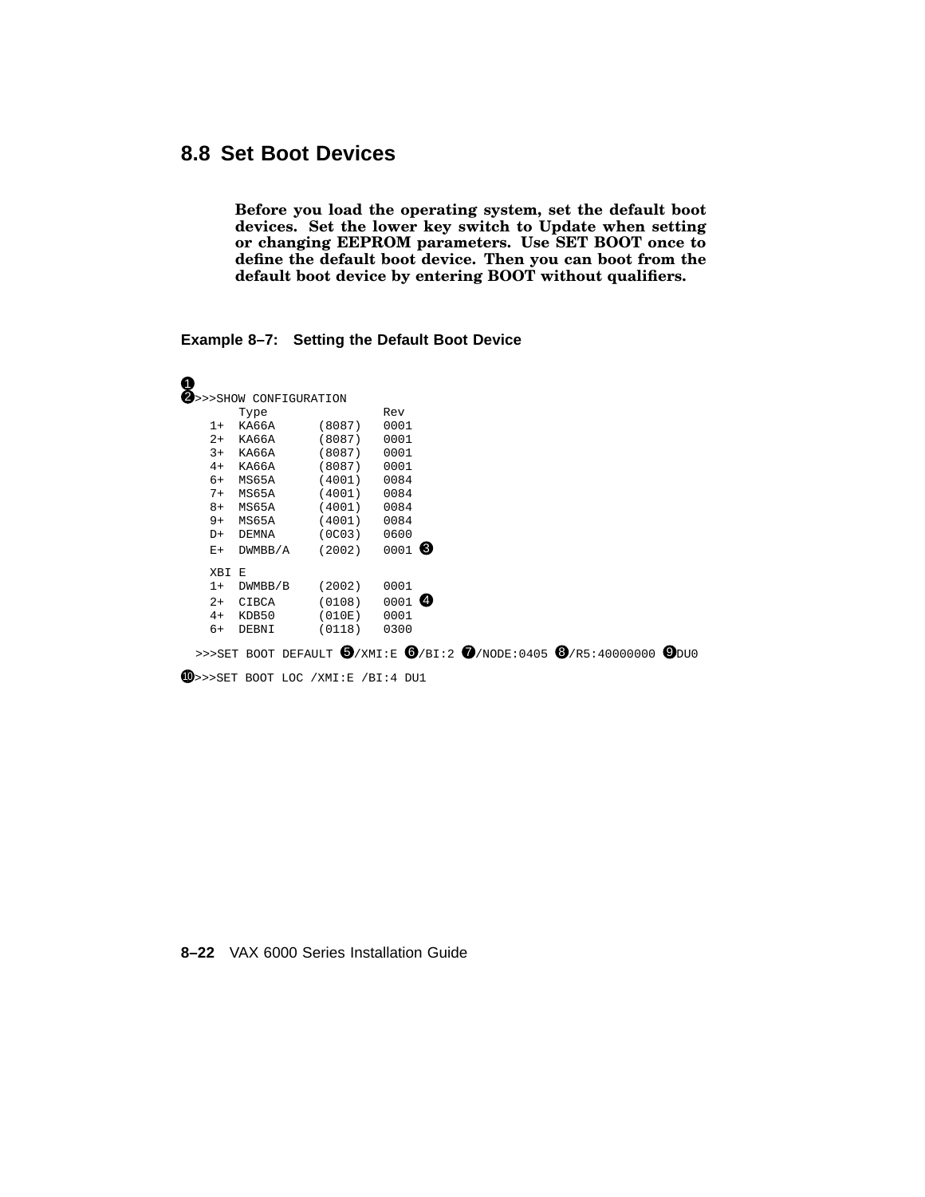## 8.8 Set Boot Devices

**Before you load the operating system, set the default boot devices. Set the lower key switch to Update when setting or changing EEPROM parameters. Use SET BOOT once to define the default boot device. Then you can boot from the default boot device by entering BOOT without qualifiers.**

**Example 8–7: Setting the Default Boot Device**

```
❶
❷>>>SHOW CONFIGURATION
      Type              Rev
   1+  KA66A     (8087)   0001
   2+  KA66A     (8087)   0001
   3+  KA66A     (8087)   0001
   4+  KA66A     (8087)   0001
   6+  MS65A     (4001)   0084
   7+  MS65A     (4001)   0084
   8+  MS65A     (4001)   0084
   9+  MS65A     (4001)   0084
   D+  DEMNA     (0C03)   0600
   E+  DWMBB/A   (2002)   0001 ❸

   XBI E
   1+  DWMBB/B   (2002)   0001
   2+  CIBCA     (0108)   0001 ❹
   4+  KDB50     (010E)   0001
   6+  DEBNI     (0118)   0300

 >>>SET BOOT DEFAULT ❺/XMI:E ❻/BI:2 ❼/NODE:0405 ❽/R5:40000000 ❾DU0

❿>>>SET BOOT LOC /XMI:E /BI:4 DU1
```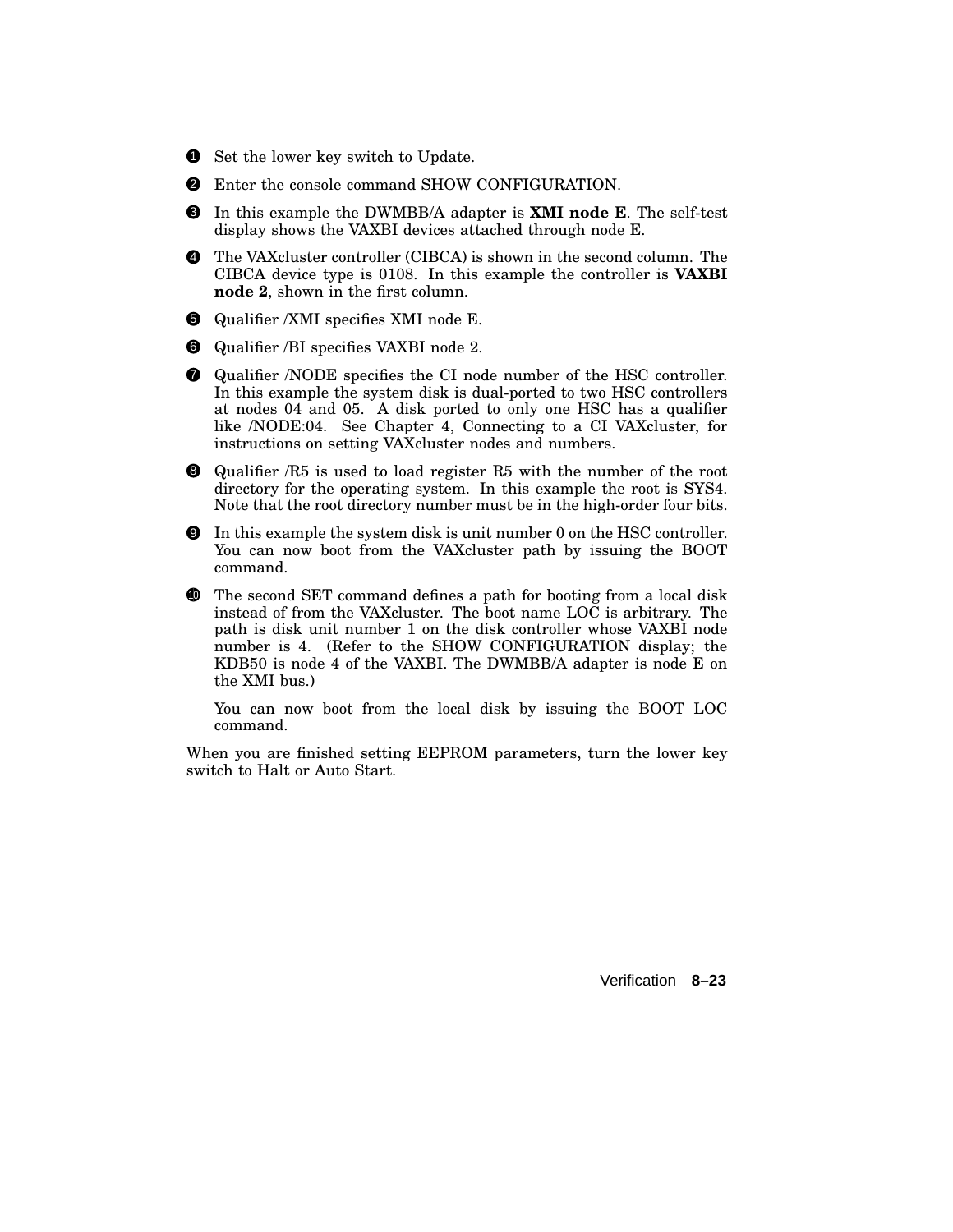❶ Set the lower key switch to Update.

❷ Enter the console command SHOW CONFIGURATION.

❸ In this example the DWMBB/A adapter is **XMI node E**. The self-test display shows the VAXBI devices attached through node E.

❹ The VAXcluster controller (CIBCA) is shown in the second column. The CIBCA device type is 0108. In this example the controller is **VAXBI node 2**, shown in the first column.

❺ Qualifier /XMI specifies XMI node E.

❻ Qualifier /BI specifies VAXBI node 2.

❼ Qualifier /NODE specifies the CI node number of the HSC controller. In this example the system disk is dual-ported to two HSC controllers at nodes 04 and 05. A disk ported to only one HSC has a qualifier like /NODE:04. See Chapter 4, Connecting to a CI VAXcluster, for instructions on setting VAXcluster nodes and numbers.

❽ Qualifier /R5 is used to load register R5 with the number of the root directory for the operating system. In this example the root is SYS4. Note that the root directory number must be in the high-order four bits.

❾ In this example the system disk is unit number 0 on the HSC controller. You can now boot from the VAXcluster path by issuing the BOOT command.

❿ The second SET command defines a path for booting from a local disk instead of from the VAXcluster. The boot name LOC is arbitrary. The path is disk unit number 1 on the disk controller whose VAXBI node number is 4. (Refer to the SHOW CONFIGURATION display; the KDB50 is node 4 of the VAXBI. The DWMBB/A adapter is node E on the XMI bus.)

You can now boot from the local disk by issuing the BOOT LOC command.

When you are finished setting EEPROM parameters, turn the lower key switch to Halt or Auto Start.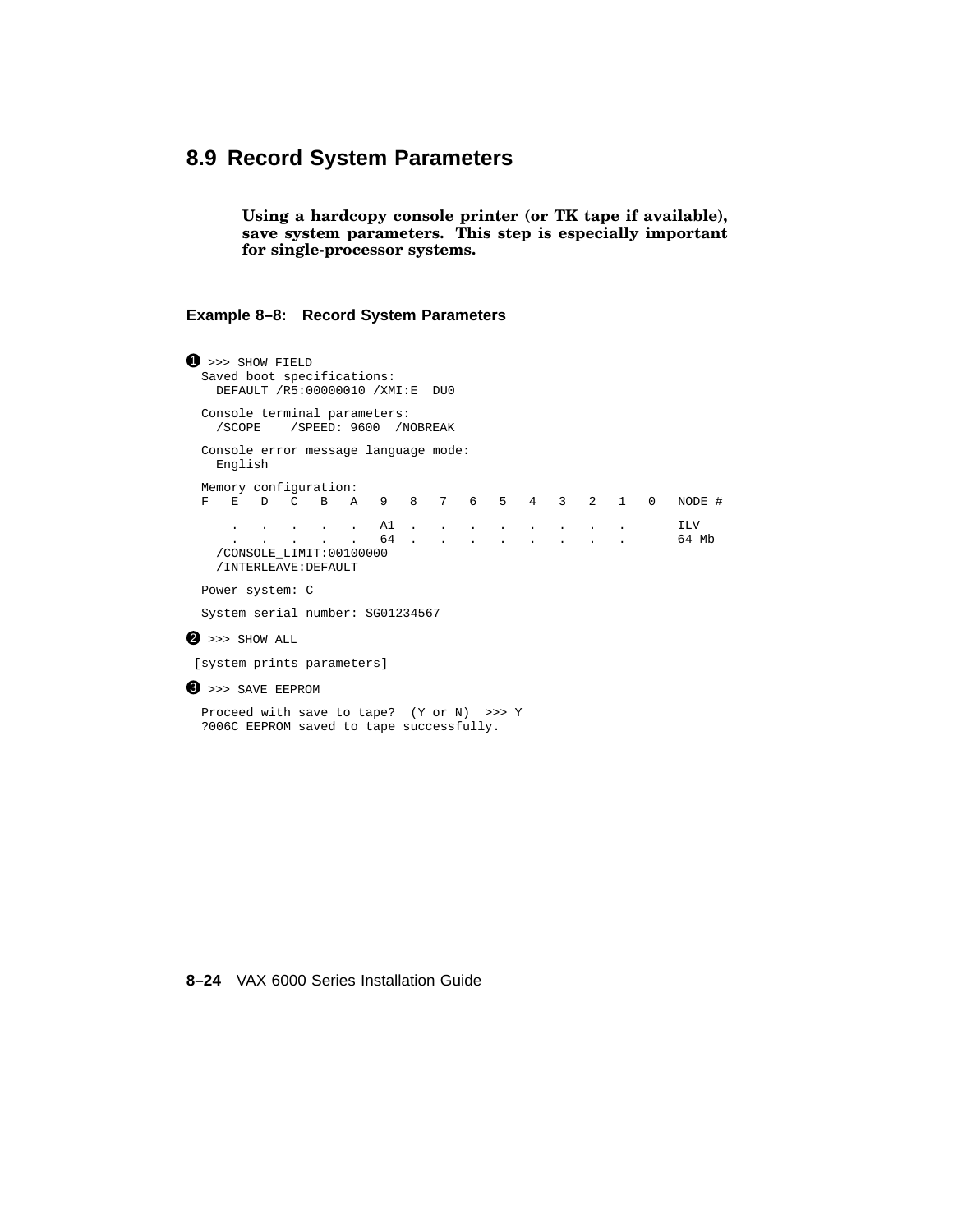## 8.9 Record System Parameters

**Using a hardcopy console printer (or TK tape if available), save system parameters. This step is especially important for single-processor systems.**

**Example 8–8: Record System Parameters**

```
❶ >>> SHOW FIELD
  Saved boot specifications:
    DEFAULT /R5:00000010 /XMI:E  DU0

  Console terminal parameters:
    /SCOPE    /SPEED: 9600  /NOBREAK

  Console error message language mode:
    English

  Memory configuration:
  F   E   D   C   B   A   9   8   7   6   5   4   3   2   1   0   NODE #

      .   .   .   .   .   A1  .   .   .   .   .   .   .   .       ILV
      .   .   .   .   .   64  .   .   .   .   .   .   .   .       64 Mb
    /CONSOLE_LIMIT:00100000
    /INTERLEAVE:DEFAULT

  Power system: C

  System serial number: SG01234567

❷ >>> SHOW ALL

 [system prints parameters]

❸ >>> SAVE EEPROM

  Proceed with save to tape?  (Y or N)  >>> Y
  ?006C EEPROM saved to tape successfully.
```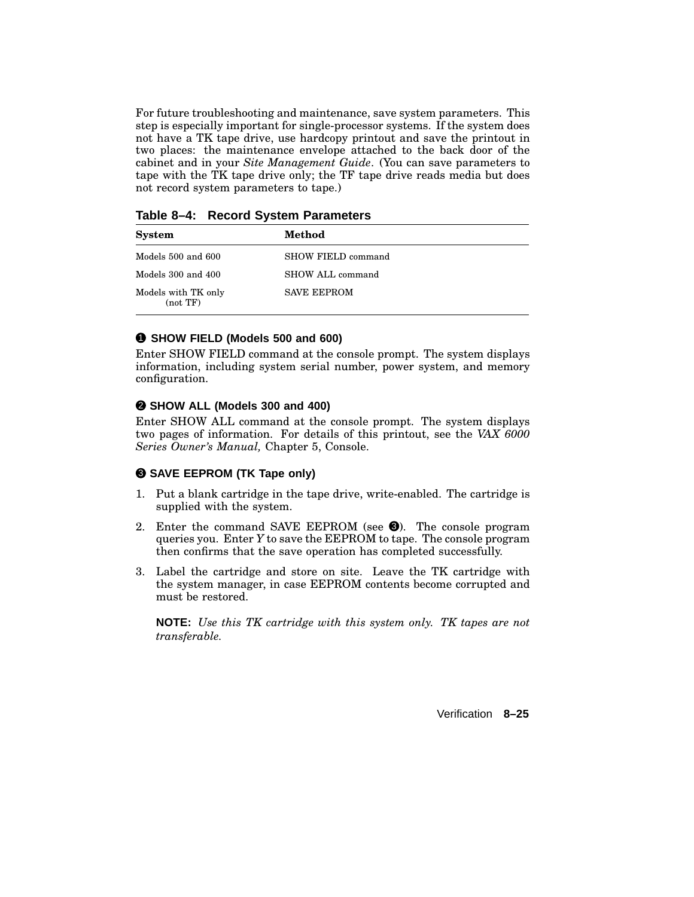For future troubleshooting and maintenance, save system parameters. This step is especially important for single-processor systems. If the system does not have a TK tape drive, use hardcopy printout and save the printout in two places: the maintenance envelope attached to the back door of the cabinet and in your *Site Management Guide*. (You can save parameters to tape with the TK tape drive only; the TF tape drive reads media but does not record system parameters to tape.)

**Table 8–4: Record System Parameters**

| System | Method |
|---|---|
| Models 500 and 600 | SHOW FIELD command |
| Models 300 and 400 | SHOW ALL command |
| Models with TK only (not TF) | SAVE EEPROM |

### ❶ SHOW FIELD (Models 500 and 600)

Enter SHOW FIELD command at the console prompt. The system displays information, including system serial number, power system, and memory configuration.

### ❷ SHOW ALL (Models 300 and 400)

Enter SHOW ALL command at the console prompt. The system displays two pages of information. For details of this printout, see the *VAX 6000 Series Owner's Manual,* Chapter 5, Console.

### ❸ SAVE EEPROM (TK Tape only)

1. Put a blank cartridge in the tape drive, write-enabled. The cartridge is supplied with the system.
2. Enter the command SAVE EEPROM (see ❸). The console program queries you. Enter *Y* to save the EEPROM to tape. The console program then confirms that the save operation has completed successfully.
3. Label the cartridge and store on site. Leave the TK cartridge with the system manager, in case EEPROM contents become corrupted and must be restored.

   **NOTE:** *Use this TK cartridge with this system only. TK tapes are not transferable.*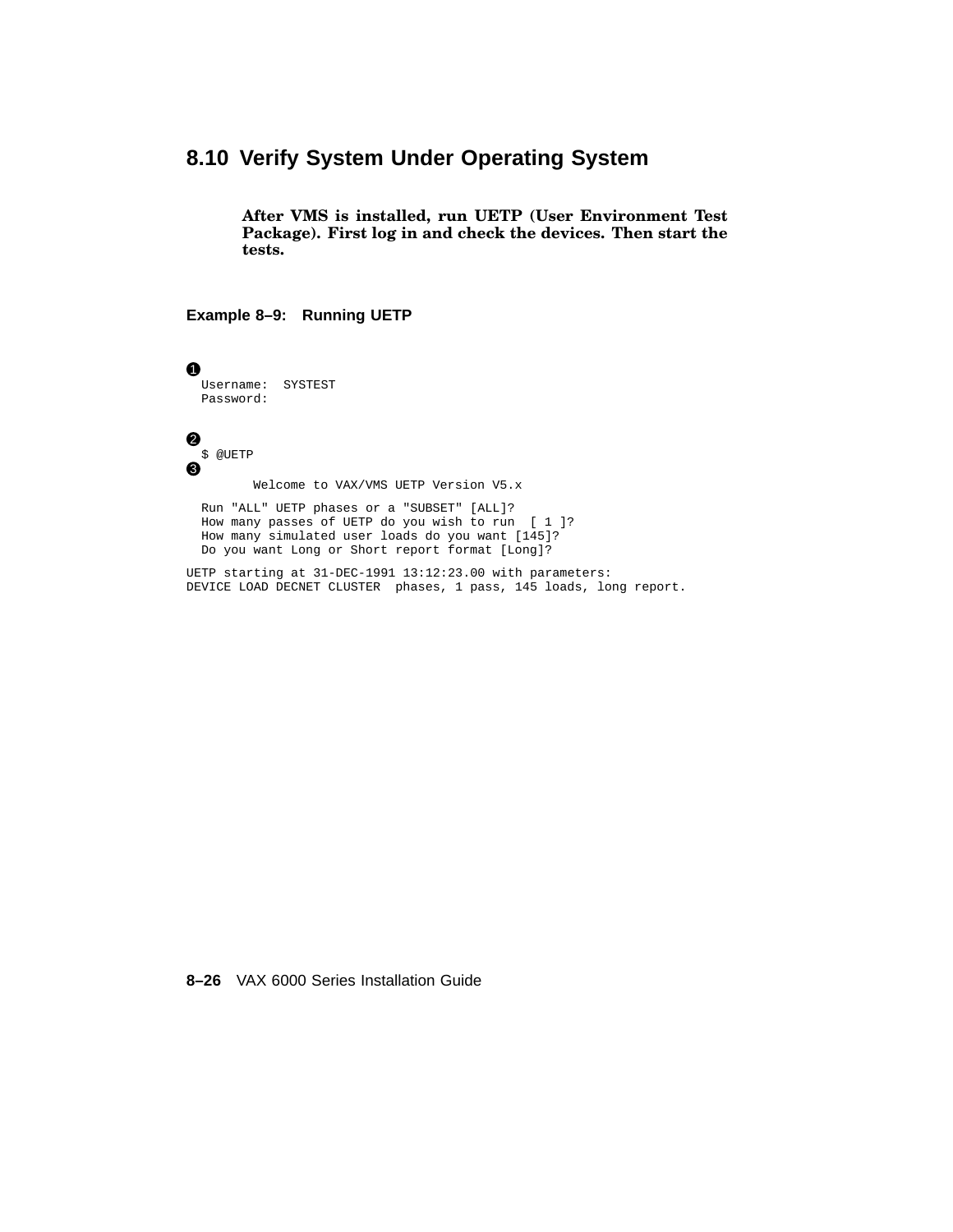## 8.10 Verify System Under Operating System

**After VMS is installed, run UETP (User Environment Test Package). First log in and check the devices. Then start the tests.**

**Example 8–9: Running UETP**

```
❶
  Username:  SYSTEST
  Password:


❷
  $ @UETP
❸
         Welcome to VAX/VMS UETP Version V5.x

  Run "ALL" UETP phases or a "SUBSET" [ALL]?
  How many passes of UETP do you wish to run  [ 1 ]?
  How many simulated user loads do you want [145]?
  Do you want Long or Short report format [Long]?

UETP starting at 31-DEC-1991 13:12:23.00 with parameters:
DEVICE LOAD DECNET CLUSTER  phases, 1 pass, 145 loads, long report.
```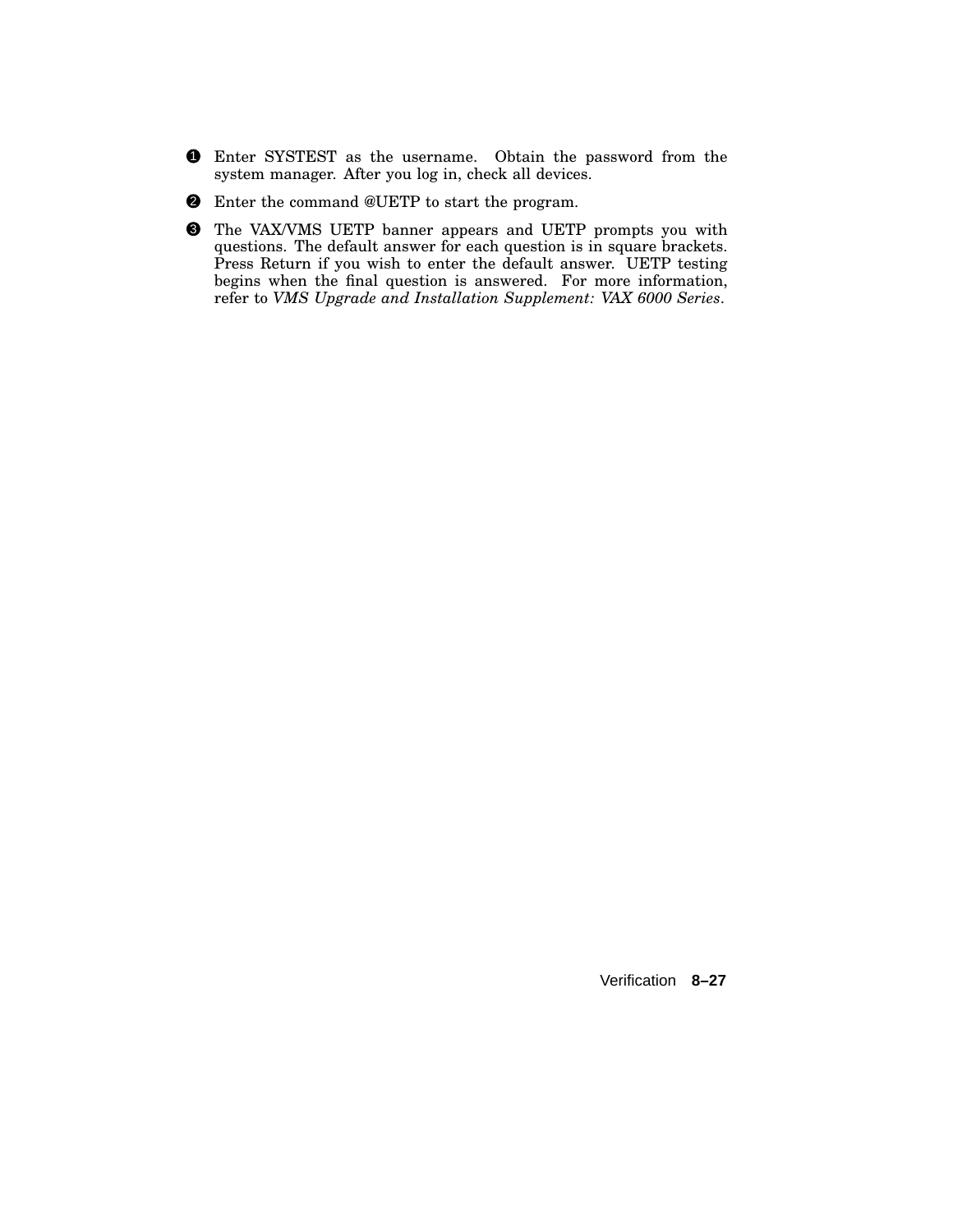❶ Enter SYSTEST as the username. Obtain the password from the system manager. After you log in, check all devices.

❷ Enter the command @UETP to start the program.

❸ The VAX/VMS UETP banner appears and UETP prompts you with questions. The default answer for each question is in square brackets. Press Return if you wish to enter the default answer. UETP testing begins when the final question is answered. For more information, refer to *VMS Upgrade and Installation Supplement: VAX 6000 Series*.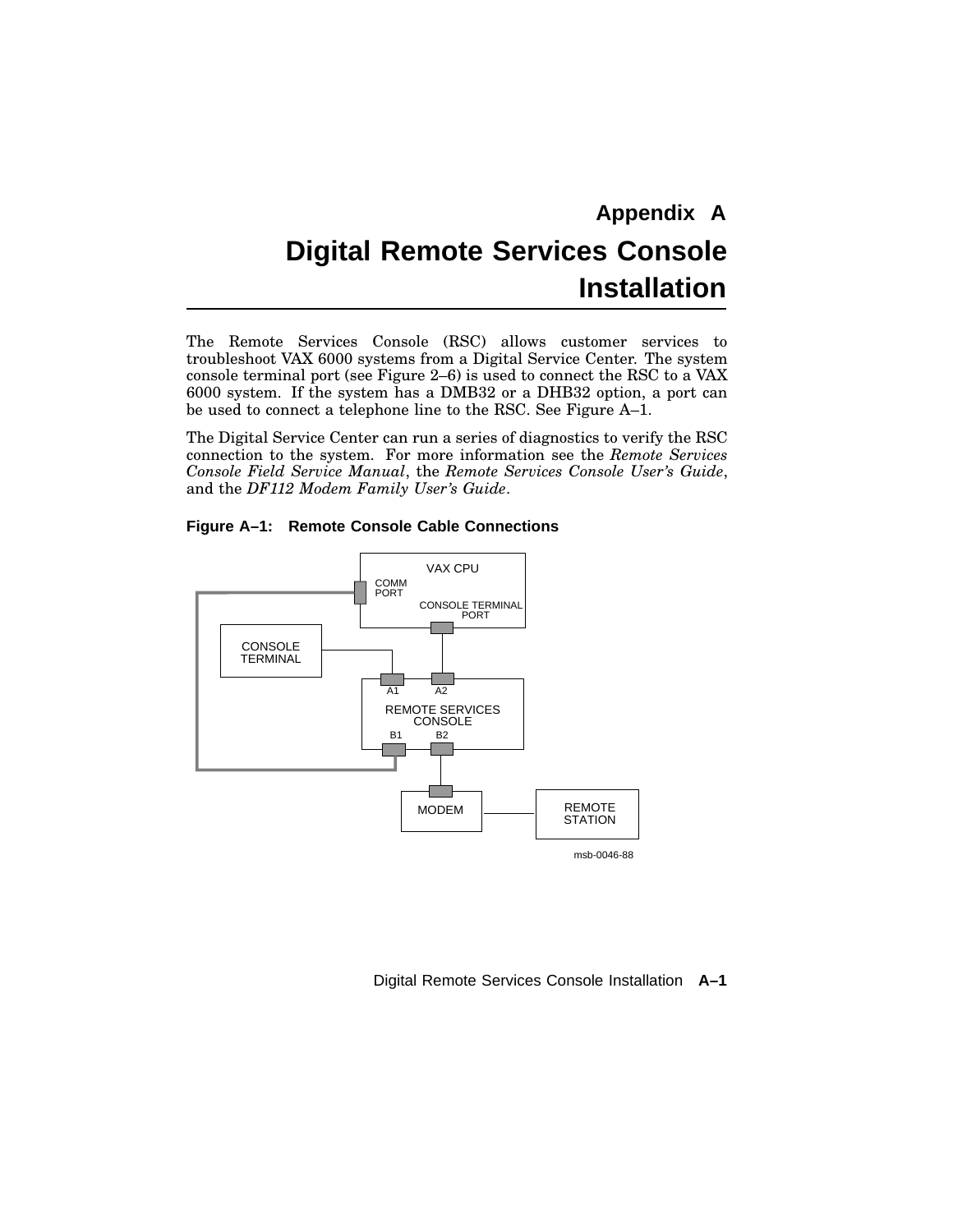# Appendix A
# Digital Remote Services Console Installation

The Remote Services Console (RSC) allows customer services to troubleshoot VAX 6000 systems from a Digital Service Center. The system console terminal port (see Figure 2–6) is used to connect the RSC to a VAX 6000 system. If the system has a DMB32 or a DHB32 option, a port can be used to connect a telephone line to the RSC. See Figure A–1.

The Digital Service Center can run a series of diagnostics to verify the RSC connection to the system. For more information see the *Remote Services Console Field Service Manual*, the *Remote Services Console User's Guide*, and the *DF112 Modem Family User's Guide*.

**Figure A–1: Remote Console Cable Connections**

VAX CPU
COMM PORT
CONSOLE TERMINAL PORT
CONSOLE TERMINAL
A1 A2
REMOTE SERVICES CONSOLE
B1 B2
MODEM
REMOTE STATION

msb-0046-88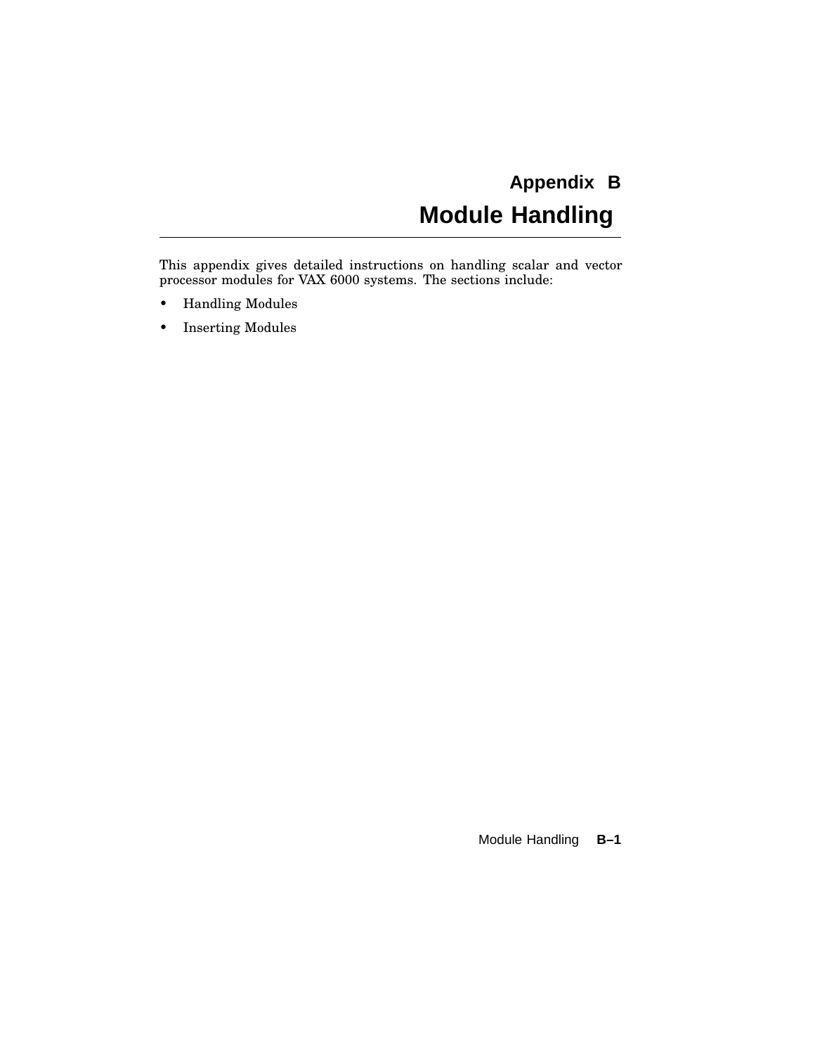# Appendix B
# Module Handling

This appendix gives detailed instructions on handling scalar and vector processor modules for VAX 6000 systems. The sections include:

- Handling Modules
- Inserting Modules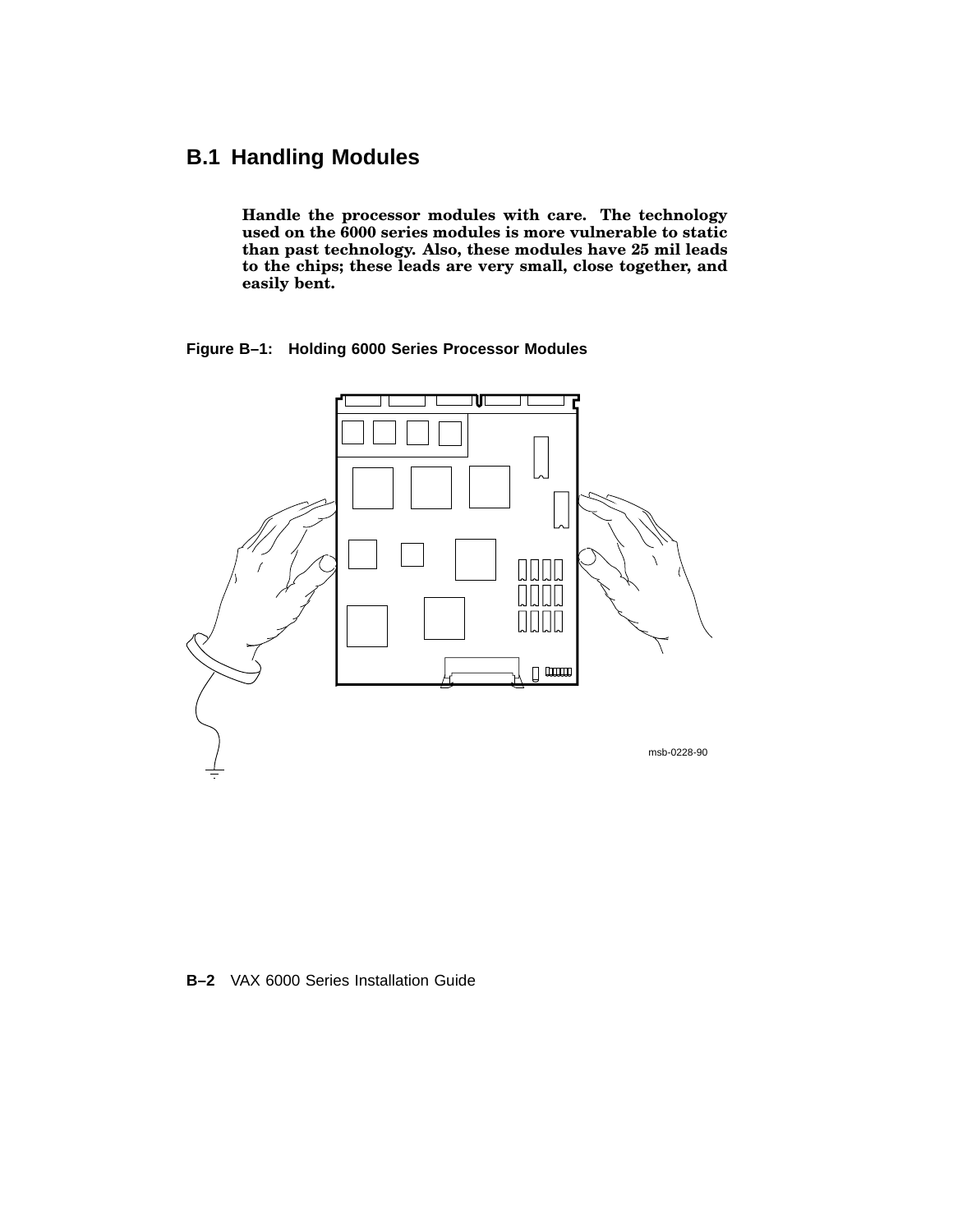## B.1 Handling Modules

**Handle the processor modules with care. The technology used on the 6000 series modules is more vulnerable to static than past technology. Also, these modules have 25 mil leads to the chips; these leads are very small, close together, and easily bent.**

**Figure B–1: Holding 6000 Series Processor Modules**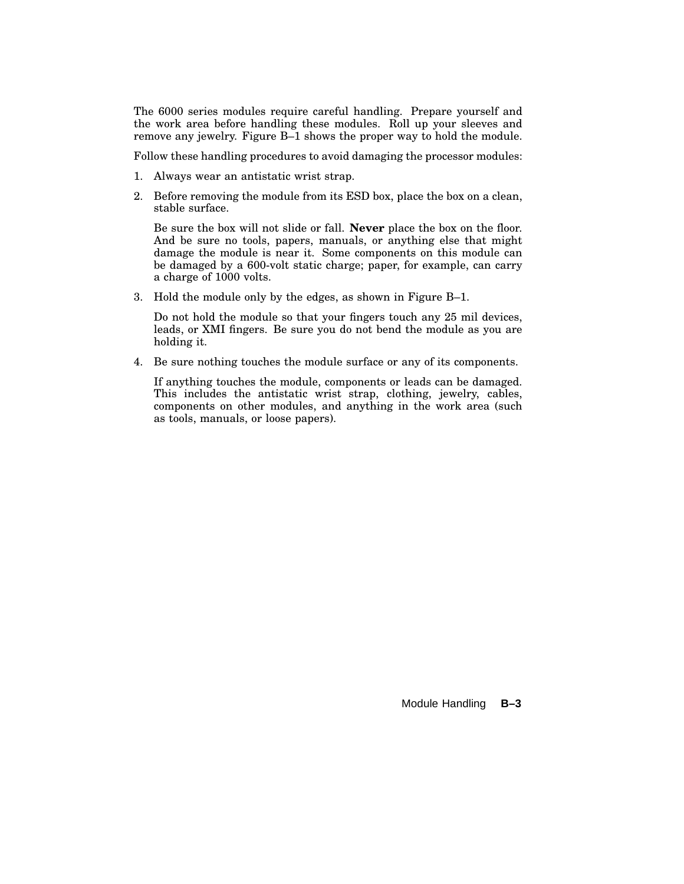The 6000 series modules require careful handling. Prepare yourself and the work area before handling these modules. Roll up your sleeves and remove any jewelry. Figure B–1 shows the proper way to hold the module.

Follow these handling procedures to avoid damaging the processor modules:

1. Always wear an antistatic wrist strap.
2. Before removing the module from its ESD box, place the box on a clean, stable surface.

   Be sure the box will not slide or fall. **Never** place the box on the floor. And be sure no tools, papers, manuals, or anything else that might damage the module is near it. Some components on this module can be damaged by a 600-volt static charge; paper, for example, can carry a charge of 1000 volts.

3. Hold the module only by the edges, as shown in Figure B–1.

   Do not hold the module so that your fingers touch any 25 mil devices, leads, or XMI fingers. Be sure you do not bend the module as you are holding it.

4. Be sure nothing touches the module surface or any of its components.

   If anything touches the module, components or leads can be damaged. This includes the antistatic wrist strap, clothing, jewelry, cables, components on other modules, and anything in the work area (such as tools, manuals, or loose papers).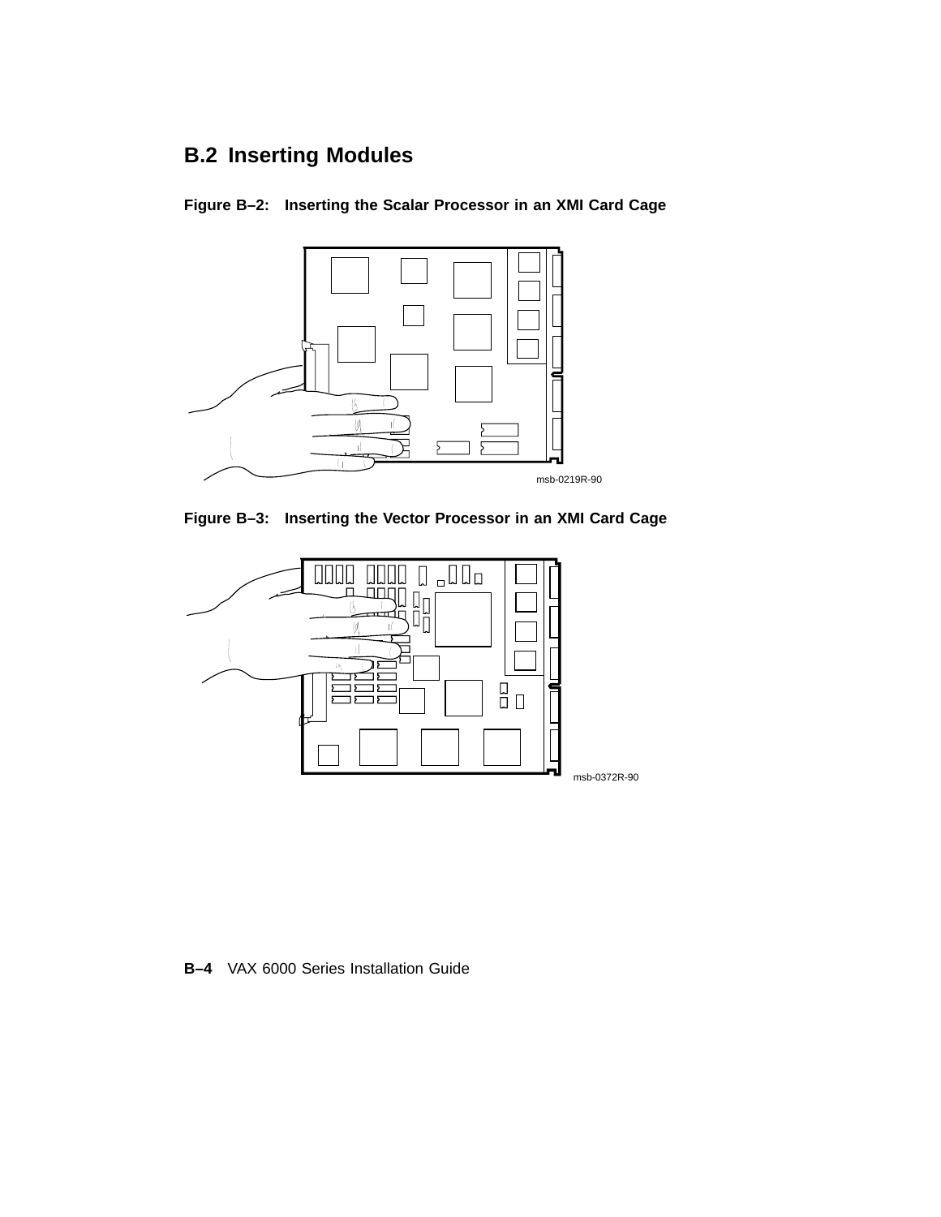## B.2 Inserting Modules

**Figure B–2: Inserting the Scalar Processor in an XMI Card Cage**

msb-0219R-90

**Figure B–3: Inserting the Vector Processor in an XMI Card Cage**

msb-0372R-90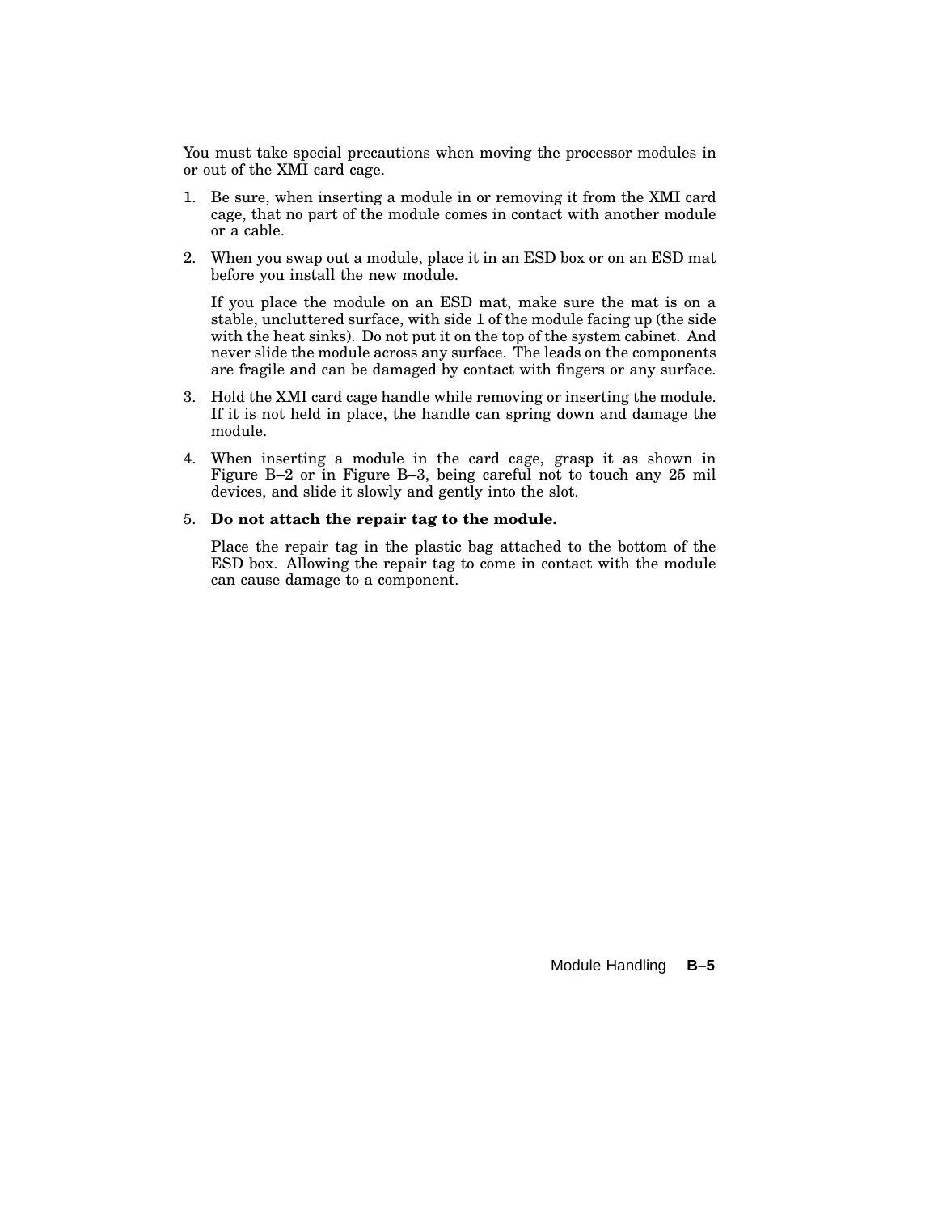You must take special precautions when moving the processor modules in or out of the XMI card cage.

1. Be sure, when inserting a module in or removing it from the XMI card cage, that no part of the module comes in contact with another module or a cable.

2. When you swap out a module, place it in an ESD box or on an ESD mat before you install the new module.

   If you place the module on an ESD mat, make sure the mat is on a stable, uncluttered surface, with side 1 of the module facing up (the side with the heat sinks). Do not put it on the top of the system cabinet. And never slide the module across any surface. The leads on the components are fragile and can be damaged by contact with fingers or any surface.

3. Hold the XMI card cage handle while removing or inserting the module. If it is not held in place, the handle can spring down and damage the module.

4. When inserting a module in the card cage, grasp it as shown in Figure B–2 or in Figure B–3, being careful not to touch any 25 mil devices, and slide it slowly and gently into the slot.

5. **Do not attach the repair tag to the module.**

   Place the repair tag in the plastic bag attached to the bottom of the ESD box. Allowing the repair tag to come in contact with the module can cause damage to a component.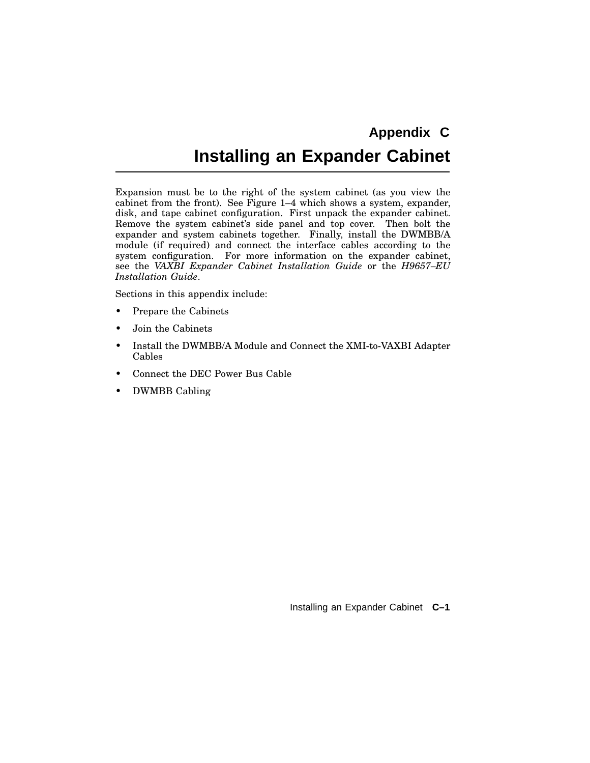# Appendix C
# Installing an Expander Cabinet

Expansion must be to the right of the system cabinet (as you view the cabinet from the front). See Figure 1–4 which shows a system, expander, disk, and tape cabinet configuration. First unpack the expander cabinet. Remove the system cabinet's side panel and top cover. Then bolt the expander and system cabinets together. Finally, install the DWMBB/A module (if required) and connect the interface cables according to the system configuration. For more information on the expander cabinet, see the *VAXBI Expander Cabinet Installation Guide* or the *H9657–EU Installation Guide*.

Sections in this appendix include:

- Prepare the Cabinets
- Join the Cabinets
- Install the DWMBB/A Module and Connect the XMI-to-VAXBI Adapter Cables
- Connect the DEC Power Bus Cable
- DWMBB Cabling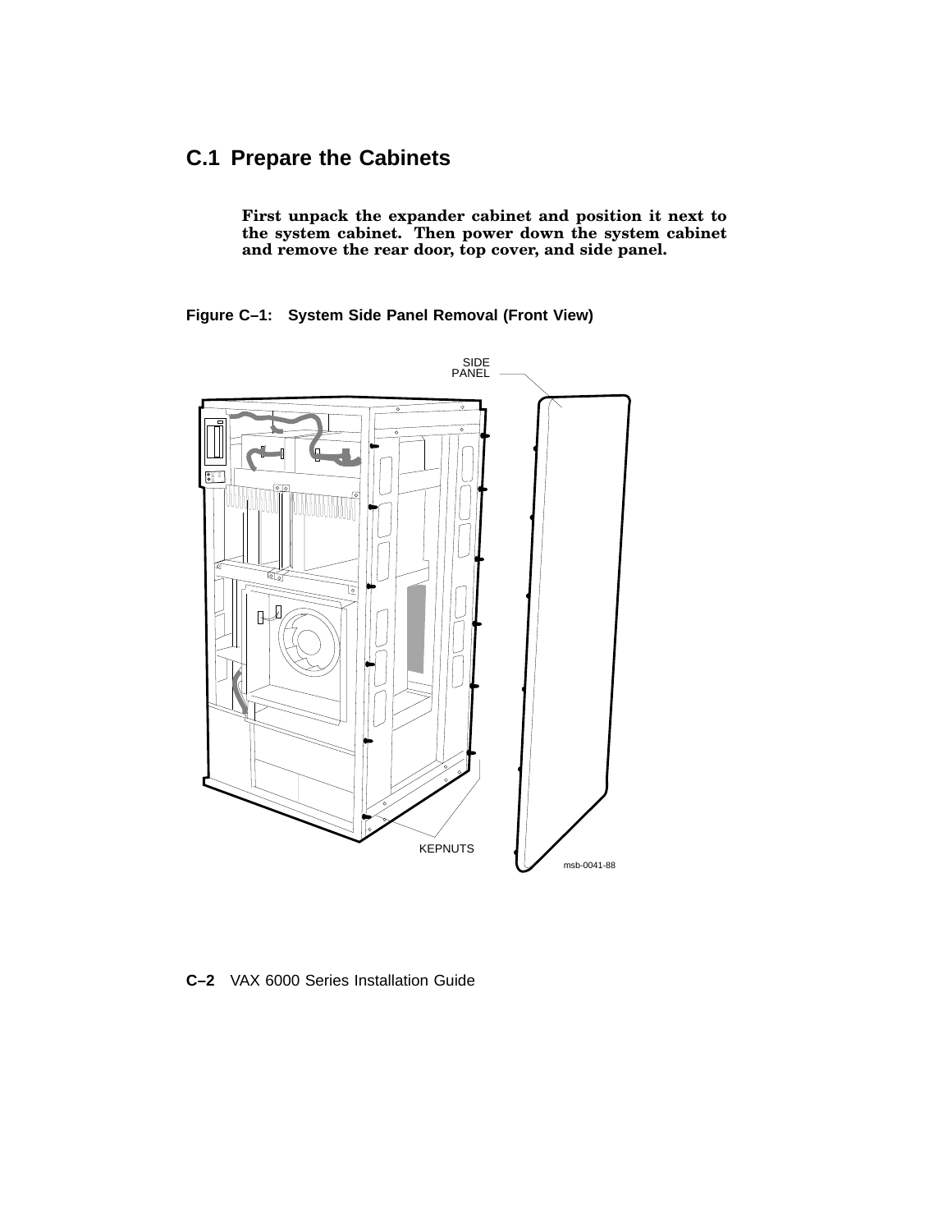## C.1 Prepare the Cabinets

**First unpack the expander cabinet and position it next to the system cabinet. Then power down the system cabinet and remove the rear door, top cover, and side panel.**

**Figure C–1: System Side Panel Removal (Front View)**

SIDE PANEL

KEPNUTS

msb-0041-88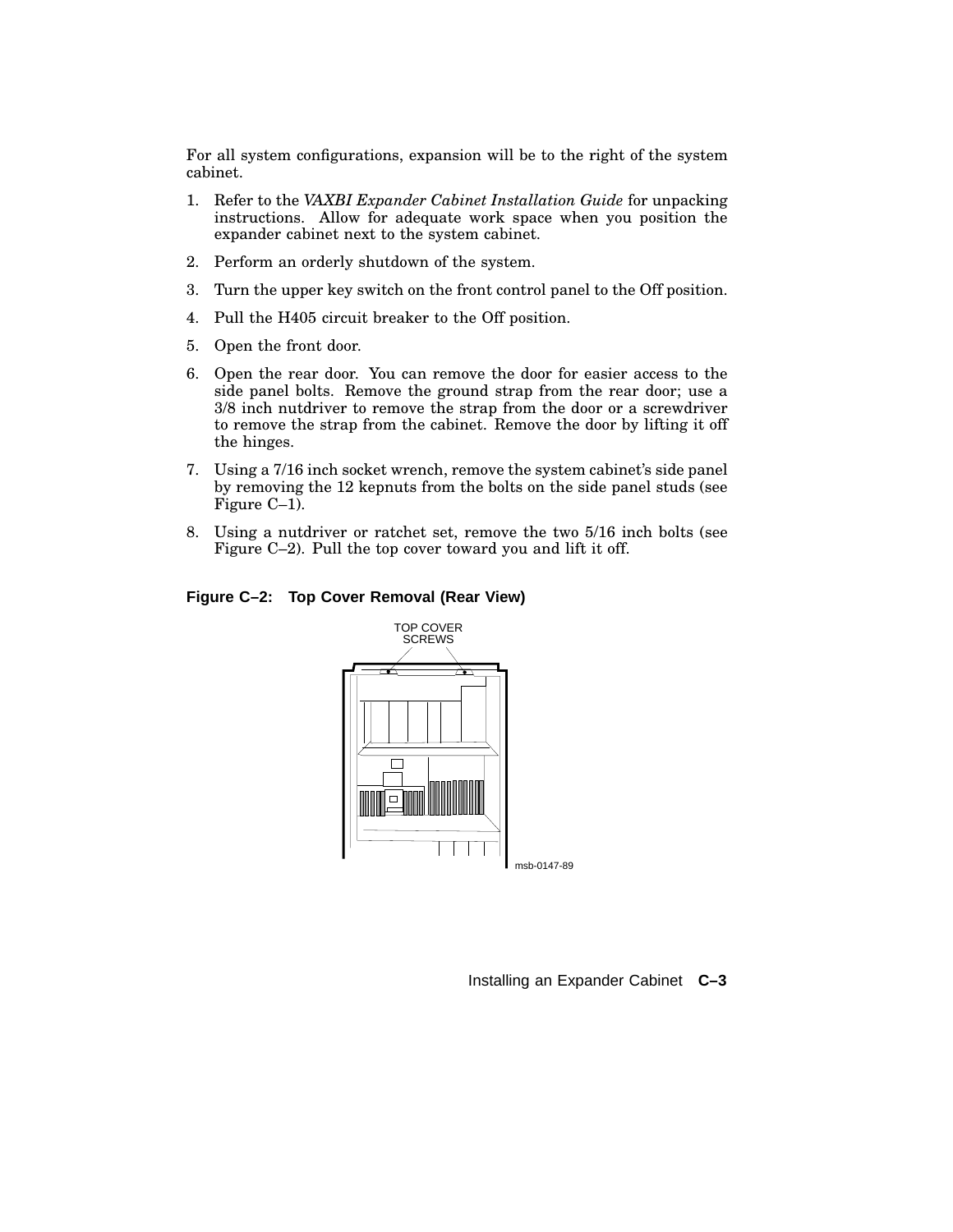For all system configurations, expansion will be to the right of the system cabinet.

1. Refer to the *VAXBI Expander Cabinet Installation Guide* for unpacking instructions. Allow for adequate work space when you position the expander cabinet next to the system cabinet.
2. Perform an orderly shutdown of the system.
3. Turn the upper key switch on the front control panel to the Off position.
4. Pull the H405 circuit breaker to the Off position.
5. Open the front door.
6. Open the rear door. You can remove the door for easier access to the side panel bolts. Remove the ground strap from the rear door; use a 3/8 inch nutdriver to remove the strap from the door or a screwdriver to remove the strap from the cabinet. Remove the door by lifting it off the hinges.
7. Using a 7/16 inch socket wrench, remove the system cabinet's side panel by removing the 12 kepnuts from the bolts on the side panel studs (see Figure C–1).
8. Using a nutdriver or ratchet set, remove the two 5/16 inch bolts (see Figure C–2). Pull the top cover toward you and lift it off.

**Figure C–2: Top Cover Removal (Rear View)**

TOP COVER SCREWS

msb-0147-89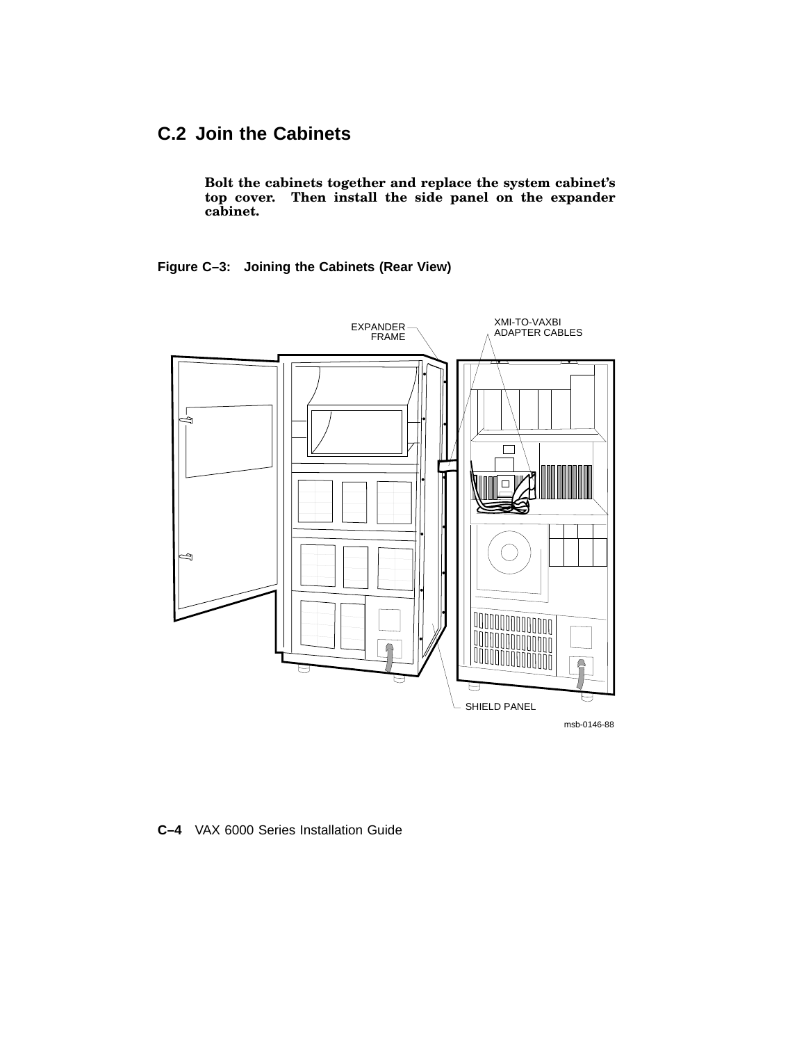## C.2 Join the Cabinets

**Bolt the cabinets together and replace the system cabinet's top cover. Then install the side panel on the expander cabinet.**

**Figure C–3: Joining the Cabinets (Rear View)**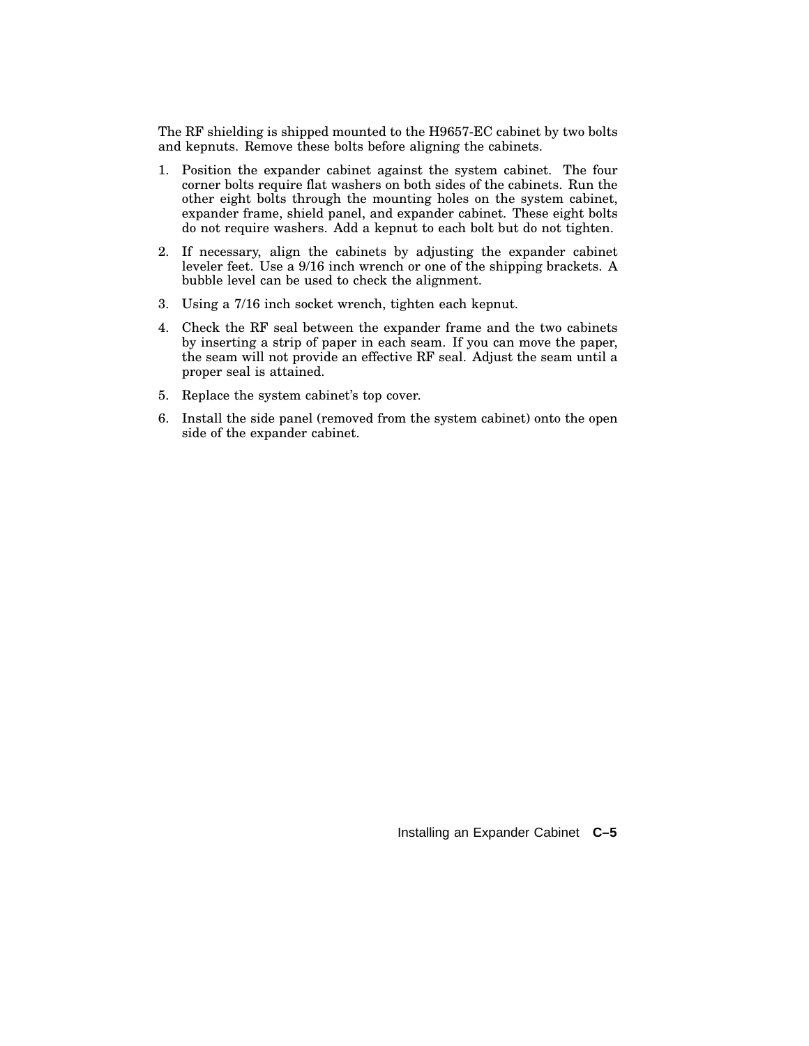The RF shielding is shipped mounted to the H9657-EC cabinet by two bolts and kepnuts. Remove these bolts before aligning the cabinets.

1. Position the expander cabinet against the system cabinet. The four corner bolts require flat washers on both sides of the cabinets. Run the other eight bolts through the mounting holes on the system cabinet, expander frame, shield panel, and expander cabinet. These eight bolts do not require washers. Add a kepnut to each bolt but do not tighten.
2. If necessary, align the cabinets by adjusting the expander cabinet leveler feet. Use a 9/16 inch wrench or one of the shipping brackets. A bubble level can be used to check the alignment.
3. Using a 7/16 inch socket wrench, tighten each kepnut.
4. Check the RF seal between the expander frame and the two cabinets by inserting a strip of paper in each seam. If you can move the paper, the seam will not provide an effective RF seal. Adjust the seam until a proper seal is attained.
5. Replace the system cabinet's top cover.
6. Install the side panel (removed from the system cabinet) onto the open side of the expander cabinet.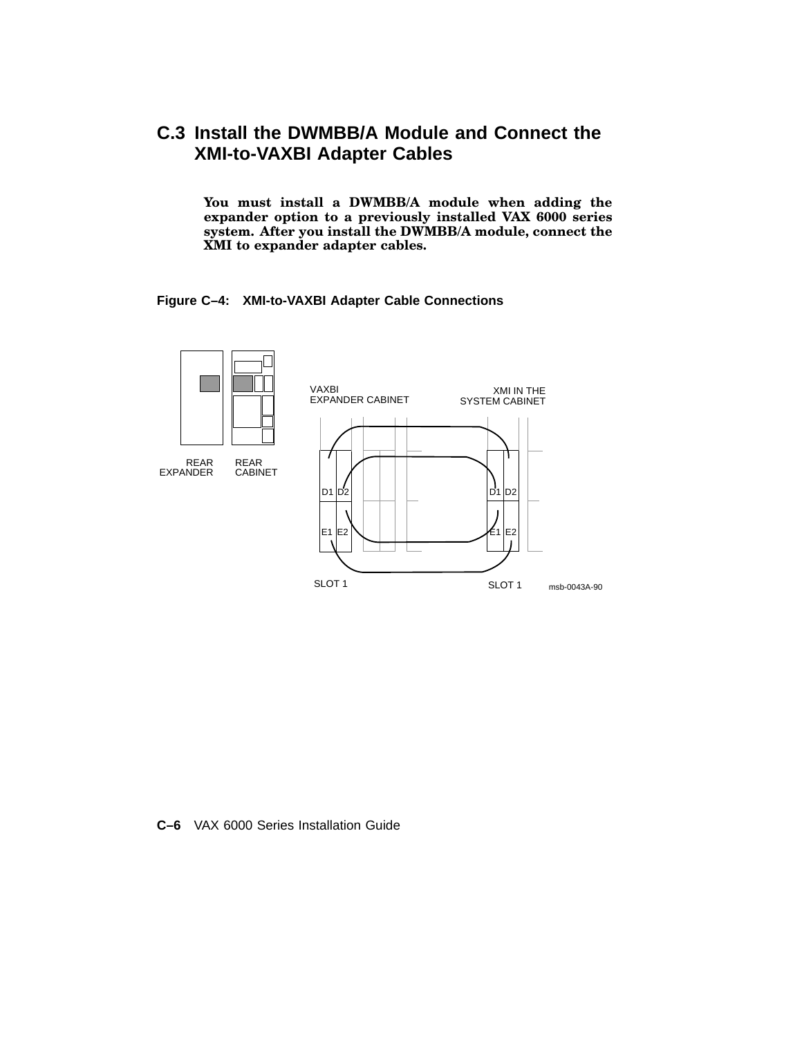## C.3 Install the DWMBB/A Module and Connect the XMI-to-VAXBI Adapter Cables

**You must install a DWMBB/A module when adding the expander option to a previously installed VAX 6000 series system. After you install the DWMBB/A module, connect the XMI to expander adapter cables.**

**Figure C–4: XMI-to-VAXBI Adapter Cable Connections**

REAR EXPANDER

REAR CABINET

VAXBI EXPANDER CABINET

XMI IN THE SYSTEM CABINET

D1 D2

E1 E2

D1 D2

E1 E2

SLOT 1

SLOT 1

msb-0043A-90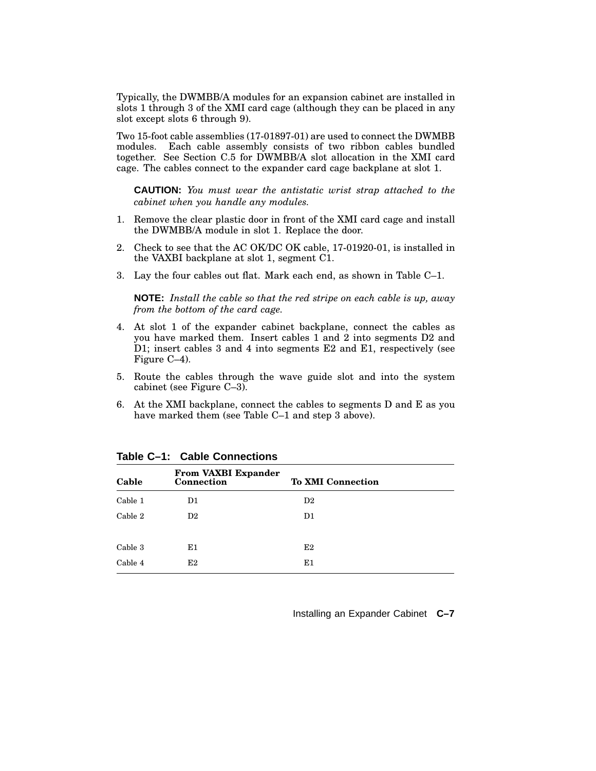Typically, the DWMBB/A modules for an expansion cabinet are installed in slots 1 through 3 of the XMI card cage (although they can be placed in any slot except slots 6 through 9).

Two 15-foot cable assemblies (17-01897-01) are used to connect the DWMBB modules. Each cable assembly consists of two ribbon cables bundled together. See Section C.5 for DWMBB/A slot allocation in the XMI card cage. The cables connect to the expander card cage backplane at slot 1.

> **CAUTION:** *You must wear the antistatic wrist strap attached to the cabinet when you handle any modules.*

1. Remove the clear plastic door in front of the XMI card cage and install the DWMBB/A module in slot 1. Replace the door.
2. Check to see that the AC OK/DC OK cable, 17-01920-01, is installed in the VAXBI backplane at slot 1, segment C1.
3. Lay the four cables out flat. Mark each end, as shown in Table C–1.

   **NOTE:** *Install the cable so that the red stripe on each cable is up, away from the bottom of the card cage.*

4. At slot 1 of the expander cabinet backplane, connect the cables as you have marked them. Insert cables 1 and 2 into segments D2 and D1; insert cables 3 and 4 into segments E2 and E1, respectively (see Figure C–4).
5. Route the cables through the wave guide slot and into the system cabinet (see Figure C–3).
6. At the XMI backplane, connect the cables to segments D and E as you have marked them (see Table C–1 and step 3 above).

**Table C–1: Cable Connections**

| Cable | From VAXBI Expander Connection | To XMI Connection |
|---|---|---|
| Cable 1 | D1 | D2 |
| Cable 2 | D2 | D1 |
| | | |
| Cable 3 | E1 | E2 |
| Cable 4 | E2 | E1 |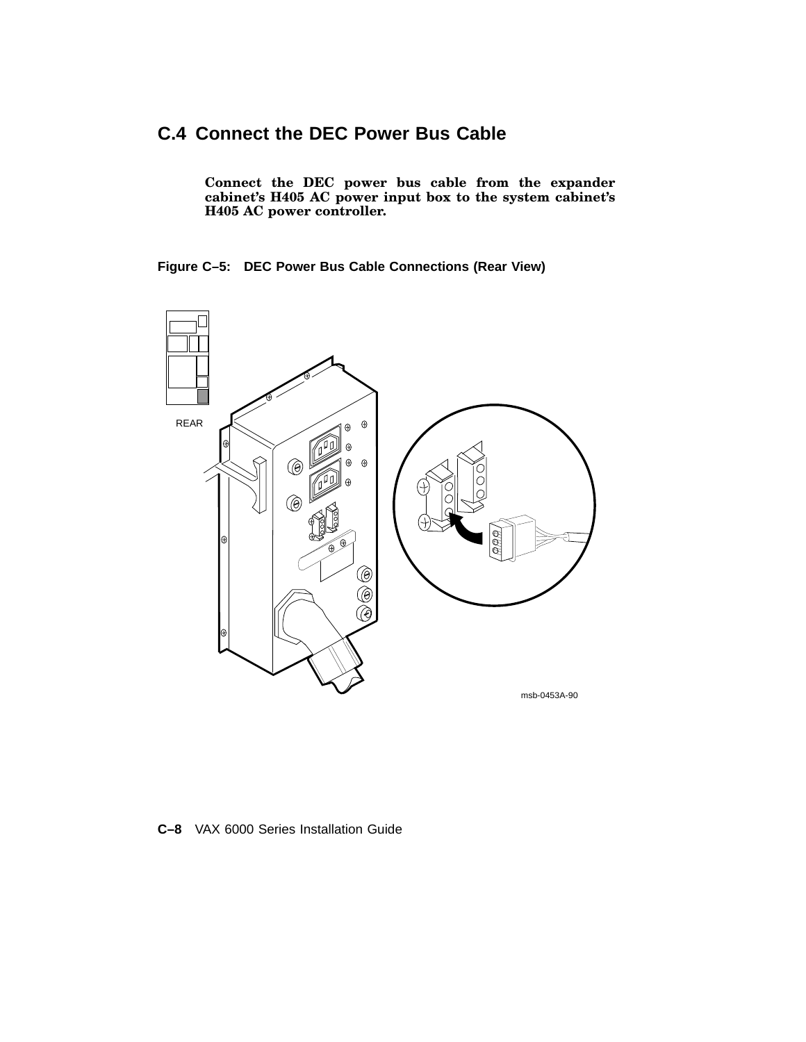## C.4 Connect the DEC Power Bus Cable

**Connect the DEC power bus cable from the expander cabinet's H405 AC power input box to the system cabinet's H405 AC power controller.**

**Figure C–5: DEC Power Bus Cable Connections (Rear View)**

REAR

msb-0453A-90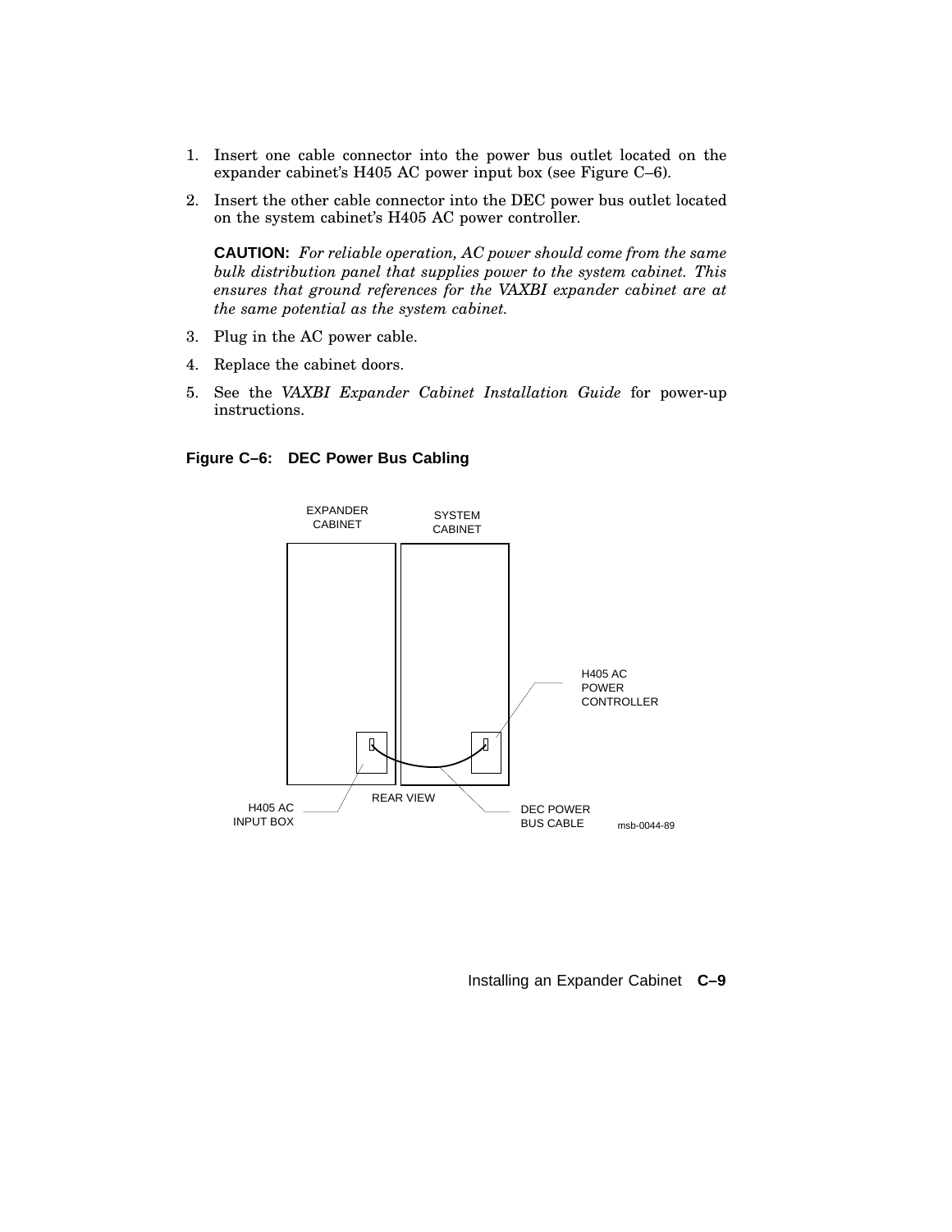1. Insert one cable connector into the power bus outlet located on the expander cabinet's H405 AC power input box (see Figure C–6).
2. Insert the other cable connector into the DEC power bus outlet located on the system cabinet's H405 AC power controller.

   **CAUTION:** *For reliable operation, AC power should come from the same bulk distribution panel that supplies power to the system cabinet. This ensures that ground references for the VAXBI expander cabinet are at the same potential as the system cabinet.*

3. Plug in the AC power cable.
4. Replace the cabinet doors.
5. See the *VAXBI Expander Cabinet Installation Guide* for power-up instructions.

**Figure C–6: DEC Power Bus Cabling**

EXPANDER CABINET | SYSTEM CABINET | H405 AC POWER CONTROLLER | REAR VIEW | H405 AC INPUT BOX | DEC POWER BUS CABLE | msb-0044-89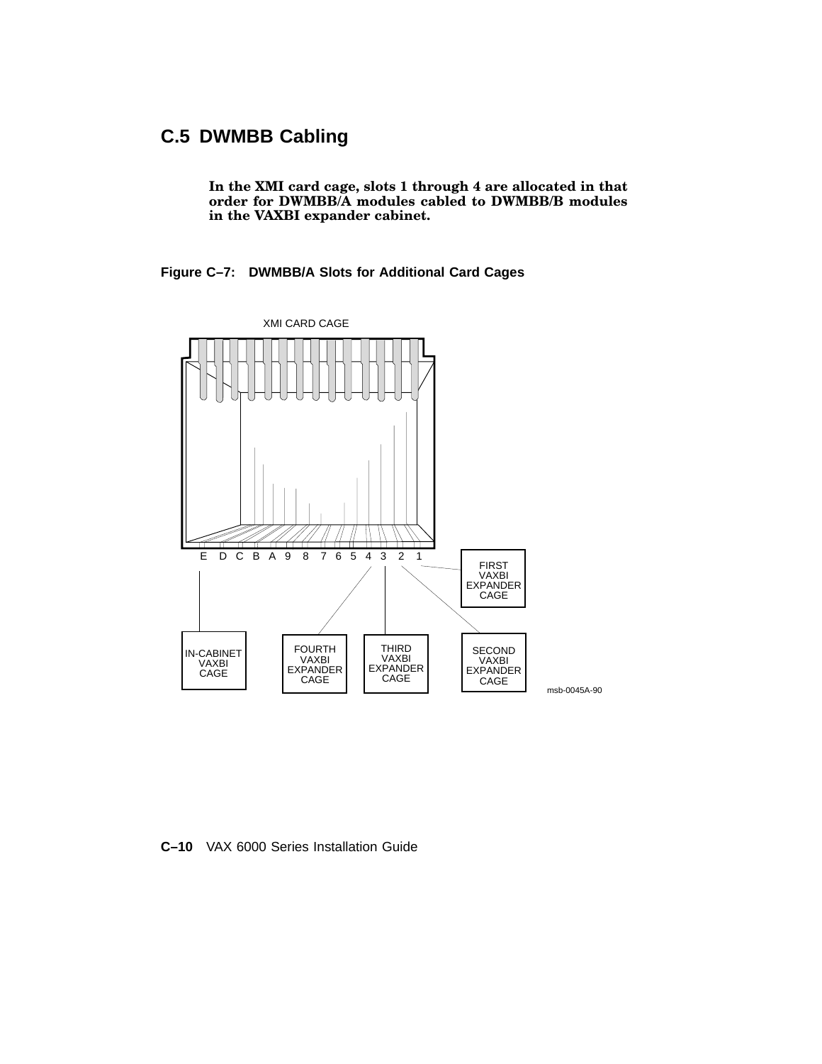## C.5 DWMBB Cabling

**In the XMI card cage, slots 1 through 4 are allocated in that order for DWMBB/A modules cabled to DWMBB/B modules in the VAXBI expander cabinet.**

**Figure C–7: DWMBB/A Slots for Additional Card Cages**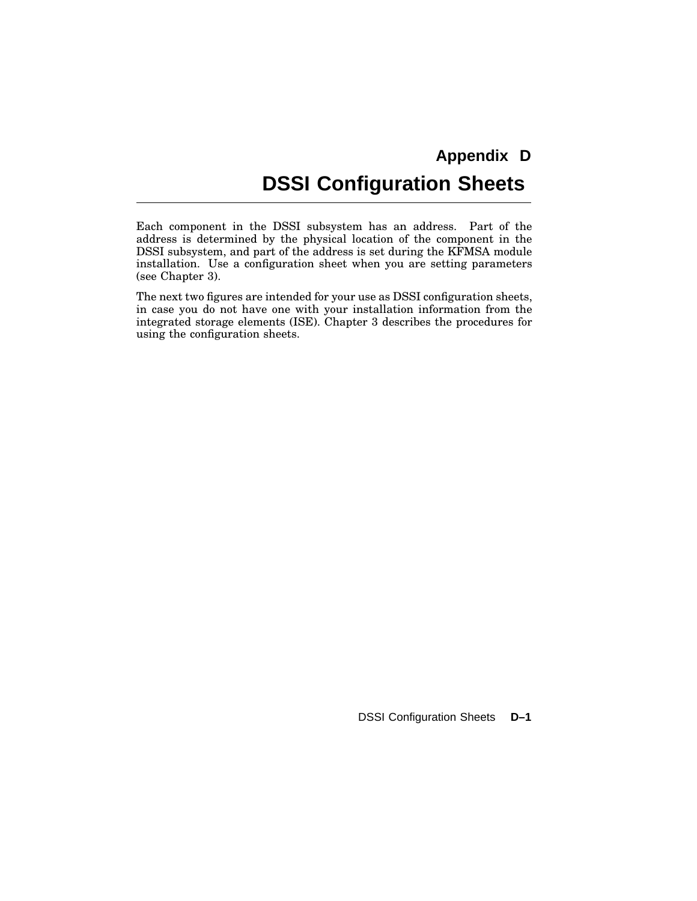# Appendix D

# DSSI Configuration Sheets

Each component in the DSSI subsystem has an address. Part of the address is determined by the physical location of the component in the DSSI subsystem, and part of the address is set during the KFMSA module installation. Use a configuration sheet when you are setting parameters (see Chapter 3).

The next two figures are intended for your use as DSSI configuration sheets, in case you do not have one with your installation information from the integrated storage elements (ISE). Chapter 3 describes the procedures for using the configuration sheets.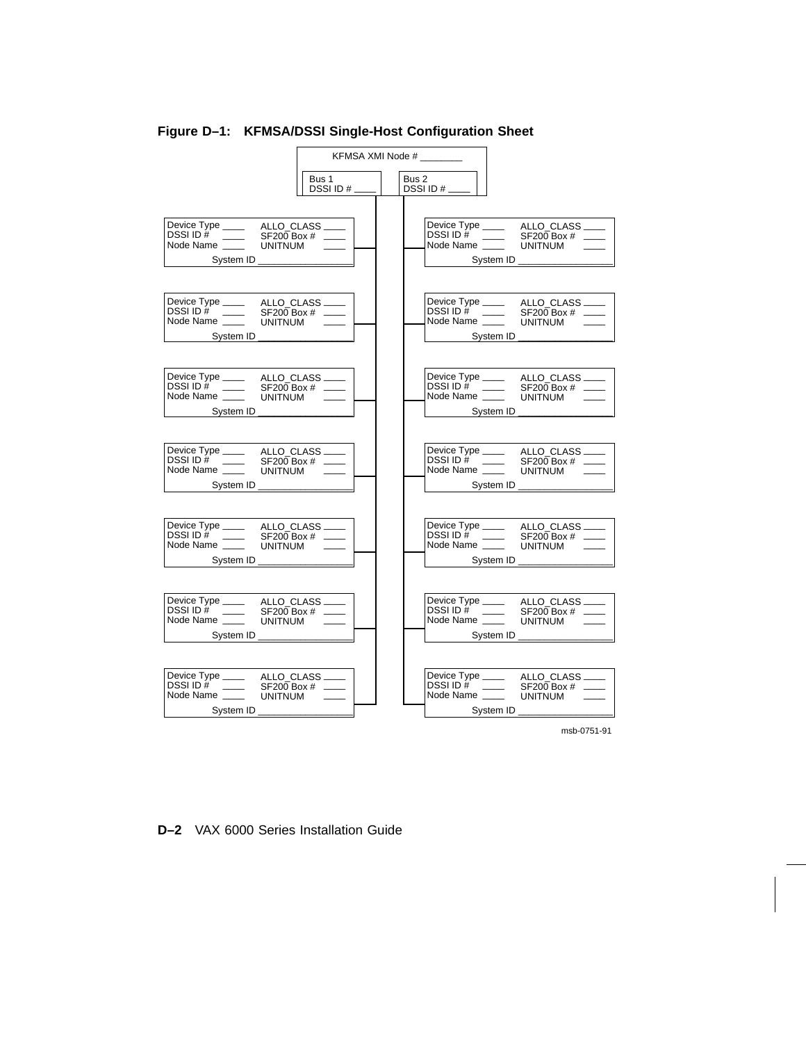**Figure D–1: KFMSA/DSSI Single-Host Configuration Sheet**

KFMSA XMI Node # ________

| Bus 1 | Bus 2 |
|---|---|
| DSSI ID # ____ | DSSI ID # ____ |

| Bus 1 Devices | Bus 2 Devices |
|---|---|
| Device Type ____ ALLO_CLASS ____ DSSI ID # ____ SF200 Box # ____ Node Name ____ UNITNUM ____ System ID __________ | Device Type ____ ALLO_CLASS ____ DSSI ID # ____ SF200 Box # ____ Node Name ____ UNITNUM ____ System ID __________ |
| Device Type ____ ALLO_CLASS ____ DSSI ID # ____ SF200 Box # ____ Node Name ____ UNITNUM ____ System ID __________ | Device Type ____ ALLO_CLASS ____ DSSI ID # ____ SF200 Box # ____ Node Name ____ UNITNUM ____ System ID __________ |
| Device Type ____ ALLO_CLASS ____ DSSI ID # ____ SF200 Box # ____ Node Name ____ UNITNUM ____ System ID __________ | Device Type ____ ALLO_CLASS ____ DSSI ID # ____ SF200 Box # ____ Node Name ____ UNITNUM ____ System ID __________ |
| Device Type ____ ALLO_CLASS ____ DSSI ID # ____ SF200 Box # ____ Node Name ____ UNITNUM ____ System ID __________ | Device Type ____ ALLO_CLASS ____ DSSI ID # ____ SF200 Box # ____ Node Name ____ UNITNUM ____ System ID __________ |
| Device Type ____ ALLO_CLASS ____ DSSI ID # ____ SF200 Box # ____ Node Name ____ UNITNUM ____ System ID __________ | Device Type ____ ALLO_CLASS ____ DSSI ID # ____ SF200 Box # ____ Node Name ____ UNITNUM ____ System ID __________ |
| Device Type ____ ALLO_CLASS ____ DSSI ID # ____ SF200 Box # ____ Node Name ____ UNITNUM ____ System ID __________ | Device Type ____ ALLO_CLASS ____ DSSI ID # ____ SF200 Box # ____ Node Name ____ UNITNUM ____ System ID __________ |
| Device Type ____ ALLO_CLASS ____ DSSI ID # ____ SF200 Box # ____ Node Name ____ UNITNUM ____ System ID __________ | Device Type ____ ALLO_CLASS ____ DSSI ID # ____ SF200 Box # ____ Node Name ____ UNITNUM ____ System ID __________ |

msb-0751-91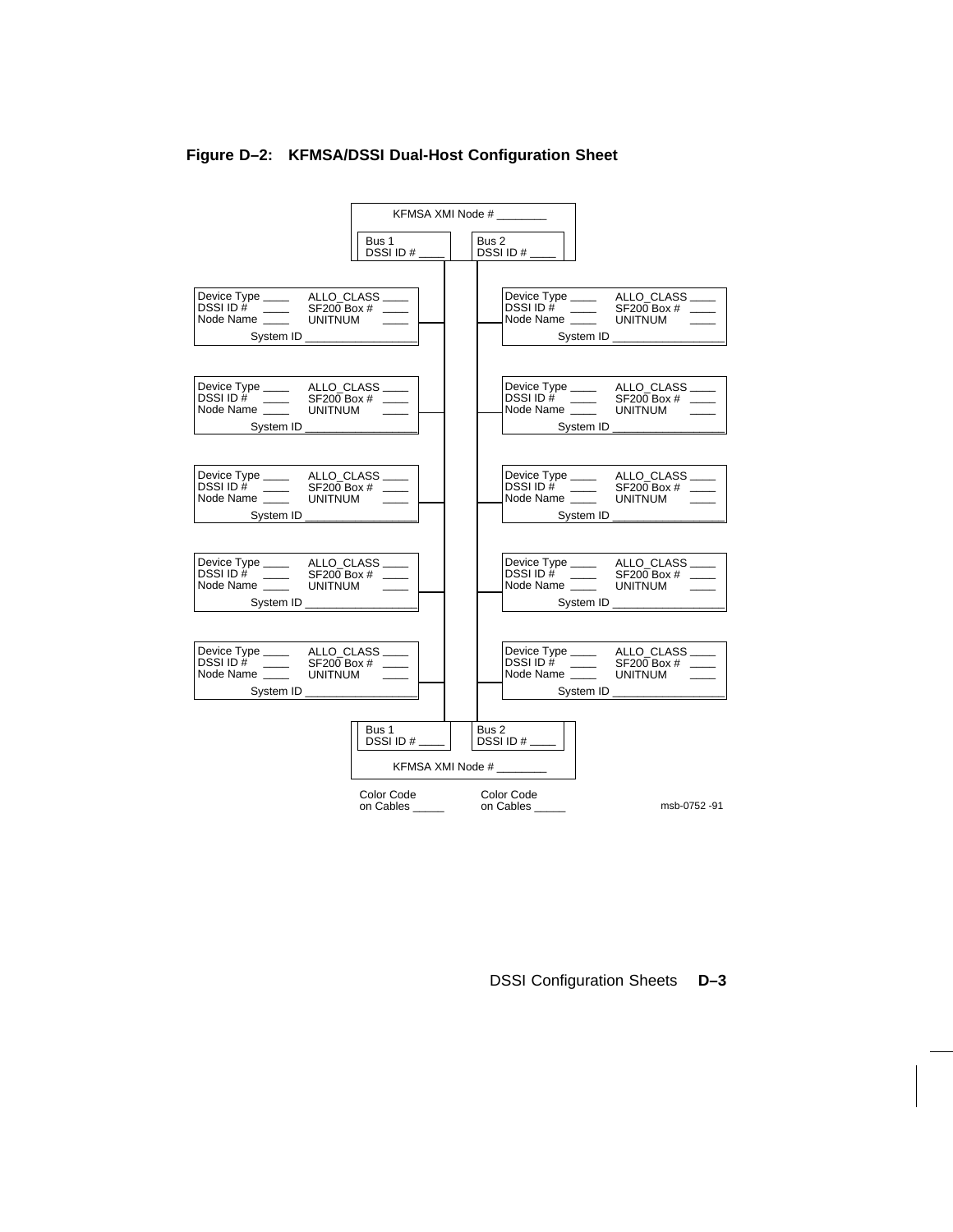**Figure D–2: KFMSA/DSSI Dual-Host Configuration Sheet**

KFMSA XMI Node # ________

Bus 1 DSSI ID # ____ | Bus 2 DSSI ID # ____

| Bus 1 | Bus 2 |
| --- | --- |
| Device Type ____ ALLO_CLASS ____ DSSI ID # ____ SF200 Box # ____ Node Name ____ UNITNUM ____ System ID __________ | Device Type ____ ALLO_CLASS ____ DSSI ID # ____ SF200 Box # ____ Node Name ____ UNITNUM ____ System ID __________ |
| Device Type ____ ALLO_CLASS ____ DSSI ID # ____ SF200 Box # ____ Node Name ____ UNITNUM ____ System ID __________ | Device Type ____ ALLO_CLASS ____ DSSI ID # ____ SF200 Box # ____ Node Name ____ UNITNUM ____ System ID __________ |
| Device Type ____ ALLO_CLASS ____ DSSI ID # ____ SF200 Box # ____ Node Name ____ UNITNUM ____ System ID __________ | Device Type ____ ALLO_CLASS ____ DSSI ID # ____ SF200 Box # ____ Node Name ____ UNITNUM ____ System ID __________ |
| Device Type ____ ALLO_CLASS ____ DSSI ID # ____ SF200 Box # ____ Node Name ____ UNITNUM ____ System ID __________ | Device Type ____ ALLO_CLASS ____ DSSI ID # ____ SF200 Box # ____ Node Name ____ UNITNUM ____ System ID __________ |
| Device Type ____ ALLO_CLASS ____ DSSI ID # ____ SF200 Box # ____ Node Name ____ UNITNUM ____ System ID __________ | Device Type ____ ALLO_CLASS ____ DSSI ID # ____ SF200 Box # ____ Node Name ____ UNITNUM ____ System ID __________ |

Bus 1 DSSI ID # ____ | Bus 2 DSSI ID # ____

KFMSA XMI Node # ________

Color Code on Cables _____ | Color Code on Cables _____

msb-0752 -91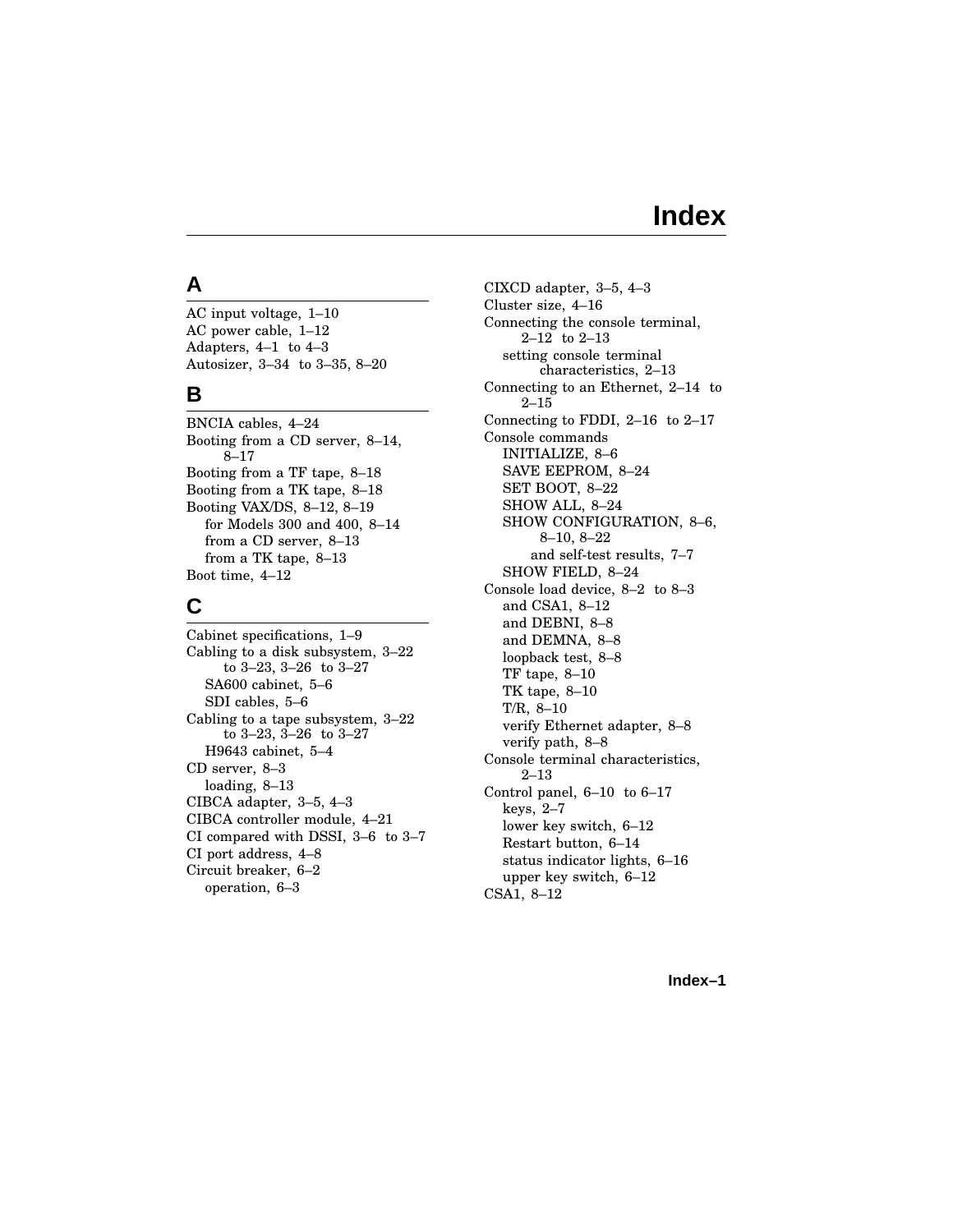# Index

## A

AC input voltage, 1–10
AC power cable, 1–12
Adapters, 4–1 to 4–3
Autosizer, 3–34 to 3–35, 8–20

## B

BNCIA cables, 4–24
Booting from a CD server, 8–14, 8–17
Booting from a TF tape, 8–18
Booting from a TK tape, 8–18
Booting VAX/DS, 8–12, 8–19
- for Models 300 and 400, 8–14
- from a CD server, 8–13
- from a TK tape, 8–13

Boot time, 4–12

## C

Cabinet specifications, 1–9
Cabling to a disk subsystem, 3–22 to 3–23, 3–26 to 3–27
- SA600 cabinet, 5–6
- SDI cables, 5–6

Cabling to a tape subsystem, 3–22 to 3–23, 3–26 to 3–27
- H9643 cabinet, 5–4

CD server, 8–3
- loading, 8–13

CIBCA adapter, 3–5, 4–3
CIBCA controller module, 4–21
CI compared with DSSI, 3–6 to 3–7
CI port address, 4–8
Circuit breaker, 6–2
- operation, 6–3

CIXCD adapter, 3–5, 4–3
Cluster size, 4–16
Connecting the console terminal, 2–12 to 2–13
- setting console terminal characteristics, 2–13

Connecting to an Ethernet, 2–14 to 2–15
Connecting to FDDI, 2–16 to 2–17
Console commands
- INITIALIZE, 8–6
- SAVE EEPROM, 8–24
- SET BOOT, 8–22
- SHOW ALL, 8–24
- SHOW CONFIGURATION, 8–6, 8–10, 8–22
  - and self-test results, 7–7
- SHOW FIELD, 8–24

Console load device, 8–2 to 8–3
- and CSA1, 8–12
- and DEBNI, 8–8
- and DEMNA, 8–8
- loopback test, 8–8
- TF tape, 8–10
- TK tape, 8–10
- T/R, 8–10
- verify Ethernet adapter, 8–8
- verify path, 8–8

Console terminal characteristics, 2–13
Control panel, 6–10 to 6–17
- keys, 2–7
- lower key switch, 6–12
- Restart button, 6–14
- status indicator lights, 6–16
- upper key switch, 6–12

CSA1, 8–12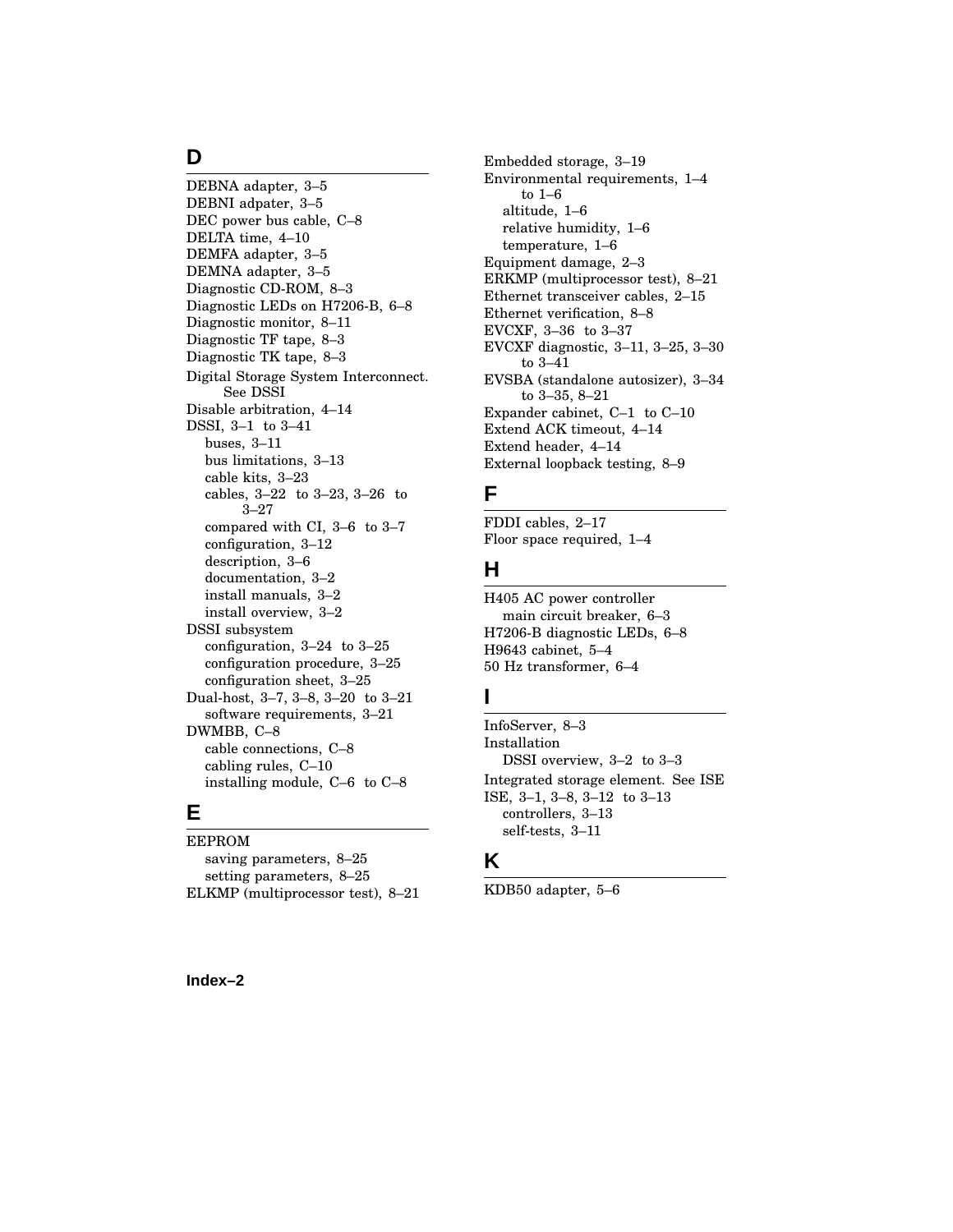## D

DEBNA adapter, 3–5
DEBNI adpater, 3–5
DEC power bus cable, C–8
DELTA time, 4–10
DEMFA adapter, 3–5
DEMNA adapter, 3–5
Diagnostic CD-ROM, 8–3
Diagnostic LEDs on H7206-B, 6–8
Diagnostic monitor, 8–11
Diagnostic TF tape, 8–3
Diagnostic TK tape, 8–3
Digital Storage System Interconnect. See DSSI
Disable arbitration, 4–14
DSSI, 3–1 to 3–41
- buses, 3–11
- bus limitations, 3–13
- cable kits, 3–23
- cables, 3–22 to 3–23, 3–26 to 3–27
- compared with CI, 3–6 to 3–7
- configuration, 3–12
- description, 3–6
- documentation, 3–2
- install manuals, 3–2
- install overview, 3–2

DSSI subsystem
- configuration, 3–24 to 3–25
- configuration procedure, 3–25
- configuration sheet, 3–25

Dual-host, 3–7, 3–8, 3–20 to 3–21
- software requirements, 3–21

DWMBB, C–8
- cable connections, C–8
- cabling rules, C–10
- installing module, C–6 to C–8

## E

EEPROM
- saving parameters, 8–25
- setting parameters, 8–25

ELKMP (multiprocessor test), 8–21
Embedded storage, 3–19
Environmental requirements, 1–4 to 1–6
- altitude, 1–6
- relative humidity, 1–6
- temperature, 1–6

Equipment damage, 2–3
ERKMP (multiprocessor test), 8–21
Ethernet transceiver cables, 2–15
Ethernet verification, 8–8
EVCXF, 3–36 to 3–37
EVCXF diagnostic, 3–11, 3–25, 3–30 to 3–41
EVSBA (standalone autosizer), 3–34 to 3–35, 8–21
Expander cabinet, C–1 to C–10
Extend ACK timeout, 4–14
Extend header, 4–14
External loopback testing, 8–9

## F

FDDI cables, 2–17
Floor space required, 1–4

## H

H405 AC power controller
- main circuit breaker, 6–3

H7206-B diagnostic LEDs, 6–8
H9643 cabinet, 5–4
50 Hz transformer, 6–4

## I

InfoServer, 8–3
Installation
- DSSI overview, 3–2 to 3–3

Integrated storage element. See ISE
ISE, 3–1, 3–8, 3–12 to 3–13
- controllers, 3–13
- self-tests, 3–11

## K

KDB50 adapter, 5–6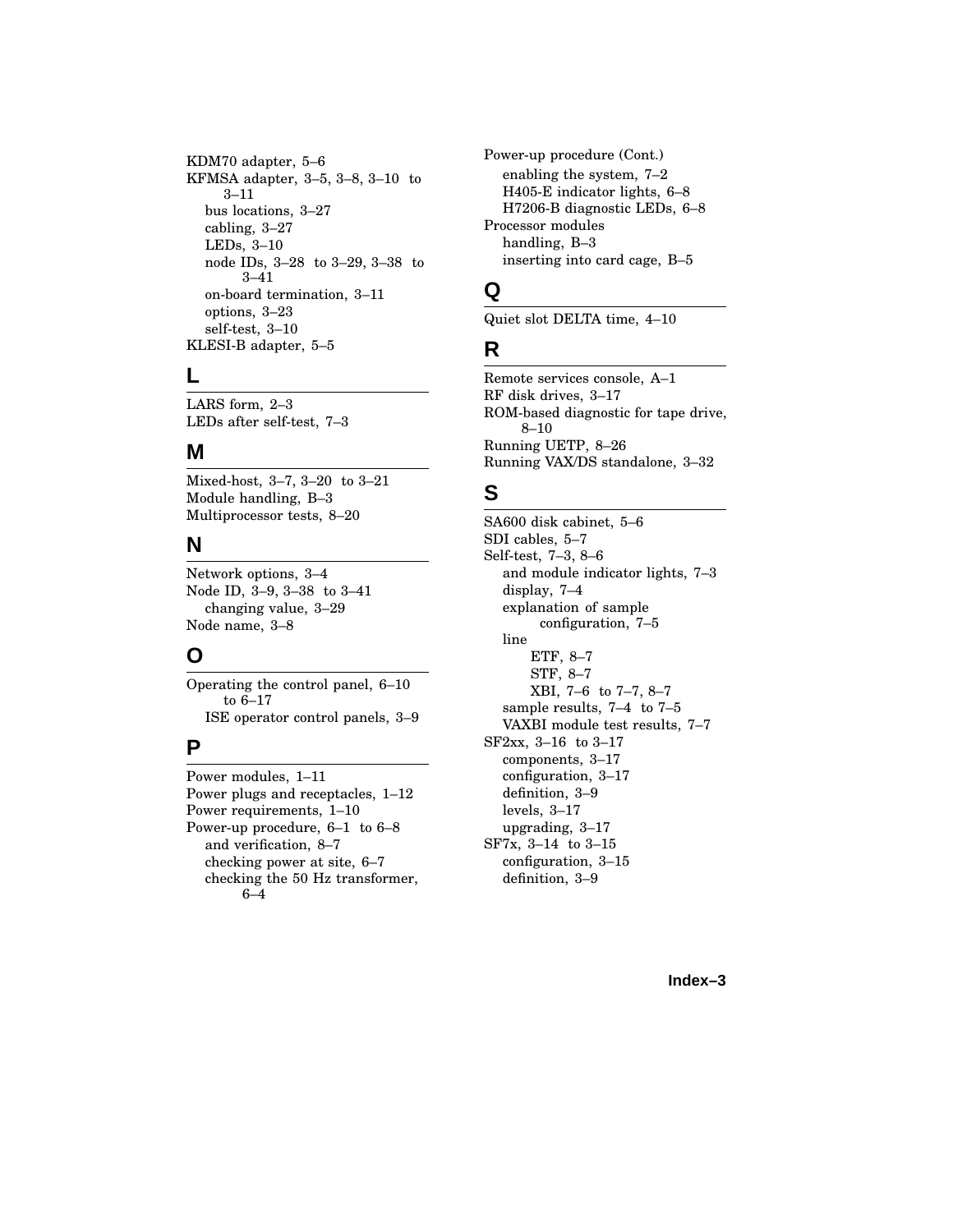KDM70 adapter, 5–6
KFMSA adapter, 3–5, 3–8, 3–10 to 3–11
  bus locations, 3–27
  cabling, 3–27
  LEDs, 3–10
  node IDs, 3–28 to 3–29, 3–38 to 3–41
  on-board termination, 3–11
  options, 3–23
  self-test, 3–10
KLESI-B adapter, 5–5

## L

LARS form, 2–3
LEDs after self-test, 7–3

## M

Mixed-host, 3–7, 3–20 to 3–21
Module handling, B–3
Multiprocessor tests, 8–20

## N

Network options, 3–4
Node ID, 3–9, 3–38 to 3–41
  changing value, 3–29
Node name, 3–8

## O

Operating the control panel, 6–10 to 6–17
  ISE operator control panels, 3–9

## P

Power modules, 1–11
Power plugs and receptacles, 1–12
Power requirements, 1–10
Power-up procedure, 6–1 to 6–8
  and verification, 8–7
  checking power at site, 6–7
  checking the 50 Hz transformer, 6–4

Power-up procedure (Cont.)
  enabling the system, 7–2
  H405-E indicator lights, 6–8
  H7206-B diagnostic LEDs, 6–8
Processor modules
  handling, B–3
  inserting into card cage, B–5

## Q

Quiet slot DELTA time, 4–10

## R

Remote services console, A–1
RF disk drives, 3–17
ROM-based diagnostic for tape drive, 8–10
Running UETP, 8–26
Running VAX/DS standalone, 3–32

## S

SA600 disk cabinet, 5–6
SDI cables, 5–7
Self-test, 7–3, 8–6
  and module indicator lights, 7–3
  display, 7–4
  explanation of sample configuration, 7–5
  line
    ETF, 8–7
    STF, 8–7
    XBI, 7–6 to 7–7, 8–7
  sample results, 7–4 to 7–5
  VAXBI module test results, 7–7
SF2xx, 3–16 to 3–17
  components, 3–17
  configuration, 3–17
  definition, 3–9
  levels, 3–17
  upgrading, 3–17
SF7x, 3–14 to 3–15
  configuration, 3–15
  definition, 3–9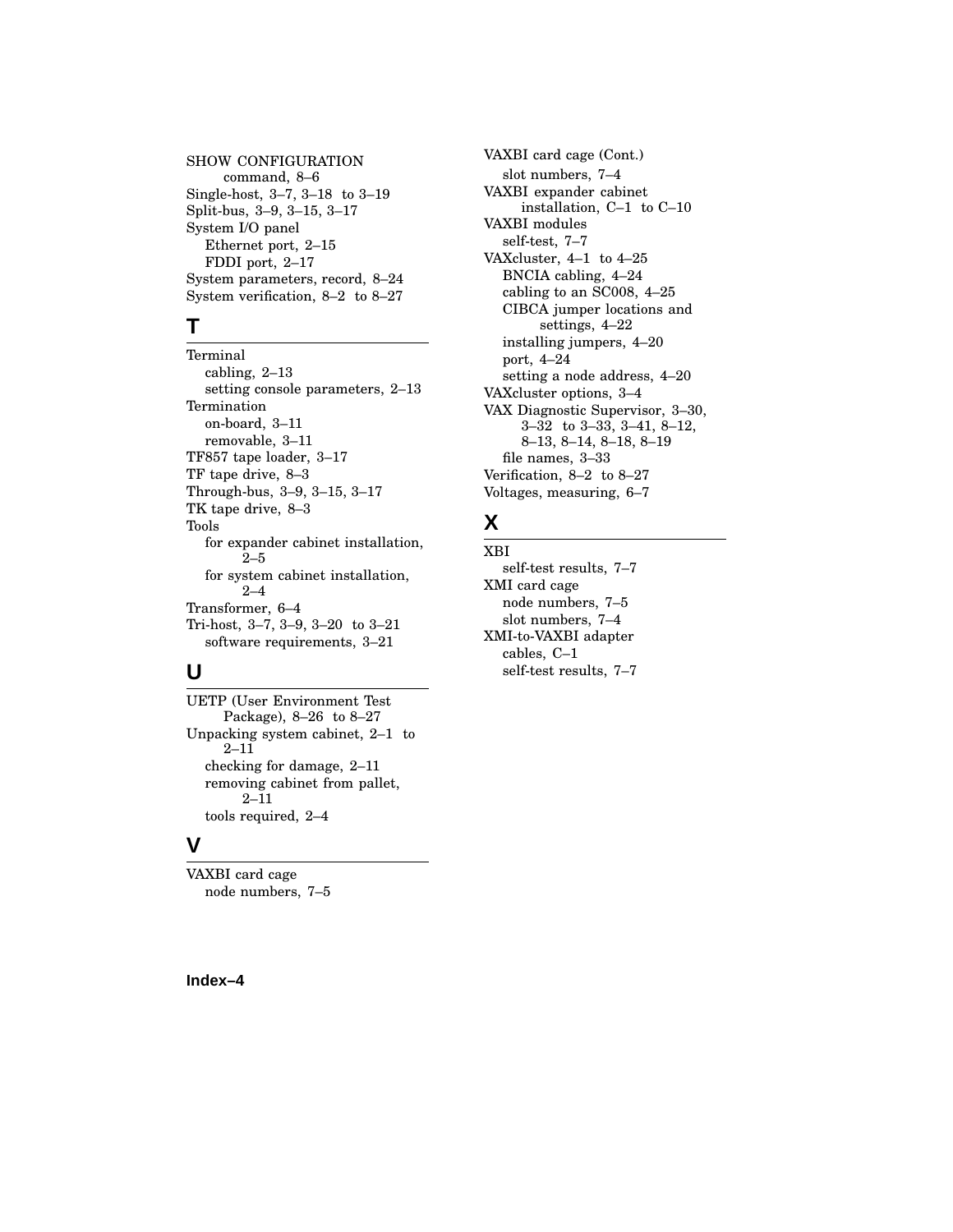SHOW CONFIGURATION command, 8–6
Single-host, 3–7, 3–18 to 3–19
Split-bus, 3–9, 3–15, 3–17
System I/O panel
  Ethernet port, 2–15
  FDDI port, 2–17
System parameters, record, 8–24
System verification, 8–2 to 8–27

## T

Terminal
  cabling, 2–13
  setting console parameters, 2–13
Termination
  on-board, 3–11
  removable, 3–11
TF857 tape loader, 3–17
TF tape drive, 8–3
Through-bus, 3–9, 3–15, 3–17
TK tape drive, 8–3
Tools
  for expander cabinet installation, 2–5
  for system cabinet installation, 2–4
Transformer, 6–4
Tri-host, 3–7, 3–9, 3–20 to 3–21
  software requirements, 3–21

## U

UETP (User Environment Test Package), 8–26 to 8–27
Unpacking system cabinet, 2–1 to 2–11
  checking for damage, 2–11
  removing cabinet from pallet, 2–11
  tools required, 2–4

## V

VAXBI card cage
  node numbers, 7–5
VAXBI card cage (Cont.)
  slot numbers, 7–4
VAXBI expander cabinet installation, C–1 to C–10
VAXBI modules
  self-test, 7–7
VAXcluster, 4–1 to 4–25
  BNCIA cabling, 4–24
  cabling to an SC008, 4–25
  CIBCA jumper locations and settings, 4–22
  installing jumpers, 4–20
  port, 4–24
  setting a node address, 4–20
VAXcluster options, 3–4
VAX Diagnostic Supervisor, 3–30, 3–32 to 3–33, 3–41, 8–12, 8–13, 8–14, 8–18, 8–19
  file names, 3–33
Verification, 8–2 to 8–27
Voltages, measuring, 6–7

## X

XBI
  self-test results, 7–7
XMI card cage
  node numbers, 7–5
  slot numbers, 7–4
XMI-to-VAXBI adapter
  cables, C–1
  self-test results, 7–7